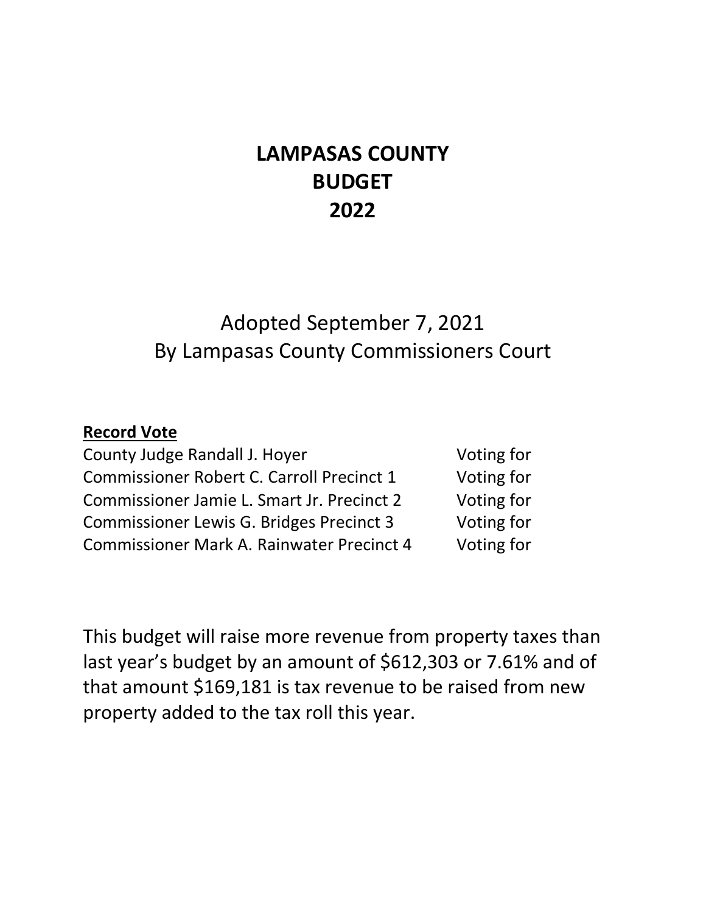# LAMPASAS COUNTY
# BUDGET
# 2022

Adopted September 7, 2021
By Lampasas County Commissioners Court

**Record Vote**

| | |
|---|---|
| County Judge Randall J. Hoyer | Voting for |
| Commissioner Robert C. Carroll Precinct 1 | Voting for |
| Commissioner Jamie L. Smart Jr. Precinct 2 | Voting for |
| Commissioner Lewis G. Bridges Precinct 3 | Voting for |
| Commissioner Mark A. Rainwater Precinct 4 | Voting for |

This budget will raise more revenue from property taxes than last year's budget by an amount of $612,303 or 7.61% and of that amount $169,181 is tax revenue to be raised from new property added to the tax roll this year.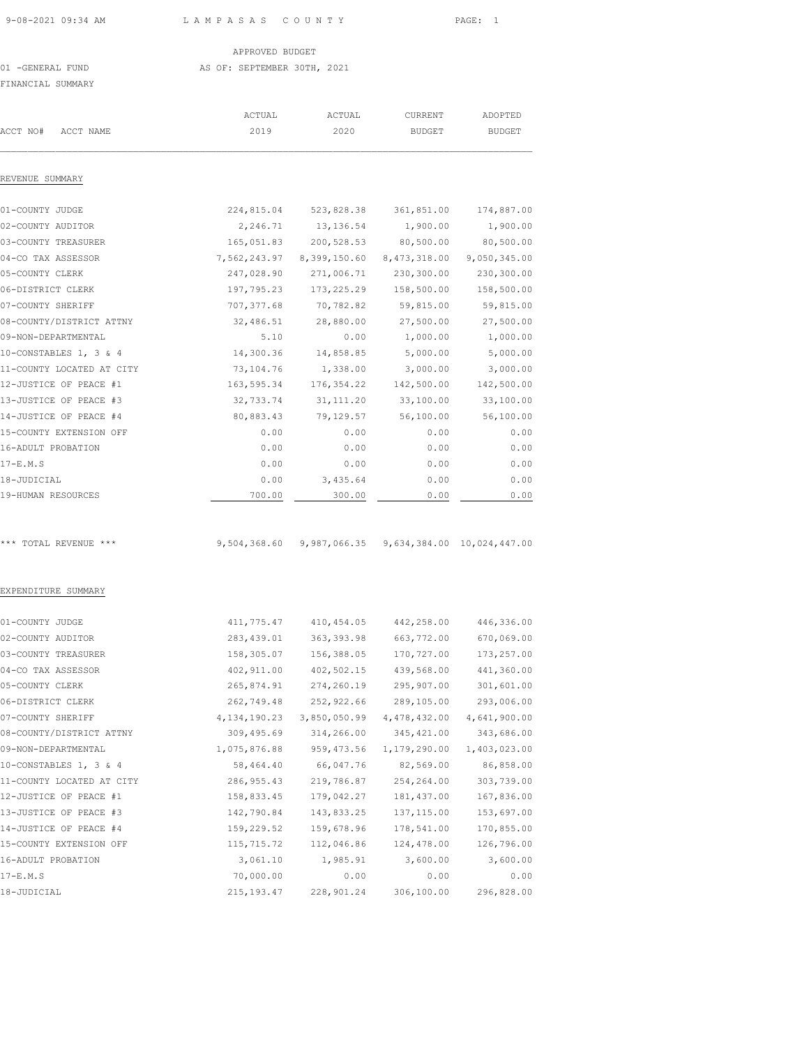APPROVED BUDGET

01 -GENERAL FUND AS OF: SEPTEMBER 30TH, 2021

FINANCIAL SUMMARY

| ACCT NO# ACCT NAME | ACTUAL 2019 | ACTUAL 2020 | CURRENT BUDGET | ADOPTED BUDGET |
|---|---|---|---|---|
| **REVENUE SUMMARY** | | | | |
| 01-COUNTY JUDGE | 224,815.04 | 523,828.38 | 361,851.00 | 174,887.00 |
| 02-COUNTY AUDITOR | 2,246.71 | 13,136.54 | 1,900.00 | 1,900.00 |
| 03-COUNTY TREASURER | 165,051.83 | 200,528.53 | 80,500.00 | 80,500.00 |
| 04-CO TAX ASSESSOR | 7,562,243.97 | 8,399,150.60 | 8,473,318.00 | 9,050,345.00 |
| 05-COUNTY CLERK | 247,028.90 | 271,006.71 | 230,300.00 | 230,300.00 |
| 06-DISTRICT CLERK | 197,795.23 | 173,225.29 | 158,500.00 | 158,500.00 |
| 07-COUNTY SHERIFF | 707,377.68 | 70,782.82 | 59,815.00 | 59,815.00 |
| 08-COUNTY/DISTRICT ATTNY | 32,486.51 | 28,880.00 | 27,500.00 | 27,500.00 |
| 09-NON-DEPARTMENTAL | 5.10 | 0.00 | 1,000.00 | 1,000.00 |
| 10-CONSTABLES 1, 3 & 4 | 14,300.36 | 14,858.85 | 5,000.00 | 5,000.00 |
| 11-COUNTY LOCATED AT CITY | 73,104.76 | 1,338.00 | 3,000.00 | 3,000.00 |
| 12-JUSTICE OF PEACE #1 | 163,595.34 | 176,354.22 | 142,500.00 | 142,500.00 |
| 13-JUSTICE OF PEACE #3 | 32,733.74 | 31,111.20 | 33,100.00 | 33,100.00 |
| 14-JUSTICE OF PEACE #4 | 80,883.43 | 79,129.57 | 56,100.00 | 56,100.00 |
| 15-COUNTY EXTENSION OFF | 0.00 | 0.00 | 0.00 | 0.00 |
| 16-ADULT PROBATION | 0.00 | 0.00 | 0.00 | 0.00 |
| 17-E.M.S | 0.00 | 0.00 | 0.00 | 0.00 |
| 18-JUDICIAL | 0.00 | 3,435.64 | 0.00 | 0.00 |
| 19-HUMAN RESOURCES | 700.00 | 300.00 | 0.00 | 0.00 |
| *** TOTAL REVENUE *** | 9,504,368.60 | 9,987,066.35 | 9,634,384.00 | 10,024,447.00 |
| **EXPENDITURE SUMMARY** | | | | |
| 01-COUNTY JUDGE | 411,775.47 | 410,454.05 | 442,258.00 | 446,336.00 |
| 02-COUNTY AUDITOR | 283,439.01 | 363,393.98 | 663,772.00 | 670,069.00 |
| 03-COUNTY TREASURER | 158,305.07 | 156,388.05 | 170,727.00 | 173,257.00 |
| 04-CO TAX ASSESSOR | 402,911.00 | 402,502.15 | 439,568.00 | 441,360.00 |
| 05-COUNTY CLERK | 265,874.91 | 274,260.19 | 295,907.00 | 301,601.00 |
| 06-DISTRICT CLERK | 262,749.48 | 252,922.66 | 289,105.00 | 293,006.00 |
| 07-COUNTY SHERIFF | 4,134,190.23 | 3,850,050.99 | 4,478,432.00 | 4,641,900.00 |
| 08-COUNTY/DISTRICT ATTNY | 309,495.69 | 314,266.00 | 345,421.00 | 343,686.00 |
| 09-NON-DEPARTMENTAL | 1,075,876.88 | 959,473.56 | 1,179,290.00 | 1,403,023.00 |
| 10-CONSTABLES 1, 3 & 4 | 58,464.40 | 66,047.76 | 82,569.00 | 86,858.00 |
| 11-COUNTY LOCATED AT CITY | 286,955.43 | 219,786.87 | 254,264.00 | 303,739.00 |
| 12-JUSTICE OF PEACE #1 | 158,833.45 | 179,042.27 | 181,437.00 | 167,836.00 |
| 13-JUSTICE OF PEACE #3 | 142,790.84 | 143,833.25 | 137,115.00 | 153,697.00 |
| 14-JUSTICE OF PEACE #4 | 159,229.52 | 159,678.96 | 178,541.00 | 170,855.00 |
| 15-COUNTY EXTENSION OFF | 115,715.72 | 112,046.86 | 124,478.00 | 126,796.00 |
| 16-ADULT PROBATION | 3,061.10 | 1,985.91 | 3,600.00 | 3,600.00 |
| 17-E.M.S | 70,000.00 | 0.00 | 0.00 | 0.00 |
| 18-JUDICIAL | 215,193.47 | 228,901.24 | 306,100.00 | 296,828.00 |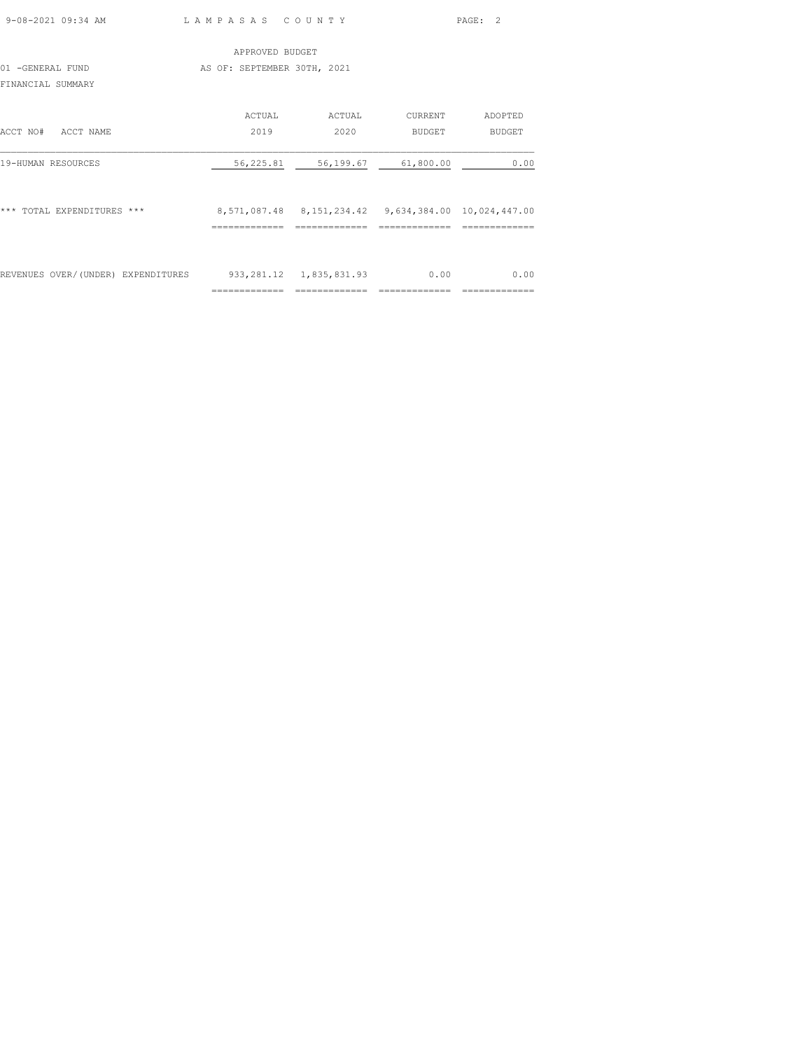APPROVED BUDGET

01 -GENERAL FUND AS OF: SEPTEMBER 30TH, 2021

FINANCIAL SUMMARY

| ACCT NO# ACCT NAME | ACTUAL 2019 | ACTUAL 2020 | CURRENT BUDGET | ADOPTED BUDGET |
|---|---|---|---|---|
| 19-HUMAN RESOURCES | 56,225.81 | 56,199.67 | 61,800.00 | 0.00 |
| *** TOTAL EXPENDITURES *** | 8,571,087.48 | 8,151,234.42 | 9,634,384.00 | 10,024,447.00 |
| REVENUES OVER/(UNDER) EXPENDITURES | 933,281.12 | 1,835,831.93 | 0.00 | 0.00 |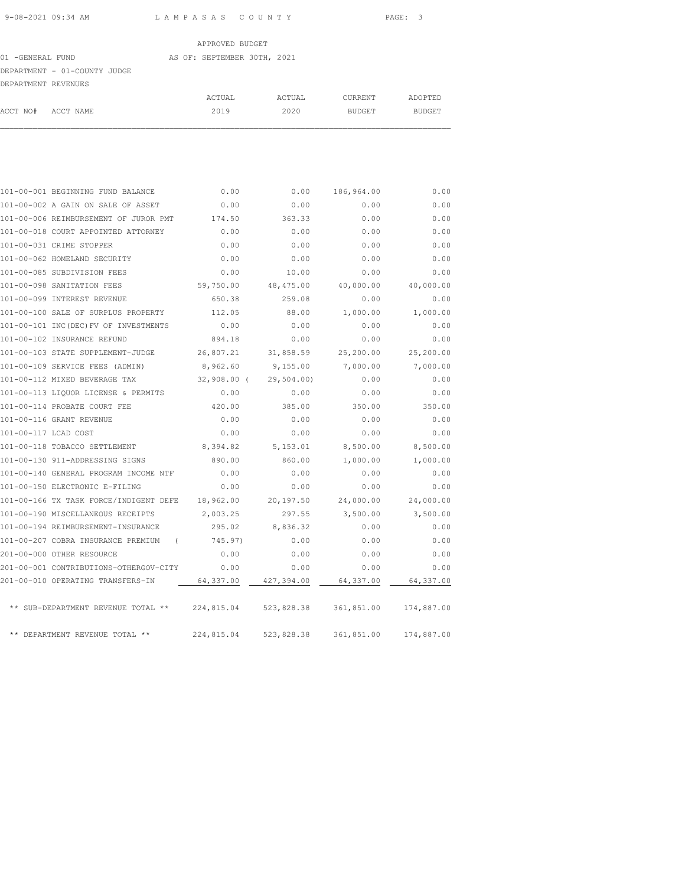APPROVED BUDGET

01 -GENERAL FUND AS OF: SEPTEMBER 30TH, 2021

DEPARTMENT - 01-COUNTY JUDGE

DEPARTMENT REVENUES

| ACCT NO# | ACCT NAME | ACTUAL 2019 | ACTUAL 2020 | CURRENT BUDGET | ADOPTED BUDGET |
|---|---|---|---|---|---|
| 101-00-001 | BEGINNING FUND BALANCE | 0.00 | 0.00 | 186,964.00 | 0.00 |
| 101-00-002 | A GAIN ON SALE OF ASSET | 0.00 | 0.00 | 0.00 | 0.00 |
| 101-00-006 | REIMBURSEMENT OF JUROR PMT | 174.50 | 363.33 | 0.00 | 0.00 |
| 101-00-018 | COURT APPOINTED ATTORNEY | 0.00 | 0.00 | 0.00 | 0.00 |
| 101-00-031 | CRIME STOPPER | 0.00 | 0.00 | 0.00 | 0.00 |
| 101-00-062 | HOMELAND SECURITY | 0.00 | 0.00 | 0.00 | 0.00 |
| 101-00-085 | SUBDIVISION FEES | 0.00 | 10.00 | 0.00 | 0.00 |
| 101-00-098 | SANITATION FEES | 59,750.00 | 48,475.00 | 40,000.00 | 40,000.00 |
| 101-00-099 | INTEREST REVENUE | 650.38 | 259.08 | 0.00 | 0.00 |
| 101-00-100 | SALE OF SURPLUS PROPERTY | 112.05 | 88.00 | 1,000.00 | 1,000.00 |
| 101-00-101 | INC(DEC)FV OF INVESTMENTS | 0.00 | 0.00 | 0.00 | 0.00 |
| 101-00-102 | INSURANCE REFUND | 894.18 | 0.00 | 0.00 | 0.00 |
| 101-00-103 | STATE SUPPLEMENT-JUDGE | 26,807.21 | 31,858.59 | 25,200.00 | 25,200.00 |
| 101-00-109 | SERVICE FEES (ADMIN) | 8,962.60 | 9,155.00 | 7,000.00 | 7,000.00 |
| 101-00-112 | MIXED BEVERAGE TAX | 32,908.00 | ( 29,504.00) | 0.00 | 0.00 |
| 101-00-113 | LIQUOR LICENSE & PERMITS | 0.00 | 0.00 | 0.00 | 0.00 |
| 101-00-114 | PROBATE COURT FEE | 420.00 | 385.00 | 350.00 | 350.00 |
| 101-00-116 | GRANT REVENUE | 0.00 | 0.00 | 0.00 | 0.00 |
| 101-00-117 | LCAD COST | 0.00 | 0.00 | 0.00 | 0.00 |
| 101-00-118 | TOBACCO SETTLEMENT | 8,394.82 | 5,153.01 | 8,500.00 | 8,500.00 |
| 101-00-130 | 911-ADDRESSING SIGNS | 890.00 | 860.00 | 1,000.00 | 1,000.00 |
| 101-00-140 | GENERAL PROGRAM INCOME NTF | 0.00 | 0.00 | 0.00 | 0.00 |
| 101-00-150 | ELECTRONIC E-FILING | 0.00 | 0.00 | 0.00 | 0.00 |
| 101-00-166 | TX TASK FORCE/INDIGENT DEFE | 18,962.00 | 20,197.50 | 24,000.00 | 24,000.00 |
| 101-00-190 | MISCELLANEOUS RECEIPTS | 2,003.25 | 297.55 | 3,500.00 | 3,500.00 |
| 101-00-194 | REIMBURSEMENT-INSURANCE | 295.02 | 8,836.32 | 0.00 | 0.00 |
| 101-00-207 | COBRA INSURANCE PREMIUM | ( 745.97) | 0.00 | 0.00 | 0.00 |
| 201-00-000 | OTHER RESOURCE | 0.00 | 0.00 | 0.00 | 0.00 |
| 201-00-001 | CONTRIBUTIONS-OTHERGOV-CITY | 0.00 | 0.00 | 0.00 | 0.00 |
| 201-00-010 | OPERATING TRANSFERS-IN | 64,337.00 | 427,394.00 | 64,337.00 | 64,337.00 |
| | ** SUB-DEPARTMENT REVENUE TOTAL ** | 224,815.04 | 523,828.38 | 361,851.00 | 174,887.00 |
| | ** DEPARTMENT REVENUE TOTAL ** | 224,815.04 | 523,828.38 | 361,851.00 | 174,887.00 |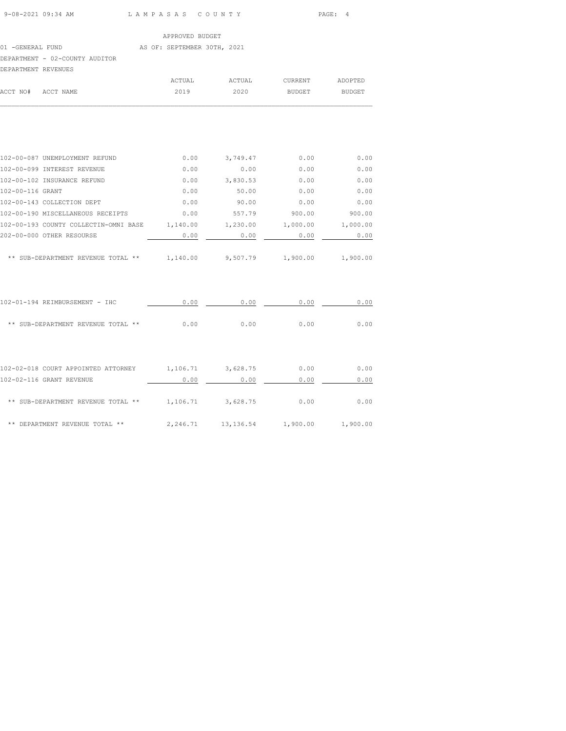APPROVED BUDGET

01 -GENERAL FUND — AS OF: SEPTEMBER 30TH, 2021

DEPARTMENT - 02-COUNTY AUDITOR

DEPARTMENT REVENUES

| ACCT NO# | ACCT NAME | ACTUAL 2019 | ACTUAL 2020 | CURRENT BUDGET | ADOPTED BUDGET |
|---|---|---|---|---|---|
| 102-00-087 | UNEMPLOYMENT REFUND | 0.00 | 3,749.47 | 0.00 | 0.00 |
| 102-00-099 | INTEREST REVENUE | 0.00 | 0.00 | 0.00 | 0.00 |
| 102-00-102 | INSURANCE REFUND | 0.00 | 3,830.53 | 0.00 | 0.00 |
| 102-00-116 | GRANT | 0.00 | 50.00 | 0.00 | 0.00 |
| 102-00-143 | COLLECTION DEPT | 0.00 | 90.00 | 0.00 | 0.00 |
| 102-00-190 | MISCELLANEOUS RECEIPTS | 0.00 | 557.79 | 900.00 | 900.00 |
| 102-00-193 | COUNTY COLLECTIN-OMNI BASE | 1,140.00 | 1,230.00 | 1,000.00 | 1,000.00 |
| 202-00-000 | OTHER RESOURSE | 0.00 | 0.00 | 0.00 | 0.00 |
| | ** SUB-DEPARTMENT REVENUE TOTAL ** | 1,140.00 | 9,507.79 | 1,900.00 | 1,900.00 |
| 102-01-194 | REIMBURSEMENT - IHC | 0.00 | 0.00 | 0.00 | 0.00 |
| | ** SUB-DEPARTMENT REVENUE TOTAL ** | 0.00 | 0.00 | 0.00 | 0.00 |
| 102-02-018 | COURT APPOINTED ATTORNEY | 1,106.71 | 3,628.75 | 0.00 | 0.00 |
| 102-02-116 | GRANT REVENUE | 0.00 | 0.00 | 0.00 | 0.00 |
| | ** SUB-DEPARTMENT REVENUE TOTAL ** | 1,106.71 | 3,628.75 | 0.00 | 0.00 |
| | ** DEPARTMENT REVENUE TOTAL ** | 2,246.71 | 13,136.54 | 1,900.00 | 1,900.00 |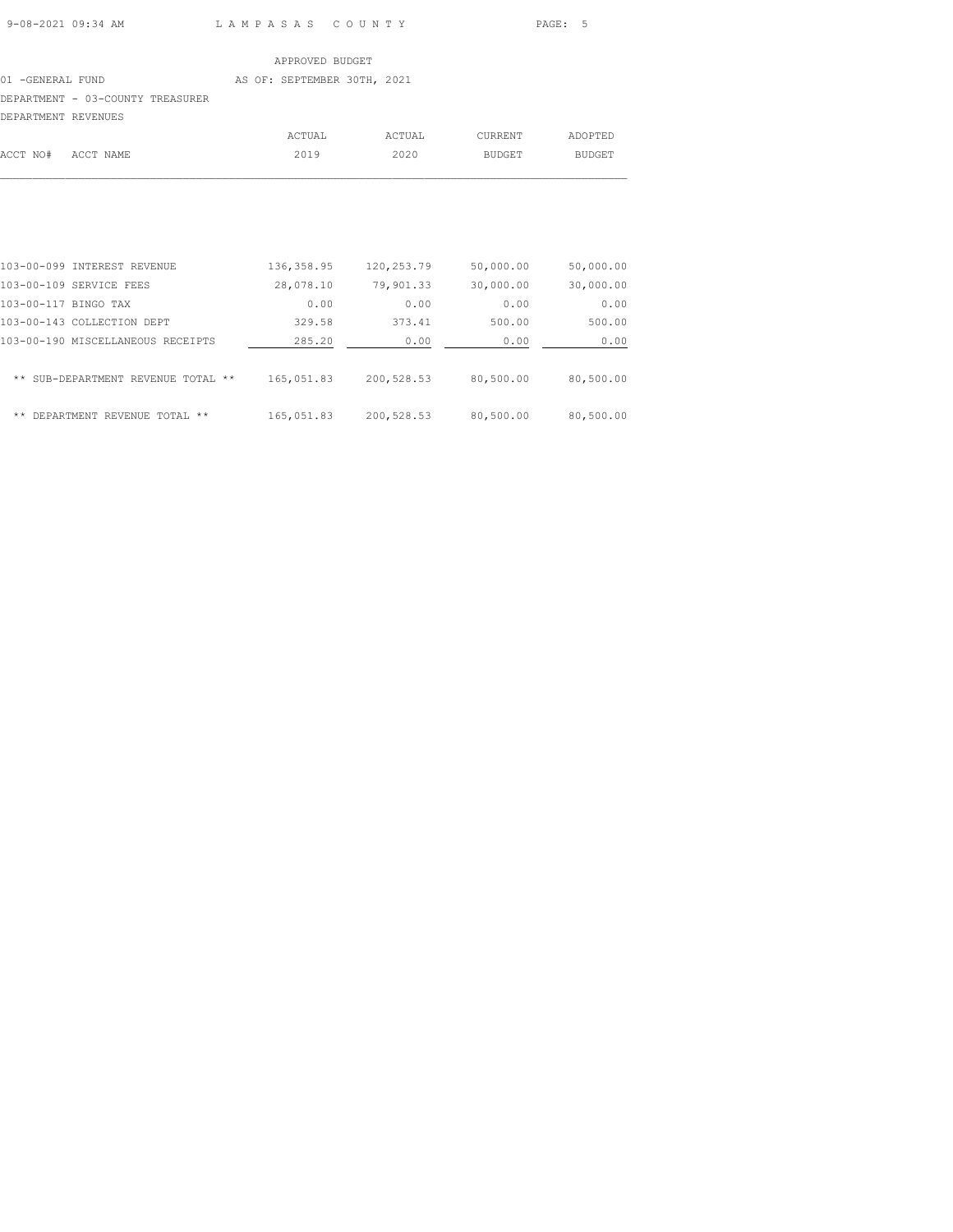APPROVED BUDGET

01 -GENERAL FUND AS OF: SEPTEMBER 30TH, 2021

DEPARTMENT - 03-COUNTY TREASURER

DEPARTMENT REVENUES

| ACCT NO# | ACCT NAME | ACTUAL 2019 | ACTUAL 2020 | CURRENT BUDGET | ADOPTED BUDGET |
|---|---|---|---|---|---|
| 103-00-099 | INTEREST REVENUE | 136,358.95 | 120,253.79 | 50,000.00 | 50,000.00 |
| 103-00-109 | SERVICE FEES | 28,078.10 | 79,901.33 | 30,000.00 | 30,000.00 |
| 103-00-117 | BINGO TAX | 0.00 | 0.00 | 0.00 | 0.00 |
| 103-00-143 | COLLECTION DEPT | 329.58 | 373.41 | 500.00 | 500.00 |
| 103-00-190 | MISCELLANEOUS RECEIPTS | 285.20 | 0.00 | 0.00 | 0.00 |
| | ** SUB-DEPARTMENT REVENUE TOTAL ** | 165,051.83 | 200,528.53 | 80,500.00 | 80,500.00 |
| | ** DEPARTMENT REVENUE TOTAL ** | 165,051.83 | 200,528.53 | 80,500.00 | 80,500.00 |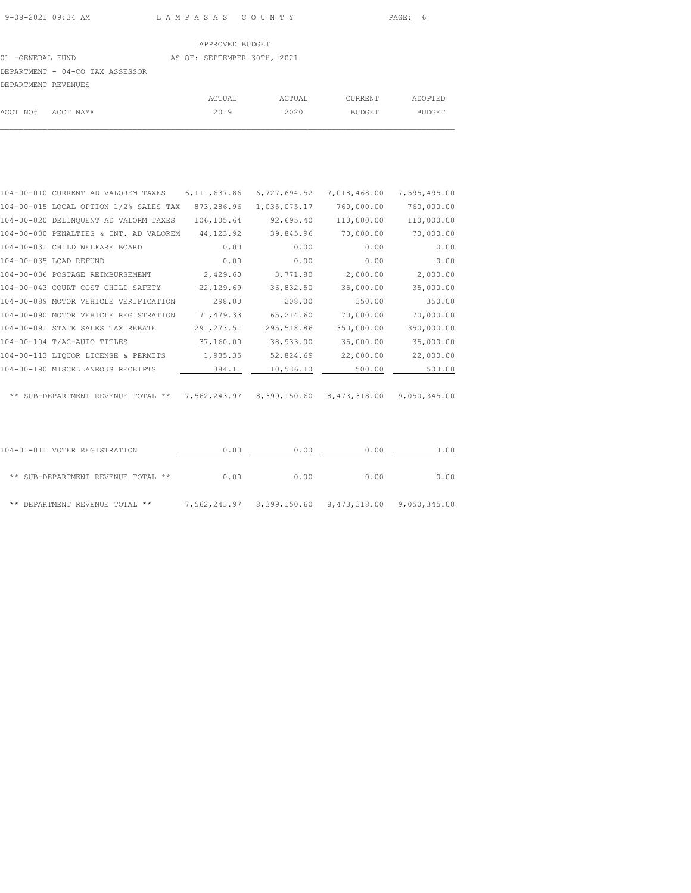APPROVED BUDGET

01 -GENERAL FUND — AS OF: SEPTEMBER 30TH, 2021

DEPARTMENT - 04-CO TAX ASSESSOR

DEPARTMENT REVENUES

| ACCT NO# | ACCT NAME | ACTUAL 2019 | ACTUAL 2020 | CURRENT BUDGET | ADOPTED BUDGET |
|---|---|---|---|---|---|
| 104-00-010 | CURRENT AD VALOREM TAXES | 6,111,637.86 | 6,727,694.52 | 7,018,468.00 | 7,595,495.00 |
| 104-00-015 | LOCAL OPTION 1/2% SALES TAX | 873,286.96 | 1,035,075.17 | 760,000.00 | 760,000.00 |
| 104-00-020 | DELINQUENT AD VALORM TAXES | 106,105.64 | 92,695.40 | 110,000.00 | 110,000.00 |
| 104-00-030 | PENALTIES & INT. AD VALOREM | 44,123.92 | 39,845.96 | 70,000.00 | 70,000.00 |
| 104-00-031 | CHILD WELFARE BOARD | 0.00 | 0.00 | 0.00 | 0.00 |
| 104-00-035 | LCAD REFUND | 0.00 | 0.00 | 0.00 | 0.00 |
| 104-00-036 | POSTAGE REIMBURSEMENT | 2,429.60 | 3,771.80 | 2,000.00 | 2,000.00 |
| 104-00-043 | COURT COST CHILD SAFETY | 22,129.69 | 36,832.50 | 35,000.00 | 35,000.00 |
| 104-00-089 | MOTOR VEHICLE VERIFICATION | 298.00 | 208.00 | 350.00 | 350.00 |
| 104-00-090 | MOTOR VEHICLE REGISTRATION | 71,479.33 | 65,214.60 | 70,000.00 | 70,000.00 |
| 104-00-091 | STATE SALES TAX REBATE | 291,273.51 | 295,518.86 | 350,000.00 | 350,000.00 |
| 104-00-104 | T/AC-AUTO TITLES | 37,160.00 | 38,933.00 | 35,000.00 | 35,000.00 |
| 104-00-113 | LIQUOR LICENSE & PERMITS | 1,935.35 | 52,824.69 | 22,000.00 | 22,000.00 |
| 104-00-190 | MISCELLANEOUS RECEIPTS | 384.11 | 10,536.10 | 500.00 | 500.00 |
| | ** SUB-DEPARTMENT REVENUE TOTAL ** | 7,562,243.97 | 8,399,150.60 | 8,473,318.00 | 9,050,345.00 |
| 104-01-011 | VOTER REGISTRATION | 0.00 | 0.00 | 0.00 | 0.00 |
| | ** SUB-DEPARTMENT REVENUE TOTAL ** | 0.00 | 0.00 | 0.00 | 0.00 |
| | ** DEPARTMENT REVENUE TOTAL ** | 7,562,243.97 | 8,399,150.60 | 8,473,318.00 | 9,050,345.00 |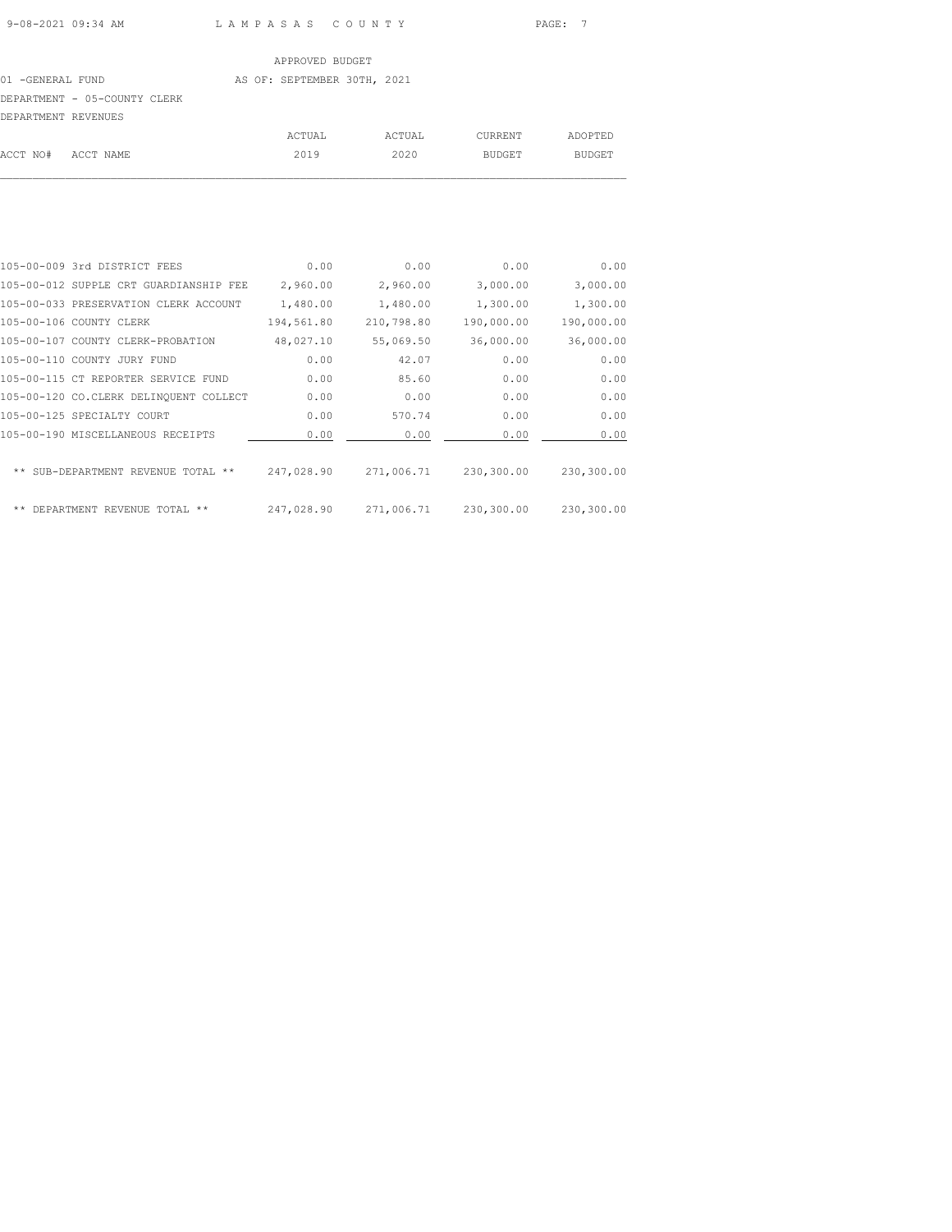APPROVED BUDGET

01 -GENERAL FUND AS OF: SEPTEMBER 30TH, 2021

DEPARTMENT - 05-COUNTY CLERK

DEPARTMENT REVENUES

| ACCT NO# | ACCT NAME | ACTUAL 2019 | ACTUAL 2020 | CURRENT BUDGET | ADOPTED BUDGET |
|---|---|---|---|---|---|
| 105-00-009 | 3rd DISTRICT FEES | 0.00 | 0.00 | 0.00 | 0.00 |
| 105-00-012 | SUPPLE CRT GUARDIANSHIP FEE | 2,960.00 | 2,960.00 | 3,000.00 | 3,000.00 |
| 105-00-033 | PRESERVATION CLERK ACCOUNT | 1,480.00 | 1,480.00 | 1,300.00 | 1,300.00 |
| 105-00-106 | COUNTY CLERK | 194,561.80 | 210,798.80 | 190,000.00 | 190,000.00 |
| 105-00-107 | COUNTY CLERK-PROBATION | 48,027.10 | 55,069.50 | 36,000.00 | 36,000.00 |
| 105-00-110 | COUNTY JURY FUND | 0.00 | 42.07 | 0.00 | 0.00 |
| 105-00-115 | CT REPORTER SERVICE FUND | 0.00 | 85.60 | 0.00 | 0.00 |
| 105-00-120 | CO.CLERK DELINQUENT COLLECT | 0.00 | 0.00 | 0.00 | 0.00 |
| 105-00-125 | SPECIALTY COURT | 0.00 | 570.74 | 0.00 | 0.00 |
| 105-00-190 | MISCELLANEOUS RECEIPTS | 0.00 | 0.00 | 0.00 | 0.00 |
| | ** SUB-DEPARTMENT REVENUE TOTAL ** | 247,028.90 | 271,006.71 | 230,300.00 | 230,300.00 |
| | ** DEPARTMENT REVENUE TOTAL ** | 247,028.90 | 271,006.71 | 230,300.00 | 230,300.00 |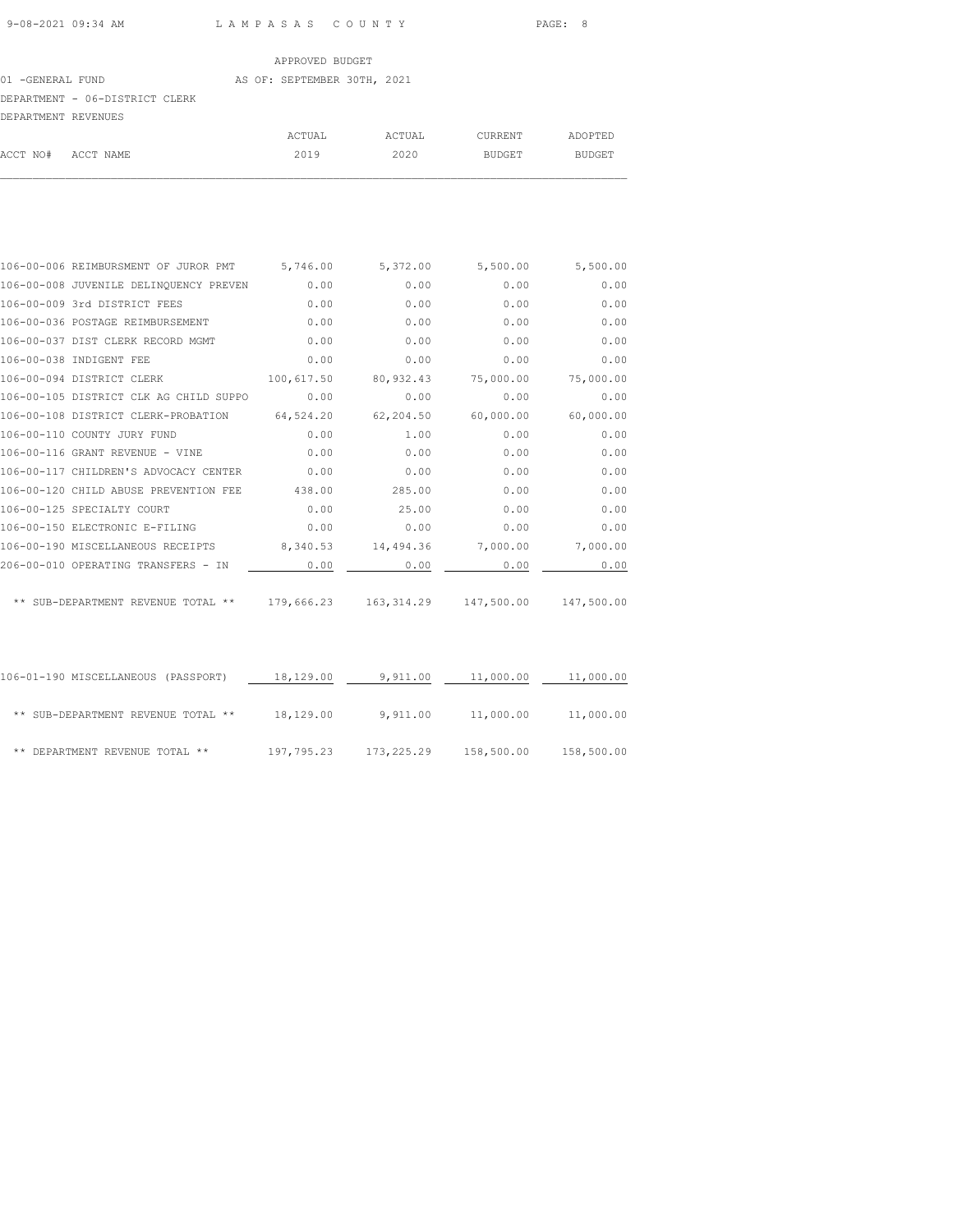APPROVED BUDGET

01 -GENERAL FUND AS OF: SEPTEMBER 30TH, 2021

DEPARTMENT - 06-DISTRICT CLERK

DEPARTMENT REVENUES

| ACCT NO# | ACCT NAME | ACTUAL 2019 | ACTUAL 2020 | CURRENT BUDGET | ADOPTED BUDGET |
|---|---|---|---|---|---|
| 106-00-006 | REIMBURSMENT OF JUROR PMT | 5,746.00 | 5,372.00 | 5,500.00 | 5,500.00 |
| 106-00-008 | JUVENILE DELINQUENCY PREVEN | 0.00 | 0.00 | 0.00 | 0.00 |
| 106-00-009 | 3rd DISTRICT FEES | 0.00 | 0.00 | 0.00 | 0.00 |
| 106-00-036 | POSTAGE REIMBURSEMENT | 0.00 | 0.00 | 0.00 | 0.00 |
| 106-00-037 | DIST CLERK RECORD MGMT | 0.00 | 0.00 | 0.00 | 0.00 |
| 106-00-038 | INDIGENT FEE | 0.00 | 0.00 | 0.00 | 0.00 |
| 106-00-094 | DISTRICT CLERK | 100,617.50 | 80,932.43 | 75,000.00 | 75,000.00 |
| 106-00-105 | DISTRICT CLK AG CHILD SUPPO | 0.00 | 0.00 | 0.00 | 0.00 |
| 106-00-108 | DISTRICT CLERK-PROBATION | 64,524.20 | 62,204.50 | 60,000.00 | 60,000.00 |
| 106-00-110 | COUNTY JURY FUND | 0.00 | 1.00 | 0.00 | 0.00 |
| 106-00-116 | GRANT REVENUE - VINE | 0.00 | 0.00 | 0.00 | 0.00 |
| 106-00-117 | CHILDREN'S ADVOCACY CENTER | 0.00 | 0.00 | 0.00 | 0.00 |
| 106-00-120 | CHILD ABUSE PREVENTION FEE | 438.00 | 285.00 | 0.00 | 0.00 |
| 106-00-125 | SPECIALTY COURT | 0.00 | 25.00 | 0.00 | 0.00 |
| 106-00-150 | ELECTRONIC E-FILING | 0.00 | 0.00 | 0.00 | 0.00 |
| 106-00-190 | MISCELLANEOUS RECEIPTS | 8,340.53 | 14,494.36 | 7,000.00 | 7,000.00 |
| 206-00-010 | OPERATING TRANSFERS - IN | 0.00 | 0.00 | 0.00 | 0.00 |
| | ** SUB-DEPARTMENT REVENUE TOTAL ** | 179,666.23 | 163,314.29 | 147,500.00 | 147,500.00 |
| 106-01-190 | MISCELLANEOUS (PASSPORT) | 18,129.00 | 9,911.00 | 11,000.00 | 11,000.00 |
| | ** SUB-DEPARTMENT REVENUE TOTAL ** | 18,129.00 | 9,911.00 | 11,000.00 | 11,000.00 |
| | ** DEPARTMENT REVENUE TOTAL ** | 197,795.23 | 173,225.29 | 158,500.00 | 158,500.00 |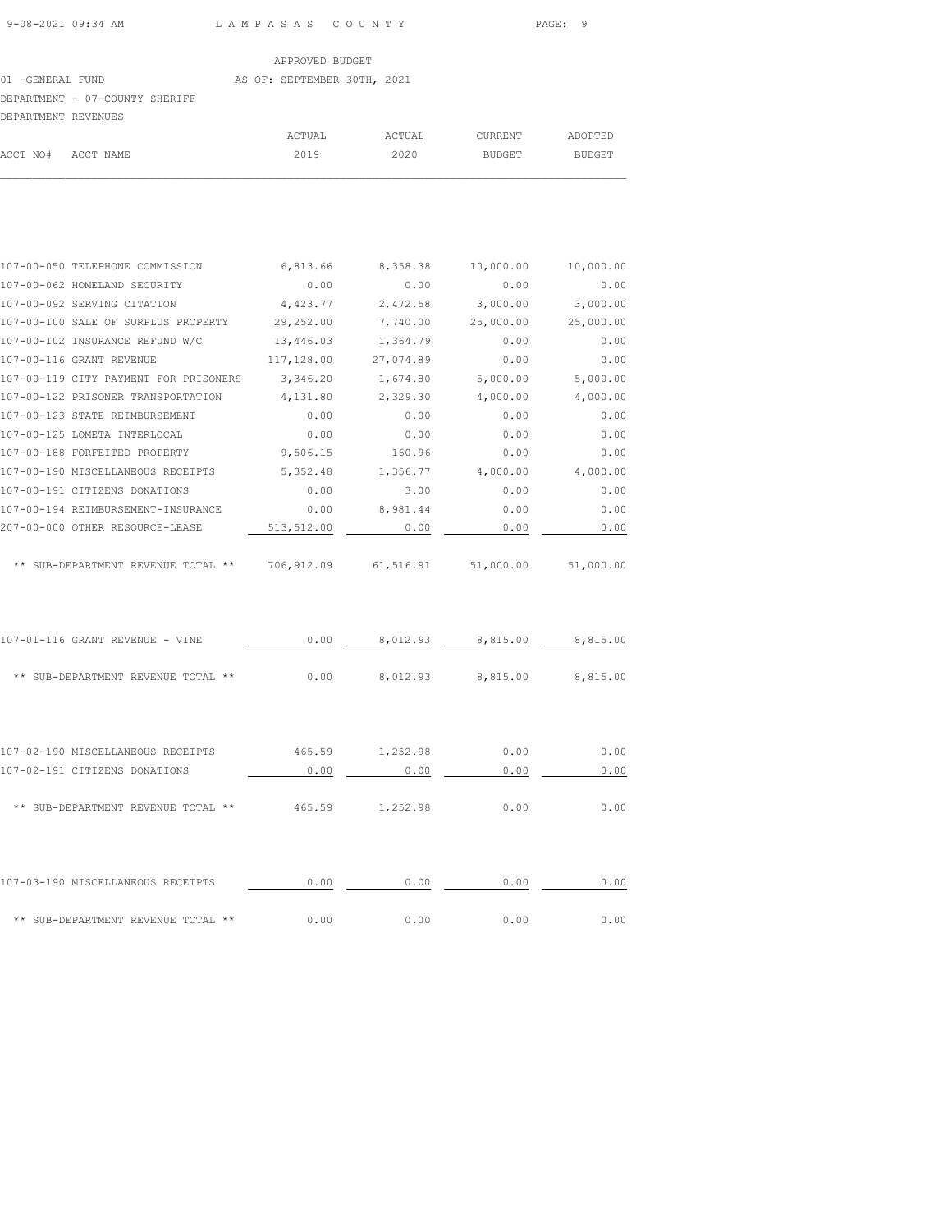APPROVED BUDGET

01 -GENERAL FUND AS OF: SEPTEMBER 30TH, 2021

DEPARTMENT - 07-COUNTY SHERIFF

DEPARTMENT REVENUES

| ACCT NO# | ACCT NAME | ACTUAL 2019 | ACTUAL 2020 | CURRENT BUDGET | ADOPTED BUDGET |
|---|---|---|---|---|---|
| 107-00-050 | TELEPHONE COMMISSION | 6,813.66 | 8,358.38 | 10,000.00 | 10,000.00 |
| 107-00-062 | HOMELAND SECURITY | 0.00 | 0.00 | 0.00 | 0.00 |
| 107-00-092 | SERVING CITATION | 4,423.77 | 2,472.58 | 3,000.00 | 3,000.00 |
| 107-00-100 | SALE OF SURPLUS PROPERTY | 29,252.00 | 7,740.00 | 25,000.00 | 25,000.00 |
| 107-00-102 | INSURANCE REFUND W/C | 13,446.03 | 1,364.79 | 0.00 | 0.00 |
| 107-00-116 | GRANT REVENUE | 117,128.00 | 27,074.89 | 0.00 | 0.00 |
| 107-00-119 | CITY PAYMENT FOR PRISONERS | 3,346.20 | 1,674.80 | 5,000.00 | 5,000.00 |
| 107-00-122 | PRISONER TRANSPORTATION | 4,131.80 | 2,329.30 | 4,000.00 | 4,000.00 |
| 107-00-123 | STATE REIMBURSEMENT | 0.00 | 0.00 | 0.00 | 0.00 |
| 107-00-125 | LOMETA INTERLOCAL | 0.00 | 0.00 | 0.00 | 0.00 |
| 107-00-188 | FORFEITED PROPERTY | 9,506.15 | 160.96 | 0.00 | 0.00 |
| 107-00-190 | MISCELLANEOUS RECEIPTS | 5,352.48 | 1,356.77 | 4,000.00 | 4,000.00 |
| 107-00-191 | CITIZENS DONATIONS | 0.00 | 3.00 | 0.00 | 0.00 |
| 107-00-194 | REIMBURSEMENT-INSURANCE | 0.00 | 8,981.44 | 0.00 | 0.00 |
| 207-00-000 | OTHER RESOURCE-LEASE | 513,512.00 | 0.00 | 0.00 | 0.00 |
| | ** SUB-DEPARTMENT REVENUE TOTAL ** | 706,912.09 | 61,516.91 | 51,000.00 | 51,000.00 |
| 107-01-116 | GRANT REVENUE - VINE | 0.00 | 8,012.93 | 8,815.00 | 8,815.00 |
| | ** SUB-DEPARTMENT REVENUE TOTAL ** | 0.00 | 8,012.93 | 8,815.00 | 8,815.00 |
| 107-02-190 | MISCELLANEOUS RECEIPTS | 465.59 | 1,252.98 | 0.00 | 0.00 |
| 107-02-191 | CITIZENS DONATIONS | 0.00 | 0.00 | 0.00 | 0.00 |
| | ** SUB-DEPARTMENT REVENUE TOTAL ** | 465.59 | 1,252.98 | 0.00 | 0.00 |
| 107-03-190 | MISCELLANEOUS RECEIPTS | 0.00 | 0.00 | 0.00 | 0.00 |
| | ** SUB-DEPARTMENT REVENUE TOTAL ** | 0.00 | 0.00 | 0.00 | 0.00 |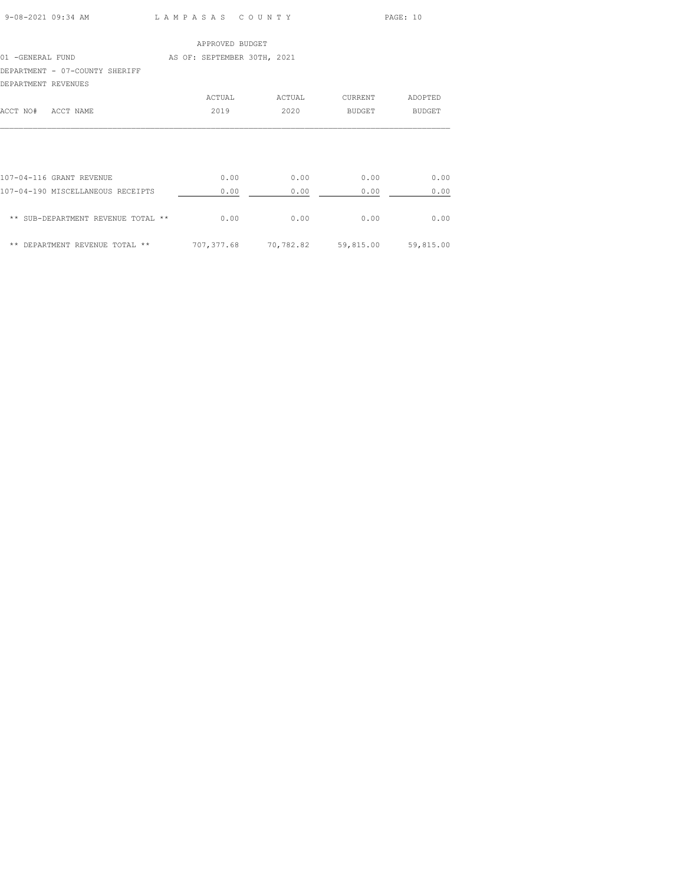APPROVED BUDGET

01 -GENERAL FUND AS OF: SEPTEMBER 30TH, 2021

DEPARTMENT - 07-COUNTY SHERIFF

DEPARTMENT REVENUES

| ACCT NO# ACCT NAME | ACTUAL 2019 | ACTUAL 2020 | CURRENT BUDGET | ADOPTED BUDGET |
|---|---|---|---|---|
| 107-04-116 GRANT REVENUE | 0.00 | 0.00 | 0.00 | 0.00 |
| 107-04-190 MISCELLANEOUS RECEIPTS | 0.00 | 0.00 | 0.00 | 0.00 |
| ** SUB-DEPARTMENT REVENUE TOTAL ** | 0.00 | 0.00 | 0.00 | 0.00 |
| ** DEPARTMENT REVENUE TOTAL ** | 707,377.68 | 70,782.82 | 59,815.00 | 59,815.00 |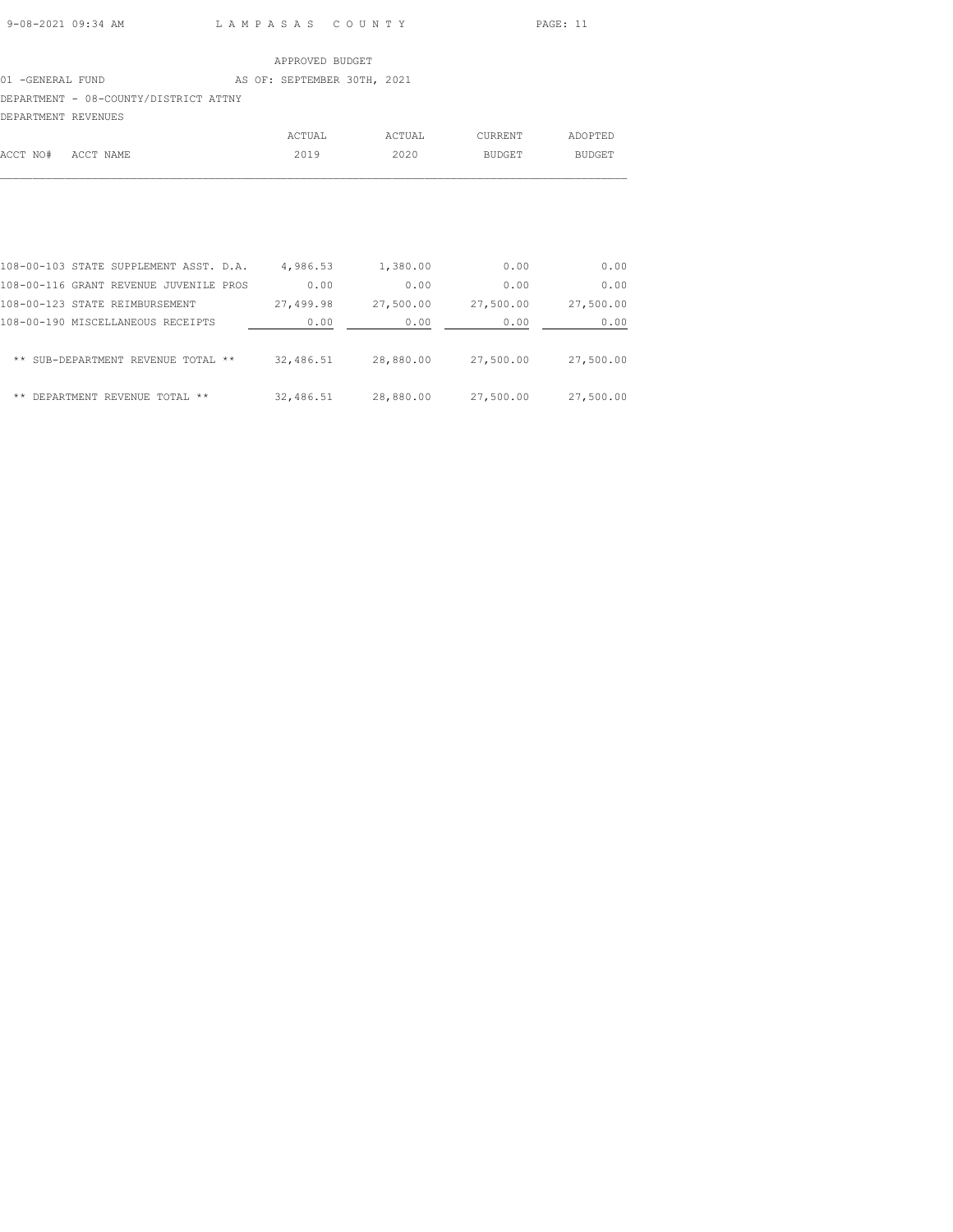APPROVED BUDGET

01 -GENERAL FUND AS OF: SEPTEMBER 30TH, 2021

DEPARTMENT - 08-COUNTY/DISTRICT ATTNY

DEPARTMENT REVENUES

| ACCT NO# | ACCT NAME | ACTUAL 2019 | ACTUAL 2020 | CURRENT BUDGET | ADOPTED BUDGET |
|---|---|---|---|---|---|
| 108-00-103 | STATE SUPPLEMENT ASST. D.A. | 4,986.53 | 1,380.00 | 0.00 | 0.00 |
| 108-00-116 | GRANT REVENUE JUVENILE PROS | 0.00 | 0.00 | 0.00 | 0.00 |
| 108-00-123 | STATE REIMBURSEMENT | 27,499.98 | 27,500.00 | 27,500.00 | 27,500.00 |
| 108-00-190 | MISCELLANEOUS RECEIPTS | 0.00 | 0.00 | 0.00 | 0.00 |
| | ** SUB-DEPARTMENT REVENUE TOTAL ** | 32,486.51 | 28,880.00 | 27,500.00 | 27,500.00 |
| | ** DEPARTMENT REVENUE TOTAL ** | 32,486.51 | 28,880.00 | 27,500.00 | 27,500.00 |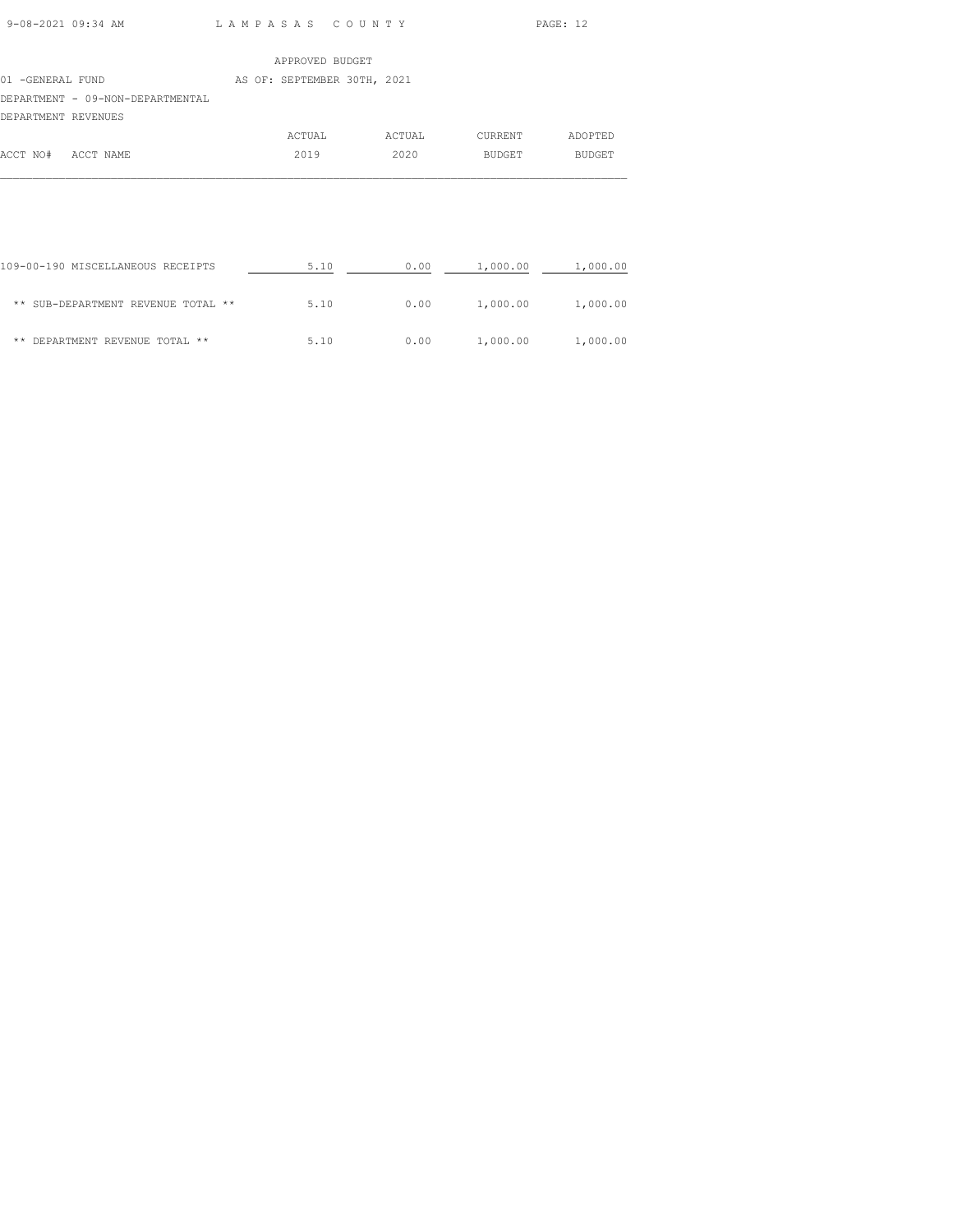APPROVED BUDGET

01 -GENERAL FUND AS OF: SEPTEMBER 30TH, 2021

DEPARTMENT - 09-NON-DEPARTMENTAL

DEPARTMENT REVENUES

| ACCT NO# ACCT NAME | ACTUAL 2019 | ACTUAL 2020 | CURRENT BUDGET | ADOPTED BUDGET |
|---|---|---|---|---|
| 109-00-190 MISCELLANEOUS RECEIPTS | 5.10 | 0.00 | 1,000.00 | 1,000.00 |
| ** SUB-DEPARTMENT REVENUE TOTAL ** | 5.10 | 0.00 | 1,000.00 | 1,000.00 |
| ** DEPARTMENT REVENUE TOTAL ** | 5.10 | 0.00 | 1,000.00 | 1,000.00 |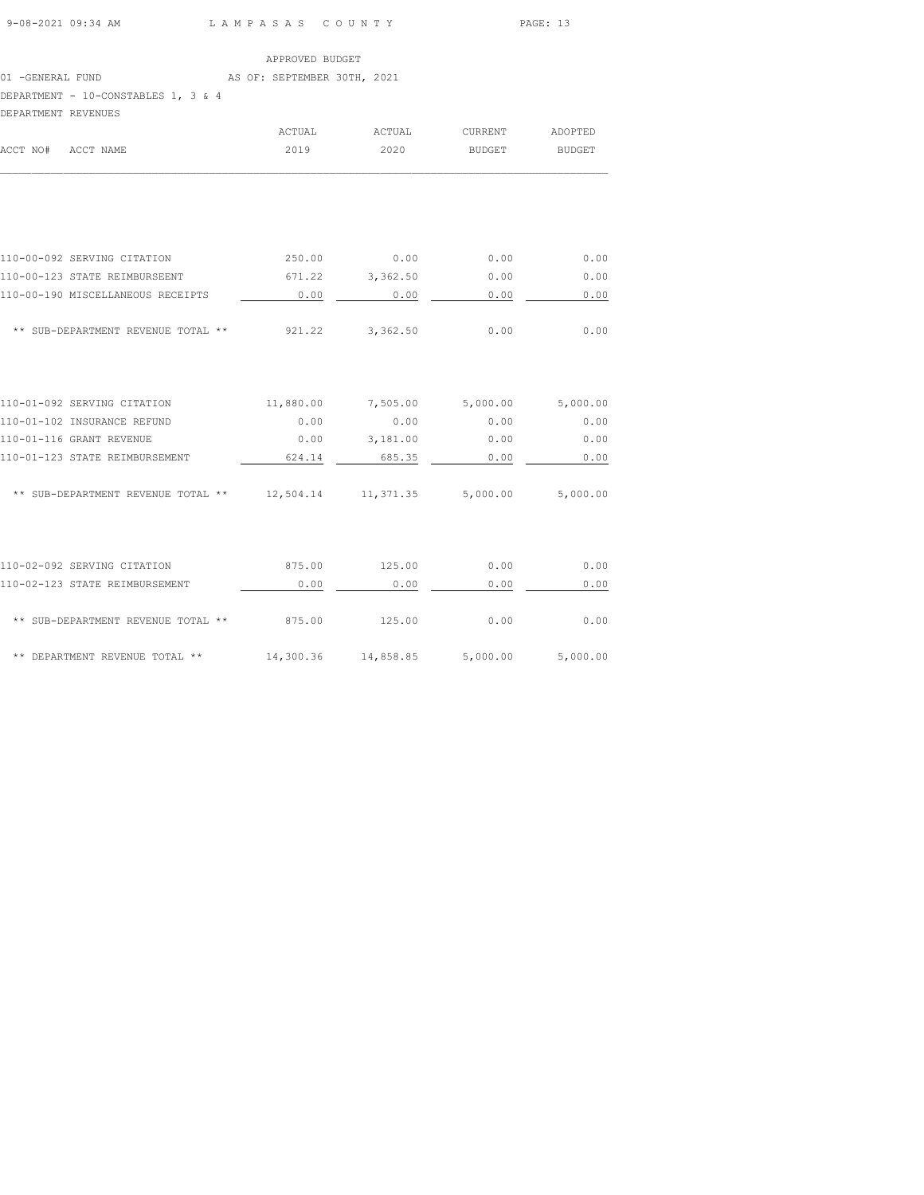APPROVED BUDGET

01 -GENERAL FUND AS OF: SEPTEMBER 30TH, 2021

DEPARTMENT - 10-CONSTABLES 1, 3 & 4

DEPARTMENT REVENUES

| ACCT NO# ACCT NAME | ACTUAL 2019 | ACTUAL 2020 | CURRENT BUDGET | ADOPTED BUDGET |
|---|---|---|---|---|
| 110-00-092 SERVING CITATION | 250.00 | 0.00 | 0.00 | 0.00 |
| 110-00-123 STATE REIMBURSEENT | 671.22 | 3,362.50 | 0.00 | 0.00 |
| 110-00-190 MISCELLANEOUS RECEIPTS | 0.00 | 0.00 | 0.00 | 0.00 |
| ** SUB-DEPARTMENT REVENUE TOTAL ** | 921.22 | 3,362.50 | 0.00 | 0.00 |
| 110-01-092 SERVING CITATION | 11,880.00 | 7,505.00 | 5,000.00 | 5,000.00 |
| 110-01-102 INSURANCE REFUND | 0.00 | 0.00 | 0.00 | 0.00 |
| 110-01-116 GRANT REVENUE | 0.00 | 3,181.00 | 0.00 | 0.00 |
| 110-01-123 STATE REIMBURSEMENT | 624.14 | 685.35 | 0.00 | 0.00 |
| ** SUB-DEPARTMENT REVENUE TOTAL ** | 12,504.14 | 11,371.35 | 5,000.00 | 5,000.00 |
| 110-02-092 SERVING CITATION | 875.00 | 125.00 | 0.00 | 0.00 |
| 110-02-123 STATE REIMBURSEMENT | 0.00 | 0.00 | 0.00 | 0.00 |
| ** SUB-DEPARTMENT REVENUE TOTAL ** | 875.00 | 125.00 | 0.00 | 0.00 |
| ** DEPARTMENT REVENUE TOTAL ** | 14,300.36 | 14,858.85 | 5,000.00 | 5,000.00 |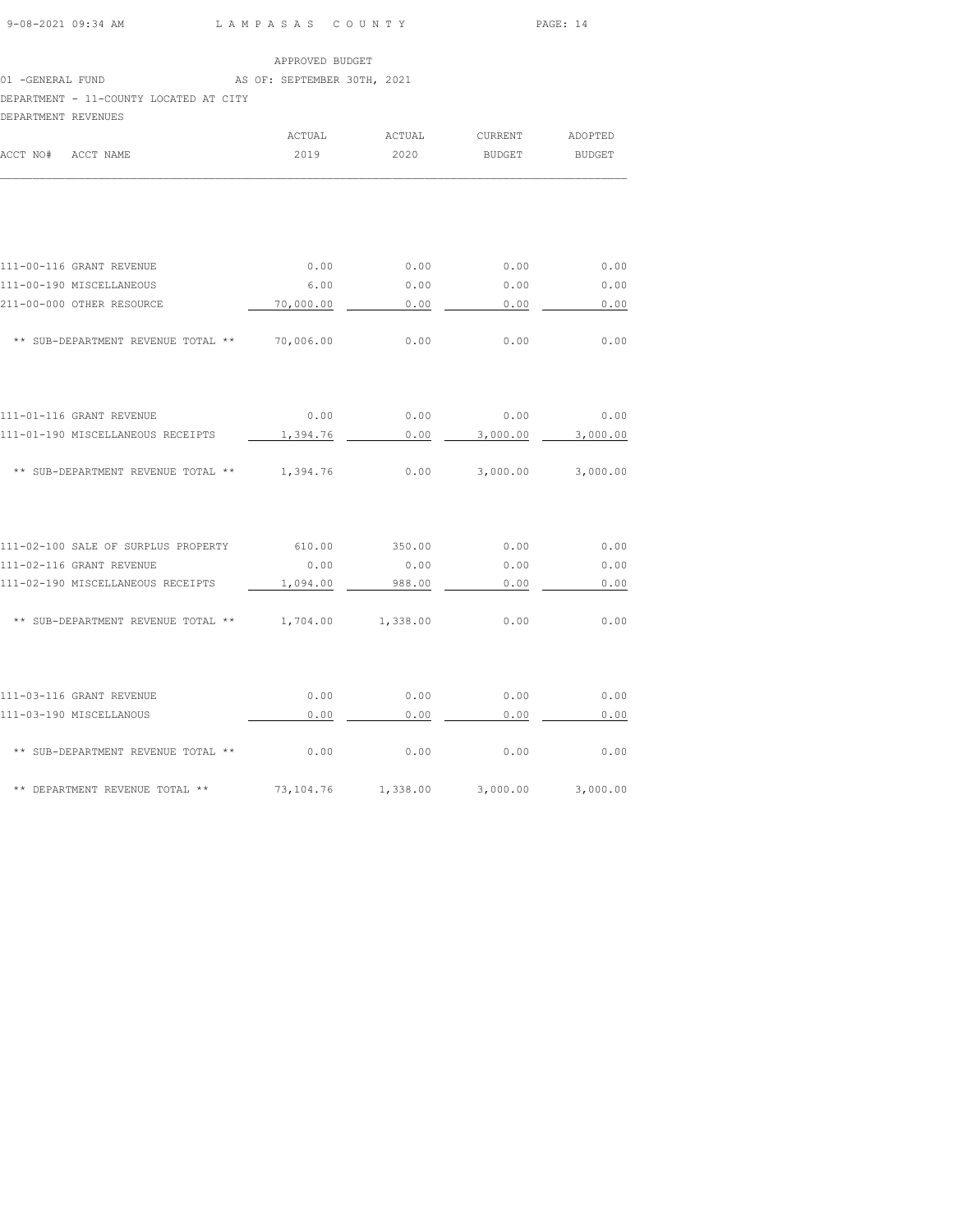APPROVED BUDGET

01 -GENERAL FUND — AS OF: SEPTEMBER 30TH, 2021

DEPARTMENT - 11-COUNTY LOCATED AT CITY

DEPARTMENT REVENUES

| ACCT NO# | ACCT NAME | ACTUAL 2019 | ACTUAL 2020 | CURRENT BUDGET | ADOPTED BUDGET |
|---|---|---|---|---|---|
| 111-00-116 | GRANT REVENUE | 0.00 | 0.00 | 0.00 | 0.00 |
| 111-00-190 | MISCELLANEOUS | 6.00 | 0.00 | 0.00 | 0.00 |
| 211-00-000 | OTHER RESOURCE | 70,000.00 | 0.00 | 0.00 | 0.00 |
| | ** SUB-DEPARTMENT REVENUE TOTAL ** | 70,006.00 | 0.00 | 0.00 | 0.00 |
| 111-01-116 | GRANT REVENUE | 0.00 | 0.00 | 0.00 | 0.00 |
| 111-01-190 | MISCELLANEOUS RECEIPTS | 1,394.76 | 0.00 | 3,000.00 | 3,000.00 |
| | ** SUB-DEPARTMENT REVENUE TOTAL ** | 1,394.76 | 0.00 | 3,000.00 | 3,000.00 |
| 111-02-100 | SALE OF SURPLUS PROPERTY | 610.00 | 350.00 | 0.00 | 0.00 |
| 111-02-116 | GRANT REVENUE | 0.00 | 0.00 | 0.00 | 0.00 |
| 111-02-190 | MISCELLANEOUS RECEIPTS | 1,094.00 | 988.00 | 0.00 | 0.00 |
| | ** SUB-DEPARTMENT REVENUE TOTAL ** | 1,704.00 | 1,338.00 | 0.00 | 0.00 |
| 111-03-116 | GRANT REVENUE | 0.00 | 0.00 | 0.00 | 0.00 |
| 111-03-190 | MISCELLANOUS | 0.00 | 0.00 | 0.00 | 0.00 |
| | ** SUB-DEPARTMENT REVENUE TOTAL ** | 0.00 | 0.00 | 0.00 | 0.00 |
| | ** DEPARTMENT REVENUE TOTAL ** | 73,104.76 | 1,338.00 | 3,000.00 | 3,000.00 |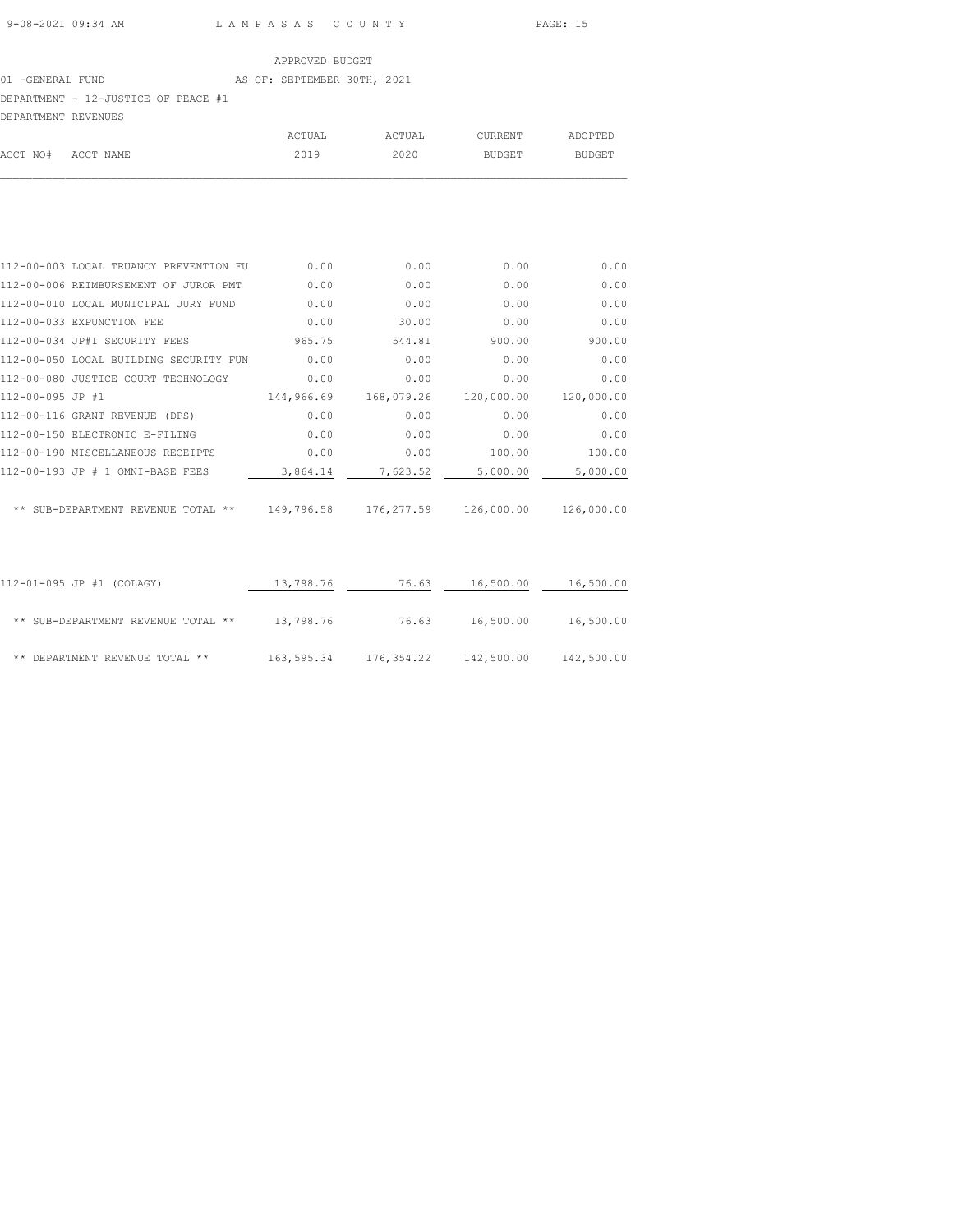APPROVED BUDGET

01 -GENERAL FUND AS OF: SEPTEMBER 30TH, 2021

DEPARTMENT - 12-JUSTICE OF PEACE #1

DEPARTMENT REVENUES

| ACCT NO# | ACCT NAME | ACTUAL 2019 | ACTUAL 2020 | CURRENT BUDGET | ADOPTED BUDGET |
|---|---|---|---|---|---|
| 112-00-003 | LOCAL TRUANCY PREVENTION FU | 0.00 | 0.00 | 0.00 | 0.00 |
| 112-00-006 | REIMBURSEMENT OF JUROR PMT | 0.00 | 0.00 | 0.00 | 0.00 |
| 112-00-010 | LOCAL MUNICIPAL JURY FUND | 0.00 | 0.00 | 0.00 | 0.00 |
| 112-00-033 | EXPUNCTION FEE | 0.00 | 30.00 | 0.00 | 0.00 |
| 112-00-034 | JP#1 SECURITY FEES | 965.75 | 544.81 | 900.00 | 900.00 |
| 112-00-050 | LOCAL BUILDING SECURITY FUN | 0.00 | 0.00 | 0.00 | 0.00 |
| 112-00-080 | JUSTICE COURT TECHNOLOGY | 0.00 | 0.00 | 0.00 | 0.00 |
| 112-00-095 | JP #1 | 144,966.69 | 168,079.26 | 120,000.00 | 120,000.00 |
| 112-00-116 | GRANT REVENUE (DPS) | 0.00 | 0.00 | 0.00 | 0.00 |
| 112-00-150 | ELECTRONIC E-FILING | 0.00 | 0.00 | 0.00 | 0.00 |
| 112-00-190 | MISCELLANEOUS RECEIPTS | 0.00 | 0.00 | 100.00 | 100.00 |
| 112-00-193 | JP # 1 OMNI-BASE FEES | 3,864.14 | 7,623.52 | 5,000.00 | 5,000.00 |
| | ** SUB-DEPARTMENT REVENUE TOTAL ** | 149,796.58 | 176,277.59 | 126,000.00 | 126,000.00 |
| 112-01-095 | JP #1 (COLAGY) | 13,798.76 | 76.63 | 16,500.00 | 16,500.00 |
| | ** SUB-DEPARTMENT REVENUE TOTAL ** | 13,798.76 | 76.63 | 16,500.00 | 16,500.00 |
| | ** DEPARTMENT REVENUE TOTAL ** | 163,595.34 | 176,354.22 | 142,500.00 | 142,500.00 |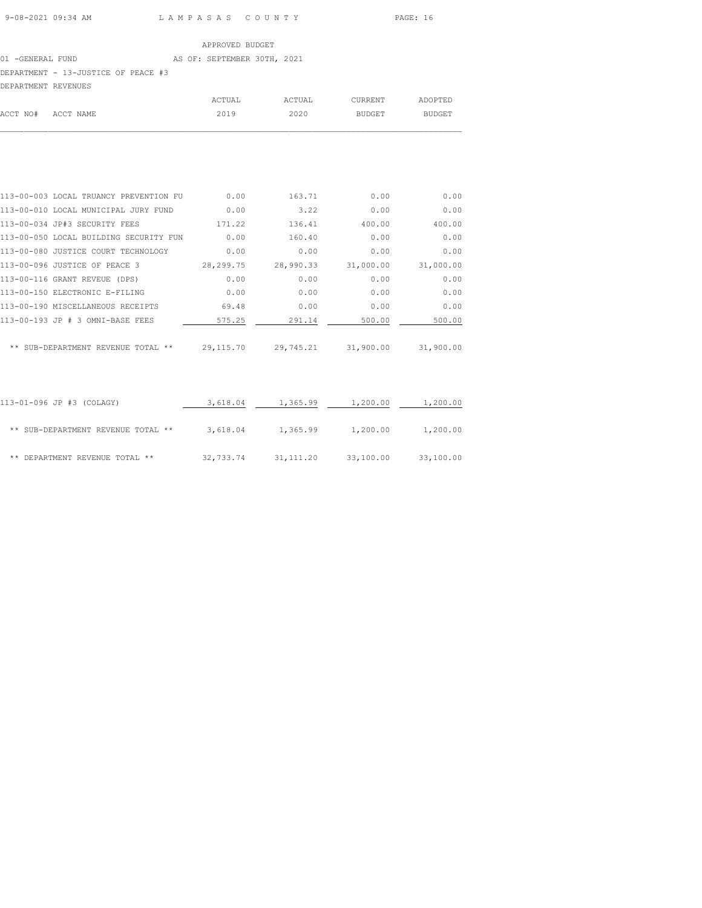APPROVED BUDGET

01 -GENERAL FUND AS OF: SEPTEMBER 30TH, 2021

DEPARTMENT - 13-JUSTICE OF PEACE #3

DEPARTMENT REVENUES

| ACCT NO# | ACCT NAME | ACTUAL 2019 | ACTUAL 2020 | CURRENT BUDGET | ADOPTED BUDGET |
|---|---|---|---|---|---|
| 113-00-003 | LOCAL TRUANCY PREVENTION FU | 0.00 | 163.71 | 0.00 | 0.00 |
| 113-00-010 | LOCAL MUNICIPAL JURY FUND | 0.00 | 3.22 | 0.00 | 0.00 |
| 113-00-034 | JP#3 SECURITY FEES | 171.22 | 136.41 | 400.00 | 400.00 |
| 113-00-050 | LOCAL BUILDING SECURITY FUN | 0.00 | 160.40 | 0.00 | 0.00 |
| 113-00-080 | JUSTICE COURT TECHNOLOGY | 0.00 | 0.00 | 0.00 | 0.00 |
| 113-00-096 | JUSTICE OF PEACE 3 | 28,299.75 | 28,990.33 | 31,000.00 | 31,000.00 |
| 113-00-116 | GRANT REVEUE (DPS) | 0.00 | 0.00 | 0.00 | 0.00 |
| 113-00-150 | ELECTRONIC E-FILING | 0.00 | 0.00 | 0.00 | 0.00 |
| 113-00-190 | MISCELLANEOUS RECEIPTS | 69.48 | 0.00 | 0.00 | 0.00 |
| 113-00-193 | JP # 3 OMNI-BASE FEES | 575.25 | 291.14 | 500.00 | 500.00 |
| | ** SUB-DEPARTMENT REVENUE TOTAL ** | 29,115.70 | 29,745.21 | 31,900.00 | 31,900.00 |
| 113-01-096 | JP #3 (COLAGY) | 3,618.04 | 1,365.99 | 1,200.00 | 1,200.00 |
| | ** SUB-DEPARTMENT REVENUE TOTAL ** | 3,618.04 | 1,365.99 | 1,200.00 | 1,200.00 |
| | ** DEPARTMENT REVENUE TOTAL ** | 32,733.74 | 31,111.20 | 33,100.00 | 33,100.00 |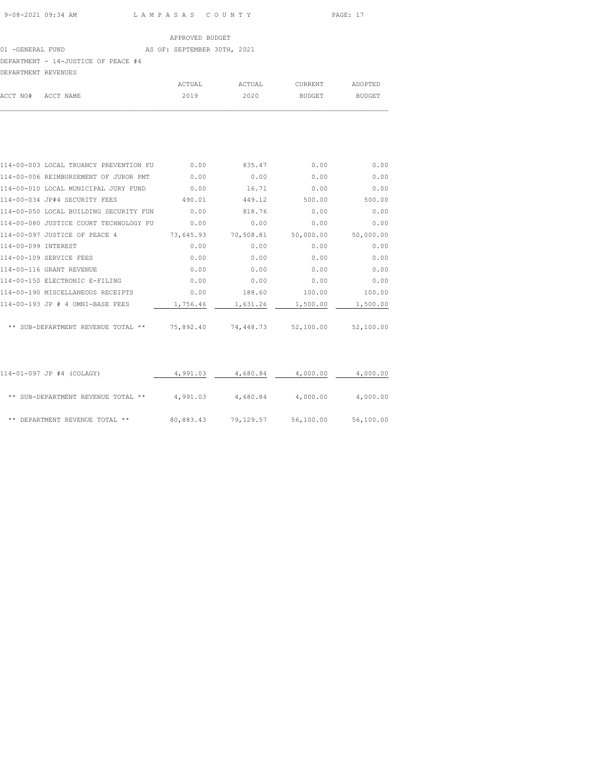APPROVED BUDGET

01 -GENERAL FUND AS OF: SEPTEMBER 30TH, 2021

DEPARTMENT - 14-JUSTICE OF PEACE #4

DEPARTMENT REVENUES

| ACCT NO# | ACCT NAME | ACTUAL 2019 | ACTUAL 2020 | CURRENT BUDGET | ADOPTED BUDGET |
|---|---|---|---|---|---|
| 114-00-003 | LOCAL TRUANCY PREVENTION FU | 0.00 | 835.47 | 0.00 | 0.00 |
| 114-00-006 | REIMBURSEMENT OF JUROR PMT | 0.00 | 0.00 | 0.00 | 0.00 |
| 114-00-010 | LOCAL MUNICIPAL JURY FUND | 0.00 | 16.71 | 0.00 | 0.00 |
| 114-00-034 | JP#4 SECURITY FEES | 490.01 | 449.12 | 500.00 | 500.00 |
| 114-00-050 | LOCAL BUILDING SECURITY FUN | 0.00 | 818.76 | 0.00 | 0.00 |
| 114-00-080 | JUSTICE COURT TECHNOLOGY FU | 0.00 | 0.00 | 0.00 | 0.00 |
| 114-00-097 | JUSTICE OF PEACE 4 | 73,645.93 | 70,508.81 | 50,000.00 | 50,000.00 |
| 114-00-099 | INTEREST | 0.00 | 0.00 | 0.00 | 0.00 |
| 114-00-109 | SERVICE FEES | 0.00 | 0.00 | 0.00 | 0.00 |
| 114-00-116 | GRANT REVENUE | 0.00 | 0.00 | 0.00 | 0.00 |
| 114-00-150 | ELECTRONIC E-FILING | 0.00 | 0.00 | 0.00 | 0.00 |
| 114-00-190 | MISCELLANEOUS RECEIPTS | 0.00 | 188.60 | 100.00 | 100.00 |
| 114-00-193 | JP # 4 OMNI-BASE FEES | 1,756.46 | 1,631.26 | 1,500.00 | 1,500.00 |
| | ** SUB-DEPARTMENT REVENUE TOTAL ** | 75,892.40 | 74,448.73 | 52,100.00 | 52,100.00 |
| 114-01-097 | JP #4 (COLAGY) | 4,991.03 | 4,680.84 | 4,000.00 | 4,000.00 |
| | ** SUB-DEPARTMENT REVENUE TOTAL ** | 4,991.03 | 4,680.84 | 4,000.00 | 4,000.00 |
| | ** DEPARTMENT REVENUE TOTAL ** | 80,883.43 | 79,129.57 | 56,100.00 | 56,100.00 |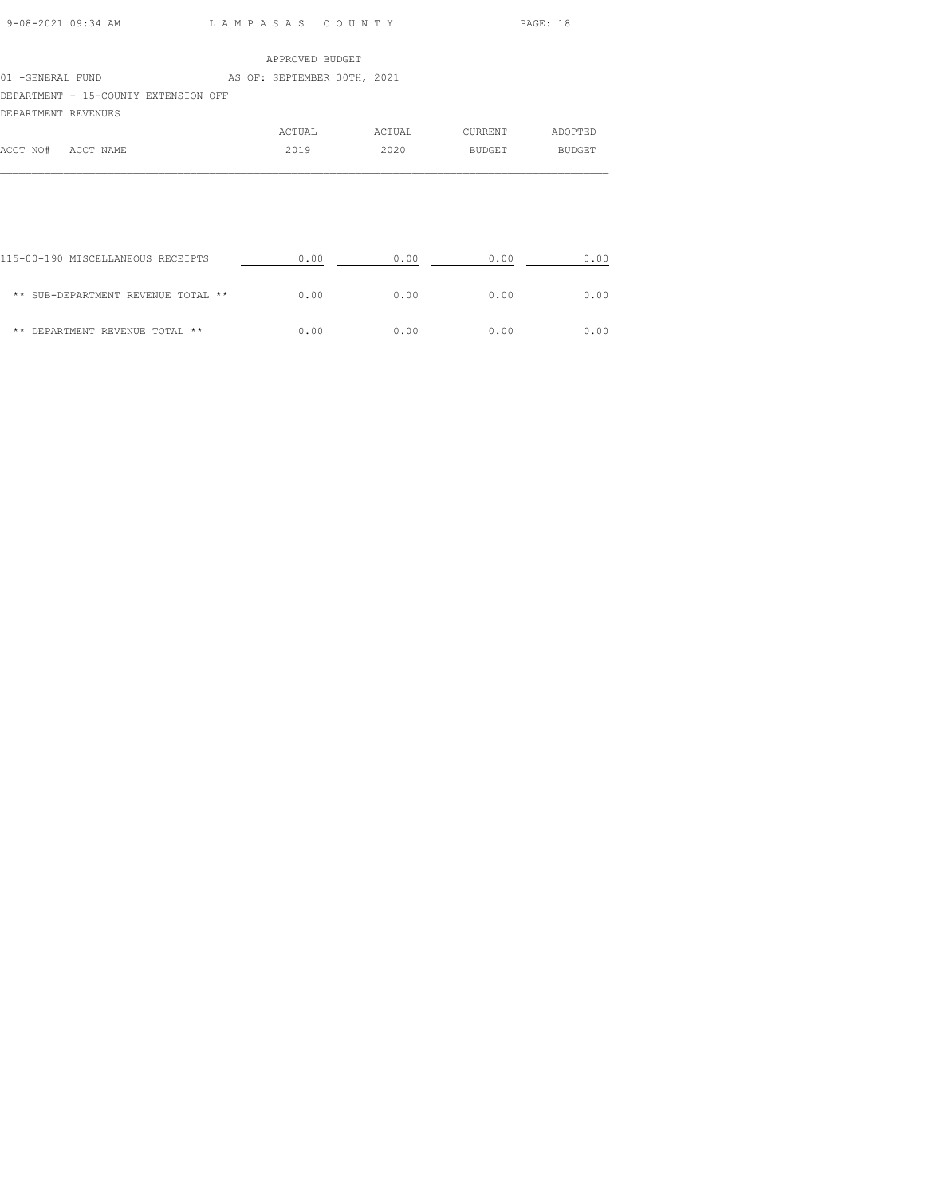APPROVED BUDGET

01 -GENERAL FUND AS OF: SEPTEMBER 30TH, 2021

DEPARTMENT - 15-COUNTY EXTENSION OFF

DEPARTMENT REVENUES

| ACCT NO# ACCT NAME | ACTUAL 2019 | ACTUAL 2020 | CURRENT BUDGET | ADOPTED BUDGET |
|---|---|---|---|---|
| 115-00-190 MISCELLANEOUS RECEIPTS | 0.00 | 0.00 | 0.00 | 0.00 |
| ** SUB-DEPARTMENT REVENUE TOTAL ** | 0.00 | 0.00 | 0.00 | 0.00 |
| ** DEPARTMENT REVENUE TOTAL ** | 0.00 | 0.00 | 0.00 | 0.00 |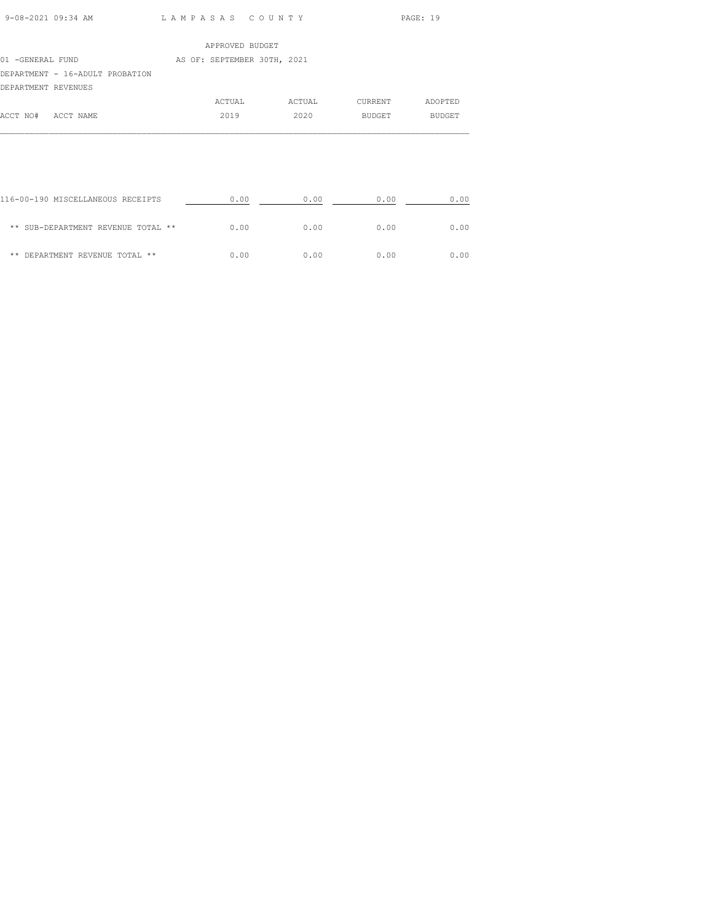APPROVED BUDGET

01 -GENERAL FUND AS OF: SEPTEMBER 30TH, 2021

DEPARTMENT - 16-ADULT PROBATION

DEPARTMENT REVENUES

| ACCT NO# ACCT NAME | ACTUAL 2019 | ACTUAL 2020 | CURRENT BUDGET | ADOPTED BUDGET |
|---|---|---|---|---|
| 116-00-190 MISCELLANEOUS RECEIPTS | 0.00 | 0.00 | 0.00 | 0.00 |
| ** SUB-DEPARTMENT REVENUE TOTAL ** | 0.00 | 0.00 | 0.00 | 0.00 |
| ** DEPARTMENT REVENUE TOTAL ** | 0.00 | 0.00 | 0.00 | 0.00 |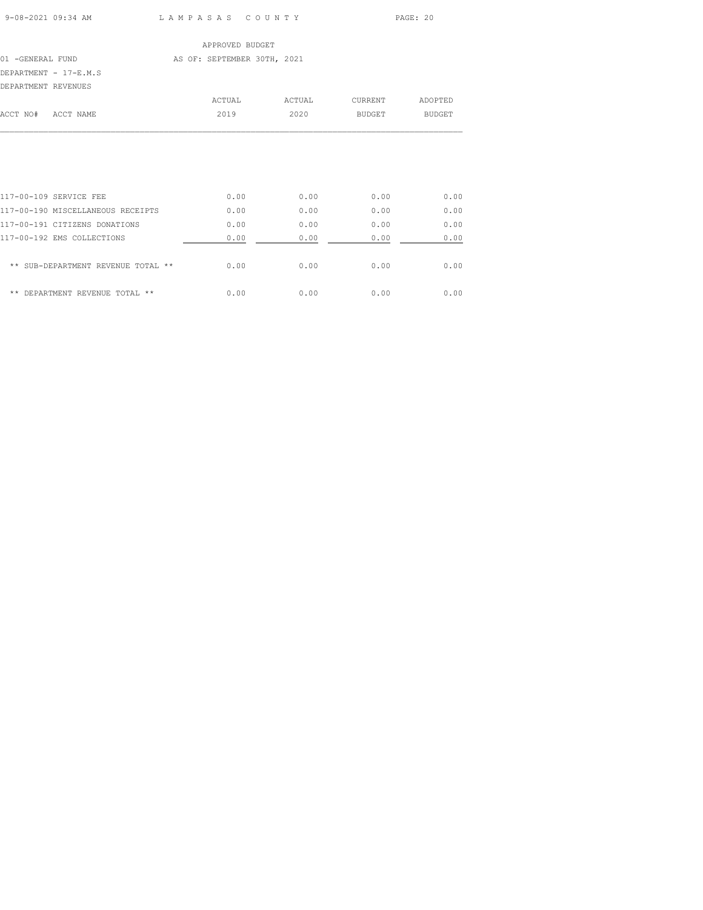APPROVED BUDGET

01 -GENERAL FUND — AS OF: SEPTEMBER 30TH, 2021

DEPARTMENT - 17-E.M.S

DEPARTMENT REVENUES

| ACCT NO# | ACCT NAME | ACTUAL 2019 | ACTUAL 2020 | CURRENT BUDGET | ADOPTED BUDGET |
|---|---|---|---|---|---|
| 117-00-109 | SERVICE FEE | 0.00 | 0.00 | 0.00 | 0.00 |
| 117-00-190 | MISCELLANEOUS RECEIPTS | 0.00 | 0.00 | 0.00 | 0.00 |
| 117-00-191 | CITIZENS DONATIONS | 0.00 | 0.00 | 0.00 | 0.00 |
| 117-00-192 | EMS COLLECTIONS | 0.00 | 0.00 | 0.00 | 0.00 |
| | ** SUB-DEPARTMENT REVENUE TOTAL ** | 0.00 | 0.00 | 0.00 | 0.00 |
| | ** DEPARTMENT REVENUE TOTAL ** | 0.00 | 0.00 | 0.00 | 0.00 |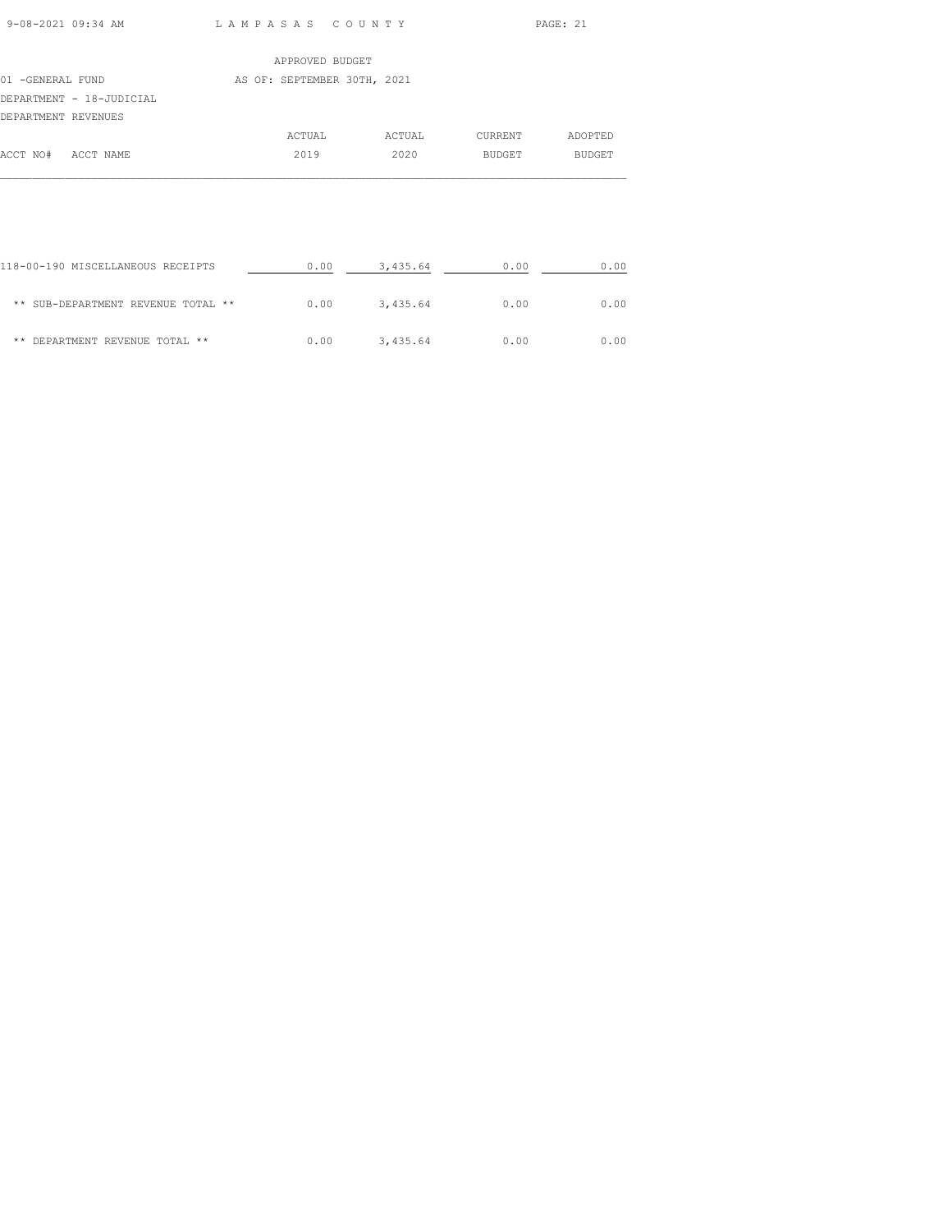APPROVED BUDGET

01 -GENERAL FUND — AS OF: SEPTEMBER 30TH, 2021

DEPARTMENT - 18-JUDICIAL

DEPARTMENT REVENUES

| ACCT NO# ACCT NAME | ACTUAL 2019 | ACTUAL 2020 | CURRENT BUDGET | ADOPTED BUDGET |
|---|---|---|---|---|
| 118-00-190 MISCELLANEOUS RECEIPTS | 0.00 | 3,435.64 | 0.00 | 0.00 |
| ** SUB-DEPARTMENT REVENUE TOTAL ** | 0.00 | 3,435.64 | 0.00 | 0.00 |
| ** DEPARTMENT REVENUE TOTAL ** | 0.00 | 3,435.64 | 0.00 | 0.00 |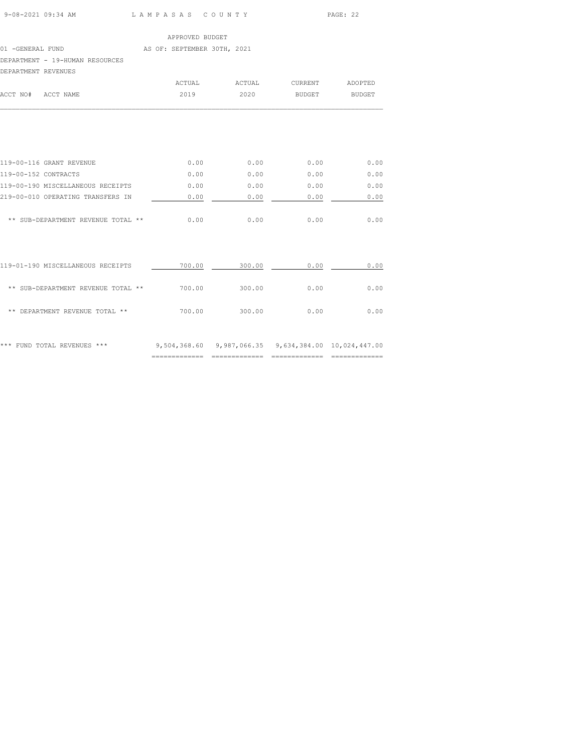APPROVED BUDGET

01 -GENERAL FUND AS OF: SEPTEMBER 30TH, 2021

DEPARTMENT - 19-HUMAN RESOURCES

DEPARTMENT REVENUES

| ACCT NO# ACCT NAME | ACTUAL 2019 | ACTUAL 2020 | CURRENT BUDGET | ADOPTED BUDGET |
|---|---|---|---|---|
| 119-00-116 GRANT REVENUE | 0.00 | 0.00 | 0.00 | 0.00 |
| 119-00-152 CONTRACTS | 0.00 | 0.00 | 0.00 | 0.00 |
| 119-00-190 MISCELLANEOUS RECEIPTS | 0.00 | 0.00 | 0.00 | 0.00 |
| 219-00-010 OPERATING TRANSFERS IN | 0.00 | 0.00 | 0.00 | 0.00 |
| ** SUB-DEPARTMENT REVENUE TOTAL ** | 0.00 | 0.00 | 0.00 | 0.00 |
| 119-01-190 MISCELLANEOUS RECEIPTS | 700.00 | 300.00 | 0.00 | 0.00 |
| ** SUB-DEPARTMENT REVENUE TOTAL ** | 700.00 | 300.00 | 0.00 | 0.00 |
| ** DEPARTMENT REVENUE TOTAL ** | 700.00 | 300.00 | 0.00 | 0.00 |
| *** FUND TOTAL REVENUES *** | 9,504,368.60 | 9,987,066.35 | 9,634,384.00 | 10,024,447.00 |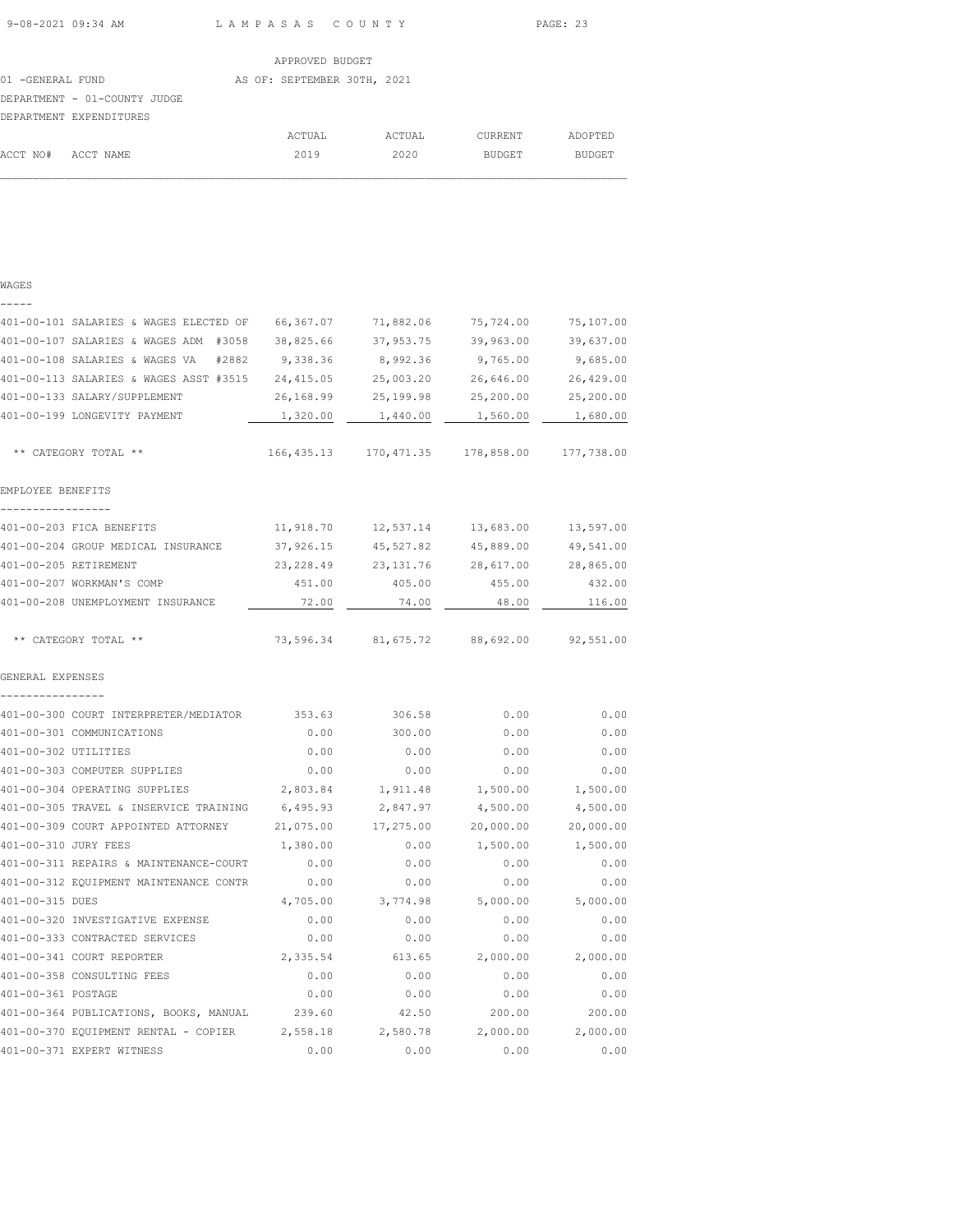APPROVED BUDGET

01 -GENERAL FUND AS OF: SEPTEMBER 30TH, 2021

DEPARTMENT - 01-COUNTY JUDGE

DEPARTMENT EXPENDITURES

| ACCT NO# | ACCT NAME | ACTUAL 2019 | ACTUAL 2020 | CURRENT BUDGET | ADOPTED BUDGET |
|---|---|---|---|---|---|
| **WAGES** | | | | | |
| 401-00-101 | SALARIES & WAGES ELECTED OF | 66,367.07 | 71,882.06 | 75,724.00 | 75,107.00 |
| 401-00-107 | SALARIES & WAGES ADM #3058 | 38,825.66 | 37,953.75 | 39,963.00 | 39,637.00 |
| 401-00-108 | SALARIES & WAGES VA #2882 | 9,338.36 | 8,992.36 | 9,765.00 | 9,685.00 |
| 401-00-113 | SALARIES & WAGES ASST #3515 | 24,415.05 | 25,003.20 | 26,646.00 | 26,429.00 |
| 401-00-133 | SALARY/SUPPLEMENT | 26,168.99 | 25,199.98 | 25,200.00 | 25,200.00 |
| 401-00-199 | LONGEVITY PAYMENT | 1,320.00 | 1,440.00 | 1,560.00 | 1,680.00 |
| | ** CATEGORY TOTAL ** | 166,435.13 | 170,471.35 | 178,858.00 | 177,738.00 |
| **EMPLOYEE BENEFITS** | | | | | |
| 401-00-203 | FICA BENEFITS | 11,918.70 | 12,537.14 | 13,683.00 | 13,597.00 |
| 401-00-204 | GROUP MEDICAL INSURANCE | 37,926.15 | 45,527.82 | 45,889.00 | 49,541.00 |
| 401-00-205 | RETIREMENT | 23,228.49 | 23,131.76 | 28,617.00 | 28,865.00 |
| 401-00-207 | WORKMAN'S COMP | 451.00 | 405.00 | 455.00 | 432.00 |
| 401-00-208 | UNEMPLOYMENT INSURANCE | 72.00 | 74.00 | 48.00 | 116.00 |
| | ** CATEGORY TOTAL ** | 73,596.34 | 81,675.72 | 88,692.00 | 92,551.00 |
| **GENERAL EXPENSES** | | | | | |
| 401-00-300 | COURT INTERPRETER/MEDIATOR | 353.63 | 306.58 | 0.00 | 0.00 |
| 401-00-301 | COMMUNICATIONS | 0.00 | 300.00 | 0.00 | 0.00 |
| 401-00-302 | UTILITIES | 0.00 | 0.00 | 0.00 | 0.00 |
| 401-00-303 | COMPUTER SUPPLIES | 0.00 | 0.00 | 0.00 | 0.00 |
| 401-00-304 | OPERATING SUPPLIES | 2,803.84 | 1,911.48 | 1,500.00 | 1,500.00 |
| 401-00-305 | TRAVEL & INSERVICE TRAINING | 6,495.93 | 2,847.97 | 4,500.00 | 4,500.00 |
| 401-00-309 | COURT APPOINTED ATTORNEY | 21,075.00 | 17,275.00 | 20,000.00 | 20,000.00 |
| 401-00-310 | JURY FEES | 1,380.00 | 0.00 | 1,500.00 | 1,500.00 |
| 401-00-311 | REPAIRS & MAINTENANCE-COURT | 0.00 | 0.00 | 0.00 | 0.00 |
| 401-00-312 | EQUIPMENT MAINTENANCE CONTR | 0.00 | 0.00 | 0.00 | 0.00 |
| 401-00-315 | DUES | 4,705.00 | 3,774.98 | 5,000.00 | 5,000.00 |
| 401-00-320 | INVESTIGATIVE EXPENSE | 0.00 | 0.00 | 0.00 | 0.00 |
| 401-00-333 | CONTRACTED SERVICES | 0.00 | 0.00 | 0.00 | 0.00 |
| 401-00-341 | COURT REPORTER | 2,335.54 | 613.65 | 2,000.00 | 2,000.00 |
| 401-00-358 | CONSULTING FEES | 0.00 | 0.00 | 0.00 | 0.00 |
| 401-00-361 | POSTAGE | 0.00 | 0.00 | 0.00 | 0.00 |
| 401-00-364 | PUBLICATIONS, BOOKS, MANUAL | 239.60 | 42.50 | 200.00 | 200.00 |
| 401-00-370 | EQUIPMENT RENTAL - COPIER | 2,558.18 | 2,580.78 | 2,000.00 | 2,000.00 |
| 401-00-371 | EXPERT WITNESS | 0.00 | 0.00 | 0.00 | 0.00 |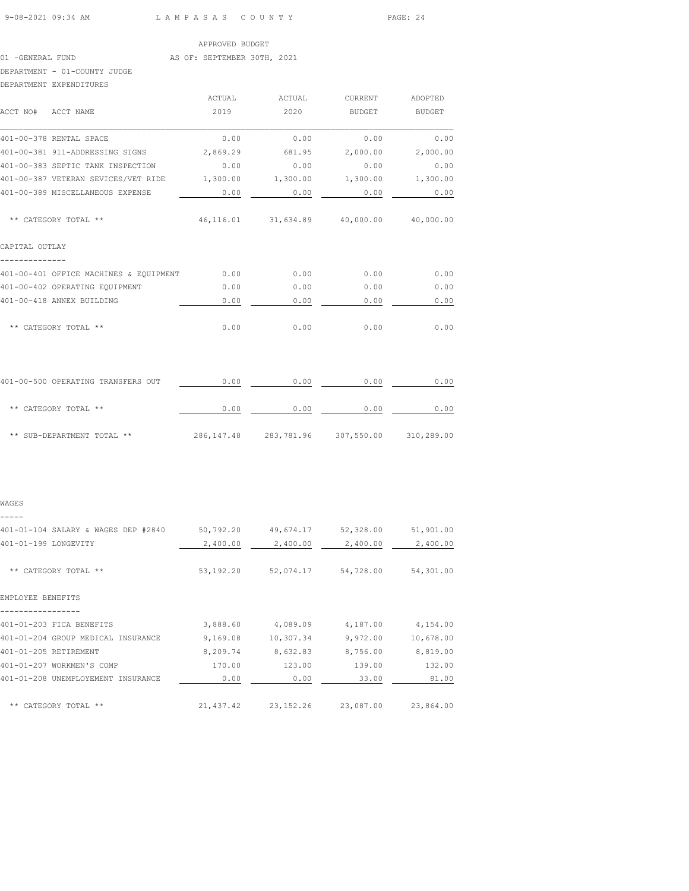APPROVED BUDGET

01 -GENERAL FUND AS OF: SEPTEMBER 30TH, 2021

DEPARTMENT - 01-COUNTY JUDGE

DEPARTMENT EXPENDITURES

| ACCT NO# | ACCT NAME | ACTUAL 2019 | ACTUAL 2020 | CURRENT BUDGET | ADOPTED BUDGET |
|---|---|---|---|---|---|
| 401-00-378 | RENTAL SPACE | 0.00 | 0.00 | 0.00 | 0.00 |
| 401-00-381 | 911-ADDRESSING SIGNS | 2,869.29 | 681.95 | 2,000.00 | 2,000.00 |
| 401-00-383 | SEPTIC TANK INSPECTION | 0.00 | 0.00 | 0.00 | 0.00 |
| 401-00-387 | VETERAN SEVICES/VET RIDE | 1,300.00 | 1,300.00 | 1,300.00 | 1,300.00 |
| 401-00-389 | MISCELLANEOUS EXPENSE | 0.00 | 0.00 | 0.00 | 0.00 |
| | ** CATEGORY TOTAL ** | 46,116.01 | 31,634.89 | 40,000.00 | 40,000.00 |
| | **CAPITAL OUTLAY** | | | | |
| 401-00-401 | OFFICE MACHINES & EQUIPMENT | 0.00 | 0.00 | 0.00 | 0.00 |
| 401-00-402 | OPERATING EQUIPMENT | 0.00 | 0.00 | 0.00 | 0.00 |
| 401-00-418 | ANNEX BUILDING | 0.00 | 0.00 | 0.00 | 0.00 |
| | ** CATEGORY TOTAL ** | 0.00 | 0.00 | 0.00 | 0.00 |
| 401-00-500 | OPERATING TRANSFERS OUT | 0.00 | 0.00 | 0.00 | 0.00 |
| | ** CATEGORY TOTAL ** | 0.00 | 0.00 | 0.00 | 0.00 |
| | ** SUB-DEPARTMENT TOTAL ** | 286,147.48 | 283,781.96 | 307,550.00 | 310,289.00 |
| | **WAGES** | | | | |
| 401-01-104 | SALARY & WAGES DEP #2840 | 50,792.20 | 49,674.17 | 52,328.00 | 51,901.00 |
| 401-01-199 | LONGEVITY | 2,400.00 | 2,400.00 | 2,400.00 | 2,400.00 |
| | ** CATEGORY TOTAL ** | 53,192.20 | 52,074.17 | 54,728.00 | 54,301.00 |
| | **EMPLOYEE BENEFITS** | | | | |
| 401-01-203 | FICA BENEFITS | 3,888.60 | 4,089.09 | 4,187.00 | 4,154.00 |
| 401-01-204 | GROUP MEDICAL INSURANCE | 9,169.08 | 10,307.34 | 9,972.00 | 10,678.00 |
| 401-01-205 | RETIREMENT | 8,209.74 | 8,632.83 | 8,756.00 | 8,819.00 |
| 401-01-207 | WORKMEN'S COMP | 170.00 | 123.00 | 139.00 | 132.00 |
| 401-01-208 | UNEMPLOYEMENT INSURANCE | 0.00 | 0.00 | 33.00 | 81.00 |
| | ** CATEGORY TOTAL ** | 21,437.42 | 23,152.26 | 23,087.00 | 23,864.00 |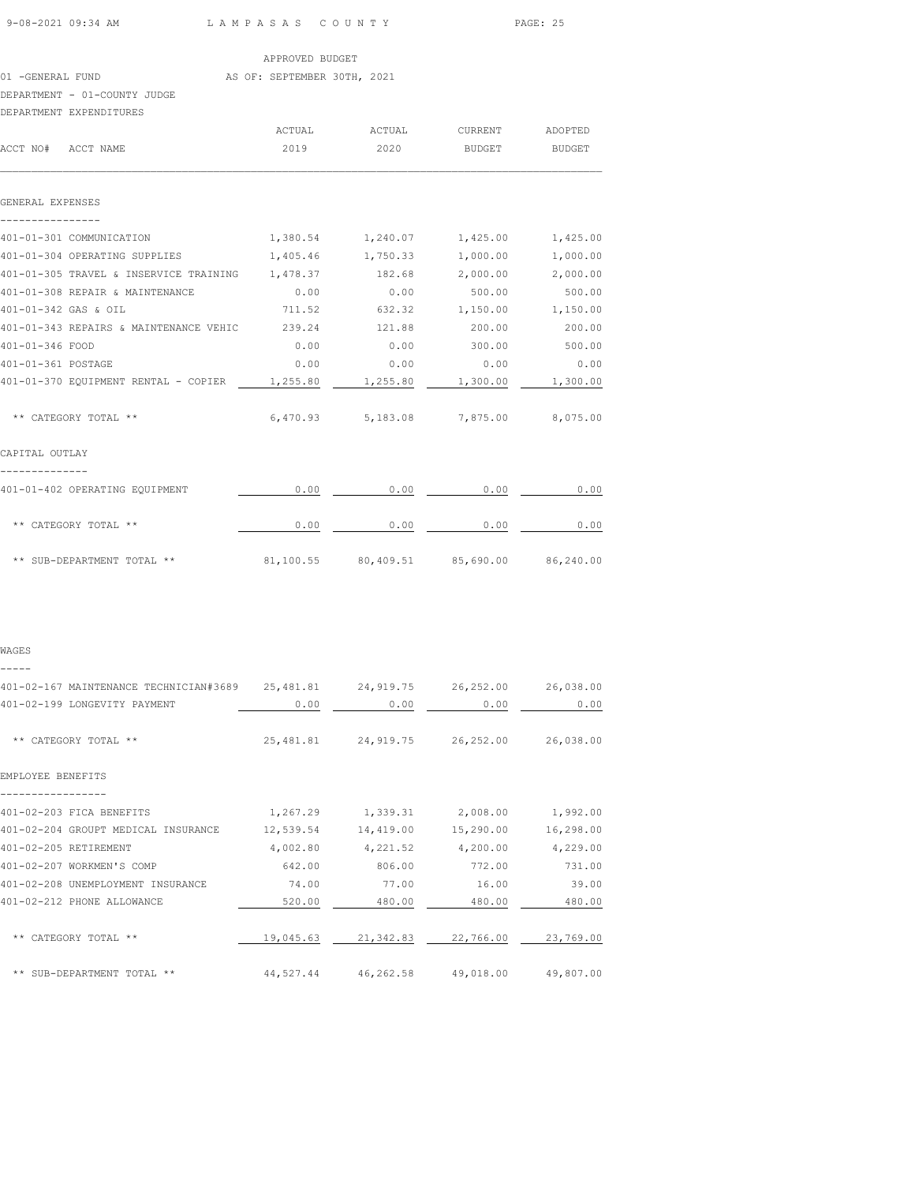APPROVED BUDGET

01 -GENERAL FUND — AS OF: SEPTEMBER 30TH, 2021

DEPARTMENT - 01-COUNTY JUDGE

DEPARTMENT EXPENDITURES

| ACCT NO# ACCT NAME | ACTUAL 2019 | ACTUAL 2020 | CURRENT BUDGET | ADOPTED BUDGET |
|---|---|---|---|---|
| **GENERAL EXPENSES** | | | | |
| 401-01-301 COMMUNICATION | 1,380.54 | 1,240.07 | 1,425.00 | 1,425.00 |
| 401-01-304 OPERATING SUPPLIES | 1,405.46 | 1,750.33 | 1,000.00 | 1,000.00 |
| 401-01-305 TRAVEL & INSERVICE TRAINING | 1,478.37 | 182.68 | 2,000.00 | 2,000.00 |
| 401-01-308 REPAIR & MAINTENANCE | 0.00 | 0.00 | 500.00 | 500.00 |
| 401-01-342 GAS & OIL | 711.52 | 632.32 | 1,150.00 | 1,150.00 |
| 401-01-343 REPAIRS & MAINTENANCE VEHIC | 239.24 | 121.88 | 200.00 | 200.00 |
| 401-01-346 FOOD | 0.00 | 0.00 | 300.00 | 500.00 |
| 401-01-361 POSTAGE | 0.00 | 0.00 | 0.00 | 0.00 |
| 401-01-370 EQUIPMENT RENTAL - COPIER | 1,255.80 | 1,255.80 | 1,300.00 | 1,300.00 |
| ** CATEGORY TOTAL ** | 6,470.93 | 5,183.08 | 7,875.00 | 8,075.00 |
| **CAPITAL OUTLAY** | | | | |
| 401-01-402 OPERATING EQUIPMENT | 0.00 | 0.00 | 0.00 | 0.00 |
| ** CATEGORY TOTAL ** | 0.00 | 0.00 | 0.00 | 0.00 |
| ** SUB-DEPARTMENT TOTAL ** | 81,100.55 | 80,409.51 | 85,690.00 | 86,240.00 |

| ACCT NO# ACCT NAME | ACTUAL 2019 | ACTUAL 2020 | CURRENT BUDGET | ADOPTED BUDGET |
|---|---|---|---|---|
| **WAGES** | | | | |
| 401-02-167 MAINTENANCE TECHNICIAN#3689 | 25,481.81 | 24,919.75 | 26,252.00 | 26,038.00 |
| 401-02-199 LONGEVITY PAYMENT | 0.00 | 0.00 | 0.00 | 0.00 |
| ** CATEGORY TOTAL ** | 25,481.81 | 24,919.75 | 26,252.00 | 26,038.00 |
| **EMPLOYEE BENEFITS** | | | | |
| 401-02-203 FICA BENEFITS | 1,267.29 | 1,339.31 | 2,008.00 | 1,992.00 |
| 401-02-204 GROUPT MEDICAL INSURANCE | 12,539.54 | 14,419.00 | 15,290.00 | 16,298.00 |
| 401-02-205 RETIREMENT | 4,002.80 | 4,221.52 | 4,200.00 | 4,229.00 |
| 401-02-207 WORKMEN'S COMP | 642.00 | 806.00 | 772.00 | 731.00 |
| 401-02-208 UNEMPLOYMENT INSURANCE | 74.00 | 77.00 | 16.00 | 39.00 |
| 401-02-212 PHONE ALLOWANCE | 520.00 | 480.00 | 480.00 | 480.00 |
| ** CATEGORY TOTAL ** | 19,045.63 | 21,342.83 | 22,766.00 | 23,769.00 |
| ** SUB-DEPARTMENT TOTAL ** | 44,527.44 | 46,262.58 | 49,018.00 | 49,807.00 |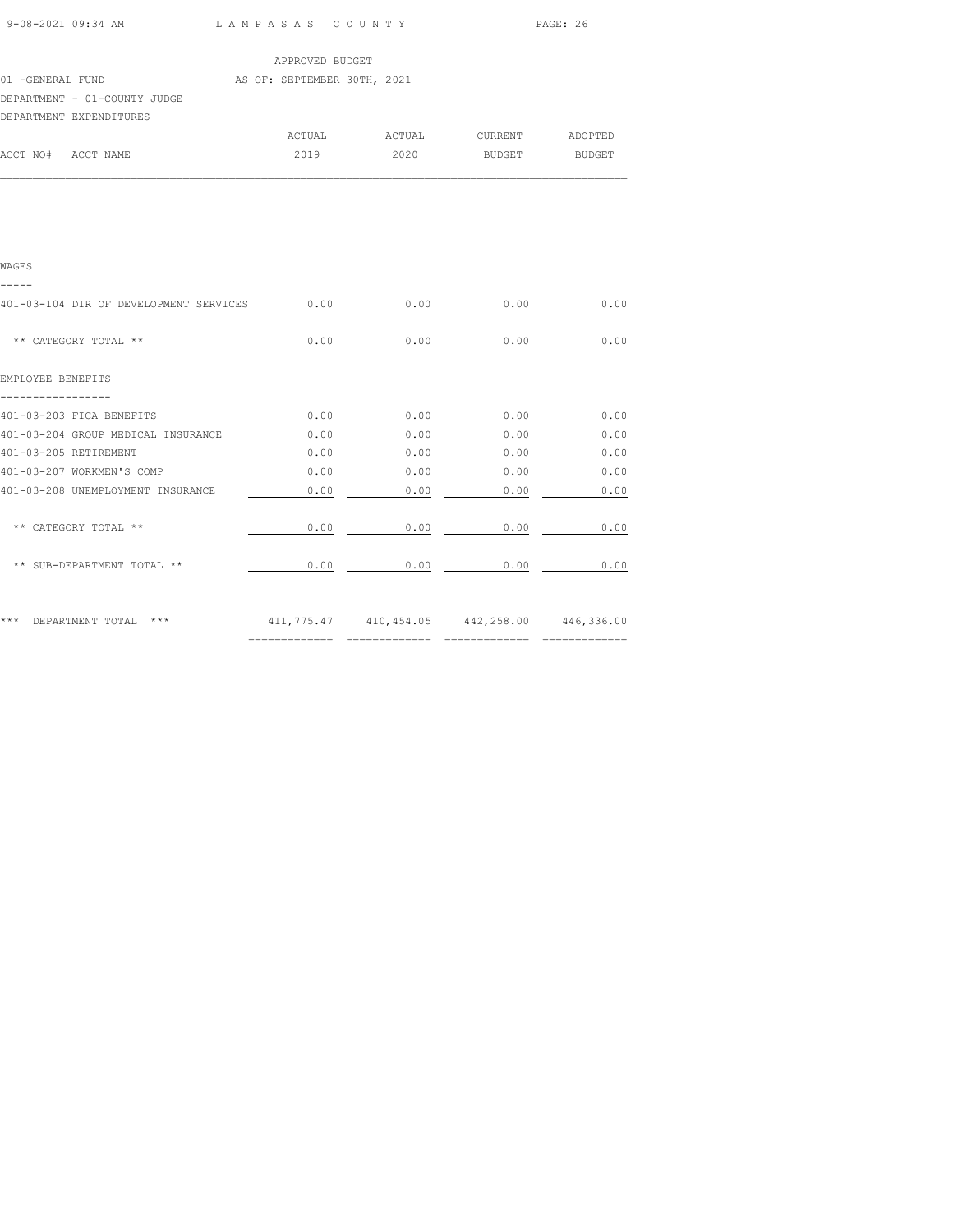APPROVED BUDGET

01 -GENERAL FUND AS OF: SEPTEMBER 30TH, 2021

DEPARTMENT - 01-COUNTY JUDGE

DEPARTMENT EXPENDITURES

| ACCT NO# ACCT NAME | ACTUAL 2019 | ACTUAL 2020 | CURRENT BUDGET | ADOPTED BUDGET |
|---|---|---|---|---|
| **WAGES** | | | | |
| 401-03-104 DIR OF DEVELOPMENT SERVICES | 0.00 | 0.00 | 0.00 | 0.00 |
| ** CATEGORY TOTAL ** | 0.00 | 0.00 | 0.00 | 0.00 |
| **EMPLOYEE BENEFITS** | | | | |
| 401-03-203 FICA BENEFITS | 0.00 | 0.00 | 0.00 | 0.00 |
| 401-03-204 GROUP MEDICAL INSURANCE | 0.00 | 0.00 | 0.00 | 0.00 |
| 401-03-205 RETIREMENT | 0.00 | 0.00 | 0.00 | 0.00 |
| 401-03-207 WORKMEN'S COMP | 0.00 | 0.00 | 0.00 | 0.00 |
| 401-03-208 UNEMPLOYMENT INSURANCE | 0.00 | 0.00 | 0.00 | 0.00 |
| ** CATEGORY TOTAL ** | 0.00 | 0.00 | 0.00 | 0.00 |
| ** SUB-DEPARTMENT TOTAL ** | 0.00 | 0.00 | 0.00 | 0.00 |
| *** DEPARTMENT TOTAL *** | 411,775.47 | 410,454.05 | 442,258.00 | 446,336.00 |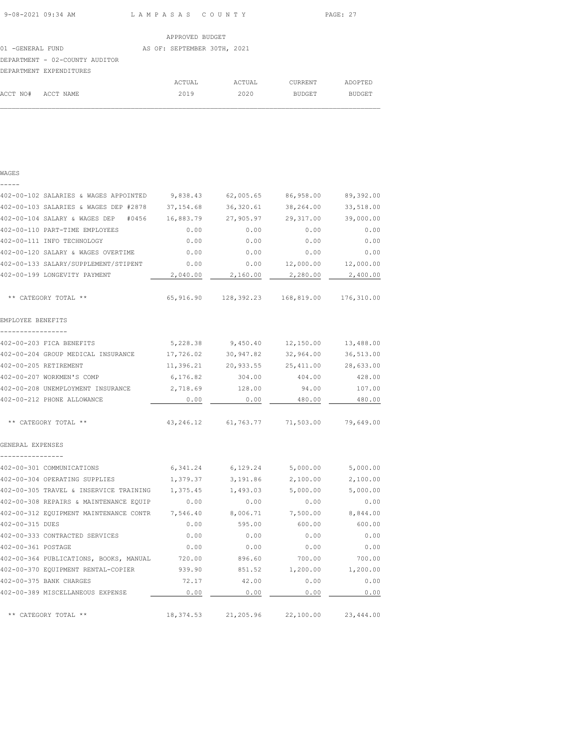APPROVED BUDGET

01 -GENERAL FUND AS OF: SEPTEMBER 30TH, 2021

DEPARTMENT - 02-COUNTY AUDITOR

DEPARTMENT EXPENDITURES

| ACCT NO# | ACCT NAME | ACTUAL 2019 | ACTUAL 2020 | CURRENT BUDGET | ADOPTED BUDGET |
|---|---|---|---|---|---|
| **WAGES** | | | | | |
| 402-00-102 | SALARIES & WAGES APPOINTED | 9,838.43 | 62,005.65 | 86,958.00 | 89,392.00 |
| 402-00-103 | SALARIES & WAGES DEP #2878 | 37,154.68 | 36,320.61 | 38,264.00 | 33,518.00 |
| 402-00-104 | SALARY & WAGES DEP #0456 | 16,883.79 | 27,905.97 | 29,317.00 | 39,000.00 |
| 402-00-110 | PART-TIME EMPLOYEES | 0.00 | 0.00 | 0.00 | 0.00 |
| 402-00-111 | INFO TECHNOLOGY | 0.00 | 0.00 | 0.00 | 0.00 |
| 402-00-120 | SALARY & WAGES OVERTIME | 0.00 | 0.00 | 0.00 | 0.00 |
| 402-00-133 | SALARY/SUPPLEMENT/STIPENT | 0.00 | 0.00 | 12,000.00 | 12,000.00 |
| 402-00-199 | LONGEVITY PAYMENT | 2,040.00 | 2,160.00 | 2,280.00 | 2,400.00 |
| | ** CATEGORY TOTAL ** | 65,916.90 | 128,392.23 | 168,819.00 | 176,310.00 |
| **EMPLOYEE BENEFITS** | | | | | |
| 402-00-203 | FICA BENEFITS | 5,228.38 | 9,450.40 | 12,150.00 | 13,488.00 |
| 402-00-204 | GROUP MEDICAL INSURANCE | 17,726.02 | 30,947.82 | 32,964.00 | 36,513.00 |
| 402-00-205 | RETIREMENT | 11,396.21 | 20,933.55 | 25,411.00 | 28,633.00 |
| 402-00-207 | WORKMEN'S COMP | 6,176.82 | 304.00 | 404.00 | 428.00 |
| 402-00-208 | UNEMPLOYMENT INSURANCE | 2,718.69 | 128.00 | 94.00 | 107.00 |
| 402-00-212 | PHONE ALLOWANCE | 0.00 | 0.00 | 480.00 | 480.00 |
| | ** CATEGORY TOTAL ** | 43,246.12 | 61,763.77 | 71,503.00 | 79,649.00 |
| **GENERAL EXPENSES** | | | | | |
| 402-00-301 | COMMUNICATIONS | 6,341.24 | 6,129.24 | 5,000.00 | 5,000.00 |
| 402-00-304 | OPERATING SUPPLIES | 1,379.37 | 3,191.86 | 2,100.00 | 2,100.00 |
| 402-00-305 | TRAVEL & INSERVICE TRAINING | 1,375.45 | 1,493.03 | 5,000.00 | 5,000.00 |
| 402-00-308 | REPAIRS & MAINTENANCE EQUIP | 0.00 | 0.00 | 0.00 | 0.00 |
| 402-00-312 | EQUIPMENT MAINTENANCE CONTR | 7,546.40 | 8,006.71 | 7,500.00 | 8,844.00 |
| 402-00-315 | DUES | 0.00 | 595.00 | 600.00 | 600.00 |
| 402-00-333 | CONTRACTED SERVICES | 0.00 | 0.00 | 0.00 | 0.00 |
| 402-00-361 | POSTAGE | 0.00 | 0.00 | 0.00 | 0.00 |
| 402-00-364 | PUBLICATIONS, BOOKS, MANUAL | 720.00 | 896.60 | 700.00 | 700.00 |
| 402-00-370 | EQUIPMENT RENTAL-COPIER | 939.90 | 851.52 | 1,200.00 | 1,200.00 |
| 402-00-375 | BANK CHARGES | 72.17 | 42.00 | 0.00 | 0.00 |
| 402-00-389 | MISCELLANEOUS EXPENSE | 0.00 | 0.00 | 0.00 | 0.00 |
| | ** CATEGORY TOTAL ** | 18,374.53 | 21,205.96 | 22,100.00 | 23,444.00 |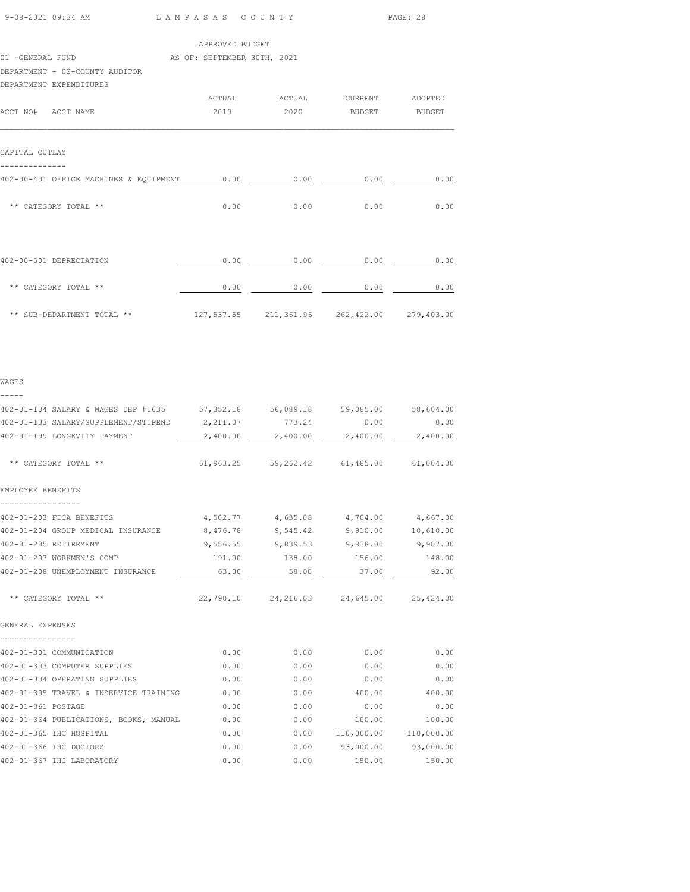APPROVED BUDGET

01 -GENERAL FUND AS OF: SEPTEMBER 30TH, 2021

DEPARTMENT - 02-COUNTY AUDITOR

DEPARTMENT EXPENDITURES

| ACCT NO# ACCT NAME | ACTUAL 2019 | ACTUAL 2020 | CURRENT BUDGET | ADOPTED BUDGET |
|---|---|---|---|---|
| **CAPITAL OUTLAY** | | | | |
| 402-00-401 OFFICE MACHINES & EQUIPMENT | 0.00 | 0.00 | 0.00 | 0.00 |
| ** CATEGORY TOTAL ** | 0.00 | 0.00 | 0.00 | 0.00 |
| 402-00-501 DEPRECIATION | 0.00 | 0.00 | 0.00 | 0.00 |
| ** CATEGORY TOTAL ** | 0.00 | 0.00 | 0.00 | 0.00 |
| ** SUB-DEPARTMENT TOTAL ** | 127,537.55 | 211,361.96 | 262,422.00 | 279,403.00 |
| **WAGES** | | | | |
| 402-01-104 SALARY & WAGES DEP #1635 | 57,352.18 | 56,089.18 | 59,085.00 | 58,604.00 |
| 402-01-133 SALARY/SUPPLEMENT/STIPEND | 2,211.07 | 773.24 | 0.00 | 0.00 |
| 402-01-199 LONGEVITY PAYMENT | 2,400.00 | 2,400.00 | 2,400.00 | 2,400.00 |
| ** CATEGORY TOTAL ** | 61,963.25 | 59,262.42 | 61,485.00 | 61,004.00 |
| **EMPLOYEE BENEFITS** | | | | |
| 402-01-203 FICA BENEFITS | 4,502.77 | 4,635.08 | 4,704.00 | 4,667.00 |
| 402-01-204 GROUP MEDICAL INSURANCE | 8,476.78 | 9,545.42 | 9,910.00 | 10,610.00 |
| 402-01-205 RETIREMENT | 9,556.55 | 9,839.53 | 9,838.00 | 9,907.00 |
| 402-01-207 WORKMEN'S COMP | 191.00 | 138.00 | 156.00 | 148.00 |
| 402-01-208 UNEMPLOYMENT INSURANCE | 63.00 | 58.00 | 37.00 | 92.00 |
| ** CATEGORY TOTAL ** | 22,790.10 | 24,216.03 | 24,645.00 | 25,424.00 |
| **GENERAL EXPENSES** | | | | |
| 402-01-301 COMMUNICATION | 0.00 | 0.00 | 0.00 | 0.00 |
| 402-01-303 COMPUTER SUPPLIES | 0.00 | 0.00 | 0.00 | 0.00 |
| 402-01-304 OPERATING SUPPLIES | 0.00 | 0.00 | 0.00 | 0.00 |
| 402-01-305 TRAVEL & INSERVICE TRAINING | 0.00 | 0.00 | 400.00 | 400.00 |
| 402-01-361 POSTAGE | 0.00 | 0.00 | 0.00 | 0.00 |
| 402-01-364 PUBLICATIONS, BOOKS, MANUAL | 0.00 | 0.00 | 100.00 | 100.00 |
| 402-01-365 IHC HOSPITAL | 0.00 | 0.00 | 110,000.00 | 110,000.00 |
| 402-01-366 IHC DOCTORS | 0.00 | 0.00 | 93,000.00 | 93,000.00 |
| 402-01-367 IHC LABORATORY | 0.00 | 0.00 | 150.00 | 150.00 |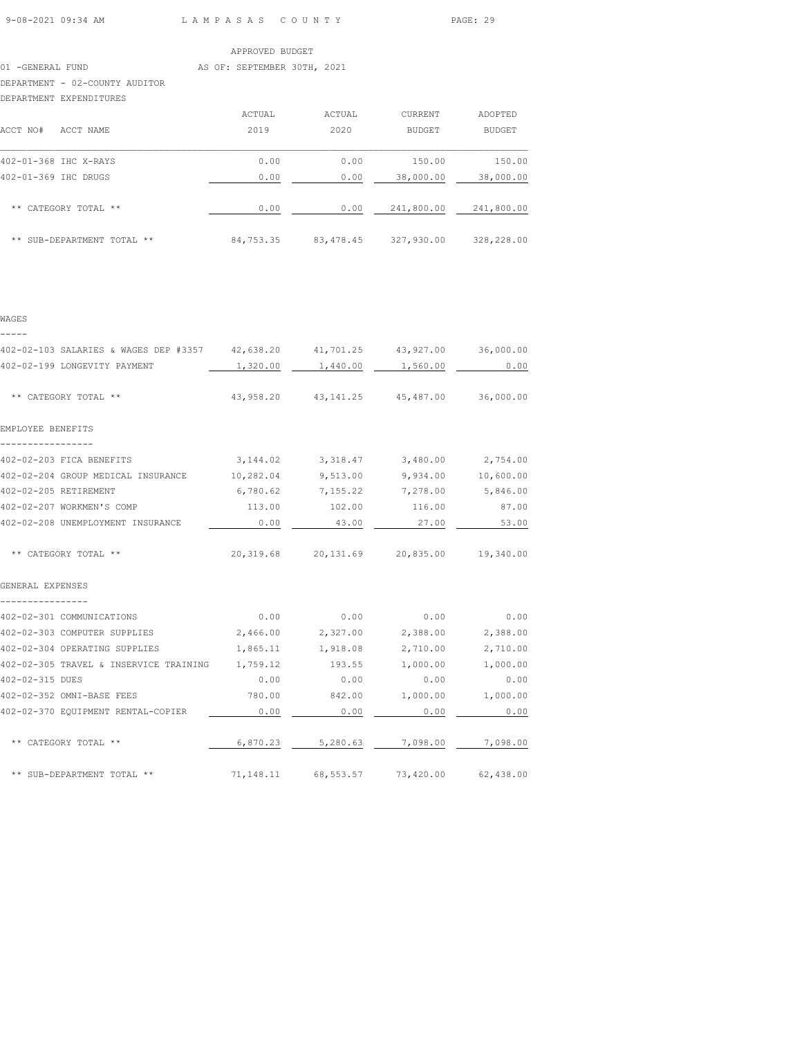APPROVED BUDGET

01 -GENERAL FUND AS OF: SEPTEMBER 30TH, 2021

DEPARTMENT - 02-COUNTY AUDITOR

DEPARTMENT EXPENDITURES

| ACCT NO# ACCT NAME | ACTUAL 2019 | ACTUAL 2020 | CURRENT BUDGET | ADOPTED BUDGET |
|---|---|---|---|---|
| 402-01-368 IHC X-RAYS | 0.00 | 0.00 | 150.00 | 150.00 |
| 402-01-369 IHC DRUGS | 0.00 | 0.00 | 38,000.00 | 38,000.00 |
| ** CATEGORY TOTAL ** | 0.00 | 0.00 | 241,800.00 | 241,800.00 |
| ** SUB-DEPARTMENT TOTAL ** | 84,753.35 | 83,478.45 | 327,930.00 | 328,228.00 |

WAGES

| ACCT NO# ACCT NAME | ACTUAL 2019 | ACTUAL 2020 | CURRENT BUDGET | ADOPTED BUDGET |
|---|---|---|---|---|
| 402-02-103 SALARIES & WAGES DEP #3357 | 42,638.20 | 41,701.25 | 43,927.00 | 36,000.00 |
| 402-02-199 LONGEVITY PAYMENT | 1,320.00 | 1,440.00 | 1,560.00 | 0.00 |
| ** CATEGORY TOTAL ** | 43,958.20 | 43,141.25 | 45,487.00 | 36,000.00 |

EMPLOYEE BENEFITS

| ACCT NO# ACCT NAME | ACTUAL 2019 | ACTUAL 2020 | CURRENT BUDGET | ADOPTED BUDGET |
|---|---|---|---|---|
| 402-02-203 FICA BENEFITS | 3,144.02 | 3,318.47 | 3,480.00 | 2,754.00 |
| 402-02-204 GROUP MEDICAL INSURANCE | 10,282.04 | 9,513.00 | 9,934.00 | 10,600.00 |
| 402-02-205 RETIREMENT | 6,780.62 | 7,155.22 | 7,278.00 | 5,846.00 |
| 402-02-207 WORKMEN'S COMP | 113.00 | 102.00 | 116.00 | 87.00 |
| 402-02-208 UNEMPLOYMENT INSURANCE | 0.00 | 43.00 | 27.00 | 53.00 |
| ** CATEGORY TOTAL ** | 20,319.68 | 20,131.69 | 20,835.00 | 19,340.00 |

GENERAL EXPENSES

| ACCT NO# ACCT NAME | ACTUAL 2019 | ACTUAL 2020 | CURRENT BUDGET | ADOPTED BUDGET |
|---|---|---|---|---|
| 402-02-301 COMMUNICATIONS | 0.00 | 0.00 | 0.00 | 0.00 |
| 402-02-303 COMPUTER SUPPLIES | 2,466.00 | 2,327.00 | 2,388.00 | 2,388.00 |
| 402-02-304 OPERATING SUPPLIES | 1,865.11 | 1,918.08 | 2,710.00 | 2,710.00 |
| 402-02-305 TRAVEL & INSERVICE TRAINING | 1,759.12 | 193.55 | 1,000.00 | 1,000.00 |
| 402-02-315 DUES | 0.00 | 0.00 | 0.00 | 0.00 |
| 402-02-352 OMNI-BASE FEES | 780.00 | 842.00 | 1,000.00 | 1,000.00 |
| 402-02-370 EQUIPMENT RENTAL-COPIER | 0.00 | 0.00 | 0.00 | 0.00 |
| ** CATEGORY TOTAL ** | 6,870.23 | 5,280.63 | 7,098.00 | 7,098.00 |
| ** SUB-DEPARTMENT TOTAL ** | 71,148.11 | 68,553.57 | 73,420.00 | 62,438.00 |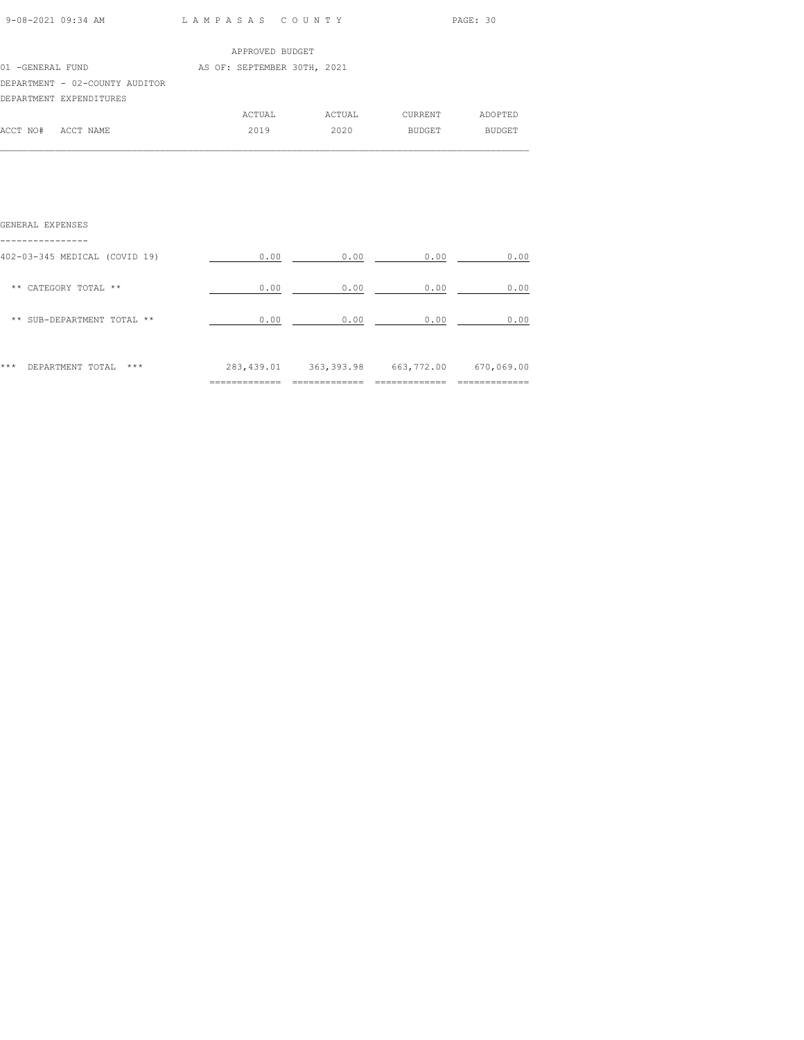APPROVED BUDGET

01 -GENERAL FUND AS OF: SEPTEMBER 30TH, 2021

DEPARTMENT - 02-COUNTY AUDITOR

DEPARTMENT EXPENDITURES

| ACCT NO# ACCT NAME | ACTUAL 2019 | ACTUAL 2020 | CURRENT BUDGET | ADOPTED BUDGET |
|---|---|---|---|---|
| **GENERAL EXPENSES** | | | | |
| 402-03-345 MEDICAL (COVID 19) | 0.00 | 0.00 | 0.00 | 0.00 |
| ** CATEGORY TOTAL ** | 0.00 | 0.00 | 0.00 | 0.00 |
| ** SUB-DEPARTMENT TOTAL ** | 0.00 | 0.00 | 0.00 | 0.00 |
| *** DEPARTMENT TOTAL *** | 283,439.01 | 363,393.98 | 663,772.00 | 670,069.00 |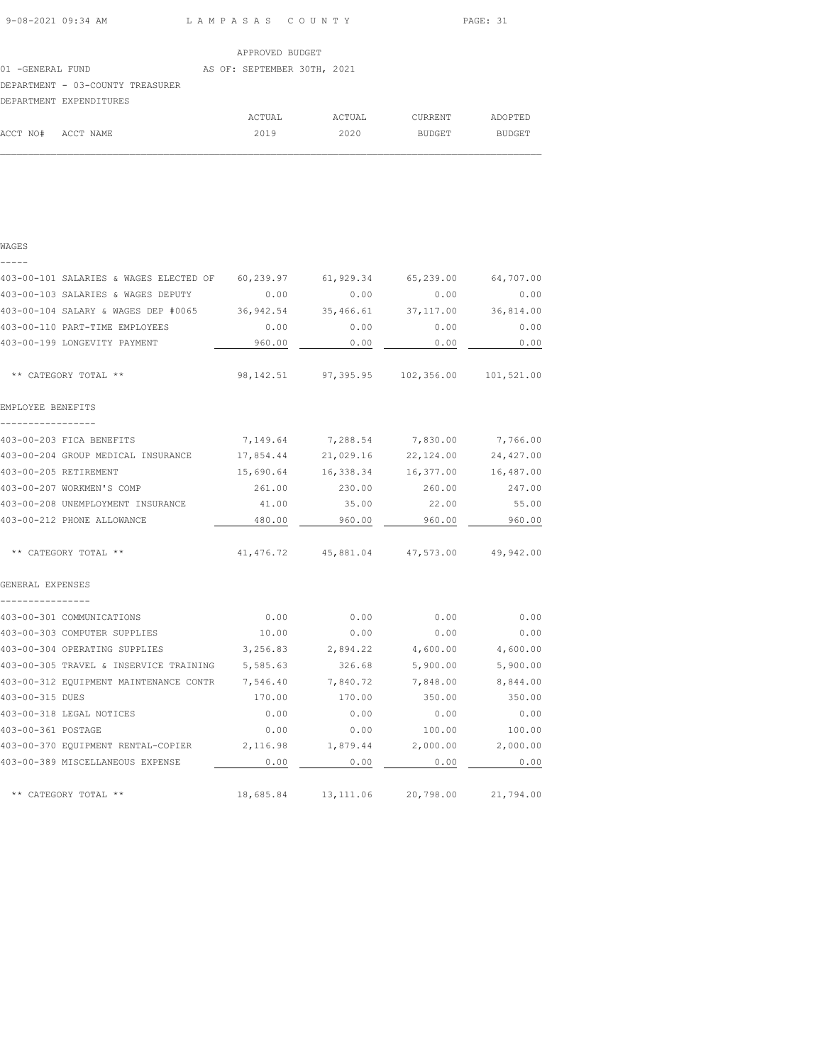APPROVED BUDGET

01 -GENERAL FUND AS OF: SEPTEMBER 30TH, 2021

DEPARTMENT - 03-COUNTY TREASURER

DEPARTMENT EXPENDITURES

| ACCT NO# | ACCT NAME | ACTUAL 2019 | ACTUAL 2020 | CURRENT BUDGET | ADOPTED BUDGET |
|---|---|---|---|---|---|
| **WAGES** | | | | | |
| 403-00-101 | SALARIES & WAGES ELECTED OF | 60,239.97 | 61,929.34 | 65,239.00 | 64,707.00 |
| 403-00-103 | SALARIES & WAGES DEPUTY | 0.00 | 0.00 | 0.00 | 0.00 |
| 403-00-104 | SALARY & WAGES DEP #0065 | 36,942.54 | 35,466.61 | 37,117.00 | 36,814.00 |
| 403-00-110 | PART-TIME EMPLOYEES | 0.00 | 0.00 | 0.00 | 0.00 |
| 403-00-199 | LONGEVITY PAYMENT | 960.00 | 0.00 | 0.00 | 0.00 |
| | ** CATEGORY TOTAL ** | 98,142.51 | 97,395.95 | 102,356.00 | 101,521.00 |
| **EMPLOYEE BENEFITS** | | | | | |
| 403-00-203 | FICA BENEFITS | 7,149.64 | 7,288.54 | 7,830.00 | 7,766.00 |
| 403-00-204 | GROUP MEDICAL INSURANCE | 17,854.44 | 21,029.16 | 22,124.00 | 24,427.00 |
| 403-00-205 | RETIREMENT | 15,690.64 | 16,338.34 | 16,377.00 | 16,487.00 |
| 403-00-207 | WORKMEN'S COMP | 261.00 | 230.00 | 260.00 | 247.00 |
| 403-00-208 | UNEMPLOYMENT INSURANCE | 41.00 | 35.00 | 22.00 | 55.00 |
| 403-00-212 | PHONE ALLOWANCE | 480.00 | 960.00 | 960.00 | 960.00 |
| | ** CATEGORY TOTAL ** | 41,476.72 | 45,881.04 | 47,573.00 | 49,942.00 |
| **GENERAL EXPENSES** | | | | | |
| 403-00-301 | COMMUNICATIONS | 0.00 | 0.00 | 0.00 | 0.00 |
| 403-00-303 | COMPUTER SUPPLIES | 10.00 | 0.00 | 0.00 | 0.00 |
| 403-00-304 | OPERATING SUPPLIES | 3,256.83 | 2,894.22 | 4,600.00 | 4,600.00 |
| 403-00-305 | TRAVEL & INSERVICE TRAINING | 5,585.63 | 326.68 | 5,900.00 | 5,900.00 |
| 403-00-312 | EQUIPMENT MAINTENANCE CONTR | 7,546.40 | 7,840.72 | 7,848.00 | 8,844.00 |
| 403-00-315 | DUES | 170.00 | 170.00 | 350.00 | 350.00 |
| 403-00-318 | LEGAL NOTICES | 0.00 | 0.00 | 0.00 | 0.00 |
| 403-00-361 | POSTAGE | 0.00 | 0.00 | 100.00 | 100.00 |
| 403-00-370 | EQUIPMENT RENTAL-COPIER | 2,116.98 | 1,879.44 | 2,000.00 | 2,000.00 |
| 403-00-389 | MISCELLANEOUS EXPENSE | 0.00 | 0.00 | 0.00 | 0.00 |
| | ** CATEGORY TOTAL ** | 18,685.84 | 13,111.06 | 20,798.00 | 21,794.00 |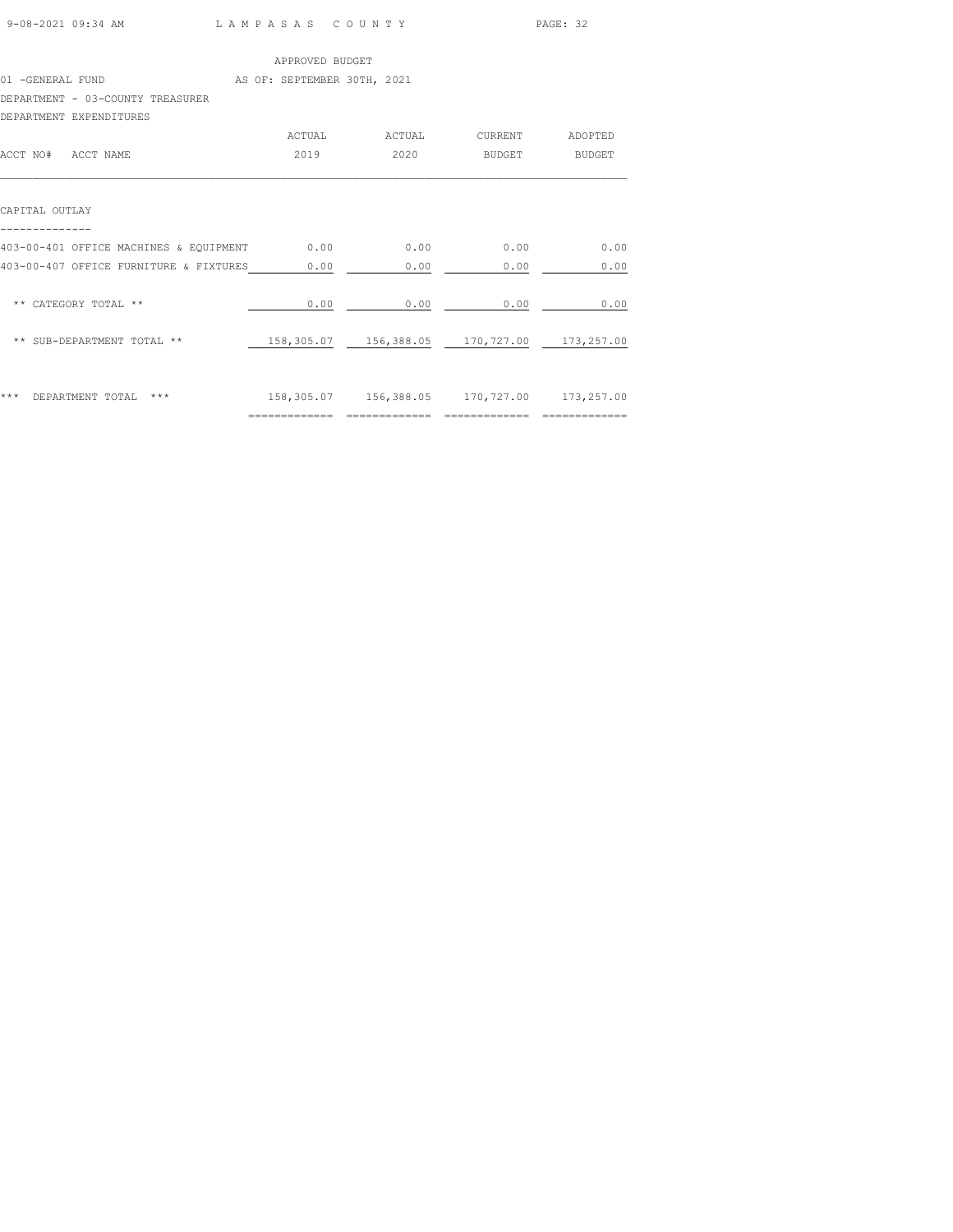APPROVED BUDGET

01 -GENERAL FUND AS OF: SEPTEMBER 30TH, 2021

DEPARTMENT - 03-COUNTY TREASURER

DEPARTMENT EXPENDITURES

| ACCT NO# ACCT NAME | ACTUAL 2019 | ACTUAL 2020 | CURRENT BUDGET | ADOPTED BUDGET |
|---|---|---|---|---|
| **CAPITAL OUTLAY** | | | | |
| 403-00-401 OFFICE MACHINES & EQUIPMENT | 0.00 | 0.00 | 0.00 | 0.00 |
| 403-00-407 OFFICE FURNITURE & FIXTURES | 0.00 | 0.00 | 0.00 | 0.00 |
| ** CATEGORY TOTAL ** | 0.00 | 0.00 | 0.00 | 0.00 |
| ** SUB-DEPARTMENT TOTAL ** | 158,305.07 | 156,388.05 | 170,727.00 | 173,257.00 |
| *** DEPARTMENT TOTAL *** | 158,305.07 | 156,388.05 | 170,727.00 | 173,257.00 |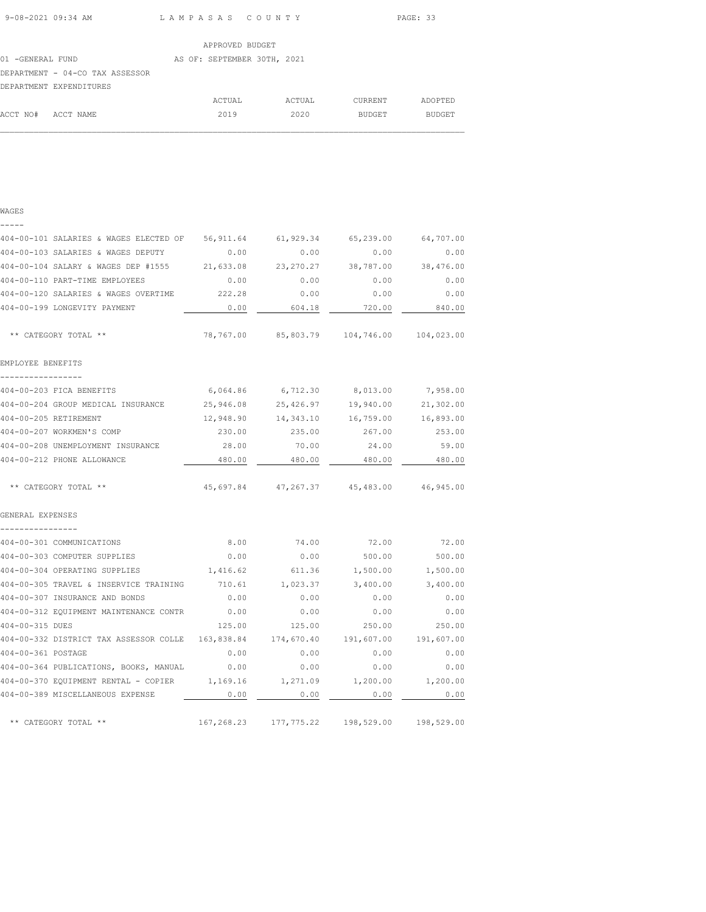APPROVED BUDGET

01 -GENERAL FUND AS OF: SEPTEMBER 30TH, 2021

DEPARTMENT - 04-CO TAX ASSESSOR

DEPARTMENT EXPENDITURES

| ACCT NO# | ACCT NAME | ACTUAL 2019 | ACTUAL 2020 | CURRENT BUDGET | ADOPTED BUDGET |
|---|---|---|---|---|---|
| **WAGES** | | | | | |
| 404-00-101 | SALARIES & WAGES ELECTED OF | 56,911.64 | 61,929.34 | 65,239.00 | 64,707.00 |
| 404-00-103 | SALARIES & WAGES DEPUTY | 0.00 | 0.00 | 0.00 | 0.00 |
| 404-00-104 | SALARY & WAGES DEP #1555 | 21,633.08 | 23,270.27 | 38,787.00 | 38,476.00 |
| 404-00-110 | PART-TIME EMPLOYEES | 0.00 | 0.00 | 0.00 | 0.00 |
| 404-00-120 | SALARIES & WAGES OVERTIME | 222.28 | 0.00 | 0.00 | 0.00 |
| 404-00-199 | LONGEVITY PAYMENT | 0.00 | 604.18 | 720.00 | 840.00 |
| | ** CATEGORY TOTAL ** | 78,767.00 | 85,803.79 | 104,746.00 | 104,023.00 |
| **EMPLOYEE BENEFITS** | | | | | |
| 404-00-203 | FICA BENEFITS | 6,064.86 | 6,712.30 | 8,013.00 | 7,958.00 |
| 404-00-204 | GROUP MEDICAL INSURANCE | 25,946.08 | 25,426.97 | 19,940.00 | 21,302.00 |
| 404-00-205 | RETIREMENT | 12,948.90 | 14,343.10 | 16,759.00 | 16,893.00 |
| 404-00-207 | WORKMEN'S COMP | 230.00 | 235.00 | 267.00 | 253.00 |
| 404-00-208 | UNEMPLOYMENT INSURANCE | 28.00 | 70.00 | 24.00 | 59.00 |
| 404-00-212 | PHONE ALLOWANCE | 480.00 | 480.00 | 480.00 | 480.00 |
| | ** CATEGORY TOTAL ** | 45,697.84 | 47,267.37 | 45,483.00 | 46,945.00 |
| **GENERAL EXPENSES** | | | | | |
| 404-00-301 | COMMUNICATIONS | 8.00 | 74.00 | 72.00 | 72.00 |
| 404-00-303 | COMPUTER SUPPLIES | 0.00 | 0.00 | 500.00 | 500.00 |
| 404-00-304 | OPERATING SUPPLIES | 1,416.62 | 611.36 | 1,500.00 | 1,500.00 |
| 404-00-305 | TRAVEL & INSERVICE TRAINING | 710.61 | 1,023.37 | 3,400.00 | 3,400.00 |
| 404-00-307 | INSURANCE AND BONDS | 0.00 | 0.00 | 0.00 | 0.00 |
| 404-00-312 | EQUIPMENT MAINTENANCE CONTR | 0.00 | 0.00 | 0.00 | 0.00 |
| 404-00-315 | DUES | 125.00 | 125.00 | 250.00 | 250.00 |
| 404-00-332 | DISTRICT TAX ASSESSOR COLLE | 163,838.84 | 174,670.40 | 191,607.00 | 191,607.00 |
| 404-00-361 | POSTAGE | 0.00 | 0.00 | 0.00 | 0.00 |
| 404-00-364 | PUBLICATIONS, BOOKS, MANUAL | 0.00 | 0.00 | 0.00 | 0.00 |
| 404-00-370 | EQUIPMENT RENTAL - COPIER | 1,169.16 | 1,271.09 | 1,200.00 | 1,200.00 |
| 404-00-389 | MISCELLANEOUS EXPENSE | 0.00 | 0.00 | 0.00 | 0.00 |
| | ** CATEGORY TOTAL ** | 167,268.23 | 177,775.22 | 198,529.00 | 198,529.00 |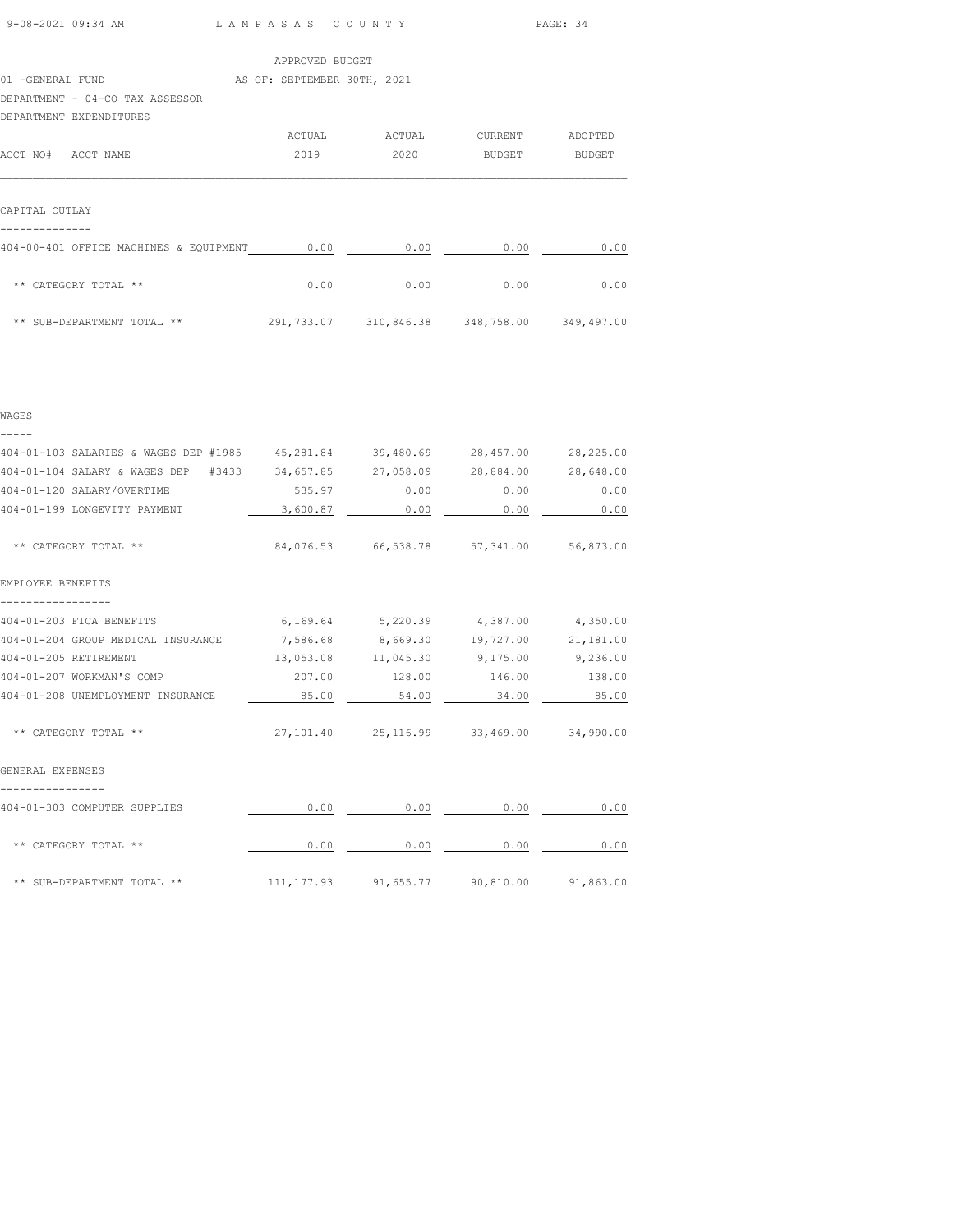APPROVED BUDGET

01 -GENERAL FUND — AS OF: SEPTEMBER 30TH, 2021

DEPARTMENT - 04-CO TAX ASSESSOR

DEPARTMENT EXPENDITURES

| ACCT NO# ACCT NAME | ACTUAL 2019 | ACTUAL 2020 | CURRENT BUDGET | ADOPTED BUDGET |
|---|---|---|---|---|
| **CAPITAL OUTLAY** | | | | |
| 404-00-401 OFFICE MACHINES & EQUIPMENT | 0.00 | 0.00 | 0.00 | 0.00 |
| ** CATEGORY TOTAL ** | 0.00 | 0.00 | 0.00 | 0.00 |
| ** SUB-DEPARTMENT TOTAL ** | 291,733.07 | 310,846.38 | 348,758.00 | 349,497.00 |
| **WAGES** | | | | |
| 404-01-103 SALARIES & WAGES DEP #1985 | 45,281.84 | 39,480.69 | 28,457.00 | 28,225.00 |
| 404-01-104 SALARY & WAGES DEP #3433 | 34,657.85 | 27,058.09 | 28,884.00 | 28,648.00 |
| 404-01-120 SALARY/OVERTIME | 535.97 | 0.00 | 0.00 | 0.00 |
| 404-01-199 LONGEVITY PAYMENT | 3,600.87 | 0.00 | 0.00 | 0.00 |
| ** CATEGORY TOTAL ** | 84,076.53 | 66,538.78 | 57,341.00 | 56,873.00 |
| **EMPLOYEE BENEFITS** | | | | |
| 404-01-203 FICA BENEFITS | 6,169.64 | 5,220.39 | 4,387.00 | 4,350.00 |
| 404-01-204 GROUP MEDICAL INSURANCE | 7,586.68 | 8,669.30 | 19,727.00 | 21,181.00 |
| 404-01-205 RETIREMENT | 13,053.08 | 11,045.30 | 9,175.00 | 9,236.00 |
| 404-01-207 WORKMAN'S COMP | 207.00 | 128.00 | 146.00 | 138.00 |
| 404-01-208 UNEMPLOYMENT INSURANCE | 85.00 | 54.00 | 34.00 | 85.00 |
| ** CATEGORY TOTAL ** | 27,101.40 | 25,116.99 | 33,469.00 | 34,990.00 |
| **GENERAL EXPENSES** | | | | |
| 404-01-303 COMPUTER SUPPLIES | 0.00 | 0.00 | 0.00 | 0.00 |
| ** CATEGORY TOTAL ** | 0.00 | 0.00 | 0.00 | 0.00 |
| ** SUB-DEPARTMENT TOTAL ** | 111,177.93 | 91,655.77 | 90,810.00 | 91,863.00 |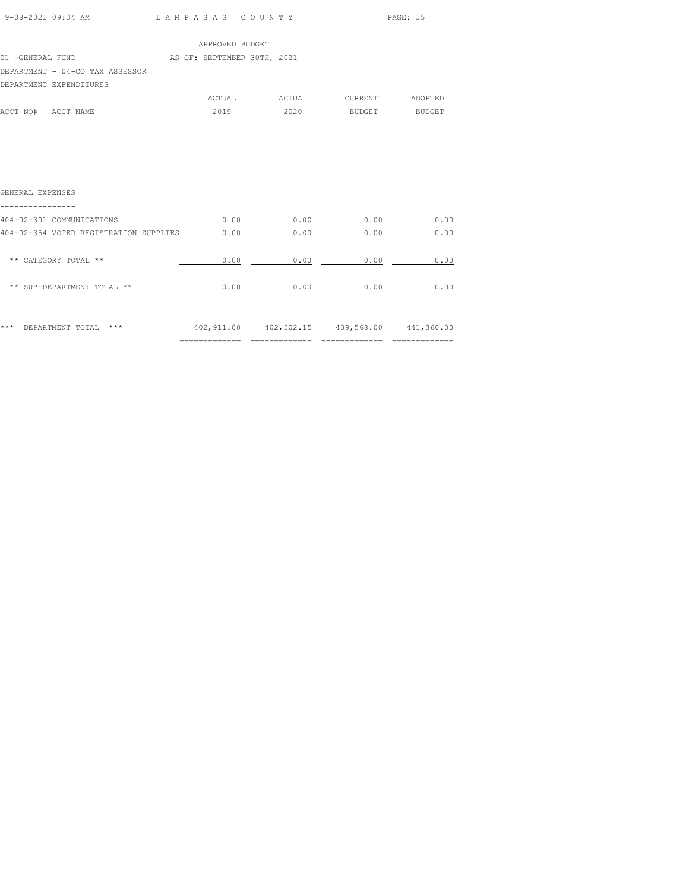APPROVED BUDGET

01 -GENERAL FUND AS OF: SEPTEMBER 30TH, 2021

DEPARTMENT - 04-CO TAX ASSESSOR

DEPARTMENT EXPENDITURES

| ACCT NO# ACCT NAME | ACTUAL 2019 | ACTUAL 2020 | CURRENT BUDGET | ADOPTED BUDGET |
|---|---|---|---|---|
| **GENERAL EXPENSES** | | | | |
| 404-02-301 COMMUNICATIONS | 0.00 | 0.00 | 0.00 | 0.00 |
| 404-02-354 VOTER REGISTRATION SUPPLIES | 0.00 | 0.00 | 0.00 | 0.00 |
| ** CATEGORY TOTAL ** | 0.00 | 0.00 | 0.00 | 0.00 |
| ** SUB-DEPARTMENT TOTAL ** | 0.00 | 0.00 | 0.00 | 0.00 |
| *** DEPARTMENT TOTAL *** | 402,911.00 | 402,502.15 | 439,568.00 | 441,360.00 |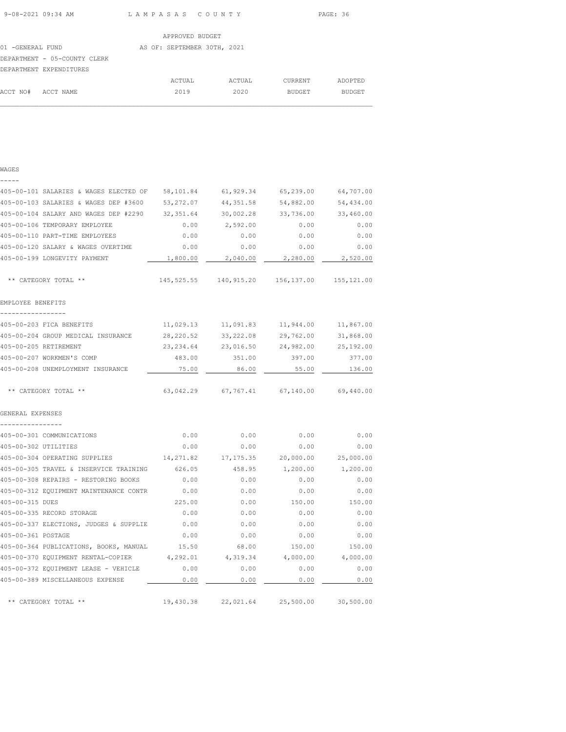APPROVED BUDGET

01 -GENERAL FUND — AS OF: SEPTEMBER 30TH, 2021

DEPARTMENT - 05-COUNTY CLERK

DEPARTMENT EXPENDITURES

| ACCT NO# ACCT NAME | ACTUAL 2019 | ACTUAL 2020 | CURRENT BUDGET | ADOPTED BUDGET |
|---|---|---|---|---|
| **WAGES** | | | | |
| 405-00-101 SALARIES & WAGES ELECTED OF | 58,101.84 | 61,929.34 | 65,239.00 | 64,707.00 |
| 405-00-103 SALARIES & WAGES DEP #3600 | 53,272.07 | 44,351.58 | 54,882.00 | 54,434.00 |
| 405-00-104 SALARY AND WAGES DEP #2290 | 32,351.64 | 30,002.28 | 33,736.00 | 33,460.00 |
| 405-00-106 TEMPORARY EMPLOYEE | 0.00 | 2,592.00 | 0.00 | 0.00 |
| 405-00-110 PART-TIME EMPLOYEES | 0.00 | 0.00 | 0.00 | 0.00 |
| 405-00-120 SALARY & WAGES OVERTIME | 0.00 | 0.00 | 0.00 | 0.00 |
| 405-00-199 LONGEVITY PAYMENT | 1,800.00 | 2,040.00 | 2,280.00 | 2,520.00 |
| ** CATEGORY TOTAL ** | 145,525.55 | 140,915.20 | 156,137.00 | 155,121.00 |
| **EMPLOYEE BENEFITS** | | | | |
| 405-00-203 FICA BENEFITS | 11,029.13 | 11,091.83 | 11,944.00 | 11,867.00 |
| 405-00-204 GROUP MEDICAL INSURANCE | 28,220.52 | 33,222.08 | 29,762.00 | 31,868.00 |
| 405-00-205 RETIREMENT | 23,234.64 | 23,016.50 | 24,982.00 | 25,192.00 |
| 405-00-207 WORKMEN'S COMP | 483.00 | 351.00 | 397.00 | 377.00 |
| 405-00-208 UNEMPLOYMENT INSURANCE | 75.00 | 86.00 | 55.00 | 136.00 |
| ** CATEGORY TOTAL ** | 63,042.29 | 67,767.41 | 67,140.00 | 69,440.00 |
| **GENERAL EXPENSES** | | | | |
| 405-00-301 COMMUNICATIONS | 0.00 | 0.00 | 0.00 | 0.00 |
| 405-00-302 UTILITIES | 0.00 | 0.00 | 0.00 | 0.00 |
| 405-00-304 OPERATING SUPPLIES | 14,271.82 | 17,175.35 | 20,000.00 | 25,000.00 |
| 405-00-305 TRAVEL & INSERVICE TRAINING | 626.05 | 458.95 | 1,200.00 | 1,200.00 |
| 405-00-308 REPAIRS - RESTORING BOOKS | 0.00 | 0.00 | 0.00 | 0.00 |
| 405-00-312 EQUIPMENT MAINTENANCE CONTR | 0.00 | 0.00 | 0.00 | 0.00 |
| 405-00-315 DUES | 225.00 | 0.00 | 150.00 | 150.00 |
| 405-00-335 RECORD STORAGE | 0.00 | 0.00 | 0.00 | 0.00 |
| 405-00-337 ELECTIONS, JUDGES & SUPPLIE | 0.00 | 0.00 | 0.00 | 0.00 |
| 405-00-361 POSTAGE | 0.00 | 0.00 | 0.00 | 0.00 |
| 405-00-364 PUBLICATIONS, BOOKS, MANUAL | 15.50 | 68.00 | 150.00 | 150.00 |
| 405-00-370 EQUIPMENT RENTAL-COPIER | 4,292.01 | 4,319.34 | 4,000.00 | 4,000.00 |
| 405-00-372 EQUIPMENT LEASE - VEHICLE | 0.00 | 0.00 | 0.00 | 0.00 |
| 405-00-389 MISCELLANEOUS EXPENSE | 0.00 | 0.00 | 0.00 | 0.00 |
| ** CATEGORY TOTAL ** | 19,430.38 | 22,021.64 | 25,500.00 | 30,500.00 |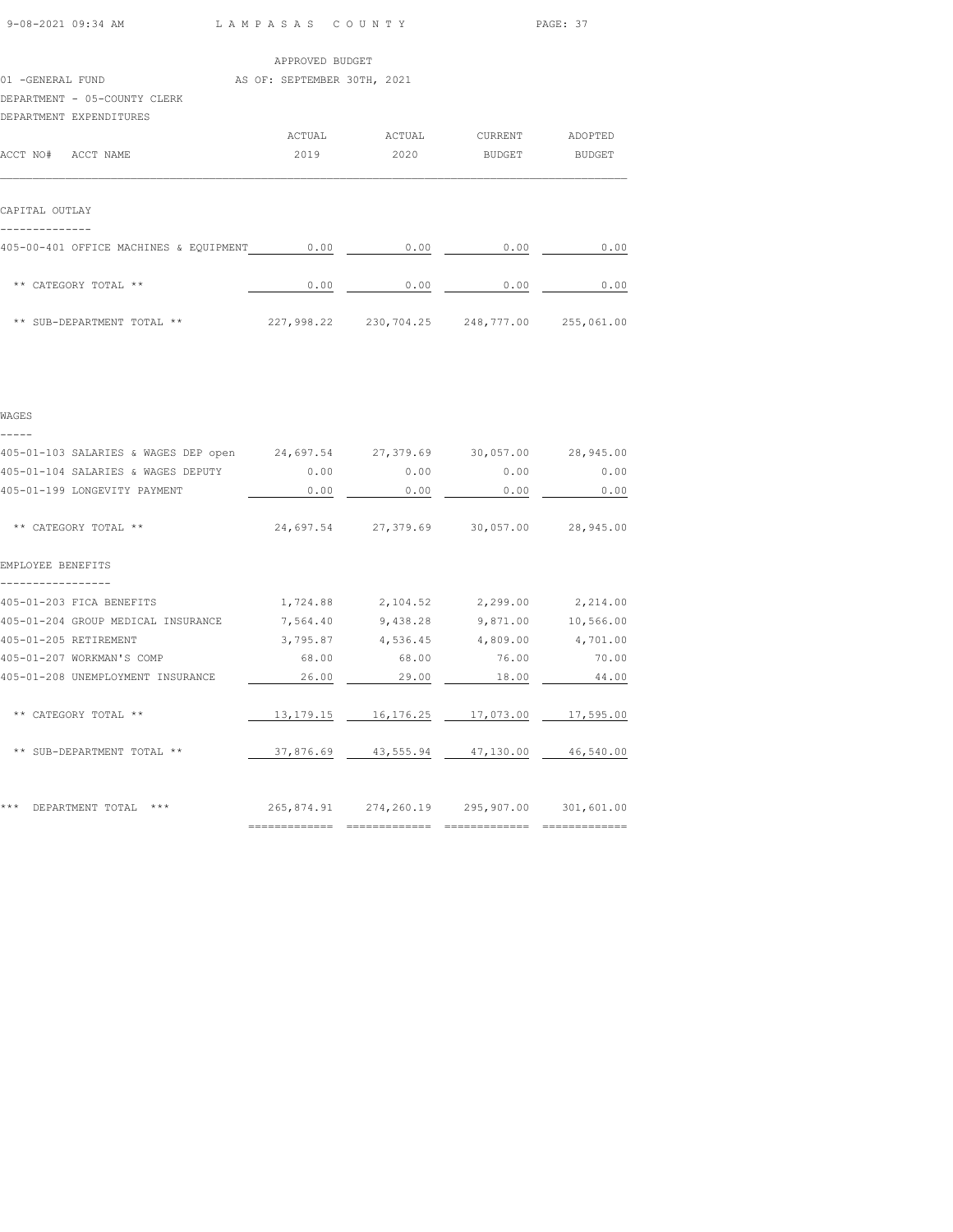APPROVED BUDGET

01 -GENERAL FUND AS OF: SEPTEMBER 30TH, 2021

DEPARTMENT - 05-COUNTY CLERK

DEPARTMENT EXPENDITURES

| ACCT NO# ACCT NAME | ACTUAL 2019 | ACTUAL 2020 | CURRENT BUDGET | ADOPTED BUDGET |
|---|---|---|---|---|
| **CAPITAL OUTLAY** | | | | |
| 405-00-401 OFFICE MACHINES & EQUIPMENT | 0.00 | 0.00 | 0.00 | 0.00 |
| ** CATEGORY TOTAL ** | 0.00 | 0.00 | 0.00 | 0.00 |
| ** SUB-DEPARTMENT TOTAL ** | 227,998.22 | 230,704.25 | 248,777.00 | 255,061.00 |
| **WAGES** | | | | |
| 405-01-103 SALARIES & WAGES DEP open | 24,697.54 | 27,379.69 | 30,057.00 | 28,945.00 |
| 405-01-104 SALARIES & WAGES DEPUTY | 0.00 | 0.00 | 0.00 | 0.00 |
| 405-01-199 LONGEVITY PAYMENT | 0.00 | 0.00 | 0.00 | 0.00 |
| ** CATEGORY TOTAL ** | 24,697.54 | 27,379.69 | 30,057.00 | 28,945.00 |
| **EMPLOYEE BENEFITS** | | | | |
| 405-01-203 FICA BENEFITS | 1,724.88 | 2,104.52 | 2,299.00 | 2,214.00 |
| 405-01-204 GROUP MEDICAL INSURANCE | 7,564.40 | 9,438.28 | 9,871.00 | 10,566.00 |
| 405-01-205 RETIREMENT | 3,795.87 | 4,536.45 | 4,809.00 | 4,701.00 |
| 405-01-207 WORKMAN'S COMP | 68.00 | 68.00 | 76.00 | 70.00 |
| 405-01-208 UNEMPLOYMENT INSURANCE | 26.00 | 29.00 | 18.00 | 44.00 |
| ** CATEGORY TOTAL ** | 13,179.15 | 16,176.25 | 17,073.00 | 17,595.00 |
| ** SUB-DEPARTMENT TOTAL ** | 37,876.69 | 43,555.94 | 47,130.00 | 46,540.00 |
| *** DEPARTMENT TOTAL *** | 265,874.91 | 274,260.19 | 295,907.00 | 301,601.00 |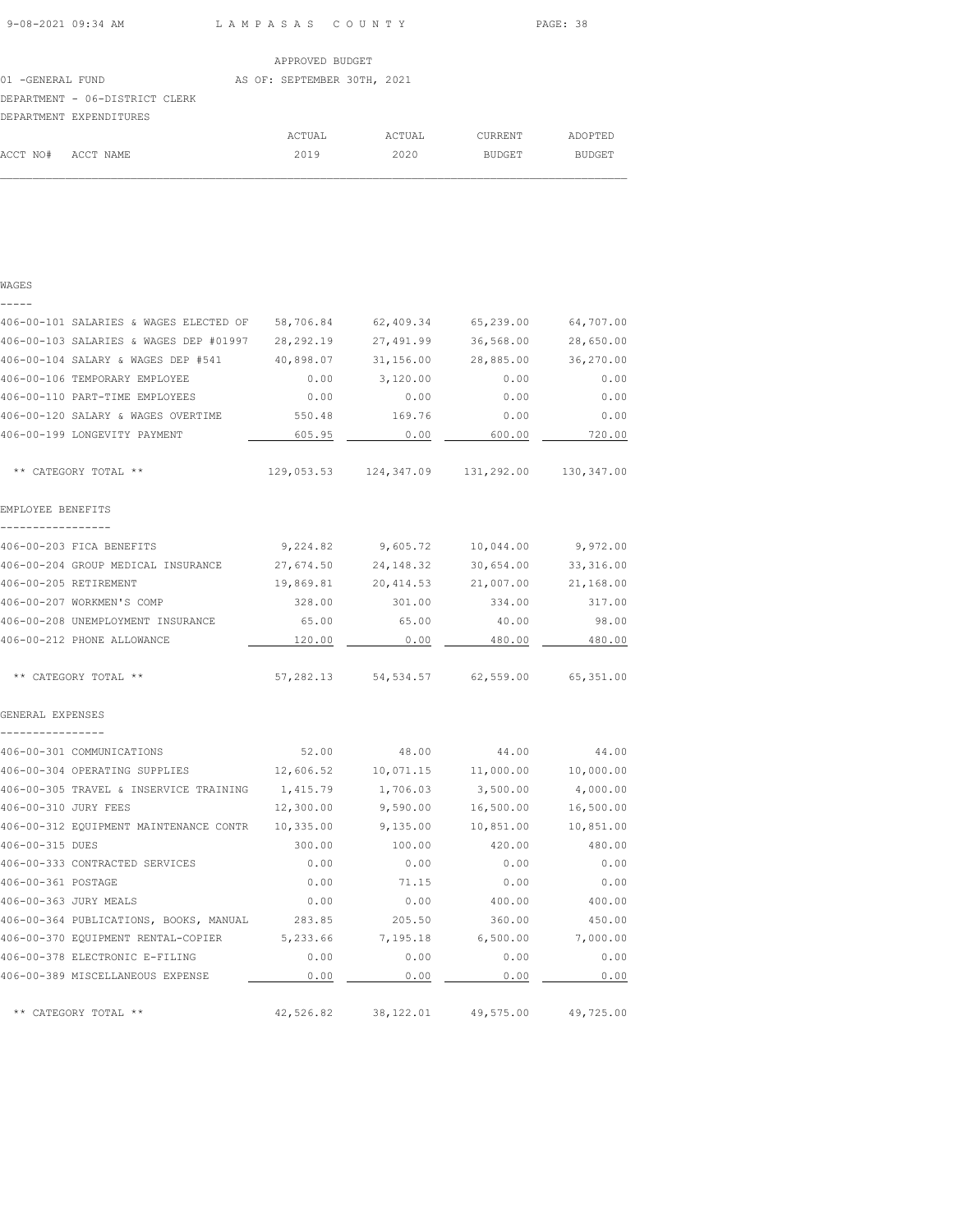APPROVED BUDGET

01 -GENERAL FUND AS OF: SEPTEMBER 30TH, 2021

DEPARTMENT - 06-DISTRICT CLERK

DEPARTMENT EXPENDITURES

| ACCT NO# | ACCT NAME | ACTUAL 2019 | ACTUAL 2020 | CURRENT BUDGET | ADOPTED BUDGET |
|---|---|---|---|---|---|
| **WAGES** | | | | | |
| 406-00-101 | SALARIES & WAGES ELECTED OF | 58,706.84 | 62,409.34 | 65,239.00 | 64,707.00 |
| 406-00-103 | SALARIES & WAGES DEP #01997 | 28,292.19 | 27,491.99 | 36,568.00 | 28,650.00 |
| 406-00-104 | SALARY & WAGES DEP #541 | 40,898.07 | 31,156.00 | 28,885.00 | 36,270.00 |
| 406-00-106 | TEMPORARY EMPLOYEE | 0.00 | 3,120.00 | 0.00 | 0.00 |
| 406-00-110 | PART-TIME EMPLOYEES | 0.00 | 0.00 | 0.00 | 0.00 |
| 406-00-120 | SALARY & WAGES OVERTIME | 550.48 | 169.76 | 0.00 | 0.00 |
| 406-00-199 | LONGEVITY PAYMENT | 605.95 | 0.00 | 600.00 | 720.00 |
| | ** CATEGORY TOTAL ** | 129,053.53 | 124,347.09 | 131,292.00 | 130,347.00 |
| **EMPLOYEE BENEFITS** | | | | | |
| 406-00-203 | FICA BENEFITS | 9,224.82 | 9,605.72 | 10,044.00 | 9,972.00 |
| 406-00-204 | GROUP MEDICAL INSURANCE | 27,674.50 | 24,148.32 | 30,654.00 | 33,316.00 |
| 406-00-205 | RETIREMENT | 19,869.81 | 20,414.53 | 21,007.00 | 21,168.00 |
| 406-00-207 | WORKMEN'S COMP | 328.00 | 301.00 | 334.00 | 317.00 |
| 406-00-208 | UNEMPLOYMENT INSURANCE | 65.00 | 65.00 | 40.00 | 98.00 |
| 406-00-212 | PHONE ALLOWANCE | 120.00 | 0.00 | 480.00 | 480.00 |
| | ** CATEGORY TOTAL ** | 57,282.13 | 54,534.57 | 62,559.00 | 65,351.00 |
| **GENERAL EXPENSES** | | | | | |
| 406-00-301 | COMMUNICATIONS | 52.00 | 48.00 | 44.00 | 44.00 |
| 406-00-304 | OPERATING SUPPLIES | 12,606.52 | 10,071.15 | 11,000.00 | 10,000.00 |
| 406-00-305 | TRAVEL & INSERVICE TRAINING | 1,415.79 | 1,706.03 | 3,500.00 | 4,000.00 |
| 406-00-310 | JURY FEES | 12,300.00 | 9,590.00 | 16,500.00 | 16,500.00 |
| 406-00-312 | EQUIPMENT MAINTENANCE CONTR | 10,335.00 | 9,135.00 | 10,851.00 | 10,851.00 |
| 406-00-315 | DUES | 300.00 | 100.00 | 420.00 | 480.00 |
| 406-00-333 | CONTRACTED SERVICES | 0.00 | 0.00 | 0.00 | 0.00 |
| 406-00-361 | POSTAGE | 0.00 | 71.15 | 0.00 | 0.00 |
| 406-00-363 | JURY MEALS | 0.00 | 0.00 | 400.00 | 400.00 |
| 406-00-364 | PUBLICATIONS, BOOKS, MANUAL | 283.85 | 205.50 | 360.00 | 450.00 |
| 406-00-370 | EQUIPMENT RENTAL-COPIER | 5,233.66 | 7,195.18 | 6,500.00 | 7,000.00 |
| 406-00-378 | ELECTRONIC E-FILING | 0.00 | 0.00 | 0.00 | 0.00 |
| 406-00-389 | MISCELLANEOUS EXPENSE | 0.00 | 0.00 | 0.00 | 0.00 |
| | ** CATEGORY TOTAL ** | 42,526.82 | 38,122.01 | 49,575.00 | 49,725.00 |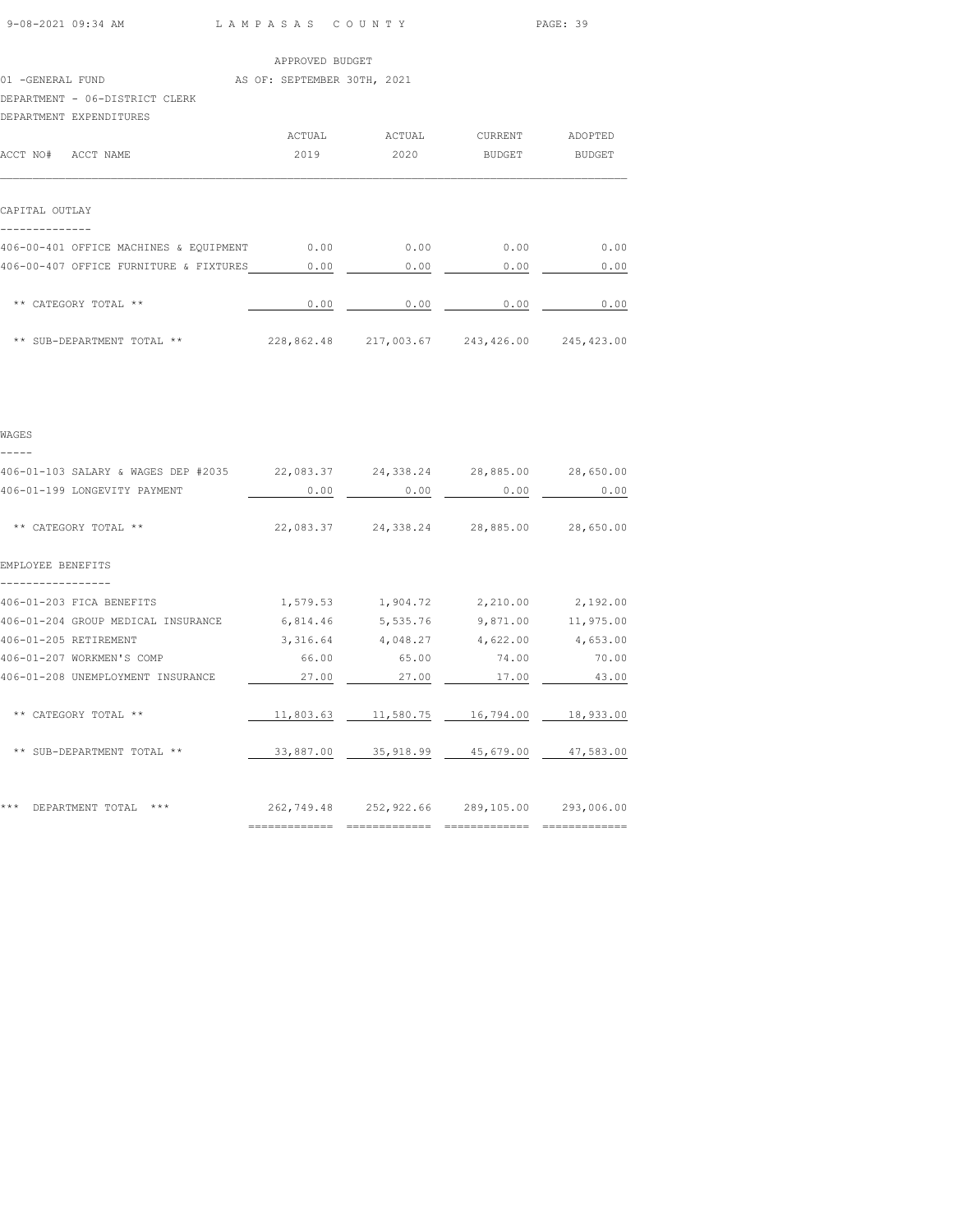APPROVED BUDGET

01 -GENERAL FUND AS OF: SEPTEMBER 30TH, 2021

DEPARTMENT - 06-DISTRICT CLERK

DEPARTMENT EXPENDITURES

| ACCT NO# | ACCT NAME | ACTUAL 2019 | ACTUAL 2020 | CURRENT BUDGET | ADOPTED BUDGET |
|---|---|---|---|---|---|
| | **CAPITAL OUTLAY** | | | | |
| 406-00-401 | OFFICE MACHINES & EQUIPMENT | 0.00 | 0.00 | 0.00 | 0.00 |
| 406-00-407 | OFFICE FURNITURE & FIXTURES | 0.00 | 0.00 | 0.00 | 0.00 |
| | ** CATEGORY TOTAL ** | 0.00 | 0.00 | 0.00 | 0.00 |
| | ** SUB-DEPARTMENT TOTAL ** | 228,862.48 | 217,003.67 | 243,426.00 | 245,423.00 |
| | **WAGES** | | | | |
| 406-01-103 | SALARY & WAGES DEP #2035 | 22,083.37 | 24,338.24 | 28,885.00 | 28,650.00 |
| 406-01-199 | LONGEVITY PAYMENT | 0.00 | 0.00 | 0.00 | 0.00 |
| | ** CATEGORY TOTAL ** | 22,083.37 | 24,338.24 | 28,885.00 | 28,650.00 |
| | **EMPLOYEE BENEFITS** | | | | |
| 406-01-203 | FICA BENEFITS | 1,579.53 | 1,904.72 | 2,210.00 | 2,192.00 |
| 406-01-204 | GROUP MEDICAL INSURANCE | 6,814.46 | 5,535.76 | 9,871.00 | 11,975.00 |
| 406-01-205 | RETIREMENT | 3,316.64 | 4,048.27 | 4,622.00 | 4,653.00 |
| 406-01-207 | WORKMEN'S COMP | 66.00 | 65.00 | 74.00 | 70.00 |
| 406-01-208 | UNEMPLOYMENT INSURANCE | 27.00 | 27.00 | 17.00 | 43.00 |
| | ** CATEGORY TOTAL ** | 11,803.63 | 11,580.75 | 16,794.00 | 18,933.00 |
| | ** SUB-DEPARTMENT TOTAL ** | 33,887.00 | 35,918.99 | 45,679.00 | 47,583.00 |
| | *** DEPARTMENT TOTAL *** | 262,749.48 | 252,922.66 | 289,105.00 | 293,006.00 |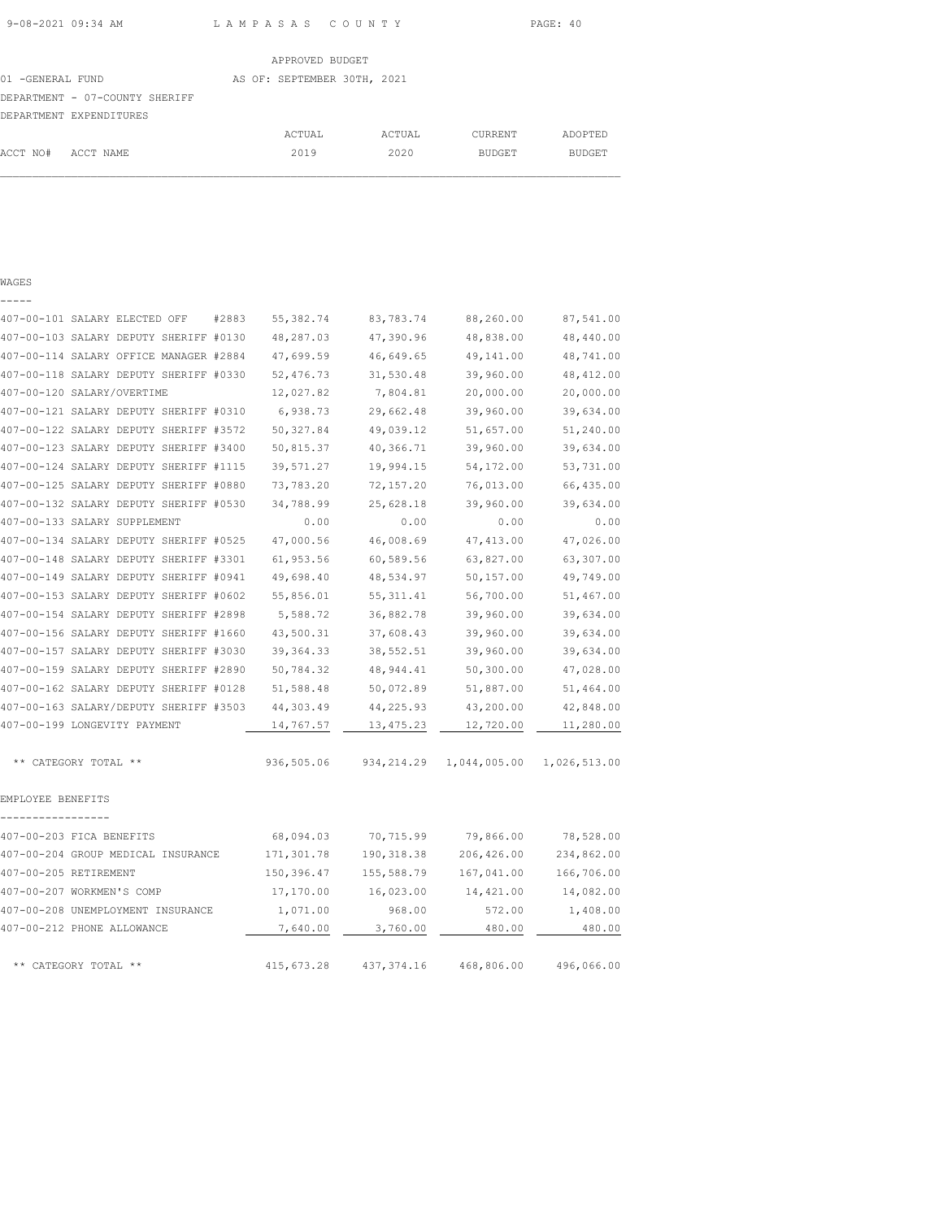APPROVED BUDGET

01 -GENERAL FUND AS OF: SEPTEMBER 30TH, 2021

DEPARTMENT - 07-COUNTY SHERIFF

DEPARTMENT EXPENDITURES

| ACCT NO# | ACCT NAME | ACTUAL 2019 | ACTUAL 2020 | CURRENT BUDGET | ADOPTED BUDGET |
|---|---|---|---|---|---|
| **WAGES** | | | | | |
| 407-00-101 | SALARY ELECTED OFF #2883 | 55,382.74 | 83,783.74 | 88,260.00 | 87,541.00 |
| 407-00-103 | SALARY DEPUTY SHERIFF #0130 | 48,287.03 | 47,390.96 | 48,838.00 | 48,440.00 |
| 407-00-114 | SALARY OFFICE MANAGER #2884 | 47,699.59 | 46,649.65 | 49,141.00 | 48,741.00 |
| 407-00-118 | SALARY DEPUTY SHERIFF #0330 | 52,476.73 | 31,530.48 | 39,960.00 | 48,412.00 |
| 407-00-120 | SALARY/OVERTIME | 12,027.82 | 7,804.81 | 20,000.00 | 20,000.00 |
| 407-00-121 | SALARY DEPUTY SHERIFF #0310 | 6,938.73 | 29,662.48 | 39,960.00 | 39,634.00 |
| 407-00-122 | SALARY DEPUTY SHERIFF #3572 | 50,327.84 | 49,039.12 | 51,657.00 | 51,240.00 |
| 407-00-123 | SALARY DEPUTY SHERIFF #3400 | 50,815.37 | 40,366.71 | 39,960.00 | 39,634.00 |
| 407-00-124 | SALARY DEPUTY SHERIFF #1115 | 39,571.27 | 19,994.15 | 54,172.00 | 53,731.00 |
| 407-00-125 | SALARY DEPUTY SHERIFF #0880 | 73,783.20 | 72,157.20 | 76,013.00 | 66,435.00 |
| 407-00-132 | SALARY DEPUTY SHERIFF #0530 | 34,788.99 | 25,628.18 | 39,960.00 | 39,634.00 |
| 407-00-133 | SALARY SUPPLEMENT | 0.00 | 0.00 | 0.00 | 0.00 |
| 407-00-134 | SALARY DEPUTY SHERIFF #0525 | 47,000.56 | 46,008.69 | 47,413.00 | 47,026.00 |
| 407-00-148 | SALARY DEPUTY SHERIFF #3301 | 61,953.56 | 60,589.56 | 63,827.00 | 63,307.00 |
| 407-00-149 | SALARY DEPUTY SHERIFF #0941 | 49,698.40 | 48,534.97 | 50,157.00 | 49,749.00 |
| 407-00-153 | SALARY DEPUTY SHERIFF #0602 | 55,856.01 | 55,311.41 | 56,700.00 | 51,467.00 |
| 407-00-154 | SALARY DEPUTY SHERIFF #2898 | 5,588.72 | 36,882.78 | 39,960.00 | 39,634.00 |
| 407-00-156 | SALARY DEPUTY SHERIFF #1660 | 43,500.31 | 37,608.43 | 39,960.00 | 39,634.00 |
| 407-00-157 | SALARY DEPUTY SHERIFF #3030 | 39,364.33 | 38,552.51 | 39,960.00 | 39,634.00 |
| 407-00-159 | SALARY DEPUTY SHERIFF #2890 | 50,784.32 | 48,944.41 | 50,300.00 | 47,028.00 |
| 407-00-162 | SALARY DEPUTY SHERIFF #0128 | 51,588.48 | 50,072.89 | 51,887.00 | 51,464.00 |
| 407-00-163 | SALARY/DEPUTY SHERIFF #3503 | 44,303.49 | 44,225.93 | 43,200.00 | 42,848.00 |
| 407-00-199 | LONGEVITY PAYMENT | 14,767.57 | 13,475.23 | 12,720.00 | 11,280.00 |
| | ** CATEGORY TOTAL ** | 936,505.06 | 934,214.29 | 1,044,005.00 | 1,026,513.00 |
| **EMPLOYEE BENEFITS** | | | | | |
| 407-00-203 | FICA BENEFITS | 68,094.03 | 70,715.99 | 79,866.00 | 78,528.00 |
| 407-00-204 | GROUP MEDICAL INSURANCE | 171,301.78 | 190,318.38 | 206,426.00 | 234,862.00 |
| 407-00-205 | RETIREMENT | 150,396.47 | 155,588.79 | 167,041.00 | 166,706.00 |
| 407-00-207 | WORKMEN'S COMP | 17,170.00 | 16,023.00 | 14,421.00 | 14,082.00 |
| 407-00-208 | UNEMPLOYMENT INSURANCE | 1,071.00 | 968.00 | 572.00 | 1,408.00 |
| 407-00-212 | PHONE ALLOWANCE | 7,640.00 | 3,760.00 | 480.00 | 480.00 |
| | ** CATEGORY TOTAL ** | 415,673.28 | 437,374.16 | 468,806.00 | 496,066.00 |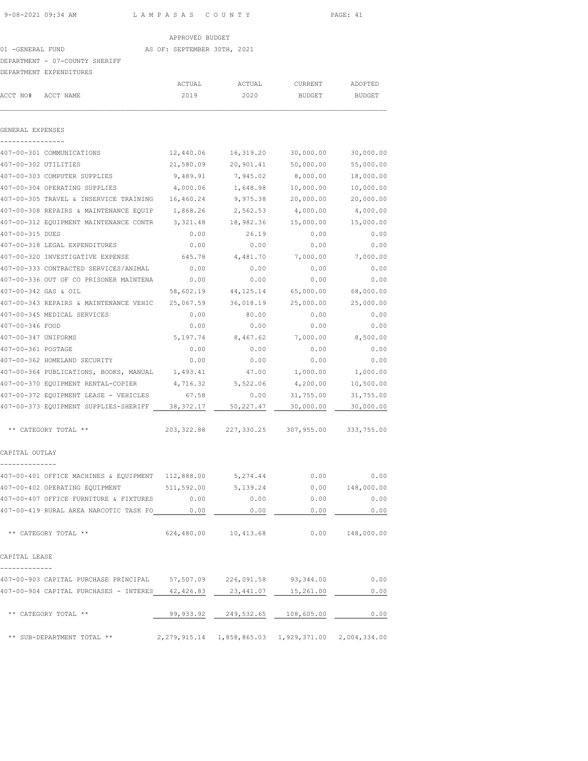APPROVED BUDGET

01 -GENERAL FUND AS OF: SEPTEMBER 30TH, 2021

DEPARTMENT - 07-COUNTY SHERIFF

DEPARTMENT EXPENDITURES

| ACCT NO# | ACCT NAME | ACTUAL 2019 | ACTUAL 2020 | CURRENT BUDGET | ADOPTED BUDGET |
|---|---|---|---|---|---|
| **GENERAL EXPENSES** | | | | | |
| 407-00-301 | COMMUNICATIONS | 12,440.06 | 16,319.20 | 30,000.00 | 30,000.00 |
| 407-00-302 | UTILITIES | 21,580.09 | 20,901.41 | 50,000.00 | 55,000.00 |
| 407-00-303 | COMPUTER SUPPLIES | 9,489.91 | 7,945.02 | 8,000.00 | 18,000.00 |
| 407-00-304 | OPERATING SUPPLIES | 4,000.06 | 1,648.98 | 10,000.00 | 10,000.00 |
| 407-00-305 | TRAVEL & INSERVICE TRAINING | 16,460.24 | 9,975.38 | 20,000.00 | 20,000.00 |
| 407-00-308 | REPAIRS & MAINTENANCE EQUIP | 1,868.26 | 2,562.53 | 4,000.00 | 4,000.00 |
| 407-00-312 | EQUIPMENT MAINTENANCE CONTR | 3,321.48 | 18,982.36 | 15,000.00 | 15,000.00 |
| 407-00-315 | DUES | 0.00 | 26.19 | 0.00 | 0.00 |
| 407-00-318 | LEGAL EXPENDITURES | 0.00 | 0.00 | 0.00 | 0.00 |
| 407-00-320 | INVESTIGATIVE EXPENSE | 645.78 | 4,481.70 | 7,000.00 | 7,000.00 |
| 407-00-333 | CONTRACTED SERVICES/ANIMAL | 0.00 | 0.00 | 0.00 | 0.00 |
| 407-00-336 | OUT OF CO PRISONER MAINTENA | 0.00 | 0.00 | 0.00 | 0.00 |
| 407-00-342 | GAS & OIL | 58,602.19 | 44,125.14 | 65,000.00 | 68,000.00 |
| 407-00-343 | REPAIRS & MAINTENANCE VEHIC | 25,067.59 | 36,018.19 | 25,000.00 | 25,000.00 |
| 407-00-345 | MEDICAL SERVICES | 0.00 | 80.00 | 0.00 | 0.00 |
| 407-00-346 | FOOD | 0.00 | 0.00 | 0.00 | 0.00 |
| 407-00-347 | UNIFORMS | 5,197.74 | 8,467.62 | 7,000.00 | 8,500.00 |
| 407-00-361 | POSTAGE | 0.00 | 0.00 | 0.00 | 0.00 |
| 407-00-362 | HOMELAND SECURITY | 0.00 | 0.00 | 0.00 | 0.00 |
| 407-00-364 | PUBLICATIONS, BOOKS, MANUAL | 1,493.41 | 47.00 | 1,000.00 | 1,000.00 |
| 407-00-370 | EQUIPMENT RENTAL-COPIER | 4,716.32 | 5,522.06 | 4,200.00 | 10,500.00 |
| 407-00-372 | EQUIPMENT LEASE - VEHICLES | 67.58 | 0.00 | 31,755.00 | 31,755.00 |
| 407-00-373 | EQUIPMENT SUPPLIES-SHERIFF | 38,372.17 | 50,227.47 | 30,000.00 | 30,000.00 |
| | ** CATEGORY TOTAL ** | 203,322.88 | 227,330.25 | 307,955.00 | 333,755.00 |
| **CAPITAL OUTLAY** | | | | | |
| 407-00-401 | OFFICE MACHINES & EQUIPMENT | 112,888.00 | 5,274.44 | 0.00 | 0.00 |
| 407-00-402 | OPERATING EQUIPMENT | 511,592.00 | 5,139.24 | 0.00 | 148,000.00 |
| 407-00-407 | OFFICE FURNITURE & FIXTURES | 0.00 | 0.00 | 0.00 | 0.00 |
| 407-00-419 | RURAL AREA NARCOTIC TASK FO | 0.00 | 0.00 | 0.00 | 0.00 |
| | ** CATEGORY TOTAL ** | 624,480.00 | 10,413.68 | 0.00 | 148,000.00 |
| **CAPITAL LEASE** | | | | | |
| 407-00-903 | CAPITAL PURCHASE PRINCIPAL | 57,507.09 | 226,091.58 | 93,344.00 | 0.00 |
| 407-00-904 | CAPITAL PURCHASES - INTERES | 42,426.83 | 23,441.07 | 15,261.00 | 0.00 |
| | ** CATEGORY TOTAL ** | 99,933.92 | 249,532.65 | 108,605.00 | 0.00 |
| | ** SUB-DEPARTMENT TOTAL ** | 2,279,915.14 | 1,858,865.03 | 1,929,371.00 | 2,004,334.00 |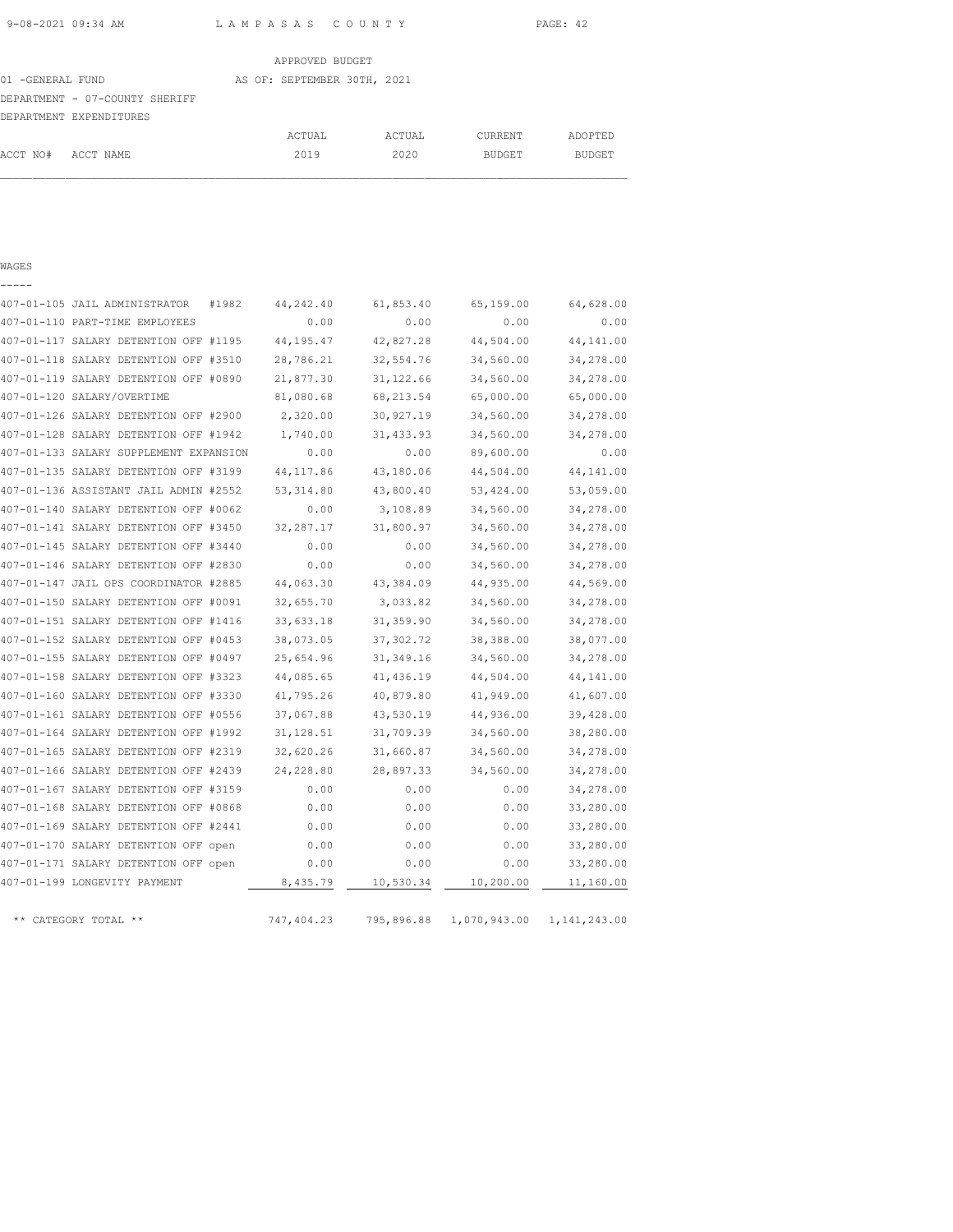APPROVED BUDGET

01 -GENERAL FUND AS OF: SEPTEMBER 30TH, 2021

DEPARTMENT - 07-COUNTY SHERIFF

DEPARTMENT EXPENDITURES

WAGES

| ACCT NO# | ACCT NAME | ACTUAL 2019 | ACTUAL 2020 | CURRENT BUDGET | ADOPTED BUDGET |
|---|---|---|---|---|---|
| 407-01-105 | JAIL ADMINISTRATOR #1982 | 44,242.40 | 61,853.40 | 65,159.00 | 64,628.00 |
| 407-01-110 | PART-TIME EMPLOYEES | 0.00 | 0.00 | 0.00 | 0.00 |
| 407-01-117 | SALARY DETENTION OFF #1195 | 44,195.47 | 42,827.28 | 44,504.00 | 44,141.00 |
| 407-01-118 | SALARY DETENTION OFF #3510 | 28,786.21 | 32,554.76 | 34,560.00 | 34,278.00 |
| 407-01-119 | SALARY DETENTION OFF #0890 | 21,877.30 | 31,122.66 | 34,560.00 | 34,278.00 |
| 407-01-120 | SALARY/OVERTIME | 81,080.68 | 68,213.54 | 65,000.00 | 65,000.00 |
| 407-01-126 | SALARY DETENTION OFF #2900 | 2,320.00 | 30,927.19 | 34,560.00 | 34,278.00 |
| 407-01-128 | SALARY DETENTION OFF #1942 | 1,740.00 | 31,433.93 | 34,560.00 | 34,278.00 |
| 407-01-133 | SALARY SUPPLEMENT EXPANSION | 0.00 | 0.00 | 89,600.00 | 0.00 |
| 407-01-135 | SALARY DETENTION OFF #3199 | 44,117.86 | 43,180.06 | 44,504.00 | 44,141.00 |
| 407-01-136 | ASSISTANT JAIL ADMIN #2552 | 53,314.80 | 43,800.40 | 53,424.00 | 53,059.00 |
| 407-01-140 | SALARY DETENTION OFF #0062 | 0.00 | 3,108.89 | 34,560.00 | 34,278.00 |
| 407-01-141 | SALARY DETENTION OFF #3450 | 32,287.17 | 31,800.97 | 34,560.00 | 34,278.00 |
| 407-01-145 | SALARY DETENTION OFF #3440 | 0.00 | 0.00 | 34,560.00 | 34,278.00 |
| 407-01-146 | SALARY DETENTION OFF #2830 | 0.00 | 0.00 | 34,560.00 | 34,278.00 |
| 407-01-147 | JAIL OPS COORDINATOR #2885 | 44,063.30 | 43,384.09 | 44,935.00 | 44,569.00 |
| 407-01-150 | SALARY DETENTION OFF #0091 | 32,655.70 | 3,033.82 | 34,560.00 | 34,278.00 |
| 407-01-151 | SALARY DETENTION OFF #1416 | 33,633.18 | 31,359.90 | 34,560.00 | 34,278.00 |
| 407-01-152 | SALARY DETENTION OFF #0453 | 38,073.05 | 37,302.72 | 38,388.00 | 38,077.00 |
| 407-01-155 | SALARY DETENTION OFF #0497 | 25,654.96 | 31,349.16 | 34,560.00 | 34,278.00 |
| 407-01-158 | SALARY DETENTION OFF #3323 | 44,085.65 | 41,436.19 | 44,504.00 | 44,141.00 |
| 407-01-160 | SALARY DETENTION OFF #3330 | 41,795.26 | 40,879.80 | 41,949.00 | 41,607.00 |
| 407-01-161 | SALARY DETENTION OFF #0556 | 37,067.88 | 43,530.19 | 44,936.00 | 39,428.00 |
| 407-01-164 | SALARY DETENTION OFF #1992 | 31,128.51 | 31,709.39 | 34,560.00 | 38,280.00 |
| 407-01-165 | SALARY DETENTION OFF #2319 | 32,620.26 | 31,660.87 | 34,560.00 | 34,278.00 |
| 407-01-166 | SALARY DETENTION OFF #2439 | 24,228.80 | 28,897.33 | 34,560.00 | 34,278.00 |
| 407-01-167 | SALARY DETENTION OFF #3159 | 0.00 | 0.00 | 0.00 | 34,278.00 |
| 407-01-168 | SALARY DETENTION OFF #0868 | 0.00 | 0.00 | 0.00 | 33,280.00 |
| 407-01-169 | SALARY DETENTION OFF #2441 | 0.00 | 0.00 | 0.00 | 33,280.00 |
| 407-01-170 | SALARY DETENTION OFF open | 0.00 | 0.00 | 0.00 | 33,280.00 |
| 407-01-171 | SALARY DETENTION OFF open | 0.00 | 0.00 | 0.00 | 33,280.00 |
| 407-01-199 | LONGEVITY PAYMENT | 8,435.79 | 10,530.34 | 10,200.00 | 11,160.00 |
| | ** CATEGORY TOTAL ** | 747,404.23 | 795,896.88 | 1,070,943.00 | 1,141,243.00 |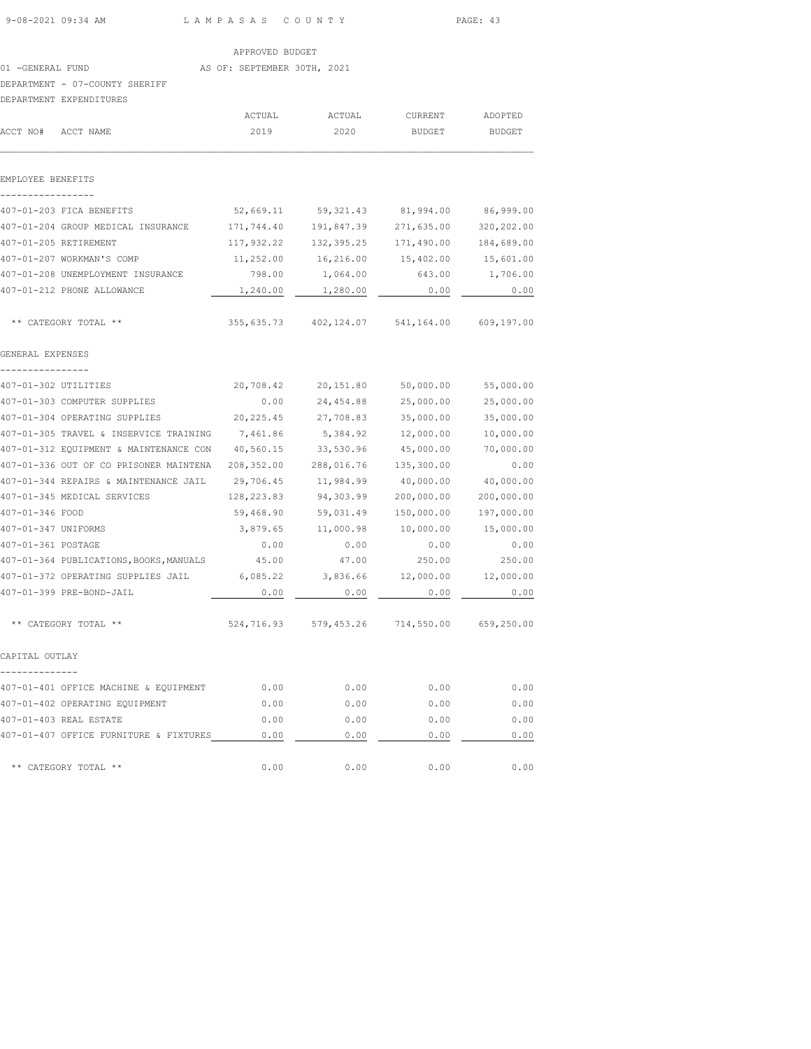APPROVED BUDGET

01 -GENERAL FUND AS OF: SEPTEMBER 30TH, 2021

DEPARTMENT - 07-COUNTY SHERIFF

DEPARTMENT EXPENDITURES

| ACCT NO# | ACCT NAME | ACTUAL 2019 | ACTUAL 2020 | CURRENT BUDGET | ADOPTED BUDGET |
|---|---|---|---|---|---|
| **EMPLOYEE BENEFITS** | | | | | |
| 407-01-203 | FICA BENEFITS | 52,669.11 | 59,321.43 | 81,994.00 | 86,999.00 |
| 407-01-204 | GROUP MEDICAL INSURANCE | 171,744.40 | 191,847.39 | 271,635.00 | 320,202.00 |
| 407-01-205 | RETIREMENT | 117,932.22 | 132,395.25 | 171,490.00 | 184,689.00 |
| 407-01-207 | WORKMAN'S COMP | 11,252.00 | 16,216.00 | 15,402.00 | 15,601.00 |
| 407-01-208 | UNEMPLOYMENT INSURANCE | 798.00 | 1,064.00 | 643.00 | 1,706.00 |
| 407-01-212 | PHONE ALLOWANCE | 1,240.00 | 1,280.00 | 0.00 | 0.00 |
| | ** CATEGORY TOTAL ** | 355,635.73 | 402,124.07 | 541,164.00 | 609,197.00 |
| **GENERAL EXPENSES** | | | | | |
| 407-01-302 | UTILITIES | 20,708.42 | 20,151.80 | 50,000.00 | 55,000.00 |
| 407-01-303 | COMPUTER SUPPLIES | 0.00 | 24,454.88 | 25,000.00 | 25,000.00 |
| 407-01-304 | OPERATING SUPPLIES | 20,225.45 | 27,708.83 | 35,000.00 | 35,000.00 |
| 407-01-305 | TRAVEL & INSERVICE TRAINING | 7,461.86 | 5,384.92 | 12,000.00 | 10,000.00 |
| 407-01-312 | EQUIPMENT & MAINTENANCE CON | 40,560.15 | 33,530.96 | 45,000.00 | 70,000.00 |
| 407-01-336 | OUT OF CO PRISONER MAINTENA | 208,352.00 | 288,016.76 | 135,300.00 | 0.00 |
| 407-01-344 | REPAIRS & MAINTENANCE JAIL | 29,706.45 | 11,984.99 | 40,000.00 | 40,000.00 |
| 407-01-345 | MEDICAL SERVICES | 128,223.83 | 94,303.99 | 200,000.00 | 200,000.00 |
| 407-01-346 | FOOD | 59,468.90 | 59,031.49 | 150,000.00 | 197,000.00 |
| 407-01-347 | UNIFORMS | 3,879.65 | 11,000.98 | 10,000.00 | 15,000.00 |
| 407-01-361 | POSTAGE | 0.00 | 0.00 | 0.00 | 0.00 |
| 407-01-364 | PUBLICATIONS,BOOKS,MANUALS | 45.00 | 47.00 | 250.00 | 250.00 |
| 407-01-372 | OPERATING SUPPLIES JAIL | 6,085.22 | 3,836.66 | 12,000.00 | 12,000.00 |
| 407-01-399 | PRE-BOND-JAIL | 0.00 | 0.00 | 0.00 | 0.00 |
| | ** CATEGORY TOTAL ** | 524,716.93 | 579,453.26 | 714,550.00 | 659,250.00 |
| **CAPITAL OUTLAY** | | | | | |
| 407-01-401 | OFFICE MACHINE & EQUIPMENT | 0.00 | 0.00 | 0.00 | 0.00 |
| 407-01-402 | OPERATING EQUIPMENT | 0.00 | 0.00 | 0.00 | 0.00 |
| 407-01-403 | REAL ESTATE | 0.00 | 0.00 | 0.00 | 0.00 |
| 407-01-407 | OFFICE FURNITURE & FIXTURES | 0.00 | 0.00 | 0.00 | 0.00 |
| | ** CATEGORY TOTAL ** | 0.00 | 0.00 | 0.00 | 0.00 |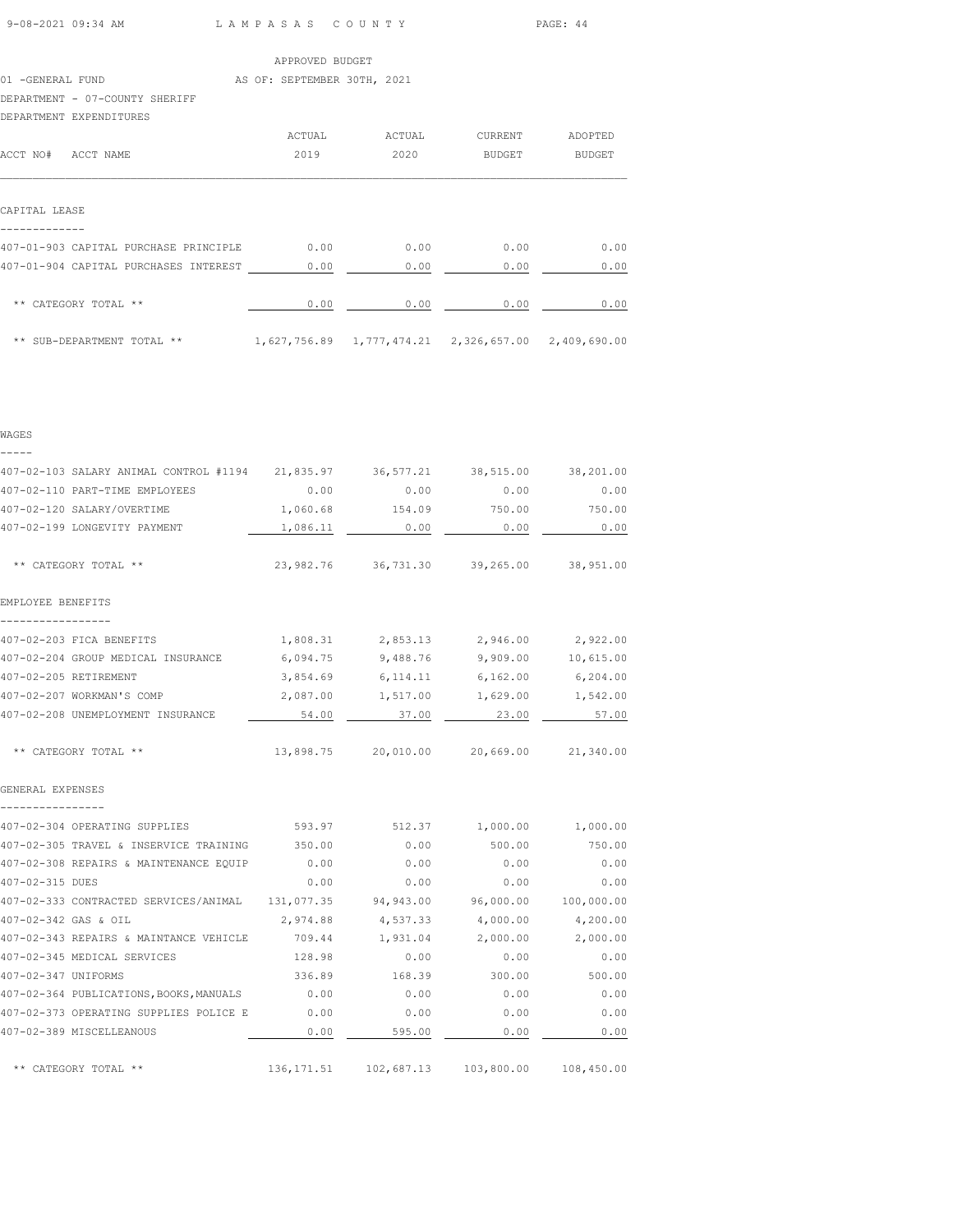APPROVED BUDGET

01 -GENERAL FUND AS OF: SEPTEMBER 30TH, 2021

DEPARTMENT - 07-COUNTY SHERIFF

DEPARTMENT EXPENDITURES

| ACCT NO# ACCT NAME | ACTUAL 2019 | ACTUAL 2020 | CURRENT BUDGET | ADOPTED BUDGET |
|---|---|---|---|---|
| **CAPITAL LEASE** | | | | |
| 407-01-903 CAPITAL PURCHASE PRINCIPLE | 0.00 | 0.00 | 0.00 | 0.00 |
| 407-01-904 CAPITAL PURCHASES INTEREST | 0.00 | 0.00 | 0.00 | 0.00 |
| ** CATEGORY TOTAL ** | 0.00 | 0.00 | 0.00 | 0.00 |
| ** SUB-DEPARTMENT TOTAL ** | 1,627,756.89 | 1,777,474.21 | 2,326,657.00 | 2,409,690.00 |
| **WAGES** | | | | |
| 407-02-103 SALARY ANIMAL CONTROL #1194 | 21,835.97 | 36,577.21 | 38,515.00 | 38,201.00 |
| 407-02-110 PART-TIME EMPLOYEES | 0.00 | 0.00 | 0.00 | 0.00 |
| 407-02-120 SALARY/OVERTIME | 1,060.68 | 154.09 | 750.00 | 750.00 |
| 407-02-199 LONGEVITY PAYMENT | 1,086.11 | 0.00 | 0.00 | 0.00 |
| ** CATEGORY TOTAL ** | 23,982.76 | 36,731.30 | 39,265.00 | 38,951.00 |
| **EMPLOYEE BENEFITS** | | | | |
| 407-02-203 FICA BENEFITS | 1,808.31 | 2,853.13 | 2,946.00 | 2,922.00 |
| 407-02-204 GROUP MEDICAL INSURANCE | 6,094.75 | 9,488.76 | 9,909.00 | 10,615.00 |
| 407-02-205 RETIREMENT | 3,854.69 | 6,114.11 | 6,162.00 | 6,204.00 |
| 407-02-207 WORKMAN'S COMP | 2,087.00 | 1,517.00 | 1,629.00 | 1,542.00 |
| 407-02-208 UNEMPLOYMENT INSURANCE | 54.00 | 37.00 | 23.00 | 57.00 |
| ** CATEGORY TOTAL ** | 13,898.75 | 20,010.00 | 20,669.00 | 21,340.00 |
| **GENERAL EXPENSES** | | | | |
| 407-02-304 OPERATING SUPPLIES | 593.97 | 512.37 | 1,000.00 | 1,000.00 |
| 407-02-305 TRAVEL & INSERVICE TRAINING | 350.00 | 0.00 | 500.00 | 750.00 |
| 407-02-308 REPAIRS & MAINTENANCE EQUIP | 0.00 | 0.00 | 0.00 | 0.00 |
| 407-02-315 DUES | 0.00 | 0.00 | 0.00 | 0.00 |
| 407-02-333 CONTRACTED SERVICES/ANIMAL | 131,077.35 | 94,943.00 | 96,000.00 | 100,000.00 |
| 407-02-342 GAS & OIL | 2,974.88 | 4,537.33 | 4,000.00 | 4,200.00 |
| 407-02-343 REPAIRS & MAINTANCE VEHICLE | 709.44 | 1,931.04 | 2,000.00 | 2,000.00 |
| 407-02-345 MEDICAL SERVICES | 128.98 | 0.00 | 0.00 | 0.00 |
| 407-02-347 UNIFORMS | 336.89 | 168.39 | 300.00 | 500.00 |
| 407-02-364 PUBLICATIONS,BOOKS,MANUALS | 0.00 | 0.00 | 0.00 | 0.00 |
| 407-02-373 OPERATING SUPPLIES POLICE E | 0.00 | 0.00 | 0.00 | 0.00 |
| 407-02-389 MISCELLEANOUS | 0.00 | 595.00 | 0.00 | 0.00 |
| ** CATEGORY TOTAL ** | 136,171.51 | 102,687.13 | 103,800.00 | 108,450.00 |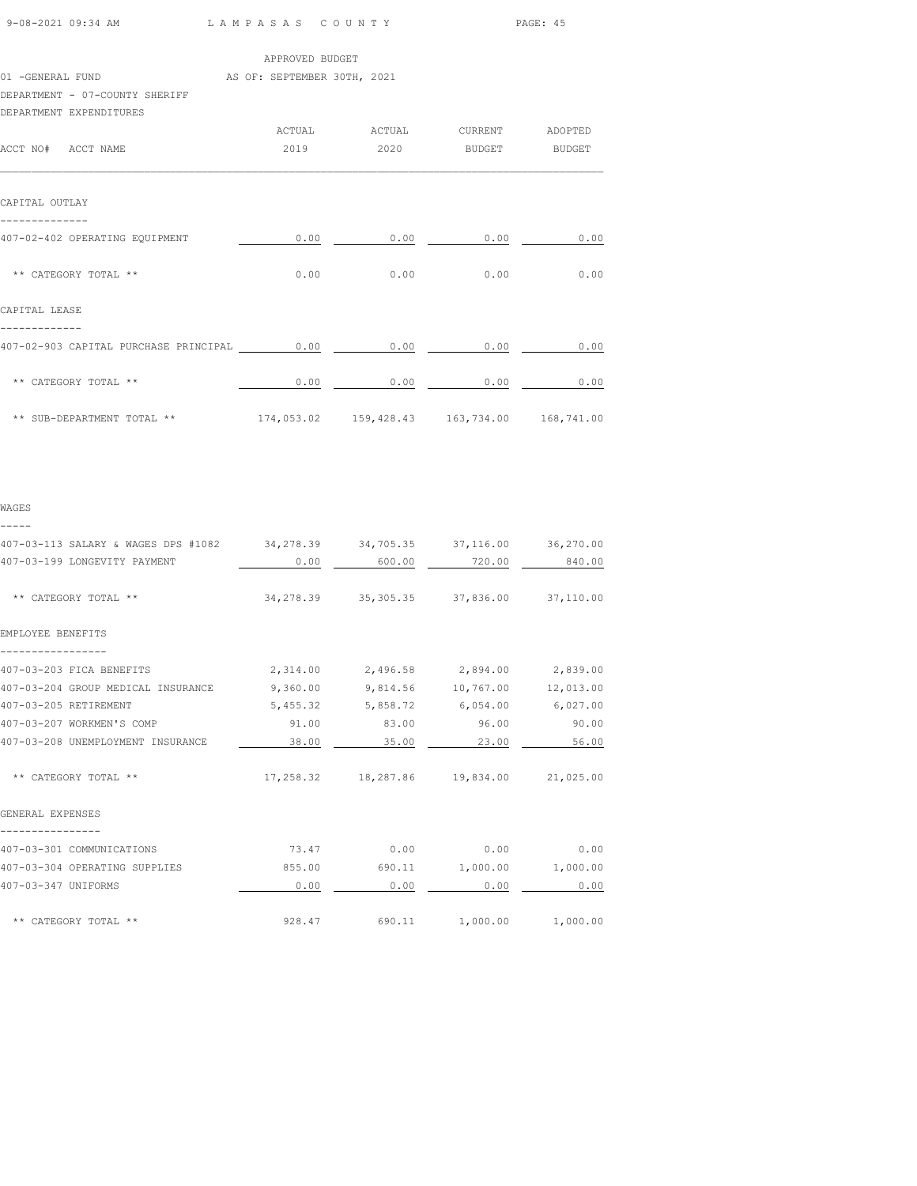APPROVED BUDGET

01 -GENERAL FUND AS OF: SEPTEMBER 30TH, 2021

DEPARTMENT - 07-COUNTY SHERIFF

DEPARTMENT EXPENDITURES

| ACCT NO# ACCT NAME | ACTUAL 2019 | ACTUAL 2020 | CURRENT BUDGET | ADOPTED BUDGET |
|---|---|---|---|---|
| **CAPITAL OUTLAY** | | | | |
| 407-02-402 OPERATING EQUIPMENT | 0.00 | 0.00 | 0.00 | 0.00 |
| ** CATEGORY TOTAL ** | 0.00 | 0.00 | 0.00 | 0.00 |
| **CAPITAL LEASE** | | | | |
| 407-02-903 CAPITAL PURCHASE PRINCIPAL | 0.00 | 0.00 | 0.00 | 0.00 |
| ** CATEGORY TOTAL ** | 0.00 | 0.00 | 0.00 | 0.00 |
| ** SUB-DEPARTMENT TOTAL ** | 174,053.02 | 159,428.43 | 163,734.00 | 168,741.00 |
| **WAGES** | | | | |
| 407-03-113 SALARY & WAGES DPS #1082 | 34,278.39 | 34,705.35 | 37,116.00 | 36,270.00 |
| 407-03-199 LONGEVITY PAYMENT | 0.00 | 600.00 | 720.00 | 840.00 |
| ** CATEGORY TOTAL ** | 34,278.39 | 35,305.35 | 37,836.00 | 37,110.00 |
| **EMPLOYEE BENEFITS** | | | | |
| 407-03-203 FICA BENEFITS | 2,314.00 | 2,496.58 | 2,894.00 | 2,839.00 |
| 407-03-204 GROUP MEDICAL INSURANCE | 9,360.00 | 9,814.56 | 10,767.00 | 12,013.00 |
| 407-03-205 RETIREMENT | 5,455.32 | 5,858.72 | 6,054.00 | 6,027.00 |
| 407-03-207 WORKMEN'S COMP | 91.00 | 83.00 | 96.00 | 90.00 |
| 407-03-208 UNEMPLOYMENT INSURANCE | 38.00 | 35.00 | 23.00 | 56.00 |
| ** CATEGORY TOTAL ** | 17,258.32 | 18,287.86 | 19,834.00 | 21,025.00 |
| **GENERAL EXPENSES** | | | | |
| 407-03-301 COMMUNICATIONS | 73.47 | 0.00 | 0.00 | 0.00 |
| 407-03-304 OPERATING SUPPLIES | 855.00 | 690.11 | 1,000.00 | 1,000.00 |
| 407-03-347 UNIFORMS | 0.00 | 0.00 | 0.00 | 0.00 |
| ** CATEGORY TOTAL ** | 928.47 | 690.11 | 1,000.00 | 1,000.00 |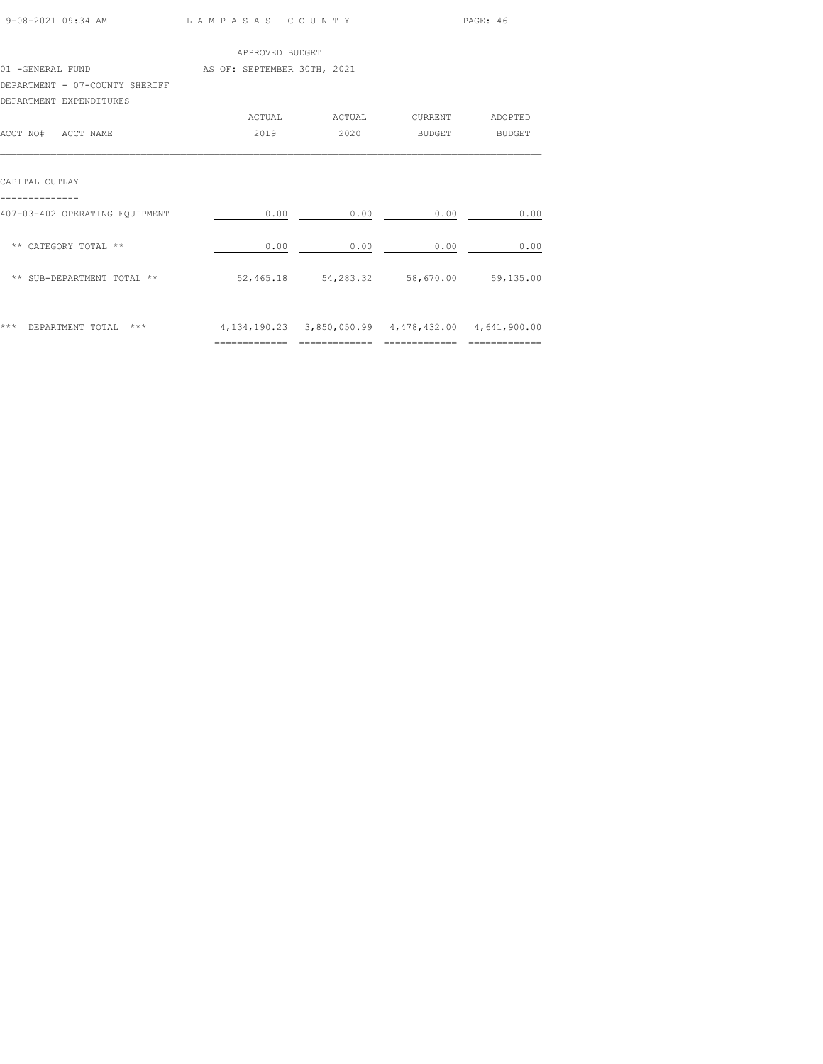APPROVED BUDGET

01 -GENERAL FUND AS OF: SEPTEMBER 30TH, 2021

DEPARTMENT - 07-COUNTY SHERIFF

DEPARTMENT EXPENDITURES

| ACCT NO# ACCT NAME | ACTUAL 2019 | ACTUAL 2020 | CURRENT BUDGET | ADOPTED BUDGET |
|---|---|---|---|---|
| **CAPITAL OUTLAY** | | | | |
| 407-03-402 OPERATING EQUIPMENT | 0.00 | 0.00 | 0.00 | 0.00 |
| ** CATEGORY TOTAL ** | 0.00 | 0.00 | 0.00 | 0.00 |
| ** SUB-DEPARTMENT TOTAL ** | 52,465.18 | 54,283.32 | 58,670.00 | 59,135.00 |
| *** DEPARTMENT TOTAL *** | 4,134,190.23 | 3,850,050.99 | 4,478,432.00 | 4,641,900.00 |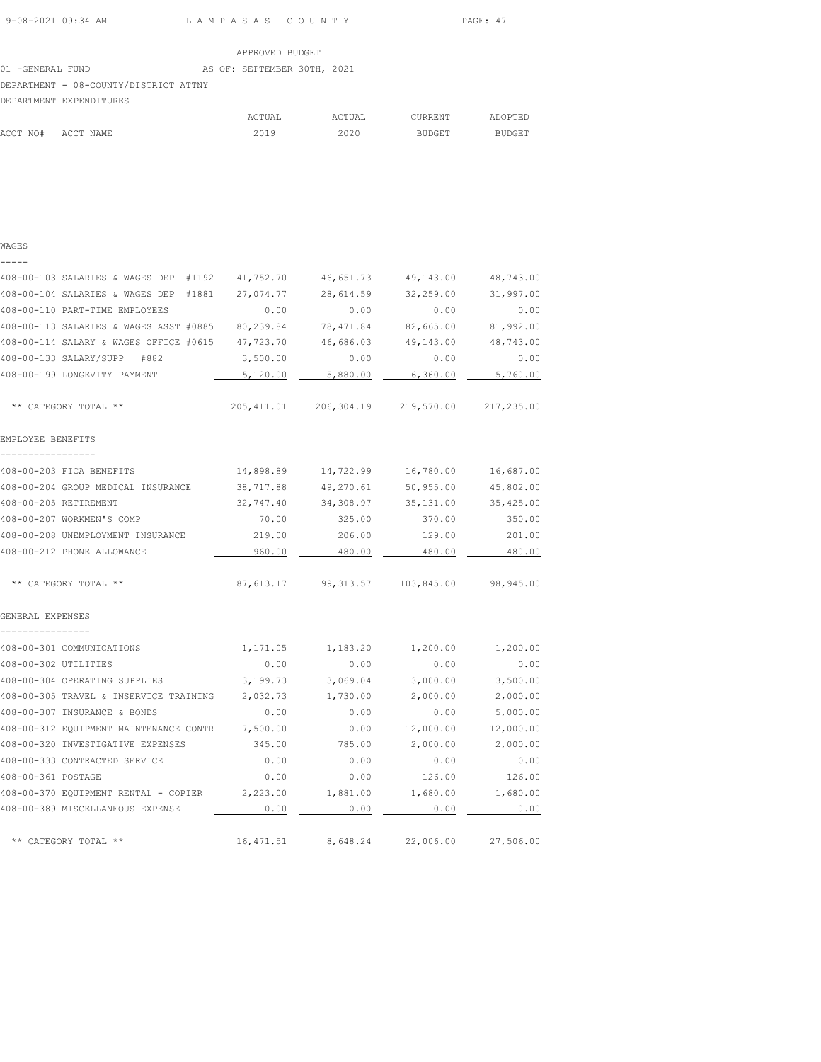APPROVED BUDGET

01 -GENERAL FUND AS OF: SEPTEMBER 30TH, 2021

DEPARTMENT - 08-COUNTY/DISTRICT ATTNY

DEPARTMENT EXPENDITURES

| ACCT NO# | ACCT NAME | ACTUAL 2019 | ACTUAL 2020 | CURRENT BUDGET | ADOPTED BUDGET |
|---|---|---|---|---|---|
| **WAGES** | | | | | |
| 408-00-103 | SALARIES & WAGES DEP #1192 | 41,752.70 | 46,651.73 | 49,143.00 | 48,743.00 |
| 408-00-104 | SALARIES & WAGES DEP #1881 | 27,074.77 | 28,614.59 | 32,259.00 | 31,997.00 |
| 408-00-110 | PART-TIME EMPLOYEES | 0.00 | 0.00 | 0.00 | 0.00 |
| 408-00-113 | SALARIES & WAGES ASST #0885 | 80,239.84 | 78,471.84 | 82,665.00 | 81,992.00 |
| 408-00-114 | SALARY & WAGES OFFICE #0615 | 47,723.70 | 46,686.03 | 49,143.00 | 48,743.00 |
| 408-00-133 | SALARY/SUPP #882 | 3,500.00 | 0.00 | 0.00 | 0.00 |
| 408-00-199 | LONGEVITY PAYMENT | 5,120.00 | 5,880.00 | 6,360.00 | 5,760.00 |
| | ** CATEGORY TOTAL ** | 205,411.01 | 206,304.19 | 219,570.00 | 217,235.00 |
| **EMPLOYEE BENEFITS** | | | | | |
| 408-00-203 | FICA BENEFITS | 14,898.89 | 14,722.99 | 16,780.00 | 16,687.00 |
| 408-00-204 | GROUP MEDICAL INSURANCE | 38,717.88 | 49,270.61 | 50,955.00 | 45,802.00 |
| 408-00-205 | RETIREMENT | 32,747.40 | 34,308.97 | 35,131.00 | 35,425.00 |
| 408-00-207 | WORKMEN'S COMP | 70.00 | 325.00 | 370.00 | 350.00 |
| 408-00-208 | UNEMPLOYMENT INSURANCE | 219.00 | 206.00 | 129.00 | 201.00 |
| 408-00-212 | PHONE ALLOWANCE | 960.00 | 480.00 | 480.00 | 480.00 |
| | ** CATEGORY TOTAL ** | 87,613.17 | 99,313.57 | 103,845.00 | 98,945.00 |
| **GENERAL EXPENSES** | | | | | |
| 408-00-301 | COMMUNICATIONS | 1,171.05 | 1,183.20 | 1,200.00 | 1,200.00 |
| 408-00-302 | UTILITIES | 0.00 | 0.00 | 0.00 | 0.00 |
| 408-00-304 | OPERATING SUPPLIES | 3,199.73 | 3,069.04 | 3,000.00 | 3,500.00 |
| 408-00-305 | TRAVEL & INSERVICE TRAINING | 2,032.73 | 1,730.00 | 2,000.00 | 2,000.00 |
| 408-00-307 | INSURANCE & BONDS | 0.00 | 0.00 | 0.00 | 5,000.00 |
| 408-00-312 | EQUIPMENT MAINTENANCE CONTR | 7,500.00 | 0.00 | 12,000.00 | 12,000.00 |
| 408-00-320 | INVESTIGATIVE EXPENSES | 345.00 | 785.00 | 2,000.00 | 2,000.00 |
| 408-00-333 | CONTRACTED SERVICE | 0.00 | 0.00 | 0.00 | 0.00 |
| 408-00-361 | POSTAGE | 0.00 | 0.00 | 126.00 | 126.00 |
| 408-00-370 | EQUIPMENT RENTAL - COPIER | 2,223.00 | 1,881.00 | 1,680.00 | 1,680.00 |
| 408-00-389 | MISCELLANEOUS EXPENSE | 0.00 | 0.00 | 0.00 | 0.00 |
| | ** CATEGORY TOTAL ** | 16,471.51 | 8,648.24 | 22,006.00 | 27,506.00 |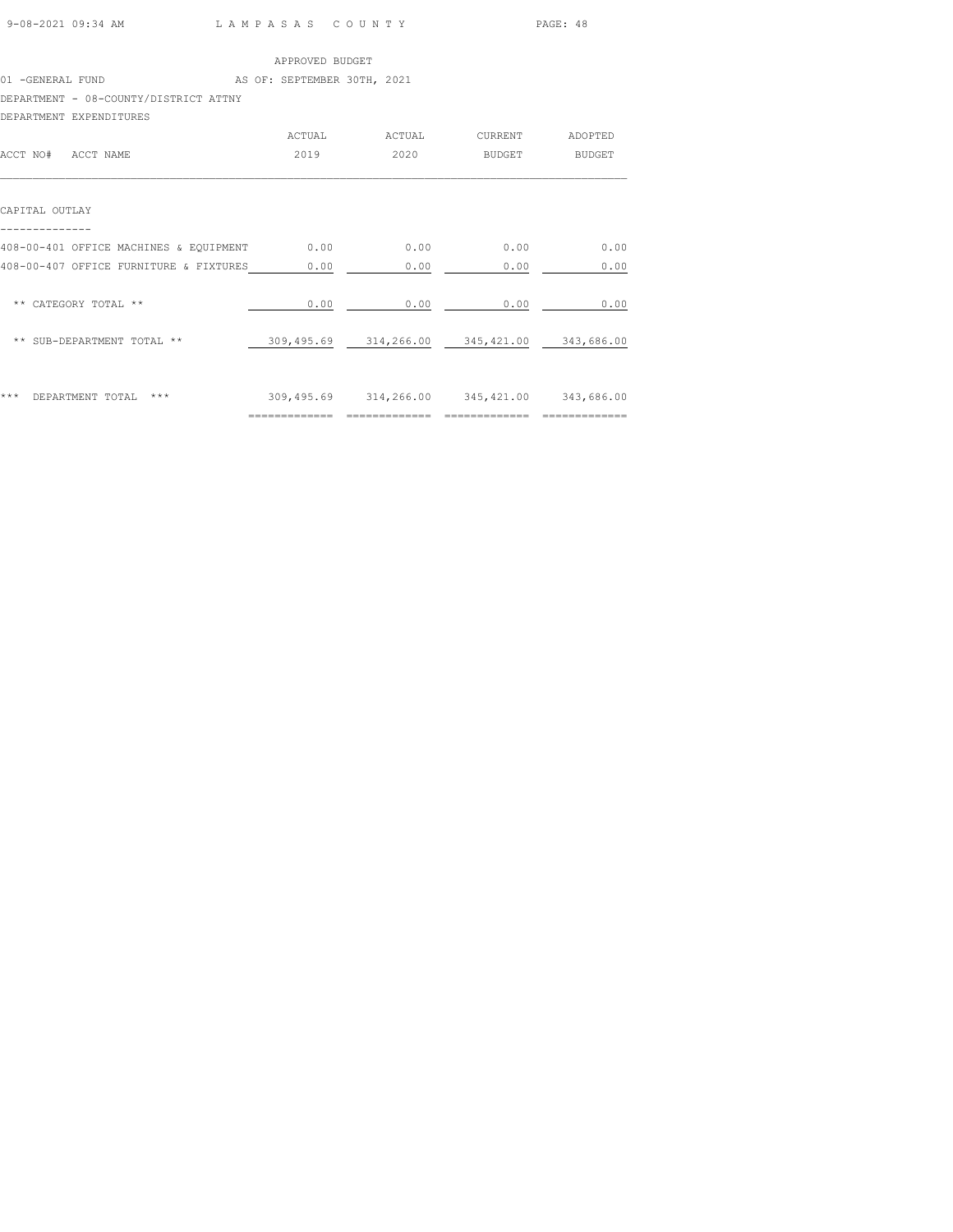APPROVED BUDGET

01 -GENERAL FUND AS OF: SEPTEMBER 30TH, 2021

DEPARTMENT - 08-COUNTY/DISTRICT ATTNY

DEPARTMENT EXPENDITURES

| ACCT NO# ACCT NAME | ACTUAL 2019 | ACTUAL 2020 | CURRENT BUDGET | ADOPTED BUDGET |
|---|---|---|---|---|
| **CAPITAL OUTLAY** | | | | |
| 408-00-401 OFFICE MACHINES & EQUIPMENT | 0.00 | 0.00 | 0.00 | 0.00 |
| 408-00-407 OFFICE FURNITURE & FIXTURES | 0.00 | 0.00 | 0.00 | 0.00 |
| ** CATEGORY TOTAL ** | 0.00 | 0.00 | 0.00 | 0.00 |
| ** SUB-DEPARTMENT TOTAL ** | 309,495.69 | 314,266.00 | 345,421.00 | 343,686.00 |
| *** DEPARTMENT TOTAL *** | 309,495.69 | 314,266.00 | 345,421.00 | 343,686.00 |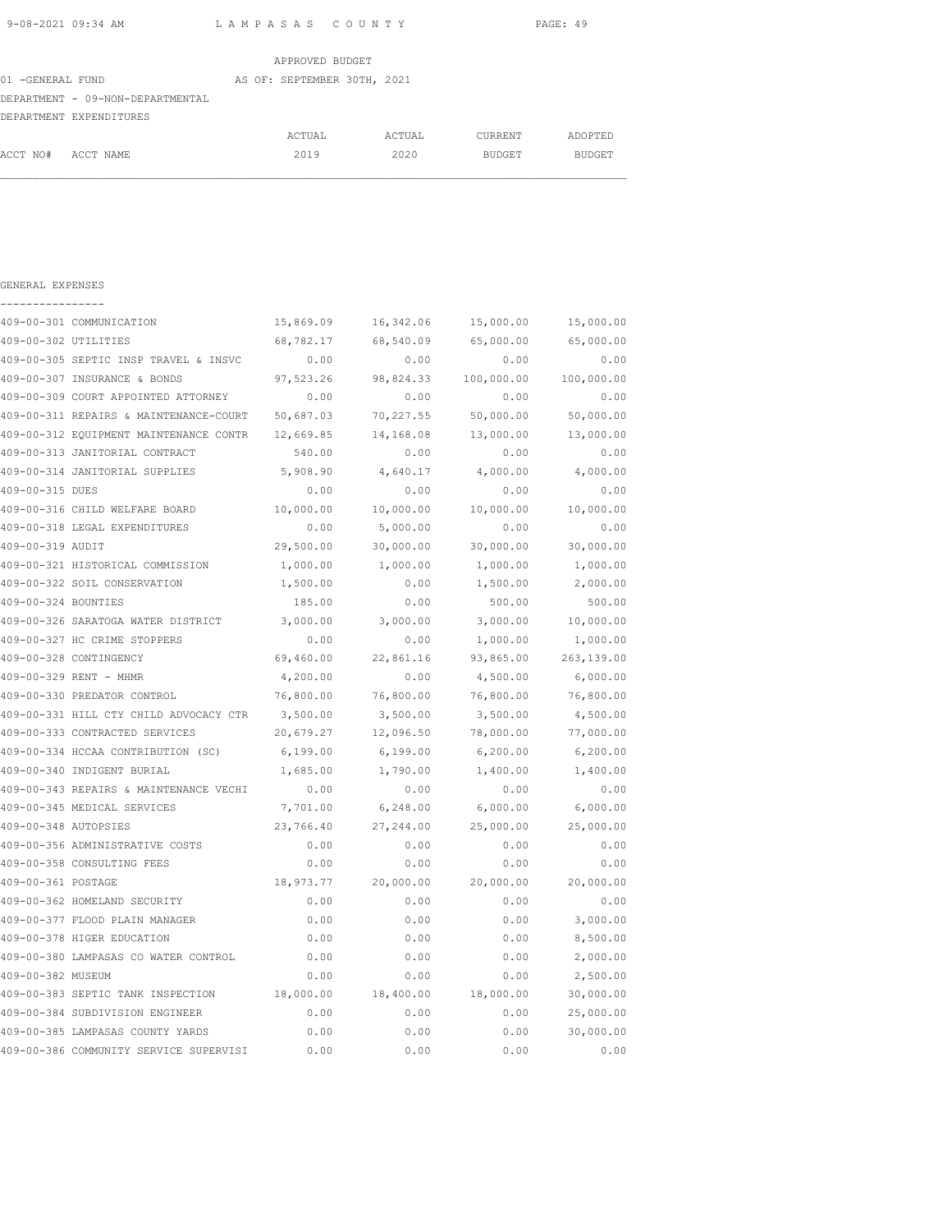APPROVED BUDGET

01 -GENERAL FUND AS OF: SEPTEMBER 30TH, 2021

DEPARTMENT - 09-NON-DEPARTMENTAL

DEPARTMENT EXPENDITURES

## GENERAL EXPENSES

| ACCT NO# | ACCT NAME | ACTUAL 2019 | ACTUAL 2020 | CURRENT BUDGET | ADOPTED BUDGET |
|---|---|---|---|---|---|
| 409-00-301 | COMMUNICATION | 15,869.09 | 16,342.06 | 15,000.00 | 15,000.00 |
| 409-00-302 | UTILITIES | 68,782.17 | 68,540.09 | 65,000.00 | 65,000.00 |
| 409-00-305 | SEPTIC INSP TRAVEL & INSVC | 0.00 | 0.00 | 0.00 | 0.00 |
| 409-00-307 | INSURANCE & BONDS | 97,523.26 | 98,824.33 | 100,000.00 | 100,000.00 |
| 409-00-309 | COURT APPOINTED ATTORNEY | 0.00 | 0.00 | 0.00 | 0.00 |
| 409-00-311 | REPAIRS & MAINTENANCE-COURT | 50,687.03 | 70,227.55 | 50,000.00 | 50,000.00 |
| 409-00-312 | EQUIPMENT MAINTENANCE CONTR | 12,669.85 | 14,168.08 | 13,000.00 | 13,000.00 |
| 409-00-313 | JANITORIAL CONTRACT | 540.00 | 0.00 | 0.00 | 0.00 |
| 409-00-314 | JANITORIAL SUPPLIES | 5,908.90 | 4,640.17 | 4,000.00 | 4,000.00 |
| 409-00-315 | DUES | 0.00 | 0.00 | 0.00 | 0.00 |
| 409-00-316 | CHILD WELFARE BOARD | 10,000.00 | 10,000.00 | 10,000.00 | 10,000.00 |
| 409-00-318 | LEGAL EXPENDITURES | 0.00 | 5,000.00 | 0.00 | 0.00 |
| 409-00-319 | AUDIT | 29,500.00 | 30,000.00 | 30,000.00 | 30,000.00 |
| 409-00-321 | HISTORICAL COMMISSION | 1,000.00 | 1,000.00 | 1,000.00 | 1,000.00 |
| 409-00-322 | SOIL CONSERVATION | 1,500.00 | 0.00 | 1,500.00 | 2,000.00 |
| 409-00-324 | BOUNTIES | 185.00 | 0.00 | 500.00 | 500.00 |
| 409-00-326 | SARATOGA WATER DISTRICT | 3,000.00 | 3,000.00 | 3,000.00 | 10,000.00 |
| 409-00-327 | HC CRIME STOPPERS | 0.00 | 0.00 | 1,000.00 | 1,000.00 |
| 409-00-328 | CONTINGENCY | 69,460.00 | 22,861.16 | 93,865.00 | 263,139.00 |
| 409-00-329 | RENT - MHMR | 4,200.00 | 0.00 | 4,500.00 | 6,000.00 |
| 409-00-330 | PREDATOR CONTROL | 76,800.00 | 76,800.00 | 76,800.00 | 76,800.00 |
| 409-00-331 | HILL CTY CHILD ADVOCACY CTR | 3,500.00 | 3,500.00 | 3,500.00 | 4,500.00 |
| 409-00-333 | CONTRACTED SERVICES | 20,679.27 | 12,096.50 | 78,000.00 | 77,000.00 |
| 409-00-334 | HCCAA CONTRIBUTION (SC) | 6,199.00 | 6,199.00 | 6,200.00 | 6,200.00 |
| 409-00-340 | INDIGENT BURIAL | 1,685.00 | 1,790.00 | 1,400.00 | 1,400.00 |
| 409-00-343 | REPAIRS & MAINTENANCE VECHI | 0.00 | 0.00 | 0.00 | 0.00 |
| 409-00-345 | MEDICAL SERVICES | 7,701.00 | 6,248.00 | 6,000.00 | 6,000.00 |
| 409-00-348 | AUTOPSIES | 23,766.40 | 27,244.00 | 25,000.00 | 25,000.00 |
| 409-00-356 | ADMINISTRATIVE COSTS | 0.00 | 0.00 | 0.00 | 0.00 |
| 409-00-358 | CONSULTING FEES | 0.00 | 0.00 | 0.00 | 0.00 |
| 409-00-361 | POSTAGE | 18,973.77 | 20,000.00 | 20,000.00 | 20,000.00 |
| 409-00-362 | HOMELAND SECURITY | 0.00 | 0.00 | 0.00 | 0.00 |
| 409-00-377 | FLOOD PLAIN MANAGER | 0.00 | 0.00 | 0.00 | 3,000.00 |
| 409-00-378 | HIGER EDUCATION | 0.00 | 0.00 | 0.00 | 8,500.00 |
| 409-00-380 | LAMPASAS CO WATER CONTROL | 0.00 | 0.00 | 0.00 | 2,000.00 |
| 409-00-382 | MUSEUM | 0.00 | 0.00 | 0.00 | 2,500.00 |
| 409-00-383 | SEPTIC TANK INSPECTION | 18,000.00 | 18,400.00 | 18,000.00 | 30,000.00 |
| 409-00-384 | SUBDIVISION ENGINEER | 0.00 | 0.00 | 0.00 | 25,000.00 |
| 409-00-385 | LAMPASAS COUNTY YARDS | 0.00 | 0.00 | 0.00 | 30,000.00 |
| 409-00-386 | COMMUNITY SERVICE SUPERVISI | 0.00 | 0.00 | 0.00 | 0.00 |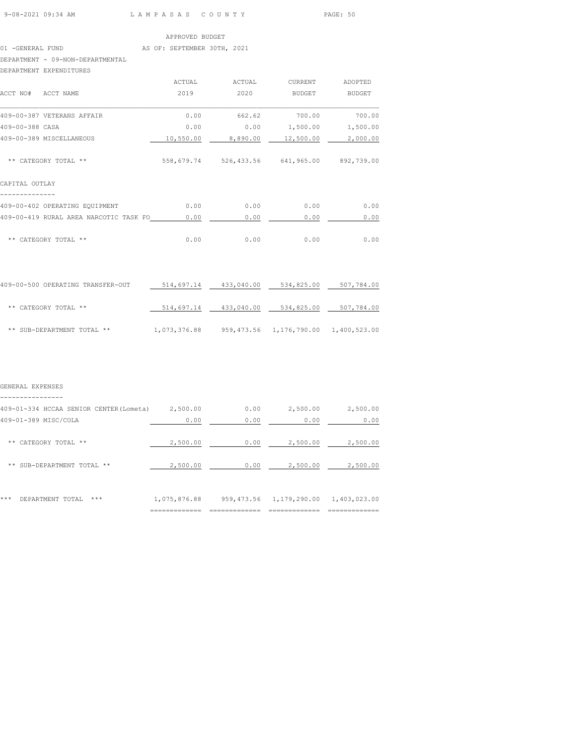APPROVED BUDGET

01 -GENERAL FUND AS OF: SEPTEMBER 30TH, 2021

DEPARTMENT - 09-NON-DEPARTMENTAL

DEPARTMENT EXPENDITURES

| ACCT NO# ACCT NAME | ACTUAL 2019 | ACTUAL 2020 | CURRENT BUDGET | ADOPTED BUDGET |
|---|---|---|---|---|
| 409-00-387 VETERANS AFFAIR | 0.00 | 662.62 | 700.00 | 700.00 |
| 409-00-388 CASA | 0.00 | 0.00 | 1,500.00 | 1,500.00 |
| 409-00-389 MISCELLANEOUS | 10,550.00 | 8,890.00 | 12,500.00 | 2,000.00 |
| ** CATEGORY TOTAL ** | 558,679.74 | 526,433.56 | 641,965.00 | 892,739.00 |
| **CAPITAL OUTLAY** | | | | |
| 409-00-402 OPERATING EQUIPMENT | 0.00 | 0.00 | 0.00 | 0.00 |
| 409-00-419 RURAL AREA NARCOTIC TASK FO | 0.00 | 0.00 | 0.00 | 0.00 |
| ** CATEGORY TOTAL ** | 0.00 | 0.00 | 0.00 | 0.00 |
| 409-00-500 OPERATING TRANSFER-OUT | 514,697.14 | 433,040.00 | 534,825.00 | 507,784.00 |
| ** CATEGORY TOTAL ** | 514,697.14 | 433,040.00 | 534,825.00 | 507,784.00 |
| ** SUB-DEPARTMENT TOTAL ** | 1,073,376.88 | 959,473.56 | 1,176,790.00 | 1,400,523.00 |
| **GENERAL EXPENSES** | | | | |
| 409-01-334 HCCAA SENIOR CENTER(Lometa) | 2,500.00 | 0.00 | 2,500.00 | 2,500.00 |
| 409-01-389 MISC/COLA | 0.00 | 0.00 | 0.00 | 0.00 |
| ** CATEGORY TOTAL ** | 2,500.00 | 0.00 | 2,500.00 | 2,500.00 |
| ** SUB-DEPARTMENT TOTAL ** | 2,500.00 | 0.00 | 2,500.00 | 2,500.00 |
| *** DEPARTMENT TOTAL *** | 1,075,876.88 | 959,473.56 | 1,179,290.00 | 1,403,023.00 |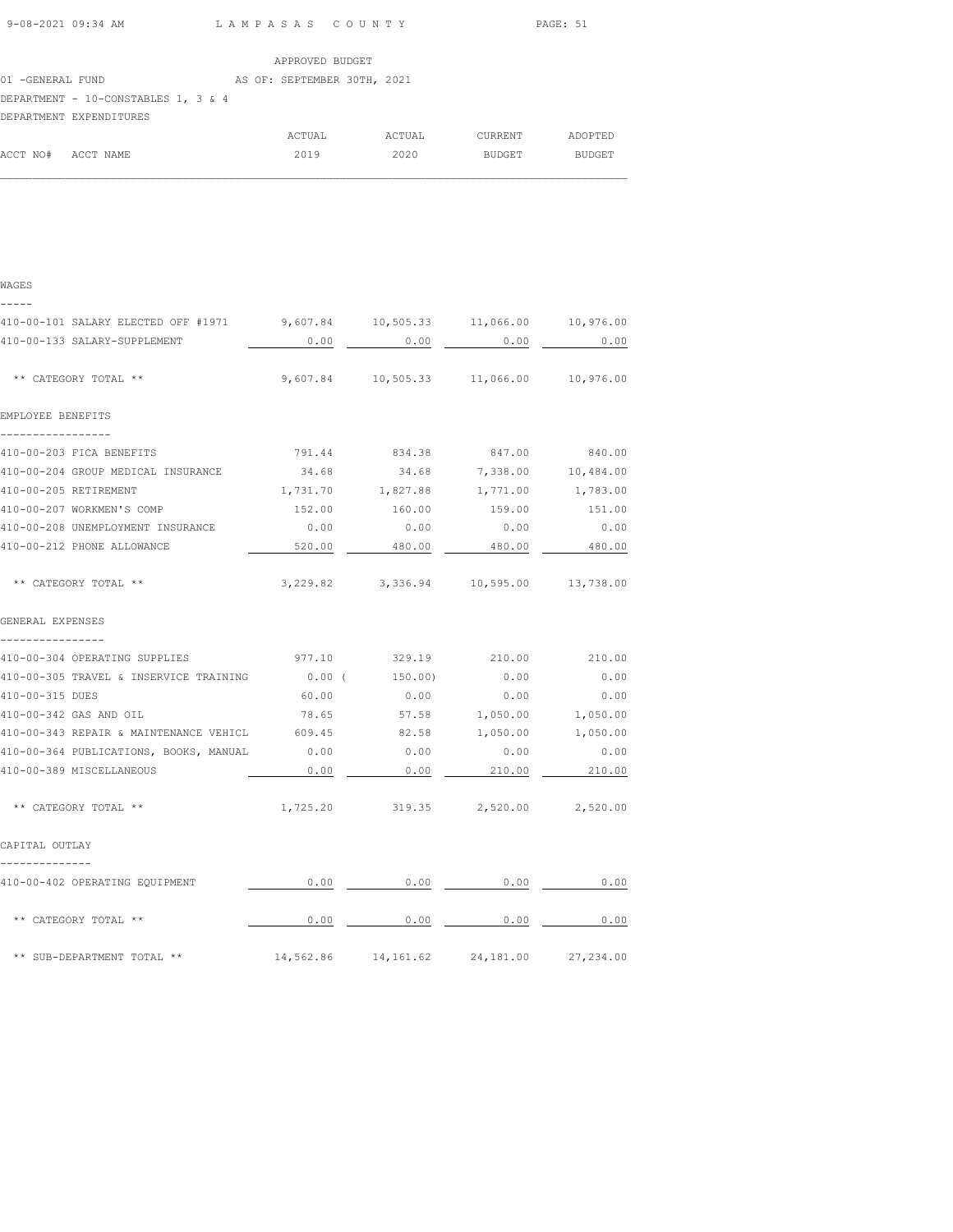APPROVED BUDGET

01 -GENERAL FUND — AS OF: SEPTEMBER 30TH, 2021

DEPARTMENT - 10-CONSTABLES 1, 3 & 4

DEPARTMENT EXPENDITURES

| ACCT NO# | ACCT NAME | ACTUAL 2019 | ACTUAL 2020 | CURRENT BUDGET | ADOPTED BUDGET |
|---|---|---|---|---|---|
| **WAGES** | | | | | |
| 410-00-101 | SALARY ELECTED OFF #1971 | 9,607.84 | 10,505.33 | 11,066.00 | 10,976.00 |
| 410-00-133 | SALARY-SUPPLEMENT | 0.00 | 0.00 | 0.00 | 0.00 |
| | ** CATEGORY TOTAL ** | 9,607.84 | 10,505.33 | 11,066.00 | 10,976.00 |
| **EMPLOYEE BENEFITS** | | | | | |
| 410-00-203 | FICA BENEFITS | 791.44 | 834.38 | 847.00 | 840.00 |
| 410-00-204 | GROUP MEDICAL INSURANCE | 34.68 | 34.68 | 7,338.00 | 10,484.00 |
| 410-00-205 | RETIREMENT | 1,731.70 | 1,827.88 | 1,771.00 | 1,783.00 |
| 410-00-207 | WORKMEN'S COMP | 152.00 | 160.00 | 159.00 | 151.00 |
| 410-00-208 | UNEMPLOYMENT INSURANCE | 0.00 | 0.00 | 0.00 | 0.00 |
| 410-00-212 | PHONE ALLOWANCE | 520.00 | 480.00 | 480.00 | 480.00 |
| | ** CATEGORY TOTAL ** | 3,229.82 | 3,336.94 | 10,595.00 | 13,738.00 |
| **GENERAL EXPENSES** | | | | | |
| 410-00-304 | OPERATING SUPPLIES | 977.10 | 329.19 | 210.00 | 210.00 |
| 410-00-305 | TRAVEL & INSERVICE TRAINING | 0.00 | ( 150.00) | 0.00 | 0.00 |
| 410-00-315 | DUES | 60.00 | 0.00 | 0.00 | 0.00 |
| 410-00-342 | GAS AND OIL | 78.65 | 57.58 | 1,050.00 | 1,050.00 |
| 410-00-343 | REPAIR & MAINTENANCE VEHICL | 609.45 | 82.58 | 1,050.00 | 1,050.00 |
| 410-00-364 | PUBLICATIONS, BOOKS, MANUAL | 0.00 | 0.00 | 0.00 | 0.00 |
| 410-00-389 | MISCELLANEOUS | 0.00 | 0.00 | 210.00 | 210.00 |
| | ** CATEGORY TOTAL ** | 1,725.20 | 319.35 | 2,520.00 | 2,520.00 |
| **CAPITAL OUTLAY** | | | | | |
| 410-00-402 | OPERATING EQUIPMENT | 0.00 | 0.00 | 0.00 | 0.00 |
| | ** CATEGORY TOTAL ** | 0.00 | 0.00 | 0.00 | 0.00 |
| | ** SUB-DEPARTMENT TOTAL ** | 14,562.86 | 14,161.62 | 24,181.00 | 27,234.00 |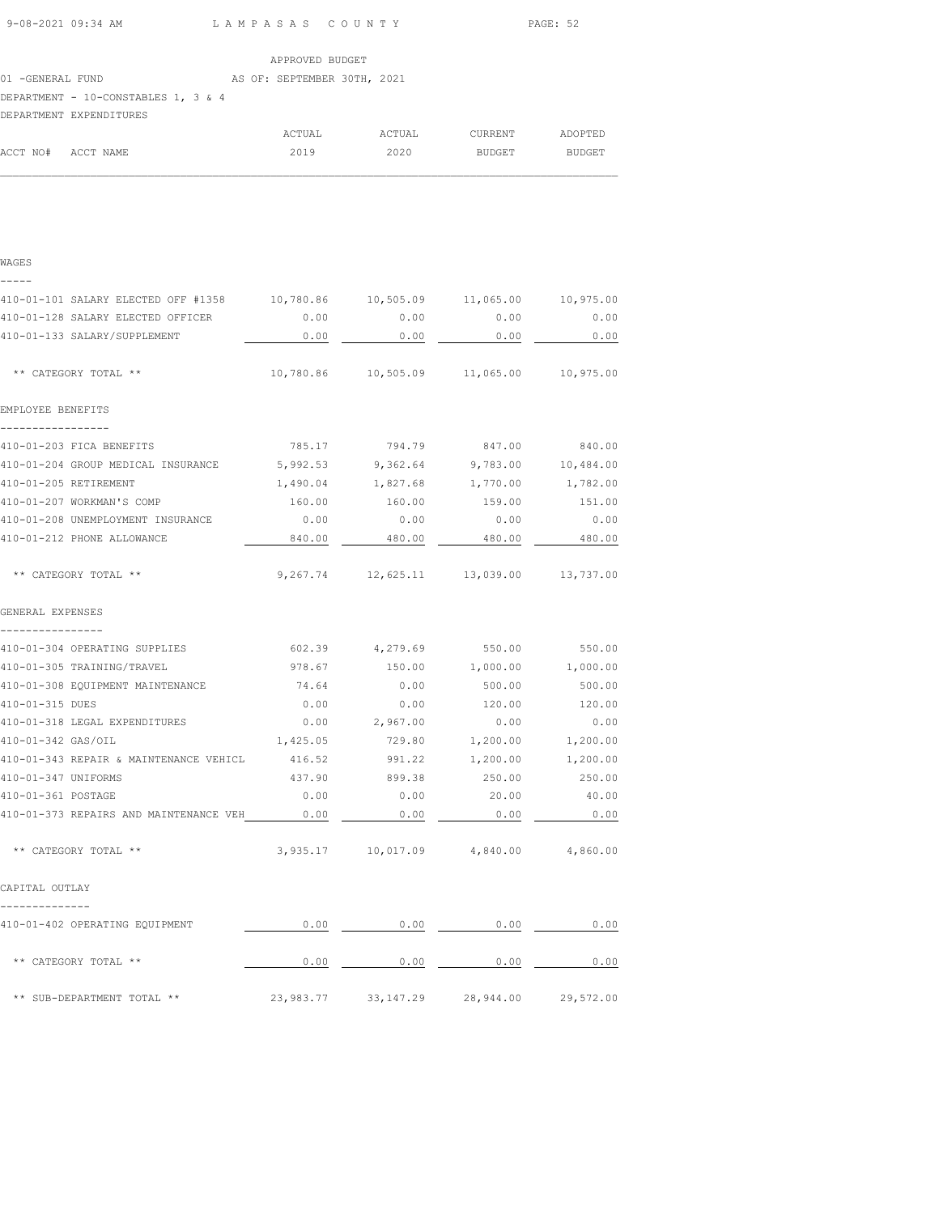APPROVED BUDGET

01 -GENERAL FUND AS OF: SEPTEMBER 30TH, 2021

DEPARTMENT - 10-CONSTABLES 1, 3 & 4

DEPARTMENT EXPENDITURES

| ACCT NO# ACCT NAME | ACTUAL 2019 | ACTUAL 2020 | CURRENT BUDGET | ADOPTED BUDGET |
|---|---|---|---|---|
| **WAGES** | | | | |
| 410-01-101 SALARY ELECTED OFF #1358 | 10,780.86 | 10,505.09 | 11,065.00 | 10,975.00 |
| 410-01-128 SALARY ELECTED OFFICER | 0.00 | 0.00 | 0.00 | 0.00 |
| 410-01-133 SALARY/SUPPLEMENT | 0.00 | 0.00 | 0.00 | 0.00 |
| ** CATEGORY TOTAL ** | 10,780.86 | 10,505.09 | 11,065.00 | 10,975.00 |
| **EMPLOYEE BENEFITS** | | | | |
| 410-01-203 FICA BENEFITS | 785.17 | 794.79 | 847.00 | 840.00 |
| 410-01-204 GROUP MEDICAL INSURANCE | 5,992.53 | 9,362.64 | 9,783.00 | 10,484.00 |
| 410-01-205 RETIREMENT | 1,490.04 | 1,827.68 | 1,770.00 | 1,782.00 |
| 410-01-207 WORKMAN'S COMP | 160.00 | 160.00 | 159.00 | 151.00 |
| 410-01-208 UNEMPLOYMENT INSURANCE | 0.00 | 0.00 | 0.00 | 0.00 |
| 410-01-212 PHONE ALLOWANCE | 840.00 | 480.00 | 480.00 | 480.00 |
| ** CATEGORY TOTAL ** | 9,267.74 | 12,625.11 | 13,039.00 | 13,737.00 |
| **GENERAL EXPENSES** | | | | |
| 410-01-304 OPERATING SUPPLIES | 602.39 | 4,279.69 | 550.00 | 550.00 |
| 410-01-305 TRAINING/TRAVEL | 978.67 | 150.00 | 1,000.00 | 1,000.00 |
| 410-01-308 EQUIPMENT MAINTENANCE | 74.64 | 0.00 | 500.00 | 500.00 |
| 410-01-315 DUES | 0.00 | 0.00 | 120.00 | 120.00 |
| 410-01-318 LEGAL EXPENDITURES | 0.00 | 2,967.00 | 0.00 | 0.00 |
| 410-01-342 GAS/OIL | 1,425.05 | 729.80 | 1,200.00 | 1,200.00 |
| 410-01-343 REPAIR & MAINTENANCE VEHICL | 416.52 | 991.22 | 1,200.00 | 1,200.00 |
| 410-01-347 UNIFORMS | 437.90 | 899.38 | 250.00 | 250.00 |
| 410-01-361 POSTAGE | 0.00 | 0.00 | 20.00 | 40.00 |
| 410-01-373 REPAIRS AND MAINTENANCE VEH | 0.00 | 0.00 | 0.00 | 0.00 |
| ** CATEGORY TOTAL ** | 3,935.17 | 10,017.09 | 4,840.00 | 4,860.00 |
| **CAPITAL OUTLAY** | | | | |
| 410-01-402 OPERATING EQUIPMENT | 0.00 | 0.00 | 0.00 | 0.00 |
| ** CATEGORY TOTAL ** | 0.00 | 0.00 | 0.00 | 0.00 |
| ** SUB-DEPARTMENT TOTAL ** | 23,983.77 | 33,147.29 | 28,944.00 | 29,572.00 |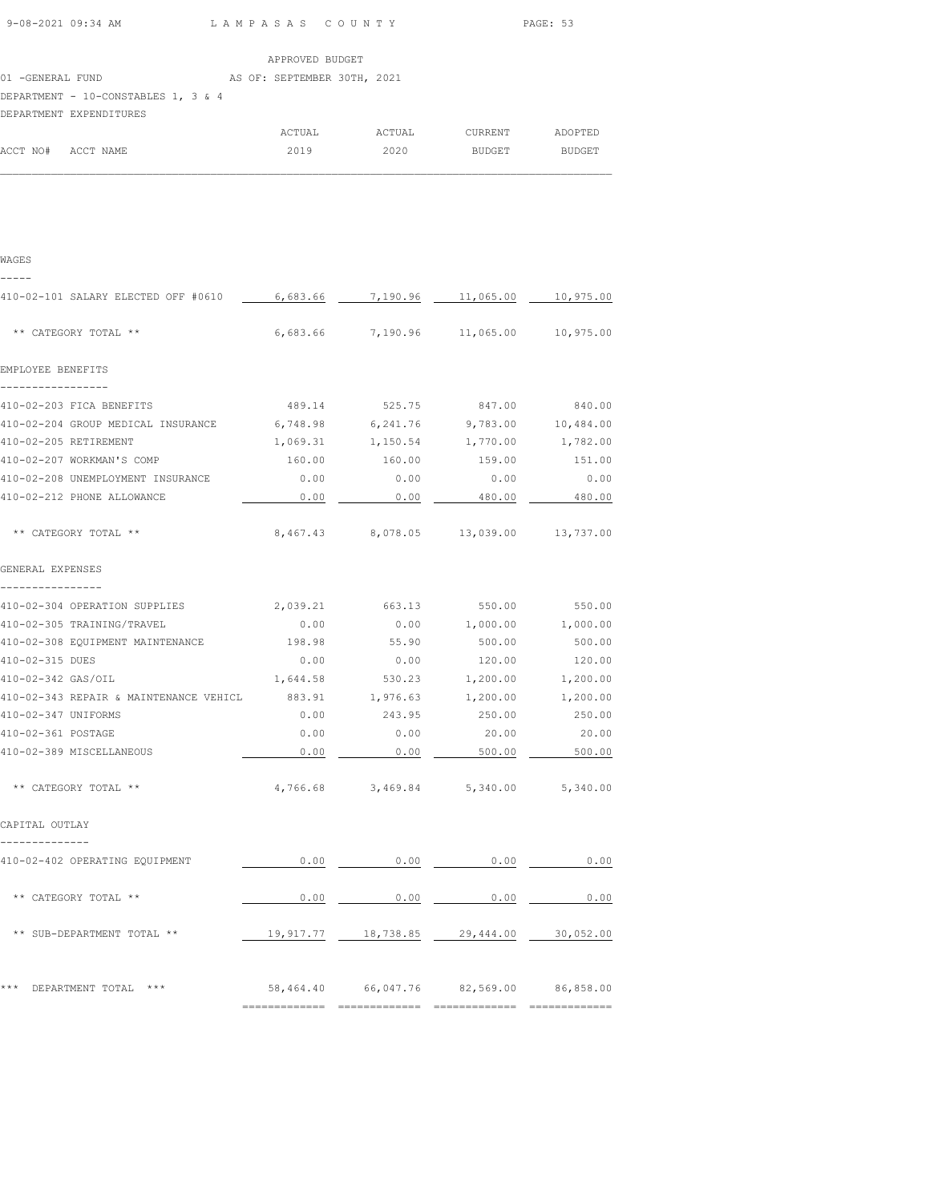APPROVED BUDGET

01 -GENERAL FUND AS OF: SEPTEMBER 30TH, 2021

DEPARTMENT - 10-CONSTABLES 1, 3 & 4

DEPARTMENT EXPENDITURES

| ACCT NO# | ACCT NAME | ACTUAL 2019 | ACTUAL 2020 | CURRENT BUDGET | ADOPTED BUDGET |
|---|---|---|---|---|---|
| **WAGES** | | | | | |
| 410-02-101 | SALARY ELECTED OFF #0610 | 6,683.66 | 7,190.96 | 11,065.00 | 10,975.00 |
| | ** CATEGORY TOTAL ** | 6,683.66 | 7,190.96 | 11,065.00 | 10,975.00 |
| **EMPLOYEE BENEFITS** | | | | | |
| 410-02-203 | FICA BENEFITS | 489.14 | 525.75 | 847.00 | 840.00 |
| 410-02-204 | GROUP MEDICAL INSURANCE | 6,748.98 | 6,241.76 | 9,783.00 | 10,484.00 |
| 410-02-205 | RETIREMENT | 1,069.31 | 1,150.54 | 1,770.00 | 1,782.00 |
| 410-02-207 | WORKMAN'S COMP | 160.00 | 160.00 | 159.00 | 151.00 |
| 410-02-208 | UNEMPLOYMENT INSURANCE | 0.00 | 0.00 | 0.00 | 0.00 |
| 410-02-212 | PHONE ALLOWANCE | 0.00 | 0.00 | 480.00 | 480.00 |
| | ** CATEGORY TOTAL ** | 8,467.43 | 8,078.05 | 13,039.00 | 13,737.00 |
| **GENERAL EXPENSES** | | | | | |
| 410-02-304 | OPERATION SUPPLIES | 2,039.21 | 663.13 | 550.00 | 550.00 |
| 410-02-305 | TRAINING/TRAVEL | 0.00 | 0.00 | 1,000.00 | 1,000.00 |
| 410-02-308 | EQUIPMENT MAINTENANCE | 198.98 | 55.90 | 500.00 | 500.00 |
| 410-02-315 | DUES | 0.00 | 0.00 | 120.00 | 120.00 |
| 410-02-342 | GAS/OIL | 1,644.58 | 530.23 | 1,200.00 | 1,200.00 |
| 410-02-343 | REPAIR & MAINTENANCE VEHICL | 883.91 | 1,976.63 | 1,200.00 | 1,200.00 |
| 410-02-347 | UNIFORMS | 0.00 | 243.95 | 250.00 | 250.00 |
| 410-02-361 | POSTAGE | 0.00 | 0.00 | 20.00 | 20.00 |
| 410-02-389 | MISCELLANEOUS | 0.00 | 0.00 | 500.00 | 500.00 |
| | ** CATEGORY TOTAL ** | 4,766.68 | 3,469.84 | 5,340.00 | 5,340.00 |
| **CAPITAL OUTLAY** | | | | | |
| 410-02-402 | OPERATING EQUIPMENT | 0.00 | 0.00 | 0.00 | 0.00 |
| | ** CATEGORY TOTAL ** | 0.00 | 0.00 | 0.00 | 0.00 |
| | ** SUB-DEPARTMENT TOTAL ** | 19,917.77 | 18,738.85 | 29,444.00 | 30,052.00 |
| | *** DEPARTMENT TOTAL *** | 58,464.40 | 66,047.76 | 82,569.00 | 86,858.00 |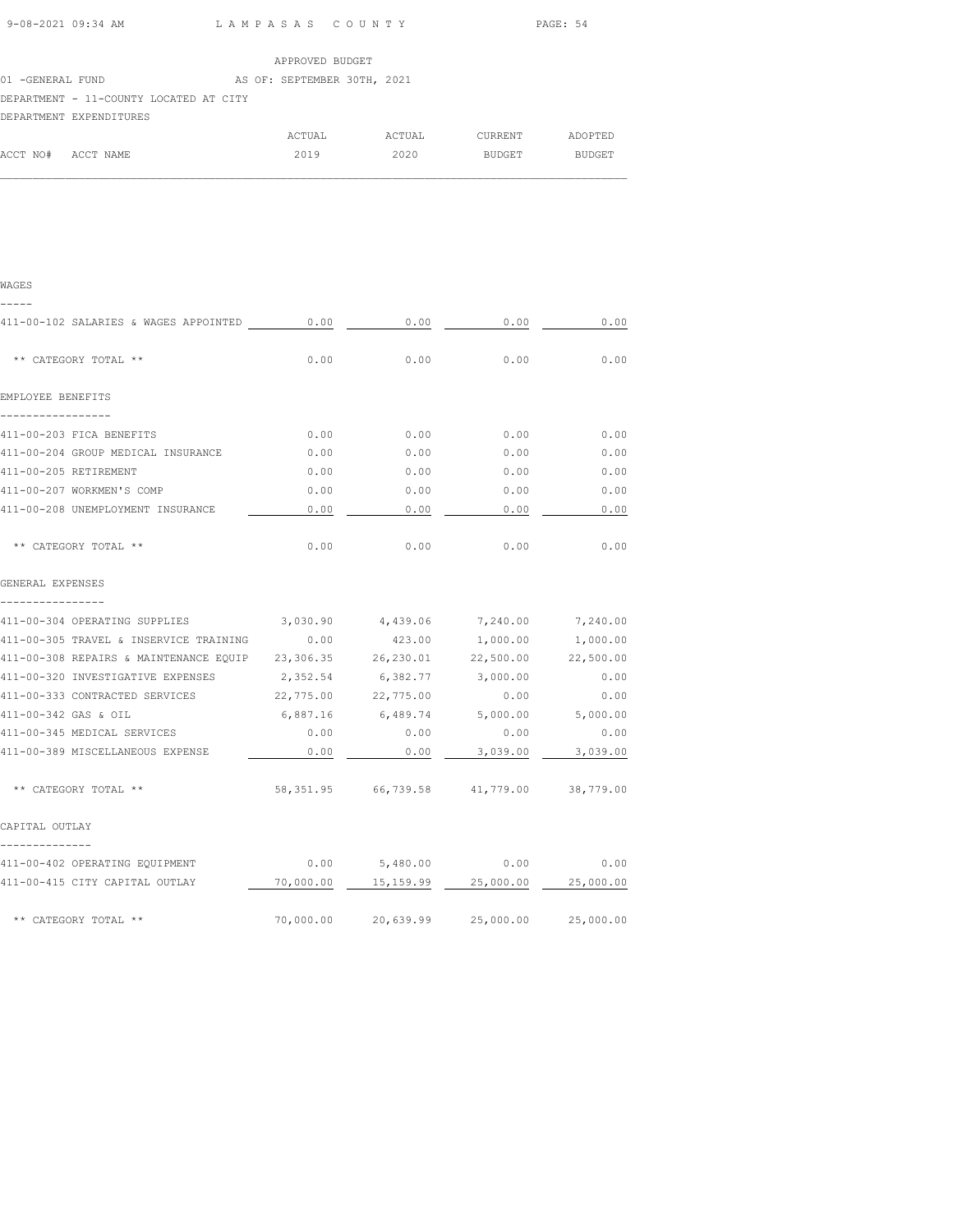APPROVED BUDGET

01 -GENERAL FUND AS OF: SEPTEMBER 30TH, 2021

DEPARTMENT - 11-COUNTY LOCATED AT CITY

DEPARTMENT EXPENDITURES

| ACCT NO# | ACCT NAME | ACTUAL 2019 | ACTUAL 2020 | CURRENT BUDGET | ADOPTED BUDGET |
|---|---|---|---|---|---|
| **WAGES** | | | | | |
| 411-00-102 | SALARIES & WAGES APPOINTED | 0.00 | 0.00 | 0.00 | 0.00 |
| | ** CATEGORY TOTAL ** | 0.00 | 0.00 | 0.00 | 0.00 |
| **EMPLOYEE BENEFITS** | | | | | |
| 411-00-203 | FICA BENEFITS | 0.00 | 0.00 | 0.00 | 0.00 |
| 411-00-204 | GROUP MEDICAL INSURANCE | 0.00 | 0.00 | 0.00 | 0.00 |
| 411-00-205 | RETIREMENT | 0.00 | 0.00 | 0.00 | 0.00 |
| 411-00-207 | WORKMEN'S COMP | 0.00 | 0.00 | 0.00 | 0.00 |
| 411-00-208 | UNEMPLOYMENT INSURANCE | 0.00 | 0.00 | 0.00 | 0.00 |
| | ** CATEGORY TOTAL ** | 0.00 | 0.00 | 0.00 | 0.00 |
| **GENERAL EXPENSES** | | | | | |
| 411-00-304 | OPERATING SUPPLIES | 3,030.90 | 4,439.06 | 7,240.00 | 7,240.00 |
| 411-00-305 | TRAVEL & INSERVICE TRAINING | 0.00 | 423.00 | 1,000.00 | 1,000.00 |
| 411-00-308 | REPAIRS & MAINTENANCE EQUIP | 23,306.35 | 26,230.01 | 22,500.00 | 22,500.00 |
| 411-00-320 | INVESTIGATIVE EXPENSES | 2,352.54 | 6,382.77 | 3,000.00 | 0.00 |
| 411-00-333 | CONTRACTED SERVICES | 22,775.00 | 22,775.00 | 0.00 | 0.00 |
| 411-00-342 | GAS & OIL | 6,887.16 | 6,489.74 | 5,000.00 | 5,000.00 |
| 411-00-345 | MEDICAL SERVICES | 0.00 | 0.00 | 0.00 | 0.00 |
| 411-00-389 | MISCELLANEOUS EXPENSE | 0.00 | 0.00 | 3,039.00 | 3,039.00 |
| | ** CATEGORY TOTAL ** | 58,351.95 | 66,739.58 | 41,779.00 | 38,779.00 |
| **CAPITAL OUTLAY** | | | | | |
| 411-00-402 | OPERATING EQUIPMENT | 0.00 | 5,480.00 | 0.00 | 0.00 |
| 411-00-415 | CITY CAPITAL OUTLAY | 70,000.00 | 15,159.99 | 25,000.00 | 25,000.00 |
| | ** CATEGORY TOTAL ** | 70,000.00 | 20,639.99 | 25,000.00 | 25,000.00 |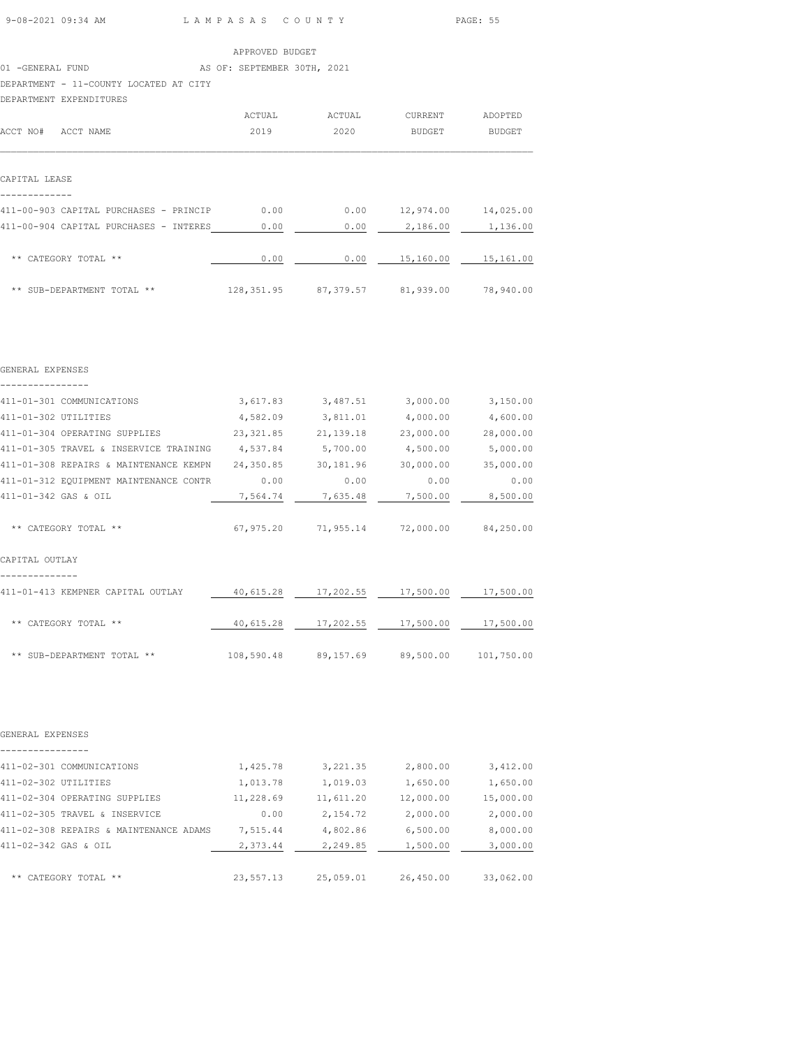APPROVED BUDGET

01 -GENERAL FUND AS OF: SEPTEMBER 30TH, 2021

DEPARTMENT - 11-COUNTY LOCATED AT CITY

DEPARTMENT EXPENDITURES

| ACCT NO# ACCT NAME | ACTUAL 2019 | ACTUAL 2020 | CURRENT BUDGET | ADOPTED BUDGET |
|---|---|---|---|---|
| **CAPITAL LEASE** | | | | |
| 411-00-903 CAPITAL PURCHASES - PRINCIP | 0.00 | 0.00 | 12,974.00 | 14,025.00 |
| 411-00-904 CAPITAL PURCHASES - INTERES | 0.00 | 0.00 | 2,186.00 | 1,136.00 |
| ** CATEGORY TOTAL ** | 0.00 | 0.00 | 15,160.00 | 15,161.00 |
| ** SUB-DEPARTMENT TOTAL ** | 128,351.95 | 87,379.57 | 81,939.00 | 78,940.00 |
| **GENERAL EXPENSES** | | | | |
| 411-01-301 COMMUNICATIONS | 3,617.83 | 3,487.51 | 3,000.00 | 3,150.00 |
| 411-01-302 UTILITIES | 4,582.09 | 3,811.01 | 4,000.00 | 4,600.00 |
| 411-01-304 OPERATING SUPPLIES | 23,321.85 | 21,139.18 | 23,000.00 | 28,000.00 |
| 411-01-305 TRAVEL & INSERVICE TRAINING | 4,537.84 | 5,700.00 | 4,500.00 | 5,000.00 |
| 411-01-308 REPAIRS & MAINTENANCE KEMPN | 24,350.85 | 30,181.96 | 30,000.00 | 35,000.00 |
| 411-01-312 EQUIPMENT MAINTENANCE CONTR | 0.00 | 0.00 | 0.00 | 0.00 |
| 411-01-342 GAS & OIL | 7,564.74 | 7,635.48 | 7,500.00 | 8,500.00 |
| ** CATEGORY TOTAL ** | 67,975.20 | 71,955.14 | 72,000.00 | 84,250.00 |
| **CAPITAL OUTLAY** | | | | |
| 411-01-413 KEMPNER CAPITAL OUTLAY | 40,615.28 | 17,202.55 | 17,500.00 | 17,500.00 |
| ** CATEGORY TOTAL ** | 40,615.28 | 17,202.55 | 17,500.00 | 17,500.00 |
| ** SUB-DEPARTMENT TOTAL ** | 108,590.48 | 89,157.69 | 89,500.00 | 101,750.00 |
| **GENERAL EXPENSES** | | | | |
| 411-02-301 COMMUNICATIONS | 1,425.78 | 3,221.35 | 2,800.00 | 3,412.00 |
| 411-02-302 UTILITIES | 1,013.78 | 1,019.03 | 1,650.00 | 1,650.00 |
| 411-02-304 OPERATING SUPPLIES | 11,228.69 | 11,611.20 | 12,000.00 | 15,000.00 |
| 411-02-305 TRAVEL & INSERVICE | 0.00 | 2,154.72 | 2,000.00 | 2,000.00 |
| 411-02-308 REPAIRS & MAINTENANCE ADAMS | 7,515.44 | 4,802.86 | 6,500.00 | 8,000.00 |
| 411-02-342 GAS & OIL | 2,373.44 | 2,249.85 | 1,500.00 | 3,000.00 |
| ** CATEGORY TOTAL ** | 23,557.13 | 25,059.01 | 26,450.00 | 33,062.00 |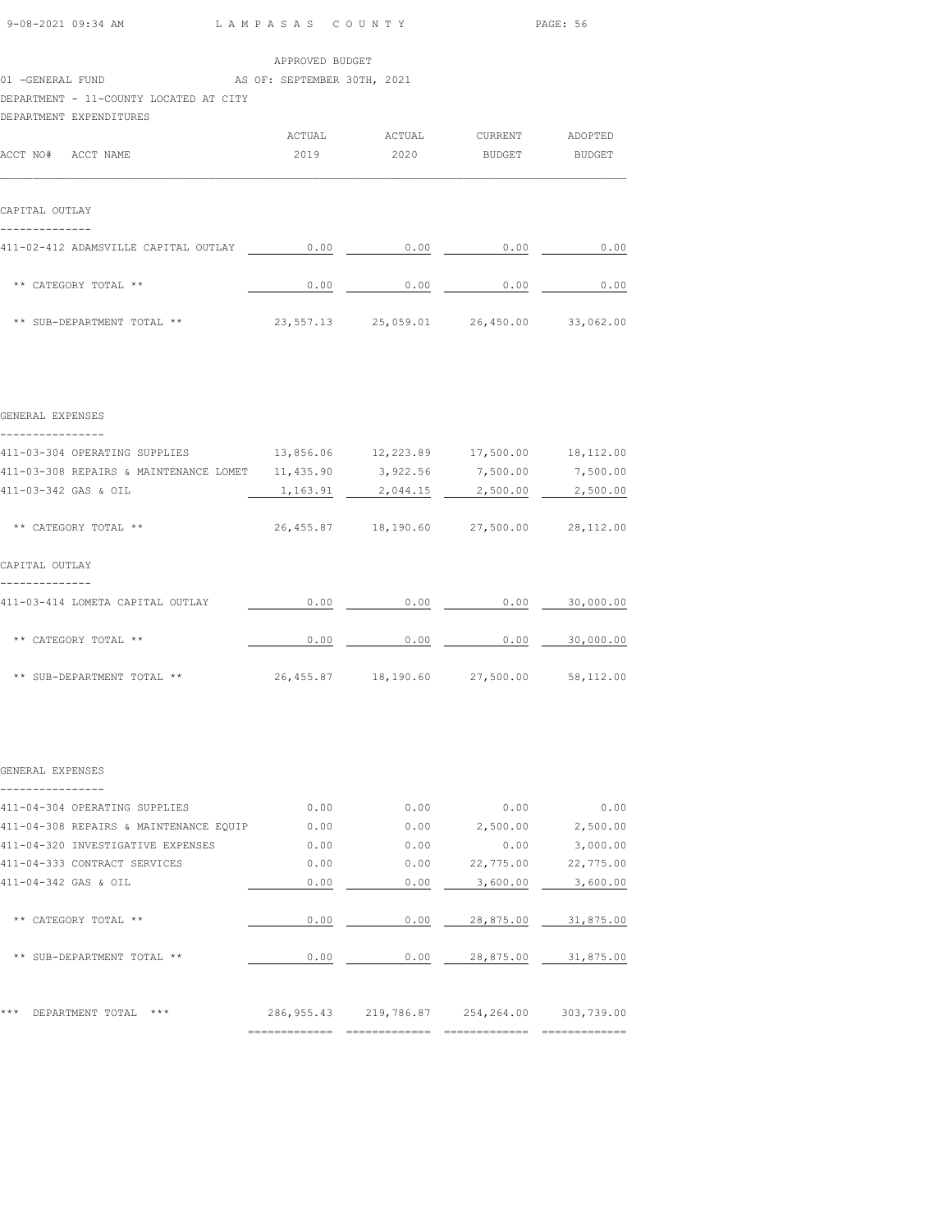APPROVED BUDGET

01 -GENERAL FUND — AS OF: SEPTEMBER 30TH, 2021

DEPARTMENT - 11-COUNTY LOCATED AT CITY

DEPARTMENT EXPENDITURES

| ACCT NO# ACCT NAME | ACTUAL 2019 | ACTUAL 2020 | CURRENT BUDGET | ADOPTED BUDGET |
|---|---|---|---|---|
| **CAPITAL OUTLAY** | | | | |
| 411-02-412 ADAMSVILLE CAPITAL OUTLAY | 0.00 | 0.00 | 0.00 | 0.00 |
| ** CATEGORY TOTAL ** | 0.00 | 0.00 | 0.00 | 0.00 |
| ** SUB-DEPARTMENT TOTAL ** | 23,557.13 | 25,059.01 | 26,450.00 | 33,062.00 |
| **GENERAL EXPENSES** | | | | |
| 411-03-304 OPERATING SUPPLIES | 13,856.06 | 12,223.89 | 17,500.00 | 18,112.00 |
| 411-03-308 REPAIRS & MAINTENANCE LOMET | 11,435.90 | 3,922.56 | 7,500.00 | 7,500.00 |
| 411-03-342 GAS & OIL | 1,163.91 | 2,044.15 | 2,500.00 | 2,500.00 |
| ** CATEGORY TOTAL ** | 26,455.87 | 18,190.60 | 27,500.00 | 28,112.00 |
| **CAPITAL OUTLAY** | | | | |
| 411-03-414 LOMETA CAPITAL OUTLAY | 0.00 | 0.00 | 0.00 | 30,000.00 |
| ** CATEGORY TOTAL ** | 0.00 | 0.00 | 0.00 | 30,000.00 |
| ** SUB-DEPARTMENT TOTAL ** | 26,455.87 | 18,190.60 | 27,500.00 | 58,112.00 |
| **GENERAL EXPENSES** | | | | |
| 411-04-304 OPERATING SUPPLIES | 0.00 | 0.00 | 0.00 | 0.00 |
| 411-04-308 REPAIRS & MAINTENANCE EQUIP | 0.00 | 0.00 | 2,500.00 | 2,500.00 |
| 411-04-320 INVESTIGATIVE EXPENSES | 0.00 | 0.00 | 0.00 | 3,000.00 |
| 411-04-333 CONTRACT SERVICES | 0.00 | 0.00 | 22,775.00 | 22,775.00 |
| 411-04-342 GAS & OIL | 0.00 | 0.00 | 3,600.00 | 3,600.00 |
| ** CATEGORY TOTAL ** | 0.00 | 0.00 | 28,875.00 | 31,875.00 |
| ** SUB-DEPARTMENT TOTAL ** | 0.00 | 0.00 | 28,875.00 | 31,875.00 |
| *** DEPARTMENT TOTAL *** | 286,955.43 | 219,786.87 | 254,264.00 | 303,739.00 |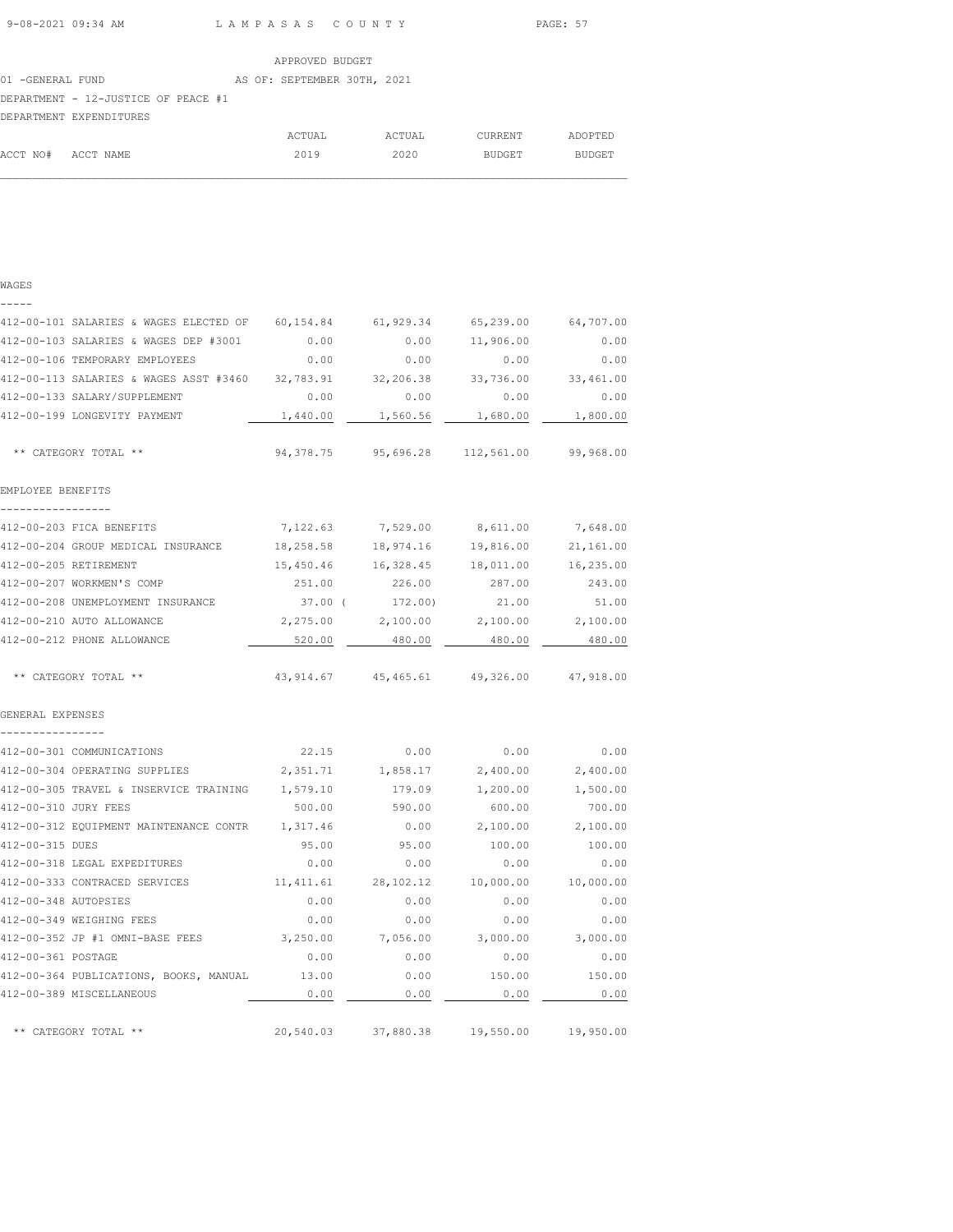APPROVED BUDGET

01 -GENERAL FUND AS OF: SEPTEMBER 30TH, 2021

DEPARTMENT - 12-JUSTICE OF PEACE #1

DEPARTMENT EXPENDITURES

| ACCT NO# | ACCT NAME | ACTUAL 2019 | ACTUAL 2020 | CURRENT BUDGET | ADOPTED BUDGET |
|---|---|---|---|---|---|
| **WAGES** | | | | | |
| 412-00-101 | SALARIES & WAGES ELECTED OF | 60,154.84 | 61,929.34 | 65,239.00 | 64,707.00 |
| 412-00-103 | SALARIES & WAGES DEP #3001 | 0.00 | 0.00 | 11,906.00 | 0.00 |
| 412-00-106 | TEMPORARY EMPLOYEES | 0.00 | 0.00 | 0.00 | 0.00 |
| 412-00-113 | SALARIES & WAGES ASST #3460 | 32,783.91 | 32,206.38 | 33,736.00 | 33,461.00 |
| 412-00-133 | SALARY/SUPPLEMENT | 0.00 | 0.00 | 0.00 | 0.00 |
| 412-00-199 | LONGEVITY PAYMENT | 1,440.00 | 1,560.56 | 1,680.00 | 1,800.00 |
| | ** CATEGORY TOTAL ** | 94,378.75 | 95,696.28 | 112,561.00 | 99,968.00 |
| **EMPLOYEE BENEFITS** | | | | | |
| 412-00-203 | FICA BENEFITS | 7,122.63 | 7,529.00 | 8,611.00 | 7,648.00 |
| 412-00-204 | GROUP MEDICAL INSURANCE | 18,258.58 | 18,974.16 | 19,816.00 | 21,161.00 |
| 412-00-205 | RETIREMENT | 15,450.46 | 16,328.45 | 18,011.00 | 16,235.00 |
| 412-00-207 | WORKMEN'S COMP | 251.00 | 226.00 | 287.00 | 243.00 |
| 412-00-208 | UNEMPLOYMENT INSURANCE | 37.00 | ( 172.00) | 21.00 | 51.00 |
| 412-00-210 | AUTO ALLOWANCE | 2,275.00 | 2,100.00 | 2,100.00 | 2,100.00 |
| 412-00-212 | PHONE ALLOWANCE | 520.00 | 480.00 | 480.00 | 480.00 |
| | ** CATEGORY TOTAL ** | 43,914.67 | 45,465.61 | 49,326.00 | 47,918.00 |
| **GENERAL EXPENSES** | | | | | |
| 412-00-301 | COMMUNICATIONS | 22.15 | 0.00 | 0.00 | 0.00 |
| 412-00-304 | OPERATING SUPPLIES | 2,351.71 | 1,858.17 | 2,400.00 | 2,400.00 |
| 412-00-305 | TRAVEL & INSERVICE TRAINING | 1,579.10 | 179.09 | 1,200.00 | 1,500.00 |
| 412-00-310 | JURY FEES | 500.00 | 590.00 | 600.00 | 700.00 |
| 412-00-312 | EQUIPMENT MAINTENANCE CONTR | 1,317.46 | 0.00 | 2,100.00 | 2,100.00 |
| 412-00-315 | DUES | 95.00 | 95.00 | 100.00 | 100.00 |
| 412-00-318 | LEGAL EXPEDITURES | 0.00 | 0.00 | 0.00 | 0.00 |
| 412-00-333 | CONTRACED SERVICES | 11,411.61 | 28,102.12 | 10,000.00 | 10,000.00 |
| 412-00-348 | AUTOPSIES | 0.00 | 0.00 | 0.00 | 0.00 |
| 412-00-349 | WEIGHING FEES | 0.00 | 0.00 | 0.00 | 0.00 |
| 412-00-352 | JP #1 OMNI-BASE FEES | 3,250.00 | 7,056.00 | 3,000.00 | 3,000.00 |
| 412-00-361 | POSTAGE | 0.00 | 0.00 | 0.00 | 0.00 |
| 412-00-364 | PUBLICATIONS, BOOKS, MANUAL | 13.00 | 0.00 | 150.00 | 150.00 |
| 412-00-389 | MISCELLANEOUS | 0.00 | 0.00 | 0.00 | 0.00 |
| | ** CATEGORY TOTAL ** | 20,540.03 | 37,880.38 | 19,550.00 | 19,950.00 |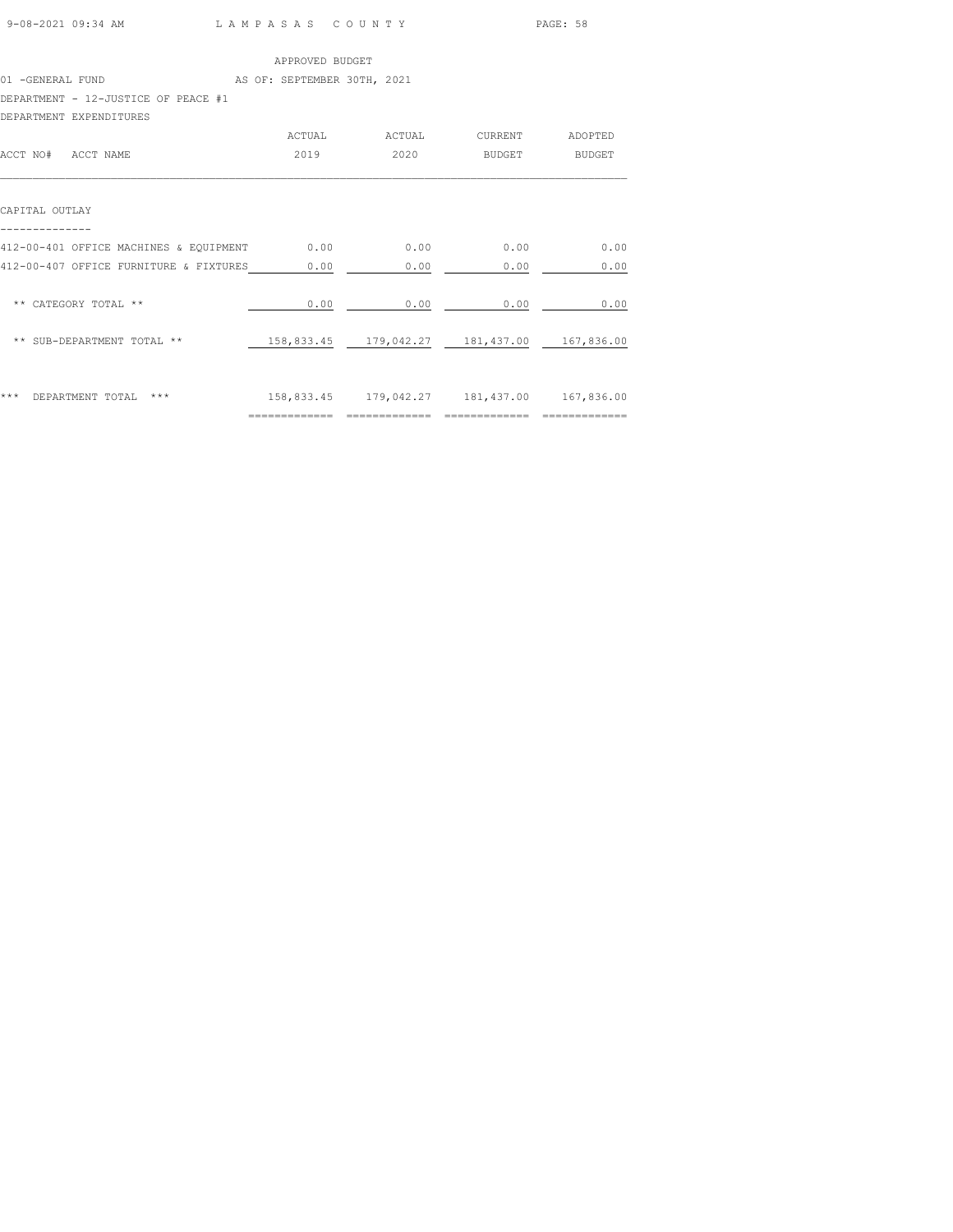APPROVED BUDGET

01 -GENERAL FUND AS OF: SEPTEMBER 30TH, 2021

DEPARTMENT - 12-JUSTICE OF PEACE #1

DEPARTMENT EXPENDITURES

| ACCT NO# ACCT NAME | ACTUAL 2019 | ACTUAL 2020 | CURRENT BUDGET | ADOPTED BUDGET |
|---|---|---|---|---|
| **CAPITAL OUTLAY** | | | | |
| 412-00-401 OFFICE MACHINES & EQUIPMENT | 0.00 | 0.00 | 0.00 | 0.00 |
| 412-00-407 OFFICE FURNITURE & FIXTURES | 0.00 | 0.00 | 0.00 | 0.00 |
| ** CATEGORY TOTAL ** | 0.00 | 0.00 | 0.00 | 0.00 |
| ** SUB-DEPARTMENT TOTAL ** | 158,833.45 | 179,042.27 | 181,437.00 | 167,836.00 |
| *** DEPARTMENT TOTAL *** | 158,833.45 | 179,042.27 | 181,437.00 | 167,836.00 |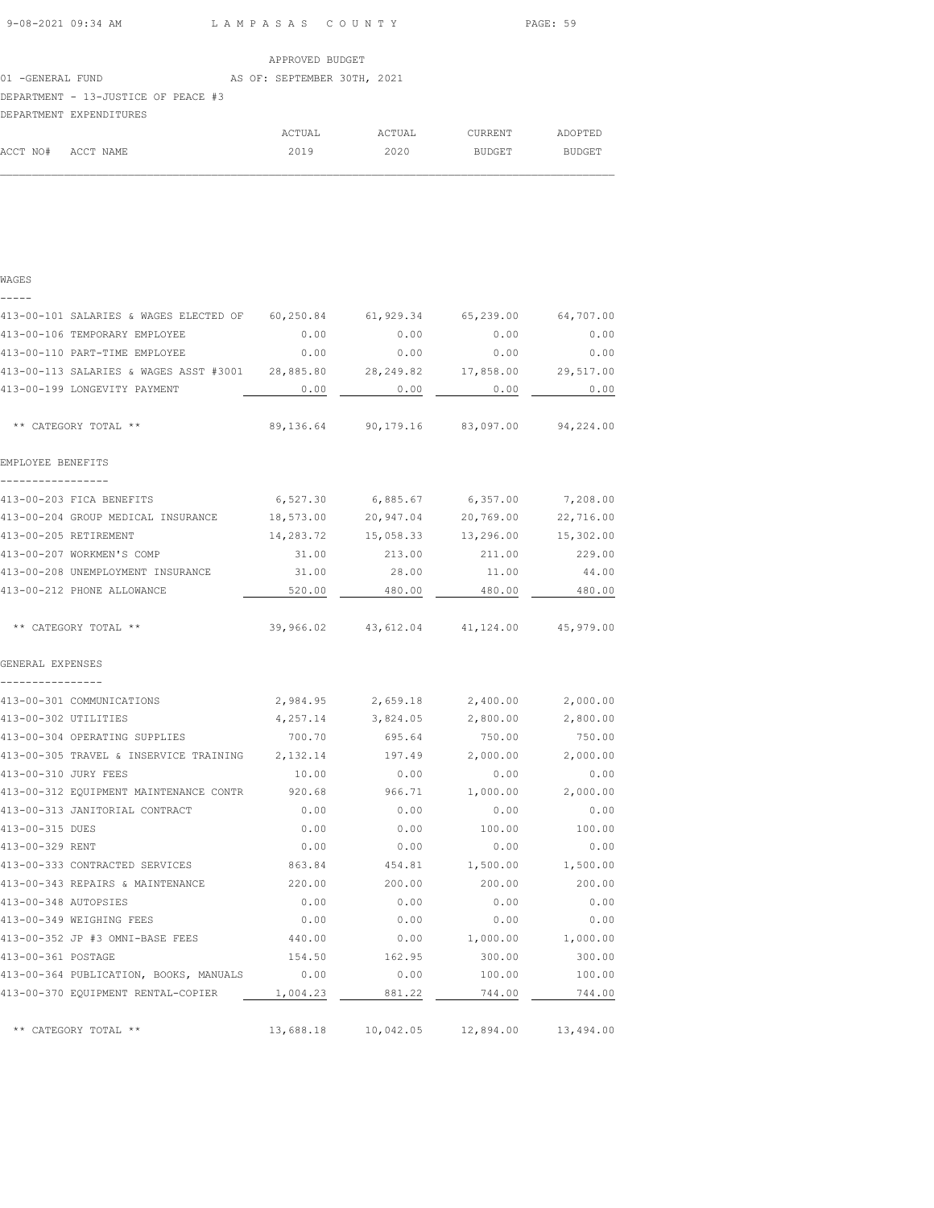APPROVED BUDGET

01 -GENERAL FUND AS OF: SEPTEMBER 30TH, 2021

DEPARTMENT - 13-JUSTICE OF PEACE #3

DEPARTMENT EXPENDITURES

| ACCT NO# | ACCT NAME | ACTUAL 2019 | ACTUAL 2020 | CURRENT BUDGET | ADOPTED BUDGET |
|---|---|---|---|---|---|
| **WAGES** | | | | | |
| 413-00-101 | SALARIES & WAGES ELECTED OF | 60,250.84 | 61,929.34 | 65,239.00 | 64,707.00 |
| 413-00-106 | TEMPORARY EMPLOYEE | 0.00 | 0.00 | 0.00 | 0.00 |
| 413-00-110 | PART-TIME EMPLOYEE | 0.00 | 0.00 | 0.00 | 0.00 |
| 413-00-113 | SALARIES & WAGES ASST #3001 | 28,885.80 | 28,249.82 | 17,858.00 | 29,517.00 |
| 413-00-199 | LONGEVITY PAYMENT | 0.00 | 0.00 | 0.00 | 0.00 |
| | ** CATEGORY TOTAL ** | 89,136.64 | 90,179.16 | 83,097.00 | 94,224.00 |
| **EMPLOYEE BENEFITS** | | | | | |
| 413-00-203 | FICA BENEFITS | 6,527.30 | 6,885.67 | 6,357.00 | 7,208.00 |
| 413-00-204 | GROUP MEDICAL INSURANCE | 18,573.00 | 20,947.04 | 20,769.00 | 22,716.00 |
| 413-00-205 | RETIREMENT | 14,283.72 | 15,058.33 | 13,296.00 | 15,302.00 |
| 413-00-207 | WORKMEN'S COMP | 31.00 | 213.00 | 211.00 | 229.00 |
| 413-00-208 | UNEMPLOYMENT INSURANCE | 31.00 | 28.00 | 11.00 | 44.00 |
| 413-00-212 | PHONE ALLOWANCE | 520.00 | 480.00 | 480.00 | 480.00 |
| | ** CATEGORY TOTAL ** | 39,966.02 | 43,612.04 | 41,124.00 | 45,979.00 |
| **GENERAL EXPENSES** | | | | | |
| 413-00-301 | COMMUNICATIONS | 2,984.95 | 2,659.18 | 2,400.00 | 2,000.00 |
| 413-00-302 | UTILITIES | 4,257.14 | 3,824.05 | 2,800.00 | 2,800.00 |
| 413-00-304 | OPERATING SUPPLIES | 700.70 | 695.64 | 750.00 | 750.00 |
| 413-00-305 | TRAVEL & INSERVICE TRAINING | 2,132.14 | 197.49 | 2,000.00 | 2,000.00 |
| 413-00-310 | JURY FEES | 10.00 | 0.00 | 0.00 | 0.00 |
| 413-00-312 | EQUIPMENT MAINTENANCE CONTR | 920.68 | 966.71 | 1,000.00 | 2,000.00 |
| 413-00-313 | JANITORIAL CONTRACT | 0.00 | 0.00 | 0.00 | 0.00 |
| 413-00-315 | DUES | 0.00 | 0.00 | 100.00 | 100.00 |
| 413-00-329 | RENT | 0.00 | 0.00 | 0.00 | 0.00 |
| 413-00-333 | CONTRACTED SERVICES | 863.84 | 454.81 | 1,500.00 | 1,500.00 |
| 413-00-343 | REPAIRS & MAINTENANCE | 220.00 | 200.00 | 200.00 | 200.00 |
| 413-00-348 | AUTOPSIES | 0.00 | 0.00 | 0.00 | 0.00 |
| 413-00-349 | WEIGHING FEES | 0.00 | 0.00 | 0.00 | 0.00 |
| 413-00-352 | JP #3 OMNI-BASE FEES | 440.00 | 0.00 | 1,000.00 | 1,000.00 |
| 413-00-361 | POSTAGE | 154.50 | 162.95 | 300.00 | 300.00 |
| 413-00-364 | PUBLICATION, BOOKS, MANUALS | 0.00 | 0.00 | 100.00 | 100.00 |
| 413-00-370 | EQUIPMENT RENTAL-COPIER | 1,004.23 | 881.22 | 744.00 | 744.00 |
| | ** CATEGORY TOTAL ** | 13,688.18 | 10,042.05 | 12,894.00 | 13,494.00 |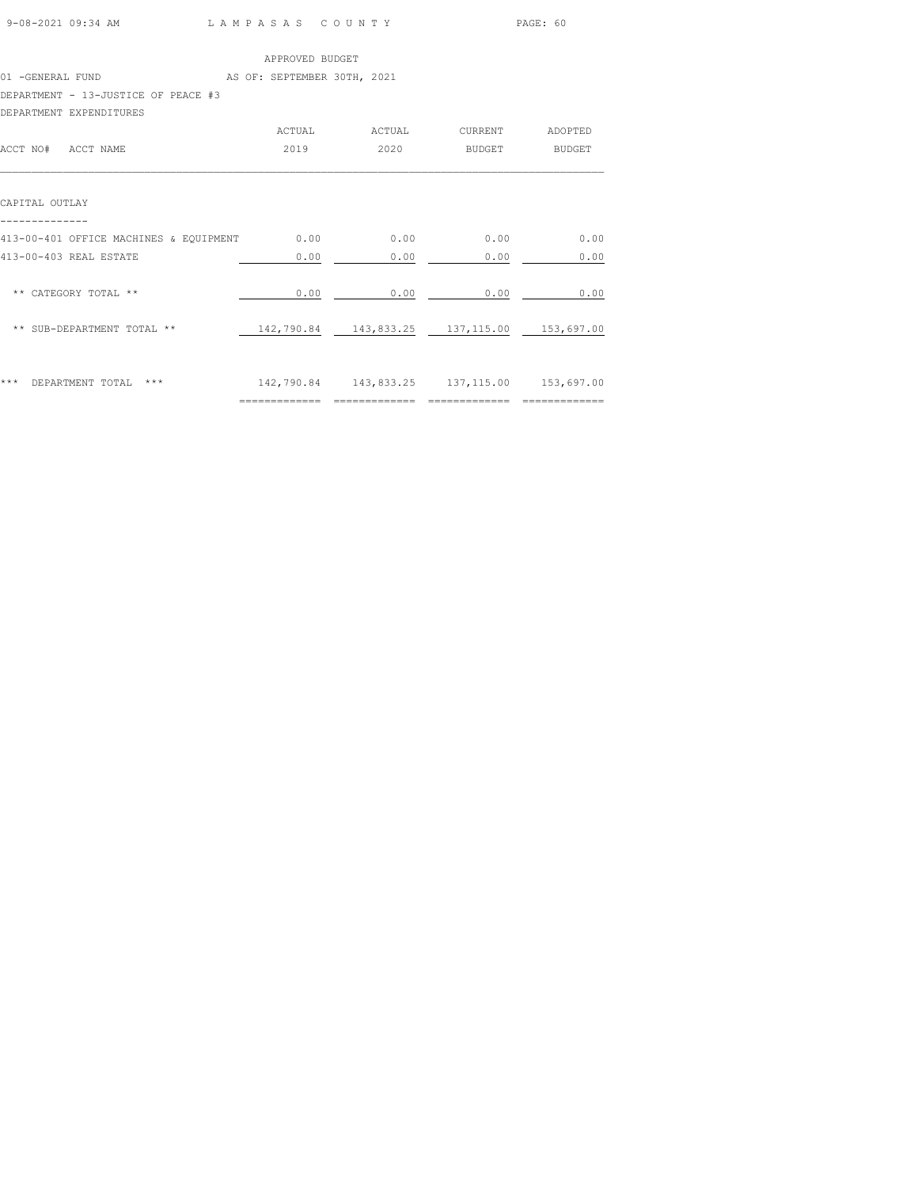APPROVED BUDGET

01 -GENERAL FUND AS OF: SEPTEMBER 30TH, 2021

DEPARTMENT - 13-JUSTICE OF PEACE #3

DEPARTMENT EXPENDITURES

| ACCT NO# ACCT NAME | ACTUAL 2019 | ACTUAL 2020 | CURRENT BUDGET | ADOPTED BUDGET |
|---|---|---|---|---|
| **CAPITAL OUTLAY** | | | | |
| 413-00-401 OFFICE MACHINES & EQUIPMENT | 0.00 | 0.00 | 0.00 | 0.00 |
| 413-00-403 REAL ESTATE | 0.00 | 0.00 | 0.00 | 0.00 |
| ** CATEGORY TOTAL ** | 0.00 | 0.00 | 0.00 | 0.00 |
| ** SUB-DEPARTMENT TOTAL ** | 142,790.84 | 143,833.25 | 137,115.00 | 153,697.00 |
| *** DEPARTMENT TOTAL *** | 142,790.84 | 143,833.25 | 137,115.00 | 153,697.00 |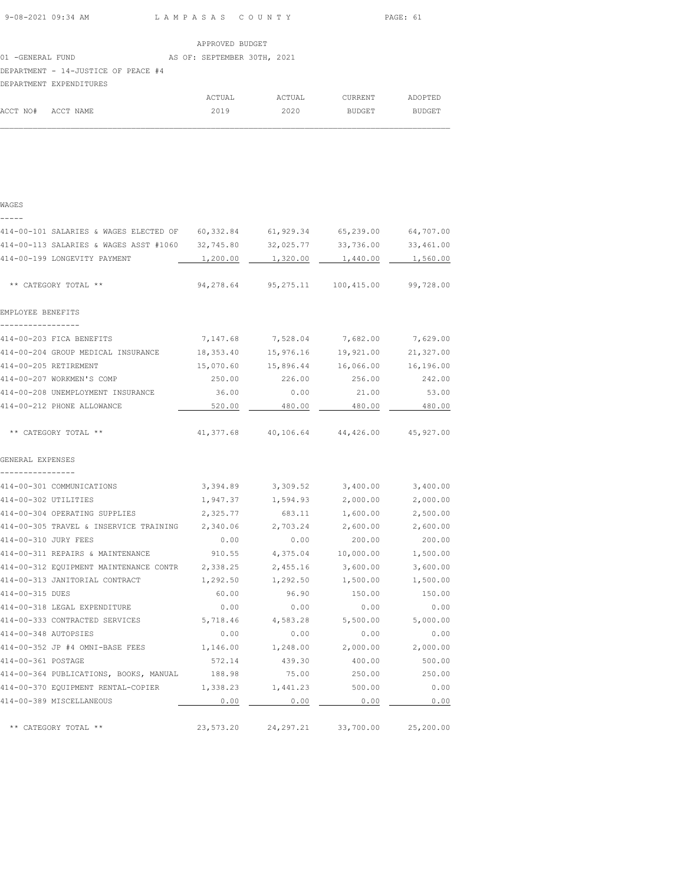APPROVED BUDGET

01 -GENERAL FUND AS OF: SEPTEMBER 30TH, 2021

DEPARTMENT - 14-JUSTICE OF PEACE #4

DEPARTMENT EXPENDITURES

| ACCT NO# | ACCT NAME | ACTUAL 2019 | ACTUAL 2020 | CURRENT BUDGET | ADOPTED BUDGET |
|---|---|---|---|---|---|
| **WAGES** | | | | | |
| 414-00-101 | SALARIES & WAGES ELECTED OF | 60,332.84 | 61,929.34 | 65,239.00 | 64,707.00 |
| 414-00-113 | SALARIES & WAGES ASST #1060 | 32,745.80 | 32,025.77 | 33,736.00 | 33,461.00 |
| 414-00-199 | LONGEVITY PAYMENT | 1,200.00 | 1,320.00 | 1,440.00 | 1,560.00 |
| | ** CATEGORY TOTAL ** | 94,278.64 | 95,275.11 | 100,415.00 | 99,728.00 |
| **EMPLOYEE BENEFITS** | | | | | |
| 414-00-203 | FICA BENEFITS | 7,147.68 | 7,528.04 | 7,682.00 | 7,629.00 |
| 414-00-204 | GROUP MEDICAL INSURANCE | 18,353.40 | 15,976.16 | 19,921.00 | 21,327.00 |
| 414-00-205 | RETIREMENT | 15,070.60 | 15,896.44 | 16,066.00 | 16,196.00 |
| 414-00-207 | WORKMEN'S COMP | 250.00 | 226.00 | 256.00 | 242.00 |
| 414-00-208 | UNEMPLOYMENT INSURANCE | 36.00 | 0.00 | 21.00 | 53.00 |
| 414-00-212 | PHONE ALLOWANCE | 520.00 | 480.00 | 480.00 | 480.00 |
| | ** CATEGORY TOTAL ** | 41,377.68 | 40,106.64 | 44,426.00 | 45,927.00 |
| **GENERAL EXPENSES** | | | | | |
| 414-00-301 | COMMUNICATIONS | 3,394.89 | 3,309.52 | 3,400.00 | 3,400.00 |
| 414-00-302 | UTILITIES | 1,947.37 | 1,594.93 | 2,000.00 | 2,000.00 |
| 414-00-304 | OPERATING SUPPLIES | 2,325.77 | 683.11 | 1,600.00 | 2,500.00 |
| 414-00-305 | TRAVEL & INSERVICE TRAINING | 2,340.06 | 2,703.24 | 2,600.00 | 2,600.00 |
| 414-00-310 | JURY FEES | 0.00 | 0.00 | 200.00 | 200.00 |
| 414-00-311 | REPAIRS & MAINTENANCE | 910.55 | 4,375.04 | 10,000.00 | 1,500.00 |
| 414-00-312 | EQUIPMENT MAINTENANCE CONTR | 2,338.25 | 2,455.16 | 3,600.00 | 3,600.00 |
| 414-00-313 | JANITORIAL CONTRACT | 1,292.50 | 1,292.50 | 1,500.00 | 1,500.00 |
| 414-00-315 | DUES | 60.00 | 96.90 | 150.00 | 150.00 |
| 414-00-318 | LEGAL EXPENDITURE | 0.00 | 0.00 | 0.00 | 0.00 |
| 414-00-333 | CONTRACTED SERVICES | 5,718.46 | 4,583.28 | 5,500.00 | 5,000.00 |
| 414-00-348 | AUTOPSIES | 0.00 | 0.00 | 0.00 | 0.00 |
| 414-00-352 | JP #4 OMNI-BASE FEES | 1,146.00 | 1,248.00 | 2,000.00 | 2,000.00 |
| 414-00-361 | POSTAGE | 572.14 | 439.30 | 400.00 | 500.00 |
| 414-00-364 | PUBLICATIONS, BOOKS, MANUAL | 188.98 | 75.00 | 250.00 | 250.00 |
| 414-00-370 | EQUIPMENT RENTAL-COPIER | 1,338.23 | 1,441.23 | 500.00 | 0.00 |
| 414-00-389 | MISCELLANEOUS | 0.00 | 0.00 | 0.00 | 0.00 |
| | ** CATEGORY TOTAL ** | 23,573.20 | 24,297.21 | 33,700.00 | 25,200.00 |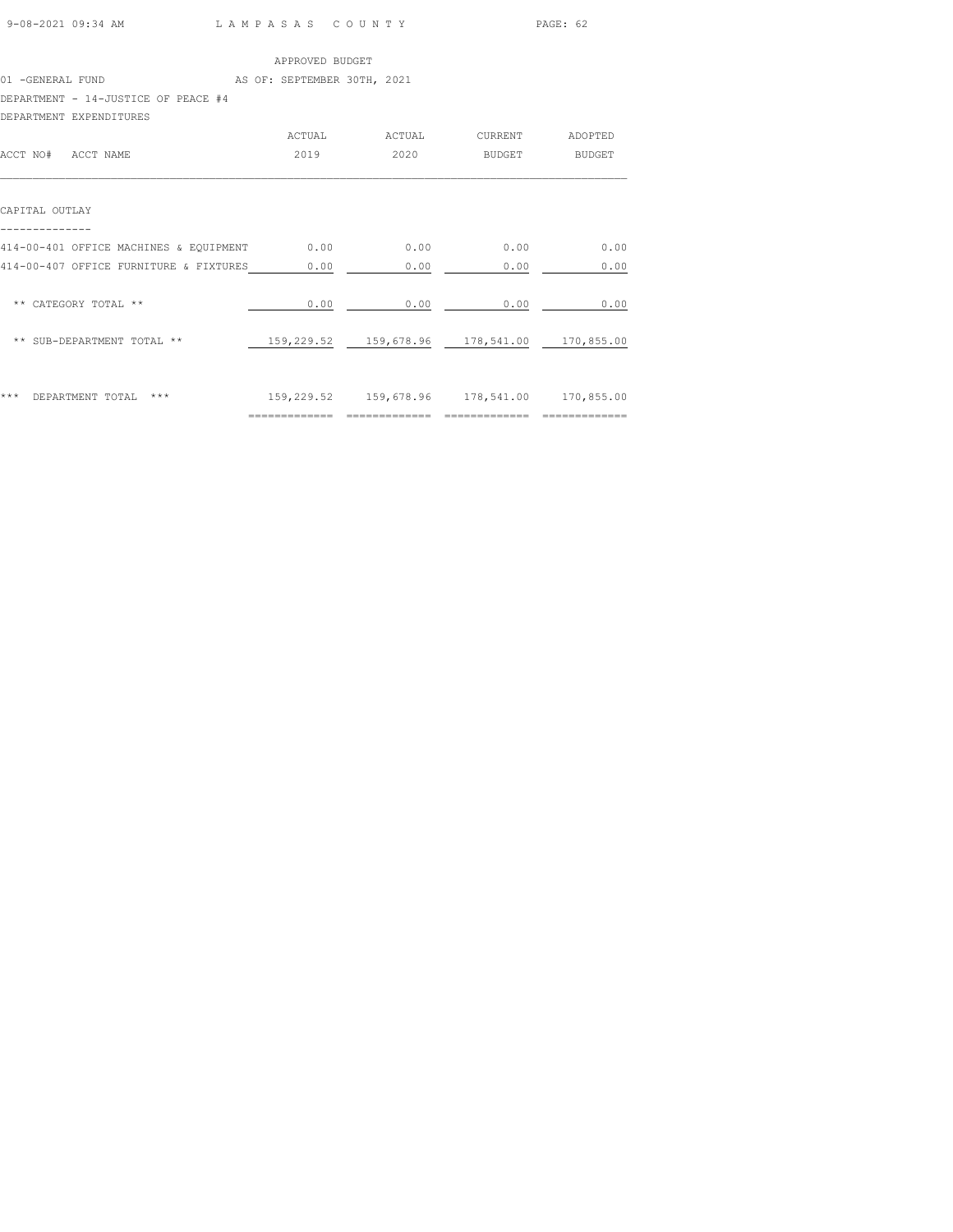APPROVED BUDGET

01 -GENERAL FUND AS OF: SEPTEMBER 30TH, 2021

DEPARTMENT - 14-JUSTICE OF PEACE #4

DEPARTMENT EXPENDITURES

| ACCT NO# ACCT NAME | ACTUAL 2019 | ACTUAL 2020 | CURRENT BUDGET | ADOPTED BUDGET |
|---|---|---|---|---|
| **CAPITAL OUTLAY** | | | | |
| 414-00-401 OFFICE MACHINES & EQUIPMENT | 0.00 | 0.00 | 0.00 | 0.00 |
| 414-00-407 OFFICE FURNITURE & FIXTURES | 0.00 | 0.00 | 0.00 | 0.00 |
| ** CATEGORY TOTAL ** | 0.00 | 0.00 | 0.00 | 0.00 |
| ** SUB-DEPARTMENT TOTAL ** | 159,229.52 | 159,678.96 | 178,541.00 | 170,855.00 |
| *** DEPARTMENT TOTAL *** | 159,229.52 | 159,678.96 | 178,541.00 | 170,855.00 |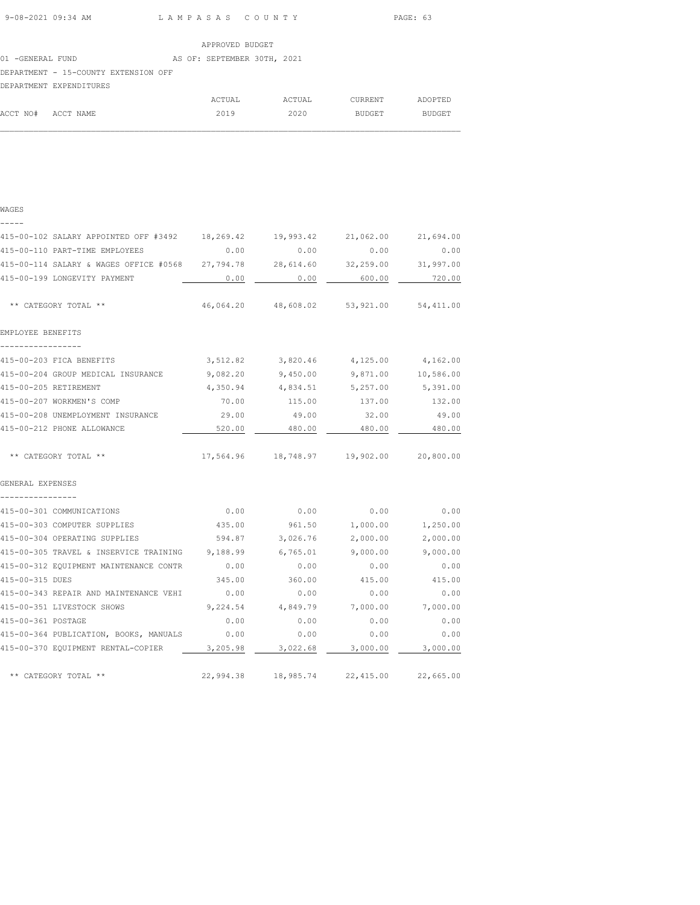APPROVED BUDGET

01 -GENERAL FUND AS OF: SEPTEMBER 30TH, 2021

DEPARTMENT - 15-COUNTY EXTENSION OFF

DEPARTMENT EXPENDITURES

| ACCT NO# | ACCT NAME | ACTUAL 2019 | ACTUAL 2020 | CURRENT BUDGET | ADOPTED BUDGET |
|---|---|---|---|---|---|
| **WAGES** | | | | | |
| 415-00-102 | SALARY APPOINTED OFF #3492 | 18,269.42 | 19,993.42 | 21,062.00 | 21,694.00 |
| 415-00-110 | PART-TIME EMPLOYEES | 0.00 | 0.00 | 0.00 | 0.00 |
| 415-00-114 | SALARY & WAGES OFFICE #0568 | 27,794.78 | 28,614.60 | 32,259.00 | 31,997.00 |
| 415-00-199 | LONGEVITY PAYMENT | 0.00 | 0.00 | 600.00 | 720.00 |
| | ** CATEGORY TOTAL ** | 46,064.20 | 48,608.02 | 53,921.00 | 54,411.00 |
| **EMPLOYEE BENEFITS** | | | | | |
| 415-00-203 | FICA BENEFITS | 3,512.82 | 3,820.46 | 4,125.00 | 4,162.00 |
| 415-00-204 | GROUP MEDICAL INSURANCE | 9,082.20 | 9,450.00 | 9,871.00 | 10,586.00 |
| 415-00-205 | RETIREMENT | 4,350.94 | 4,834.51 | 5,257.00 | 5,391.00 |
| 415-00-207 | WORKMEN'S COMP | 70.00 | 115.00 | 137.00 | 132.00 |
| 415-00-208 | UNEMPLOYMENT INSURANCE | 29.00 | 49.00 | 32.00 | 49.00 |
| 415-00-212 | PHONE ALLOWANCE | 520.00 | 480.00 | 480.00 | 480.00 |
| | ** CATEGORY TOTAL ** | 17,564.96 | 18,748.97 | 19,902.00 | 20,800.00 |
| **GENERAL EXPENSES** | | | | | |
| 415-00-301 | COMMUNICATIONS | 0.00 | 0.00 | 0.00 | 0.00 |
| 415-00-303 | COMPUTER SUPPLIES | 435.00 | 961.50 | 1,000.00 | 1,250.00 |
| 415-00-304 | OPERATING SUPPLIES | 594.87 | 3,026.76 | 2,000.00 | 2,000.00 |
| 415-00-305 | TRAVEL & INSERVICE TRAINING | 9,188.99 | 6,765.01 | 9,000.00 | 9,000.00 |
| 415-00-312 | EQUIPMENT MAINTENANCE CONTR | 0.00 | 0.00 | 0.00 | 0.00 |
| 415-00-315 | DUES | 345.00 | 360.00 | 415.00 | 415.00 |
| 415-00-343 | REPAIR AND MAINTENANCE VEHI | 0.00 | 0.00 | 0.00 | 0.00 |
| 415-00-351 | LIVESTOCK SHOWS | 9,224.54 | 4,849.79 | 7,000.00 | 7,000.00 |
| 415-00-361 | POSTAGE | 0.00 | 0.00 | 0.00 | 0.00 |
| 415-00-364 | PUBLICATION, BOOKS, MANUALS | 0.00 | 0.00 | 0.00 | 0.00 |
| 415-00-370 | EQUIPMENT RENTAL-COPIER | 3,205.98 | 3,022.68 | 3,000.00 | 3,000.00 |
| | ** CATEGORY TOTAL ** | 22,994.38 | 18,985.74 | 22,415.00 | 22,665.00 |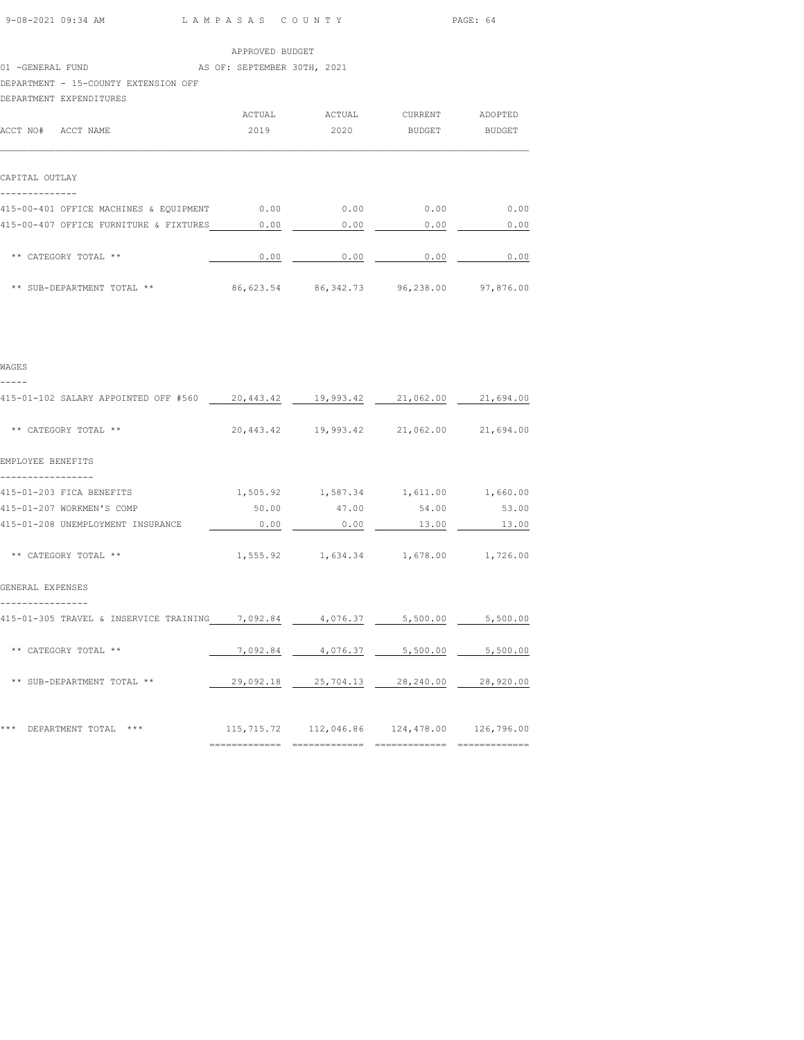APPROVED BUDGET

01 -GENERAL FUND AS OF: SEPTEMBER 30TH, 2021

DEPARTMENT - 15-COUNTY EXTENSION OFF

DEPARTMENT EXPENDITURES

| ACCT NO# ACCT NAME | ACTUAL 2019 | ACTUAL 2020 | CURRENT BUDGET | ADOPTED BUDGET |
|---|---|---|---|---|
| **CAPITAL OUTLAY** | | | | |
| 415-00-401 OFFICE MACHINES & EQUIPMENT | 0.00 | 0.00 | 0.00 | 0.00 |
| 415-00-407 OFFICE FURNITURE & FIXTURES | 0.00 | 0.00 | 0.00 | 0.00 |
| ** CATEGORY TOTAL ** | 0.00 | 0.00 | 0.00 | 0.00 |
| ** SUB-DEPARTMENT TOTAL ** | 86,623.54 | 86,342.73 | 96,238.00 | 97,876.00 |
| **WAGES** | | | | |
| 415-01-102 SALARY APPOINTED OFF #560 | 20,443.42 | 19,993.42 | 21,062.00 | 21,694.00 |
| ** CATEGORY TOTAL ** | 20,443.42 | 19,993.42 | 21,062.00 | 21,694.00 |
| **EMPLOYEE BENEFITS** | | | | |
| 415-01-203 FICA BENEFITS | 1,505.92 | 1,587.34 | 1,611.00 | 1,660.00 |
| 415-01-207 WORKMEN'S COMP | 50.00 | 47.00 | 54.00 | 53.00 |
| 415-01-208 UNEMPLOYMENT INSURANCE | 0.00 | 0.00 | 13.00 | 13.00 |
| ** CATEGORY TOTAL ** | 1,555.92 | 1,634.34 | 1,678.00 | 1,726.00 |
| **GENERAL EXPENSES** | | | | |
| 415-01-305 TRAVEL & INSERVICE TRAINING | 7,092.84 | 4,076.37 | 5,500.00 | 5,500.00 |
| ** CATEGORY TOTAL ** | 7,092.84 | 4,076.37 | 5,500.00 | 5,500.00 |
| ** SUB-DEPARTMENT TOTAL ** | 29,092.18 | 25,704.13 | 28,240.00 | 28,920.00 |
| *** DEPARTMENT TOTAL *** | 115,715.72 | 112,046.86 | 124,478.00 | 126,796.00 |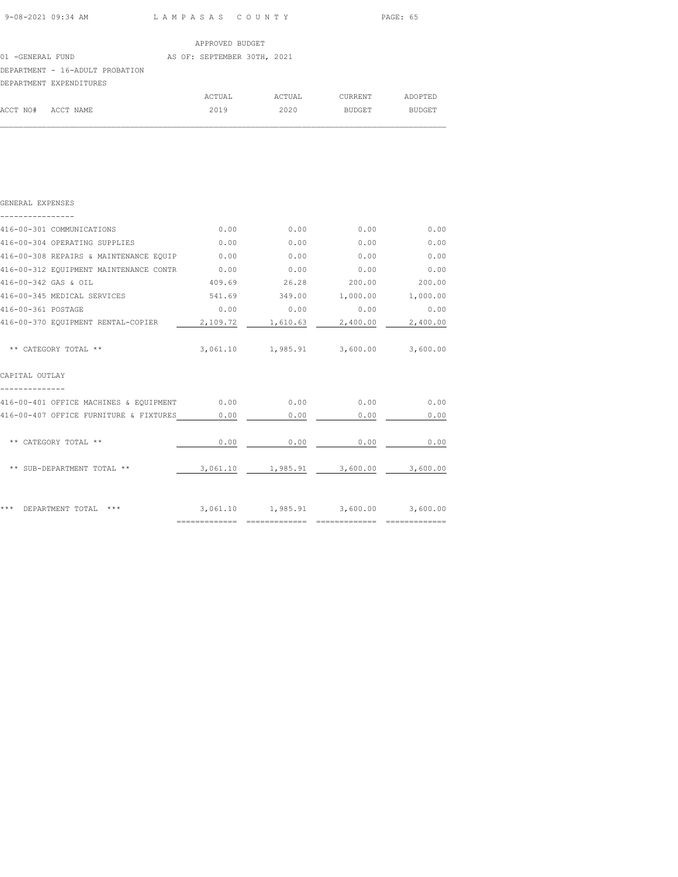APPROVED BUDGET

01 -GENERAL FUND — AS OF: SEPTEMBER 30TH, 2021

DEPARTMENT - 16-ADULT PROBATION

DEPARTMENT EXPENDITURES

| ACCT NO# | ACCT NAME | ACTUAL 2019 | ACTUAL 2020 | CURRENT BUDGET | ADOPTED BUDGET |
|---|---|---|---|---|---|
| **GENERAL EXPENSES** | | | | | |
| 416-00-301 | COMMUNICATIONS | 0.00 | 0.00 | 0.00 | 0.00 |
| 416-00-304 | OPERATING SUPPLIES | 0.00 | 0.00 | 0.00 | 0.00 |
| 416-00-308 | REPAIRS & MAINTENANCE EQUIP | 0.00 | 0.00 | 0.00 | 0.00 |
| 416-00-312 | EQUIPMENT MAINTENANCE CONTR | 0.00 | 0.00 | 0.00 | 0.00 |
| 416-00-342 | GAS & OIL | 409.69 | 26.28 | 200.00 | 200.00 |
| 416-00-345 | MEDICAL SERVICES | 541.69 | 349.00 | 1,000.00 | 1,000.00 |
| 416-00-361 | POSTAGE | 0.00 | 0.00 | 0.00 | 0.00 |
| 416-00-370 | EQUIPMENT RENTAL-COPIER | 2,109.72 | 1,610.63 | 2,400.00 | 2,400.00 |
| | ** CATEGORY TOTAL ** | 3,061.10 | 1,985.91 | 3,600.00 | 3,600.00 |
| **CAPITAL OUTLAY** | | | | | |
| 416-00-401 | OFFICE MACHINES & EQUIPMENT | 0.00 | 0.00 | 0.00 | 0.00 |
| 416-00-407 | OFFICE FURNITURE & FIXTURES | 0.00 | 0.00 | 0.00 | 0.00 |
| | ** CATEGORY TOTAL ** | 0.00 | 0.00 | 0.00 | 0.00 |
| | ** SUB-DEPARTMENT TOTAL ** | 3,061.10 | 1,985.91 | 3,600.00 | 3,600.00 |
| | *** DEPARTMENT TOTAL *** | 3,061.10 | 1,985.91 | 3,600.00 | 3,600.00 |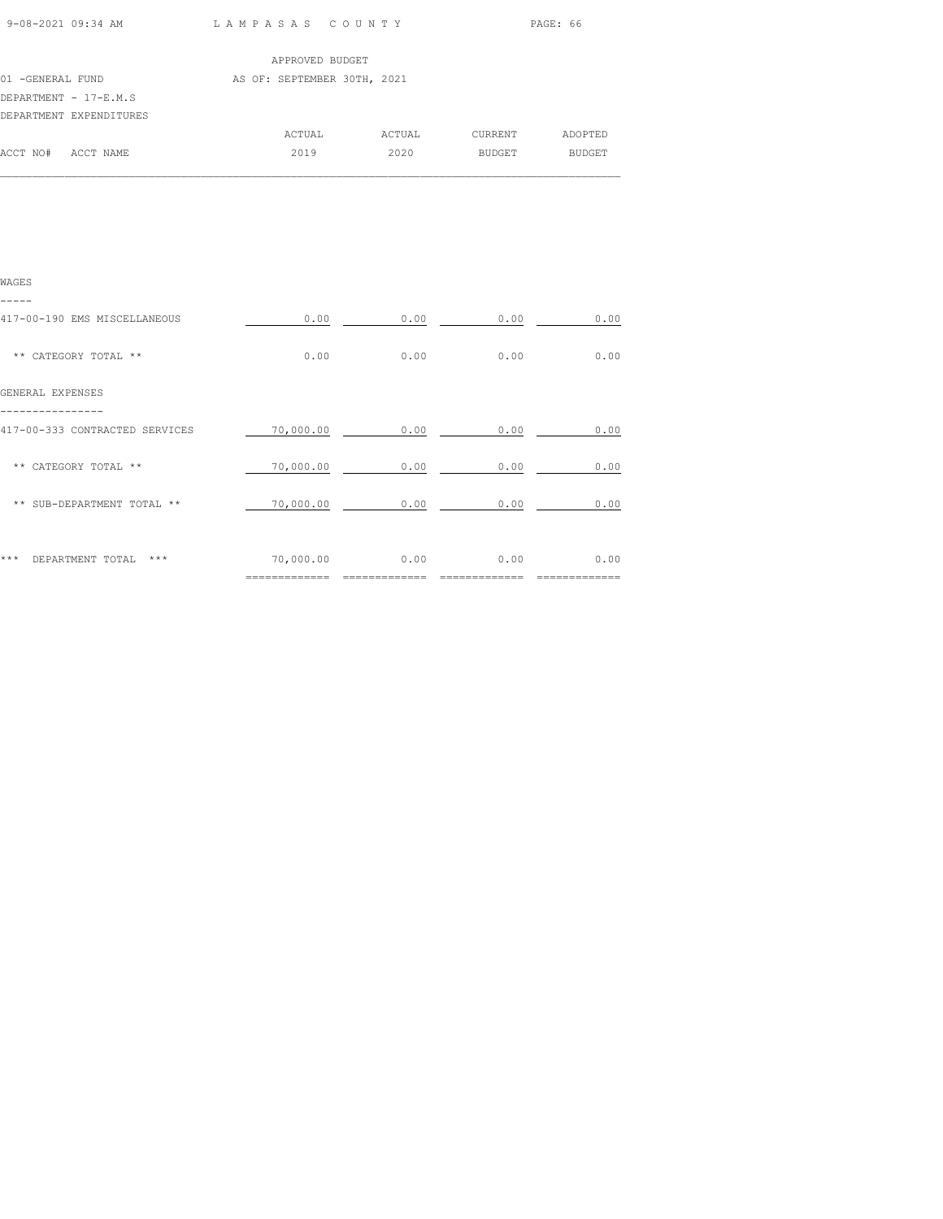APPROVED BUDGET

01 -GENERAL FUND AS OF: SEPTEMBER 30TH, 2021

DEPARTMENT - 17-E.M.S

DEPARTMENT EXPENDITURES

| ACCT NO# ACCT NAME | ACTUAL 2019 | ACTUAL 2020 | CURRENT BUDGET | ADOPTED BUDGET |
|---|---|---|---|---|
| **WAGES** | | | | |
| 417-00-190 EMS MISCELLANEOUS | 0.00 | 0.00 | 0.00 | 0.00 |
| ** CATEGORY TOTAL ** | 0.00 | 0.00 | 0.00 | 0.00 |
| **GENERAL EXPENSES** | | | | |
| 417-00-333 CONTRACTED SERVICES | 70,000.00 | 0.00 | 0.00 | 0.00 |
| ** CATEGORY TOTAL ** | 70,000.00 | 0.00 | 0.00 | 0.00 |
| ** SUB-DEPARTMENT TOTAL ** | 70,000.00 | 0.00 | 0.00 | 0.00 |
| *** DEPARTMENT TOTAL *** | 70,000.00 | 0.00 | 0.00 | 0.00 |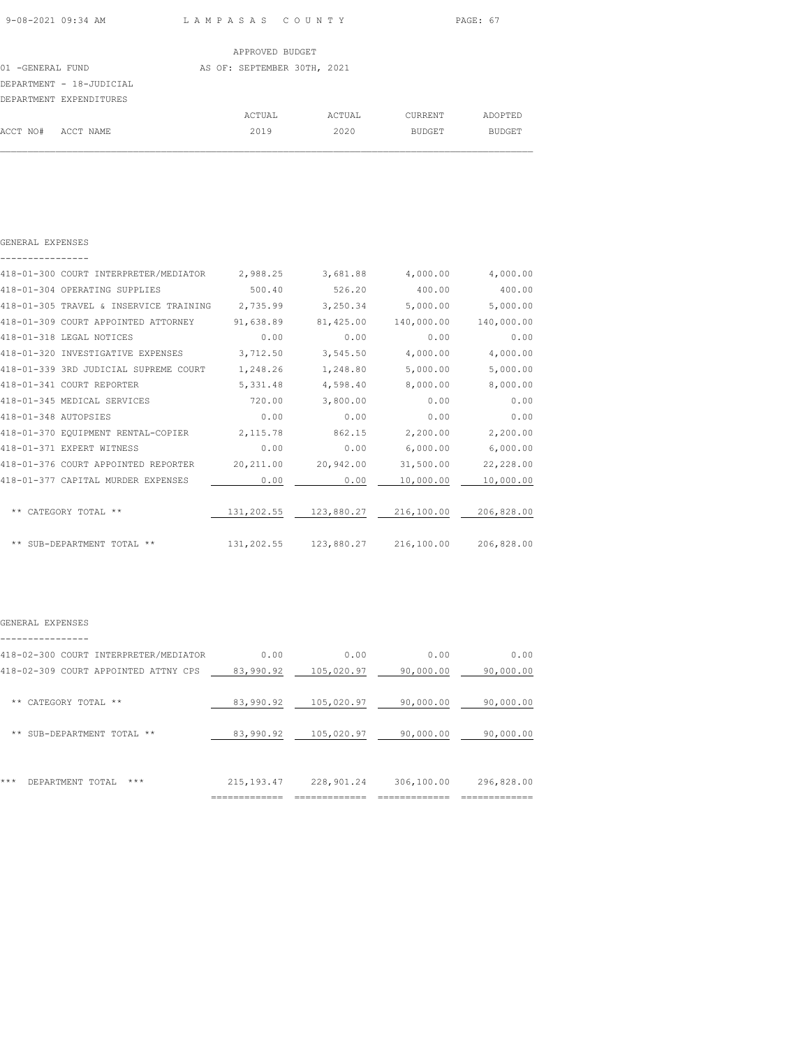APPROVED BUDGET

01 -GENERAL FUND AS OF: SEPTEMBER 30TH, 2021

DEPARTMENT - 18-JUDICIAL

DEPARTMENT EXPENDITURES

## GENERAL EXPENSES

| ACCT NO# | ACCT NAME | ACTUAL 2019 | ACTUAL 2020 | CURRENT BUDGET | ADOPTED BUDGET |
|---|---|---|---|---|---|
| 418-01-300 | COURT INTERPRETER/MEDIATOR | 2,988.25 | 3,681.88 | 4,000.00 | 4,000.00 |
| 418-01-304 | OPERATING SUPPLIES | 500.40 | 526.20 | 400.00 | 400.00 |
| 418-01-305 | TRAVEL & INSERVICE TRAINING | 2,735.99 | 3,250.34 | 5,000.00 | 5,000.00 |
| 418-01-309 | COURT APPOINTED ATTORNEY | 91,638.89 | 81,425.00 | 140,000.00 | 140,000.00 |
| 418-01-318 | LEGAL NOTICES | 0.00 | 0.00 | 0.00 | 0.00 |
| 418-01-320 | INVESTIGATIVE EXPENSES | 3,712.50 | 3,545.50 | 4,000.00 | 4,000.00 |
| 418-01-339 | 3RD JUDICIAL SUPREME COURT | 1,248.26 | 1,248.80 | 5,000.00 | 5,000.00 |
| 418-01-341 | COURT REPORTER | 5,331.48 | 4,598.40 | 8,000.00 | 8,000.00 |
| 418-01-345 | MEDICAL SERVICES | 720.00 | 3,800.00 | 0.00 | 0.00 |
| 418-01-348 | AUTOPSIES | 0.00 | 0.00 | 0.00 | 0.00 |
| 418-01-370 | EQUIPMENT RENTAL-COPIER | 2,115.78 | 862.15 | 2,200.00 | 2,200.00 |
| 418-01-371 | EXPERT WITNESS | 0.00 | 0.00 | 6,000.00 | 6,000.00 |
| 418-01-376 | COURT APPOINTED REPORTER | 20,211.00 | 20,942.00 | 31,500.00 | 22,228.00 |
| 418-01-377 | CAPITAL MURDER EXPENSES | 0.00 | 0.00 | 10,000.00 | 10,000.00 |
| | ** CATEGORY TOTAL ** | 131,202.55 | 123,880.27 | 216,100.00 | 206,828.00 |
| | ** SUB-DEPARTMENT TOTAL ** | 131,202.55 | 123,880.27 | 216,100.00 | 206,828.00 |

## GENERAL EXPENSES

| ACCT NO# | ACCT NAME | ACTUAL 2019 | ACTUAL 2020 | CURRENT BUDGET | ADOPTED BUDGET |
|---|---|---|---|---|---|
| 418-02-300 | COURT INTERPRETER/MEDIATOR | 0.00 | 0.00 | 0.00 | 0.00 |
| 418-02-309 | COURT APPOINTED ATTNY CPS | 83,990.92 | 105,020.97 | 90,000.00 | 90,000.00 |
| | ** CATEGORY TOTAL ** | 83,990.92 | 105,020.97 | 90,000.00 | 90,000.00 |
| | ** SUB-DEPARTMENT TOTAL ** | 83,990.92 | 105,020.97 | 90,000.00 | 90,000.00 |
| | *** DEPARTMENT TOTAL *** | 215,193.47 | 228,901.24 | 306,100.00 | 296,828.00 |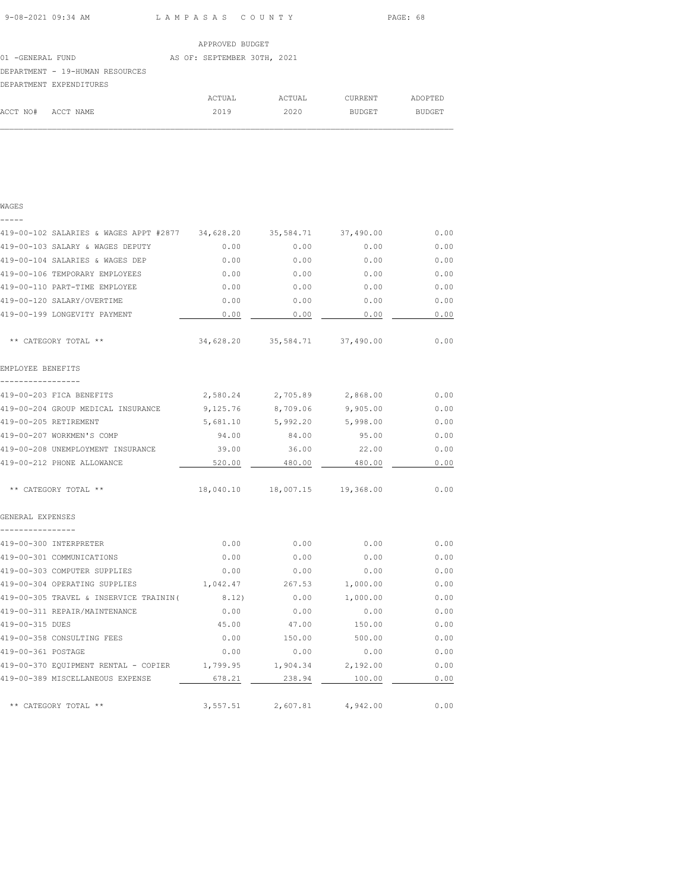LAMPASAS COUNTY

APPROVED BUDGET

01 -GENERAL FUND AS OF: SEPTEMBER 30TH, 2021

DEPARTMENT - 19-HUMAN RESOURCES

DEPARTMENT EXPENDITURES

| ACCT NO# | ACCT NAME | ACTUAL 2019 | ACTUAL 2020 | CURRENT BUDGET | ADOPTED BUDGET |
|---|---|---|---|---|---|
| **WAGES** | | | | | |
| 419-00-102 | SALARIES & WAGES APPT #2877 | 34,628.20 | 35,584.71 | 37,490.00 | 0.00 |
| 419-00-103 | SALARY & WAGES DEPUTY | 0.00 | 0.00 | 0.00 | 0.00 |
| 419-00-104 | SALARIES & WAGES DEP | 0.00 | 0.00 | 0.00 | 0.00 |
| 419-00-106 | TEMPORARY EMPLOYEES | 0.00 | 0.00 | 0.00 | 0.00 |
| 419-00-110 | PART-TIME EMPLOYEE | 0.00 | 0.00 | 0.00 | 0.00 |
| 419-00-120 | SALARY/OVERTIME | 0.00 | 0.00 | 0.00 | 0.00 |
| 419-00-199 | LONGEVITY PAYMENT | 0.00 | 0.00 | 0.00 | 0.00 |
| | ** CATEGORY TOTAL ** | 34,628.20 | 35,584.71 | 37,490.00 | 0.00 |
| **EMPLOYEE BENEFITS** | | | | | |
| 419-00-203 | FICA BENEFITS | 2,580.24 | 2,705.89 | 2,868.00 | 0.00 |
| 419-00-204 | GROUP MEDICAL INSURANCE | 9,125.76 | 8,709.06 | 9,905.00 | 0.00 |
| 419-00-205 | RETIREMENT | 5,681.10 | 5,992.20 | 5,998.00 | 0.00 |
| 419-00-207 | WORKMEN'S COMP | 94.00 | 84.00 | 95.00 | 0.00 |
| 419-00-208 | UNEMPLOYMENT INSURANCE | 39.00 | 36.00 | 22.00 | 0.00 |
| 419-00-212 | PHONE ALLOWANCE | 520.00 | 480.00 | 480.00 | 0.00 |
| | ** CATEGORY TOTAL ** | 18,040.10 | 18,007.15 | 19,368.00 | 0.00 |
| **GENERAL EXPENSES** | | | | | |
| 419-00-300 | INTERPRETER | 0.00 | 0.00 | 0.00 | 0.00 |
| 419-00-301 | COMMUNICATIONS | 0.00 | 0.00 | 0.00 | 0.00 |
| 419-00-303 | COMPUTER SUPPLIES | 0.00 | 0.00 | 0.00 | 0.00 |
| 419-00-304 | OPERATING SUPPLIES | 1,042.47 | 267.53 | 1,000.00 | 0.00 |
| 419-00-305 | TRAVEL & INSERVICE TRAININ( | 8.12) | 0.00 | 1,000.00 | 0.00 |
| 419-00-311 | REPAIR/MAINTENANCE | 0.00 | 0.00 | 0.00 | 0.00 |
| 419-00-315 | DUES | 45.00 | 47.00 | 150.00 | 0.00 |
| 419-00-358 | CONSULTING FEES | 0.00 | 150.00 | 500.00 | 0.00 |
| 419-00-361 | POSTAGE | 0.00 | 0.00 | 0.00 | 0.00 |
| 419-00-370 | EQUIPMENT RENTAL - COPIER | 1,799.95 | 1,904.34 | 2,192.00 | 0.00 |
| 419-00-389 | MISCELLANEOUS EXPENSE | 678.21 | 238.94 | 100.00 | 0.00 |
| | ** CATEGORY TOTAL ** | 3,557.51 | 2,607.81 | 4,942.00 | 0.00 |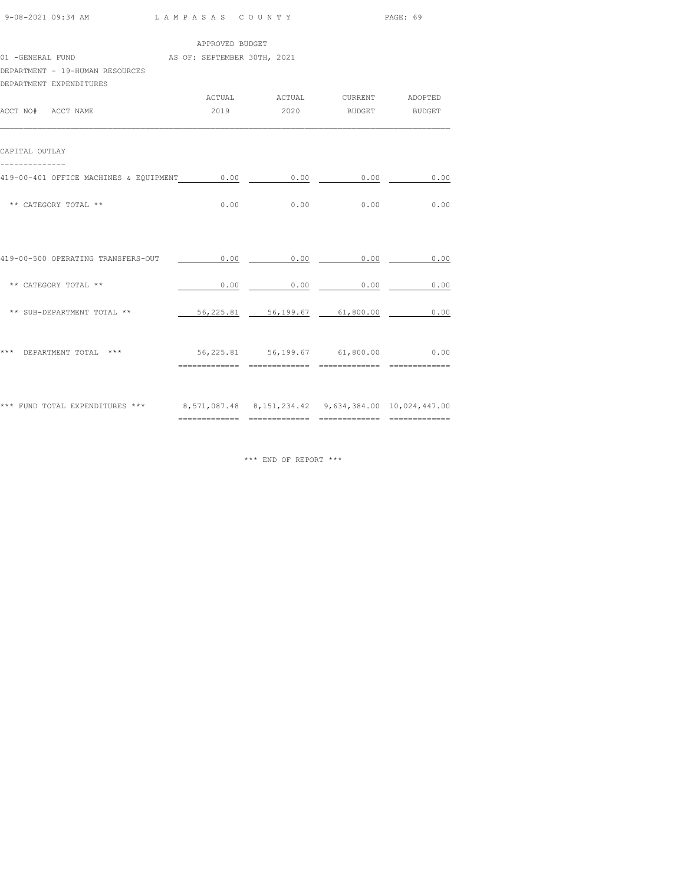APPROVED BUDGET

01 -GENERAL FUND AS OF: SEPTEMBER 30TH, 2021

DEPARTMENT - 19-HUMAN RESOURCES

DEPARTMENT EXPENDITURES

| ACCT NO# ACCT NAME | ACTUAL 2019 | ACTUAL 2020 | CURRENT BUDGET | ADOPTED BUDGET |
|---|---|---|---|---|
| **CAPITAL OUTLAY** | | | | |
| 419-00-401 OFFICE MACHINES & EQUIPMENT | 0.00 | 0.00 | 0.00 | 0.00 |
| ** CATEGORY TOTAL ** | 0.00 | 0.00 | 0.00 | 0.00 |
| 419-00-500 OPERATING TRANSFERS-OUT | 0.00 | 0.00 | 0.00 | 0.00 |
| ** CATEGORY TOTAL ** | 0.00 | 0.00 | 0.00 | 0.00 |
| ** SUB-DEPARTMENT TOTAL ** | 56,225.81 | 56,199.67 | 61,800.00 | 0.00 |
| *** DEPARTMENT TOTAL *** | 56,225.81 | 56,199.67 | 61,800.00 | 0.00 |
| *** FUND TOTAL EXPENDITURES *** | 8,571,087.48 | 8,151,234.42 | 9,634,384.00 | 10,024,447.00 |

*** END OF REPORT ***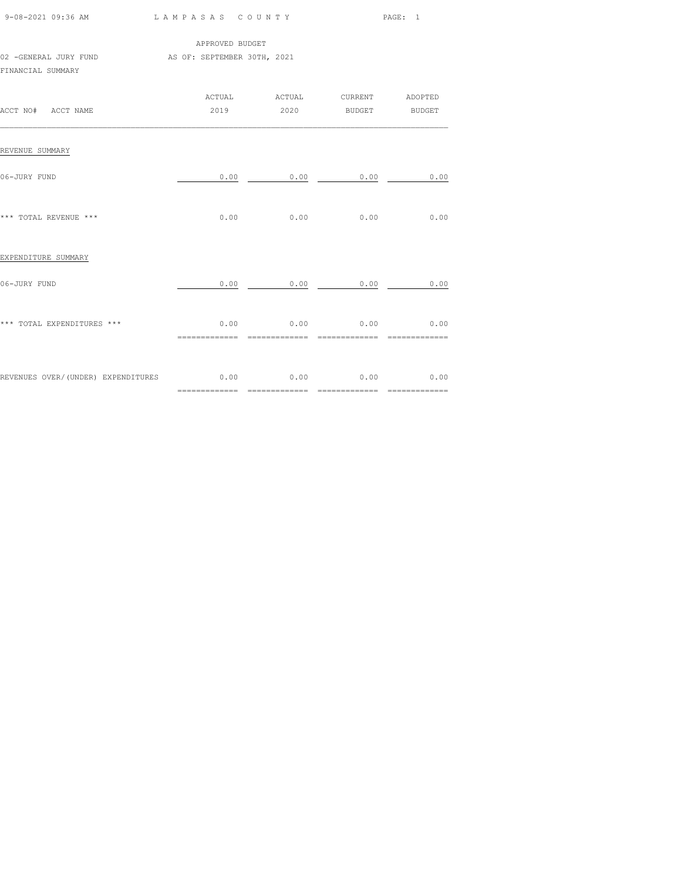APPROVED BUDGET

02 -GENERAL JURY FUND AS OF: SEPTEMBER 30TH, 2021

FINANCIAL SUMMARY

| ACCT NO# ACCT NAME | ACTUAL 2019 | ACTUAL 2020 | CURRENT BUDGET | ADOPTED BUDGET |
|---|---|---|---|---|
| REVENUE SUMMARY | | | | |
| 06-JURY FUND | 0.00 | 0.00 | 0.00 | 0.00 |
| *** TOTAL REVENUE *** | 0.00 | 0.00 | 0.00 | 0.00 |
| EXPENDITURE SUMMARY | | | | |
| 06-JURY FUND | 0.00 | 0.00 | 0.00 | 0.00 |
| *** TOTAL EXPENDITURES *** | 0.00 | 0.00 | 0.00 | 0.00 |
| REVENUES OVER/(UNDER) EXPENDITURES | 0.00 | 0.00 | 0.00 | 0.00 |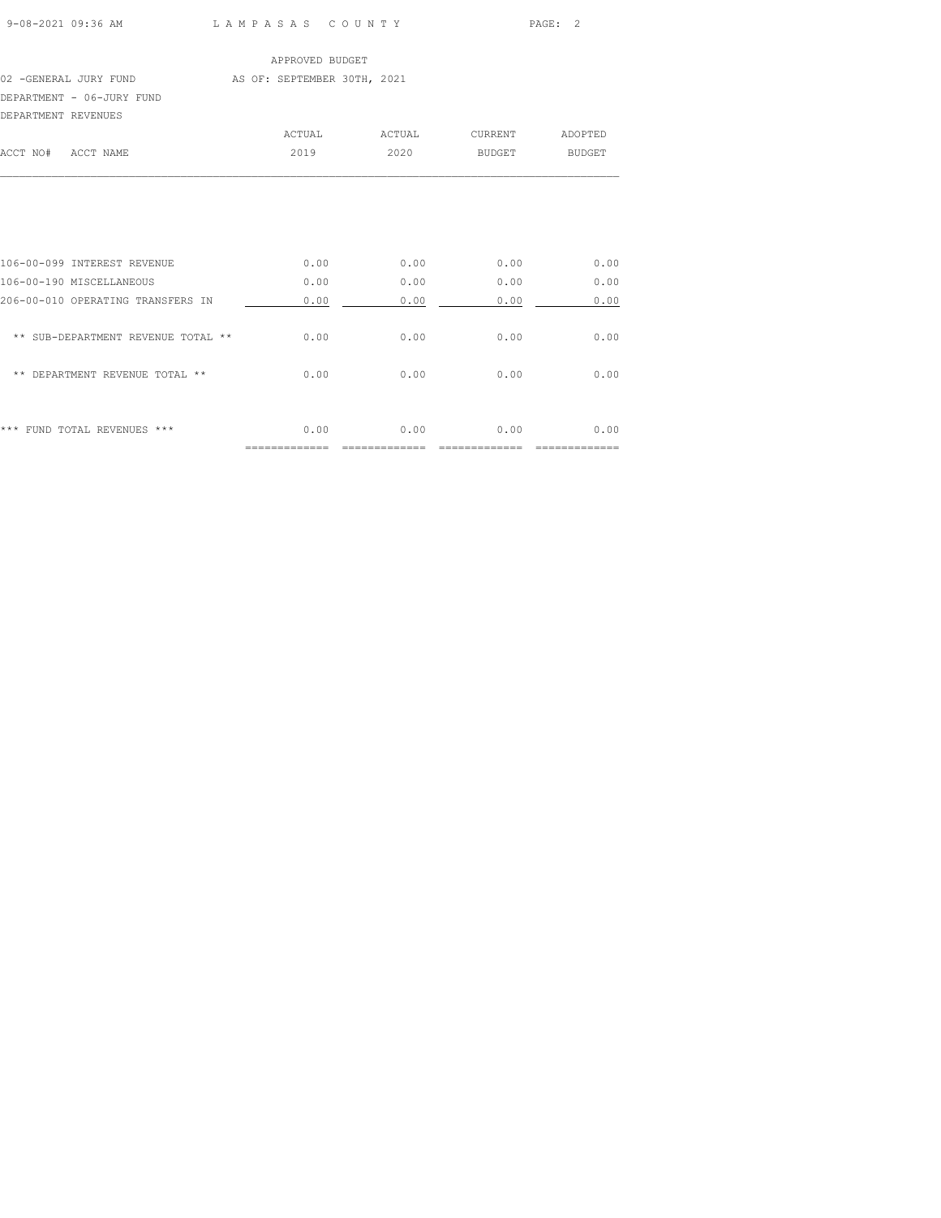APPROVED BUDGET

02 -GENERAL JURY FUND AS OF: SEPTEMBER 30TH, 2021

DEPARTMENT - 06-JURY FUND

DEPARTMENT REVENUES

| ACCT NO# ACCT NAME | ACTUAL 2019 | ACTUAL 2020 | CURRENT BUDGET | ADOPTED BUDGET |
|---|---|---|---|---|
| 106-00-099 INTEREST REVENUE | 0.00 | 0.00 | 0.00 | 0.00 |
| 106-00-190 MISCELLANEOUS | 0.00 | 0.00 | 0.00 | 0.00 |
| 206-00-010 OPERATING TRANSFERS IN | 0.00 | 0.00 | 0.00 | 0.00 |
| ** SUB-DEPARTMENT REVENUE TOTAL ** | 0.00 | 0.00 | 0.00 | 0.00 |
| ** DEPARTMENT REVENUE TOTAL ** | 0.00 | 0.00 | 0.00 | 0.00 |
| *** FUND TOTAL REVENUES *** | 0.00 | 0.00 | 0.00 | 0.00 |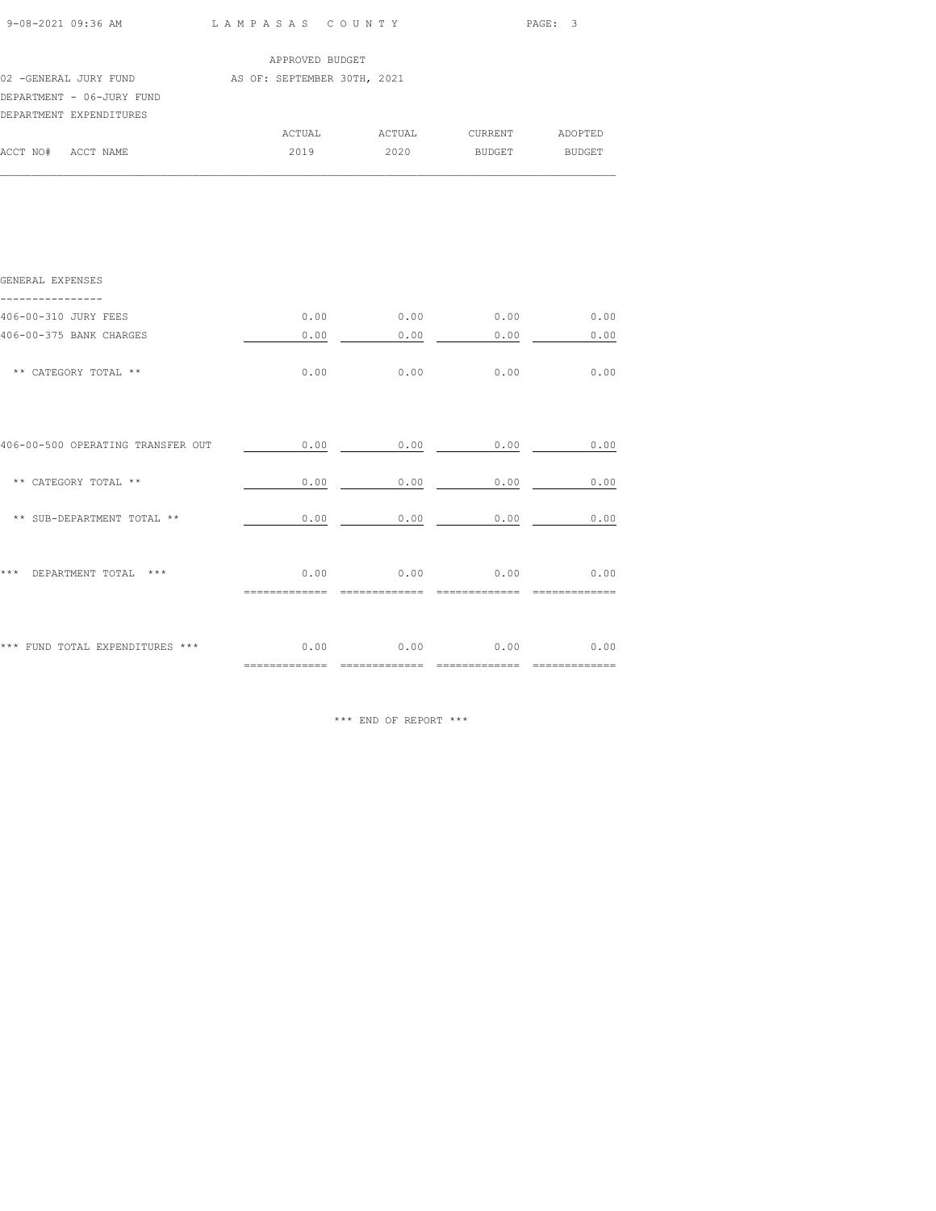APPROVED BUDGET

02 -GENERAL JURY FUND AS OF: SEPTEMBER 30TH, 2021

DEPARTMENT - 06-JURY FUND

DEPARTMENT EXPENDITURES

| ACCT NO# ACCT NAME | ACTUAL 2019 | ACTUAL 2020 | CURRENT BUDGET | ADOPTED BUDGET |
|---|---|---|---|---|
| GENERAL EXPENSES | | | | |
| 406-00-310 JURY FEES | 0.00 | 0.00 | 0.00 | 0.00 |
| 406-00-375 BANK CHARGES | 0.00 | 0.00 | 0.00 | 0.00 |
| ** CATEGORY TOTAL ** | 0.00 | 0.00 | 0.00 | 0.00 |
| 406-00-500 OPERATING TRANSFER OUT | 0.00 | 0.00 | 0.00 | 0.00 |
| ** CATEGORY TOTAL ** | 0.00 | 0.00 | 0.00 | 0.00 |
| ** SUB-DEPARTMENT TOTAL ** | 0.00 | 0.00 | 0.00 | 0.00 |
| *** DEPARTMENT TOTAL *** | 0.00 | 0.00 | 0.00 | 0.00 |
| *** FUND TOTAL EXPENDITURES *** | 0.00 | 0.00 | 0.00 | 0.00 |

*** END OF REPORT ***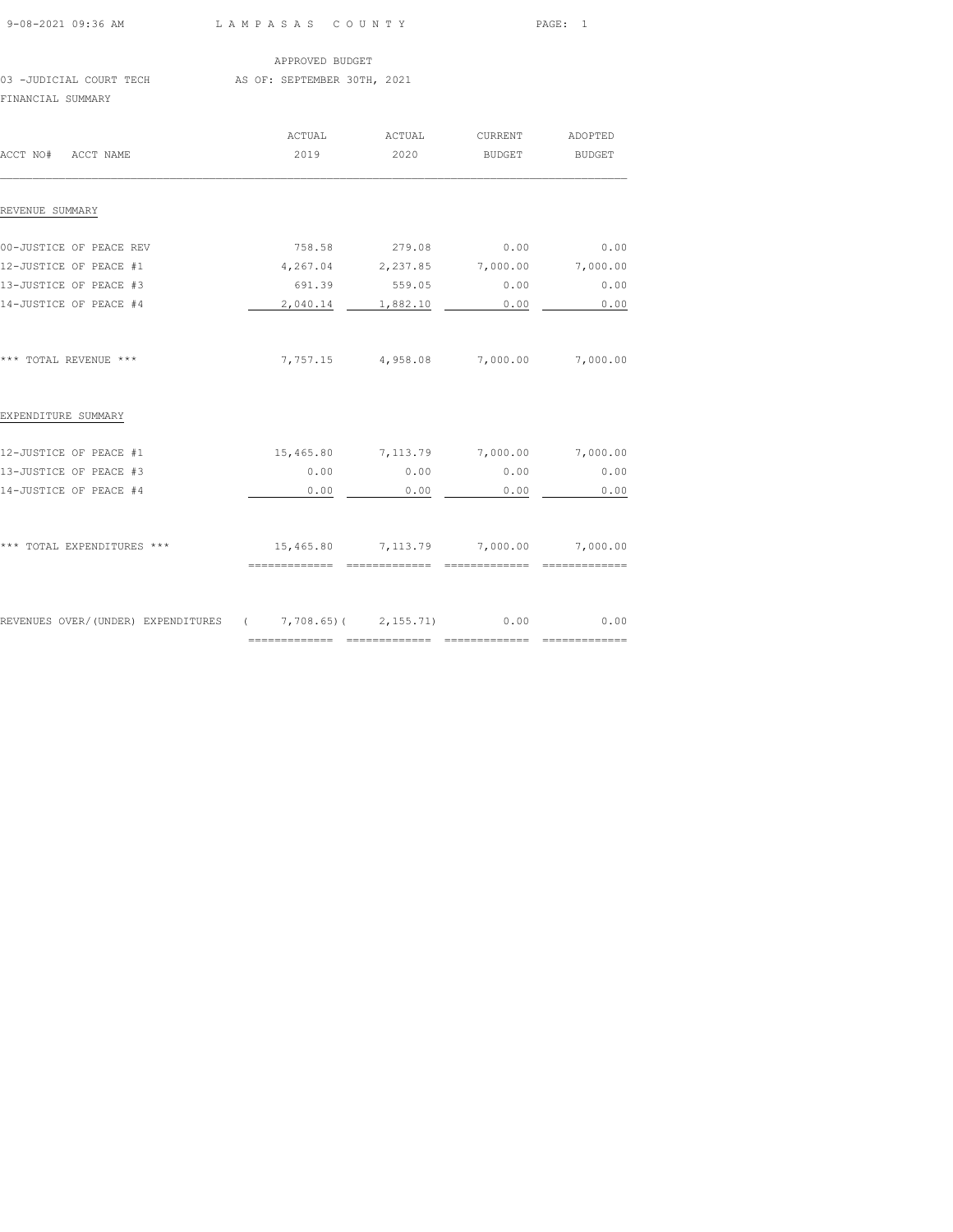LAMPASAS COUNTY

APPROVED BUDGET

03 -JUDICIAL COURT TECH AS OF: SEPTEMBER 30TH, 2021

FINANCIAL SUMMARY

| ACCT NO# ACCT NAME | ACTUAL 2019 | ACTUAL 2020 | CURRENT BUDGET | ADOPTED BUDGET |
|---|---|---|---|---|
| **REVENUE SUMMARY** | | | | |
| 00-JUSTICE OF PEACE REV | 758.58 | 279.08 | 0.00 | 0.00 |
| 12-JUSTICE OF PEACE #1 | 4,267.04 | 2,237.85 | 7,000.00 | 7,000.00 |
| 13-JUSTICE OF PEACE #3 | 691.39 | 559.05 | 0.00 | 0.00 |
| 14-JUSTICE OF PEACE #4 | 2,040.14 | 1,882.10 | 0.00 | 0.00 |
| *** TOTAL REVENUE *** | 7,757.15 | 4,958.08 | 7,000.00 | 7,000.00 |
| **EXPENDITURE SUMMARY** | | | | |
| 12-JUSTICE OF PEACE #1 | 15,465.80 | 7,113.79 | 7,000.00 | 7,000.00 |
| 13-JUSTICE OF PEACE #3 | 0.00 | 0.00 | 0.00 | 0.00 |
| 14-JUSTICE OF PEACE #4 | 0.00 | 0.00 | 0.00 | 0.00 |
| *** TOTAL EXPENDITURES *** | 15,465.80 | 7,113.79 | 7,000.00 | 7,000.00 |
| REVENUES OVER/(UNDER) EXPENDITURES | ( 7,708.65) | ( 2,155.71) | 0.00 | 0.00 |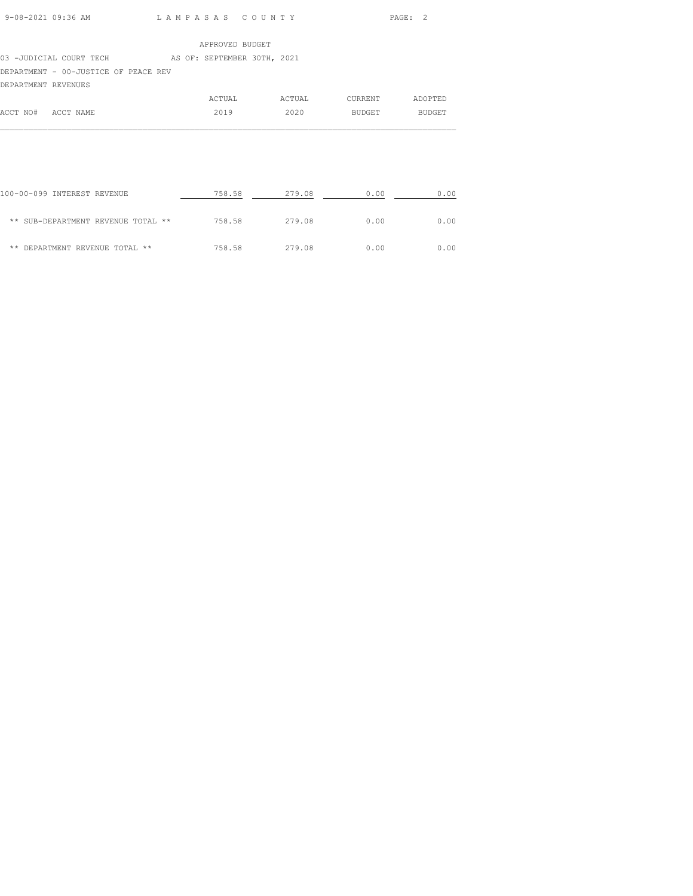LAMPASAS COUNTY

APPROVED BUDGET

03 -JUDICIAL COURT TECH AS OF: SEPTEMBER 30TH, 2021

DEPARTMENT - 00-JUSTICE OF PEACE REV

DEPARTMENT REVENUES

| ACCT NO# ACCT NAME | ACTUAL 2019 | ACTUAL 2020 | CURRENT BUDGET | ADOPTED BUDGET |
|---|---|---|---|---|
| 100-00-099 INTEREST REVENUE | 758.58 | 279.08 | 0.00 | 0.00 |
| ** SUB-DEPARTMENT REVENUE TOTAL ** | 758.58 | 279.08 | 0.00 | 0.00 |
| ** DEPARTMENT REVENUE TOTAL ** | 758.58 | 279.08 | 0.00 | 0.00 |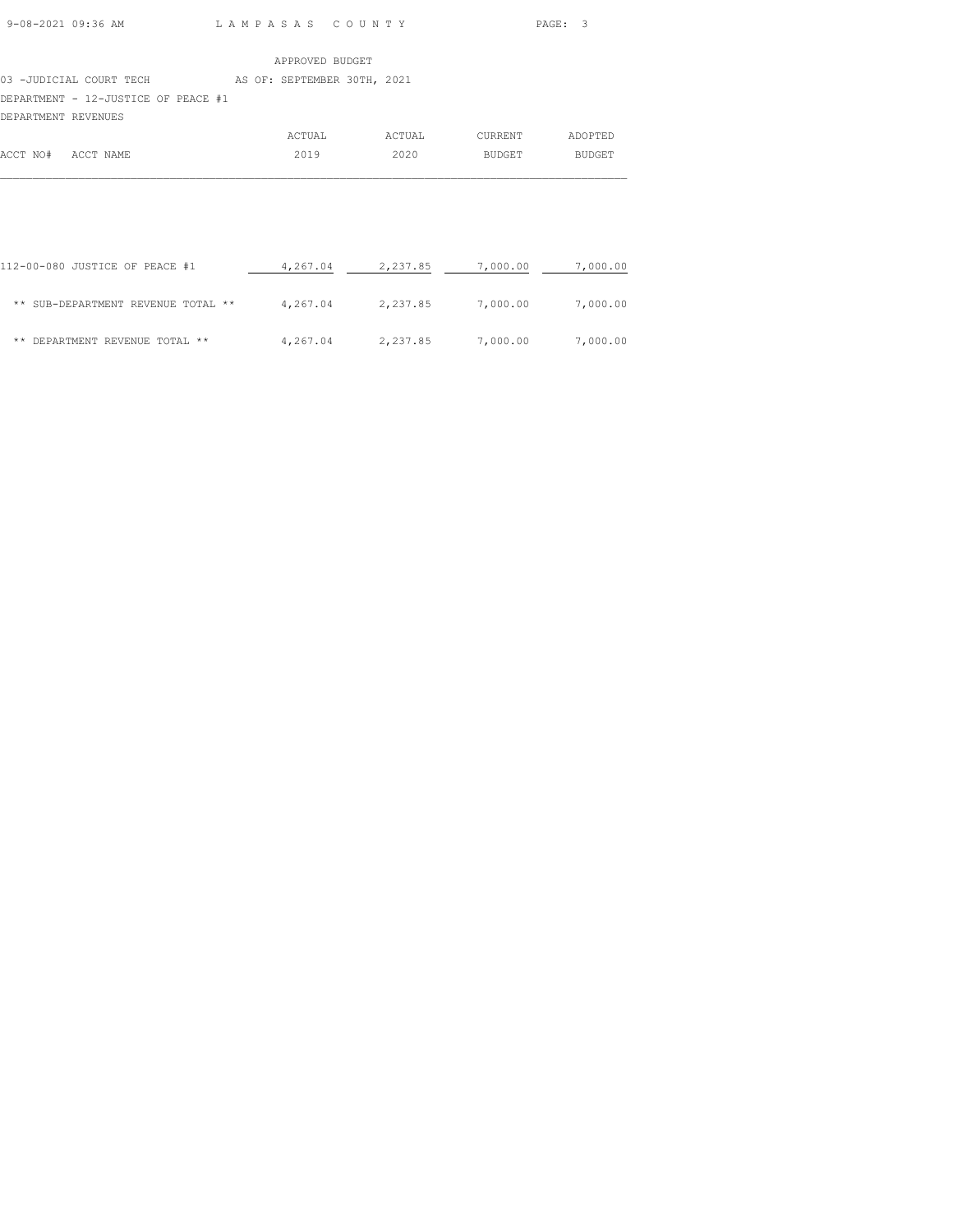APPROVED BUDGET

03 -JUDICIAL COURT TECH AS OF: SEPTEMBER 30TH, 2021

DEPARTMENT - 12-JUSTICE OF PEACE #1

DEPARTMENT REVENUES

| ACCT NO# ACCT NAME | ACTUAL 2019 | ACTUAL 2020 | CURRENT BUDGET | ADOPTED BUDGET |
|---|---|---|---|---|
| 112-00-080 JUSTICE OF PEACE #1 | 4,267.04 | 2,237.85 | 7,000.00 | 7,000.00 |
| ** SUB-DEPARTMENT REVENUE TOTAL ** | 4,267.04 | 2,237.85 | 7,000.00 | 7,000.00 |
| ** DEPARTMENT REVENUE TOTAL ** | 4,267.04 | 2,237.85 | 7,000.00 | 7,000.00 |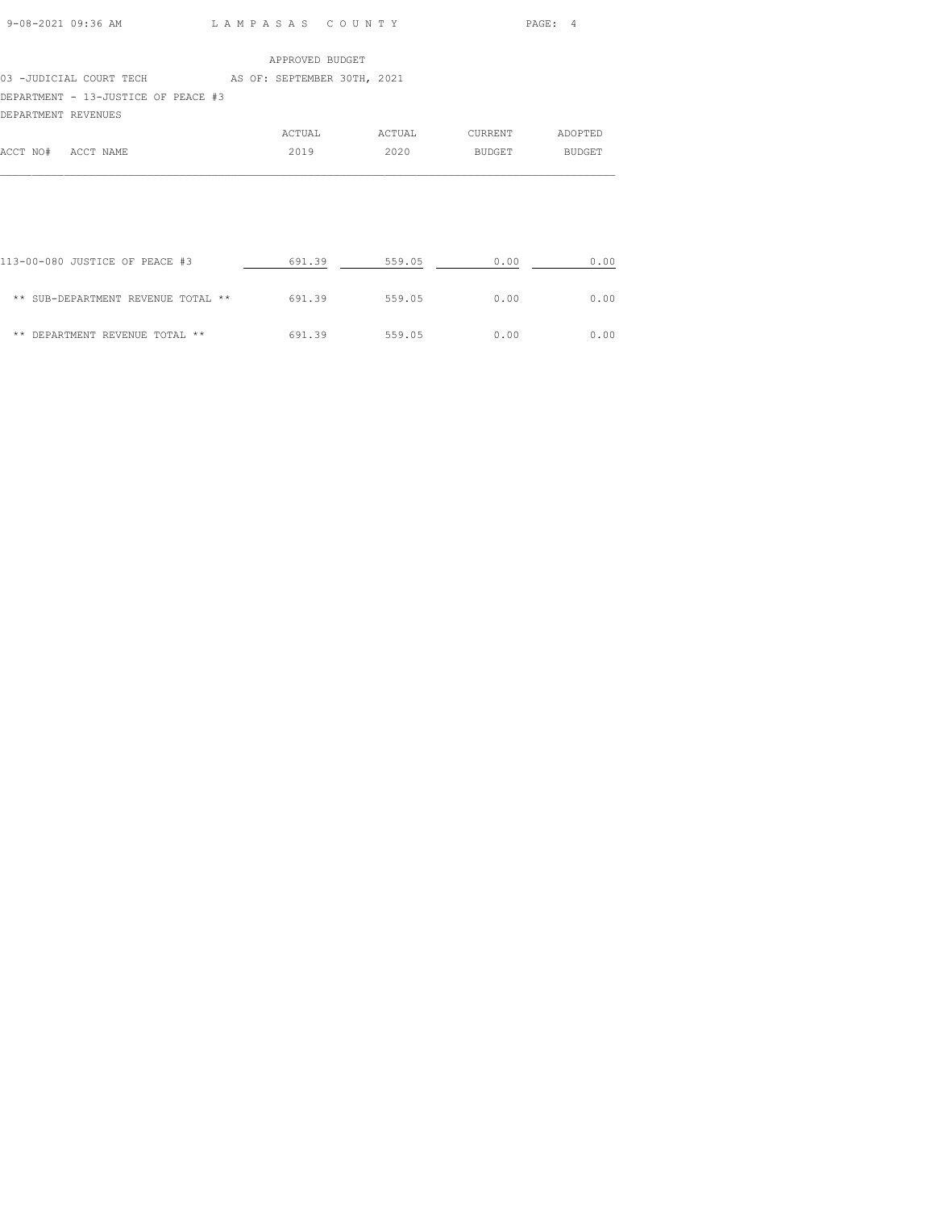APPROVED BUDGET

03 -JUDICIAL COURT TECH AS OF: SEPTEMBER 30TH, 2021

DEPARTMENT - 13-JUSTICE OF PEACE #3

DEPARTMENT REVENUES

| ACCT NO# ACCT NAME | ACTUAL 2019 | ACTUAL 2020 | CURRENT BUDGET | ADOPTED BUDGET |
|---|---|---|---|---|
| 113-00-080 JUSTICE OF PEACE #3 | 691.39 | 559.05 | 0.00 | 0.00 |
| ** SUB-DEPARTMENT REVENUE TOTAL ** | 691.39 | 559.05 | 0.00 | 0.00 |
| ** DEPARTMENT REVENUE TOTAL ** | 691.39 | 559.05 | 0.00 | 0.00 |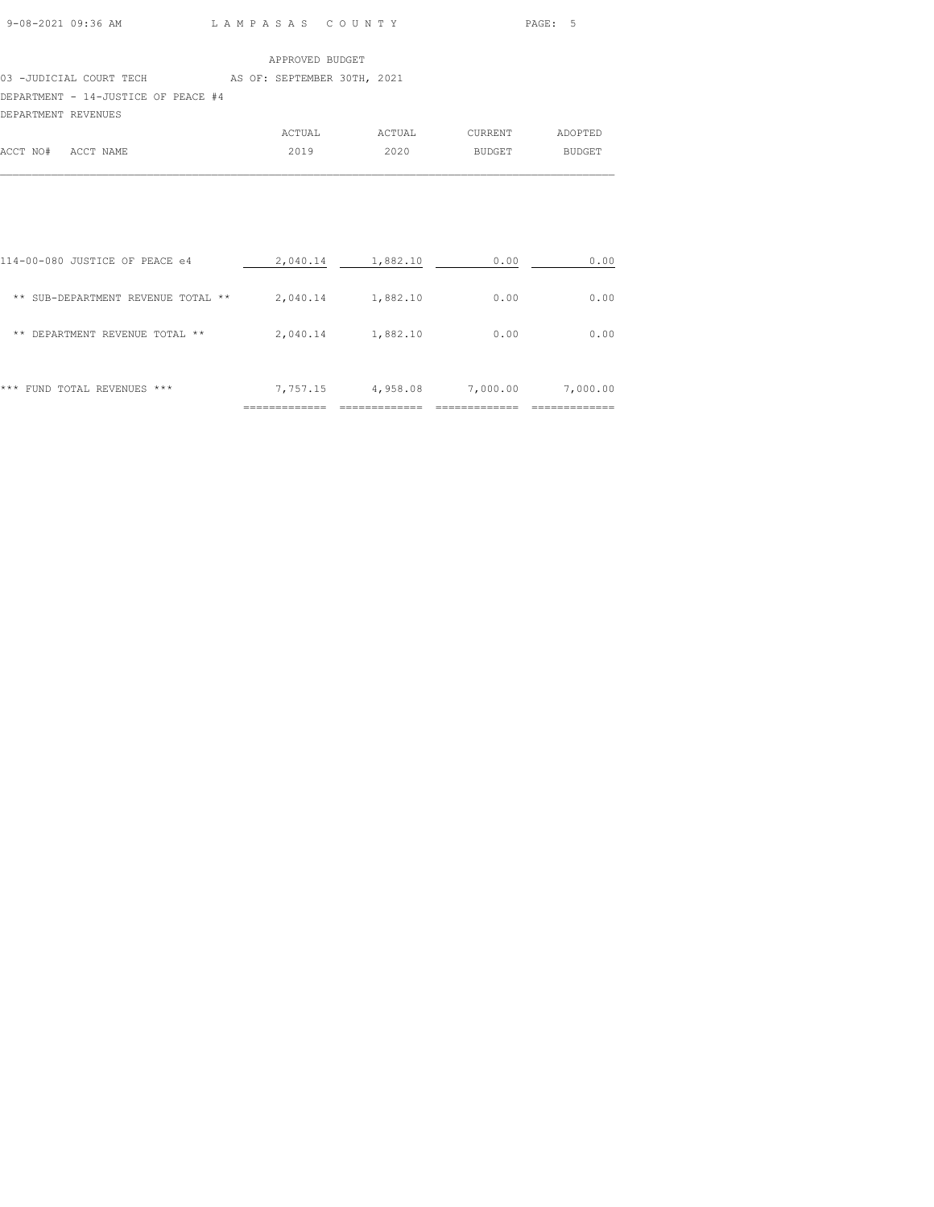APPROVED BUDGET

03 -JUDICIAL COURT TECH AS OF: SEPTEMBER 30TH, 2021

DEPARTMENT - 14-JUSTICE OF PEACE #4

DEPARTMENT REVENUES

| ACCT NO# ACCT NAME | ACTUAL 2019 | ACTUAL 2020 | CURRENT BUDGET | ADOPTED BUDGET |
|---|---|---|---|---|
| 114-00-080 JUSTICE OF PEACE e4 | 2,040.14 | 1,882.10 | 0.00 | 0.00 |
| ** SUB-DEPARTMENT REVENUE TOTAL ** | 2,040.14 | 1,882.10 | 0.00 | 0.00 |
| ** DEPARTMENT REVENUE TOTAL ** | 2,040.14 | 1,882.10 | 0.00 | 0.00 |
| *** FUND TOTAL REVENUES *** | 7,757.15 | 4,958.08 | 7,000.00 | 7,000.00 |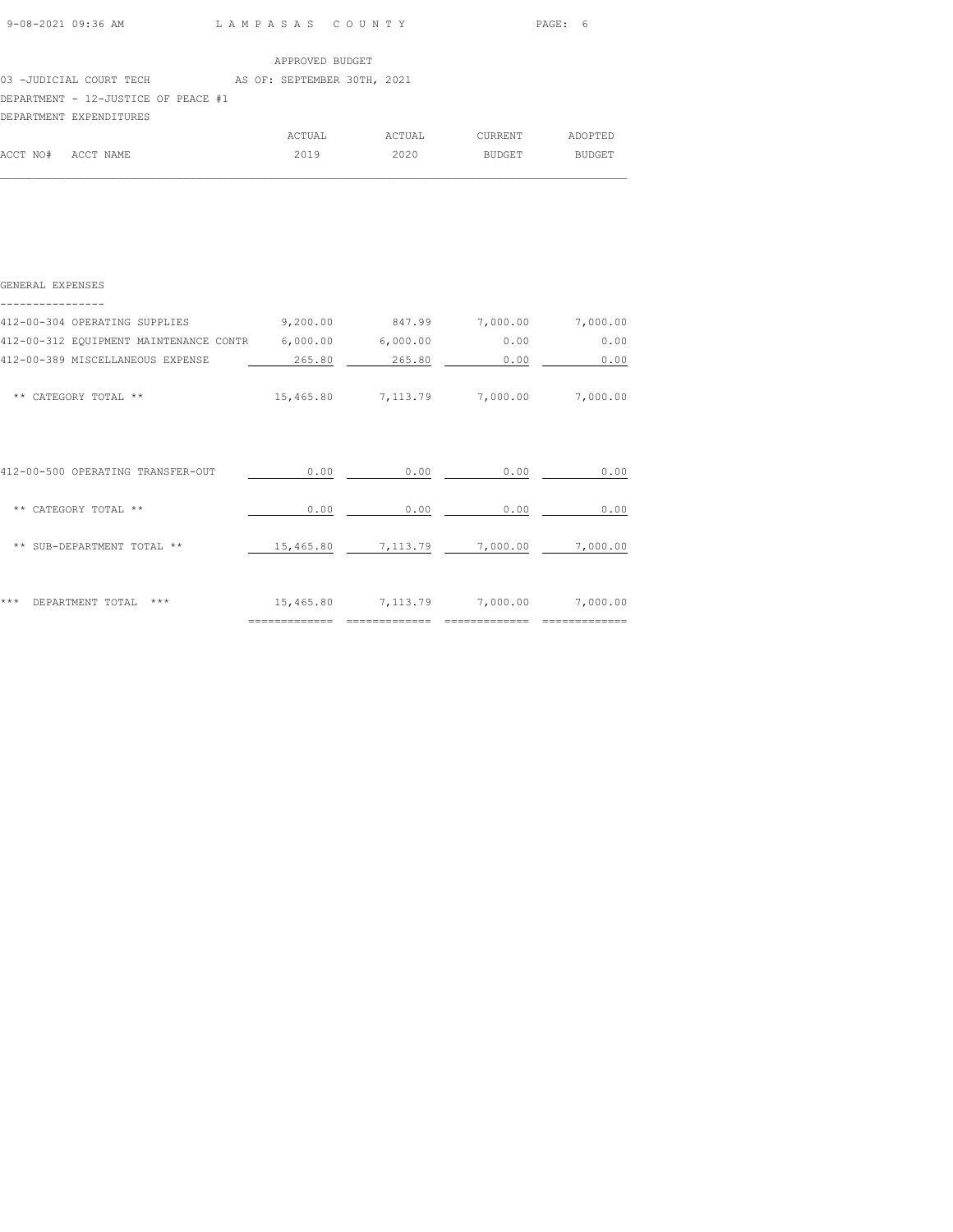LAMPASAS COUNTY

APPROVED BUDGET

03 -JUDICIAL COURT TECH AS OF: SEPTEMBER 30TH, 2021

DEPARTMENT - 12-JUSTICE OF PEACE #1

DEPARTMENT EXPENDITURES

| ACCT NO# ACCT NAME | ACTUAL 2019 | ACTUAL 2020 | CURRENT BUDGET | ADOPTED BUDGET |
|---|---|---|---|---|
| **GENERAL EXPENSES** | | | | |
| 412-00-304 OPERATING SUPPLIES | 9,200.00 | 847.99 | 7,000.00 | 7,000.00 |
| 412-00-312 EQUIPMENT MAINTENANCE CONTR | 6,000.00 | 6,000.00 | 0.00 | 0.00 |
| 412-00-389 MISCELLANEOUS EXPENSE | 265.80 | 265.80 | 0.00 | 0.00 |
| ** CATEGORY TOTAL ** | 15,465.80 | 7,113.79 | 7,000.00 | 7,000.00 |
| 412-00-500 OPERATING TRANSFER-OUT | 0.00 | 0.00 | 0.00 | 0.00 |
| ** CATEGORY TOTAL ** | 0.00 | 0.00 | 0.00 | 0.00 |
| ** SUB-DEPARTMENT TOTAL ** | 15,465.80 | 7,113.79 | 7,000.00 | 7,000.00 |
| *** DEPARTMENT TOTAL *** | 15,465.80 | 7,113.79 | 7,000.00 | 7,000.00 |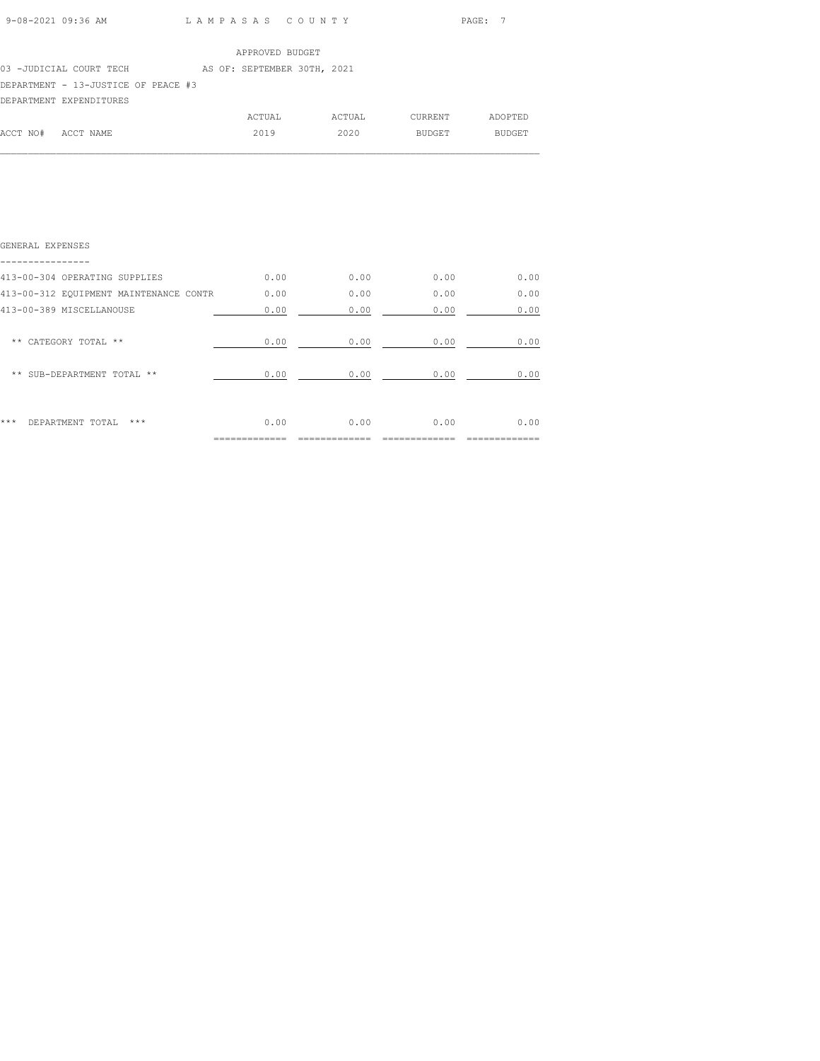APPROVED BUDGET

03 -JUDICIAL COURT TECH AS OF: SEPTEMBER 30TH, 2021

DEPARTMENT - 13-JUSTICE OF PEACE #3

DEPARTMENT EXPENDITURES

| ACCT NO# ACCT NAME | ACTUAL 2019 | ACTUAL 2020 | CURRENT BUDGET | ADOPTED BUDGET |
|---|---|---|---|---|
| **GENERAL EXPENSES** | | | | |
| 413-00-304 OPERATING SUPPLIES | 0.00 | 0.00 | 0.00 | 0.00 |
| 413-00-312 EQUIPMENT MAINTENANCE CONTR | 0.00 | 0.00 | 0.00 | 0.00 |
| 413-00-389 MISCELLANOUSE | 0.00 | 0.00 | 0.00 | 0.00 |
| ** CATEGORY TOTAL ** | 0.00 | 0.00 | 0.00 | 0.00 |
| ** SUB-DEPARTMENT TOTAL ** | 0.00 | 0.00 | 0.00 | 0.00 |
| *** DEPARTMENT TOTAL *** | 0.00 | 0.00 | 0.00 | 0.00 |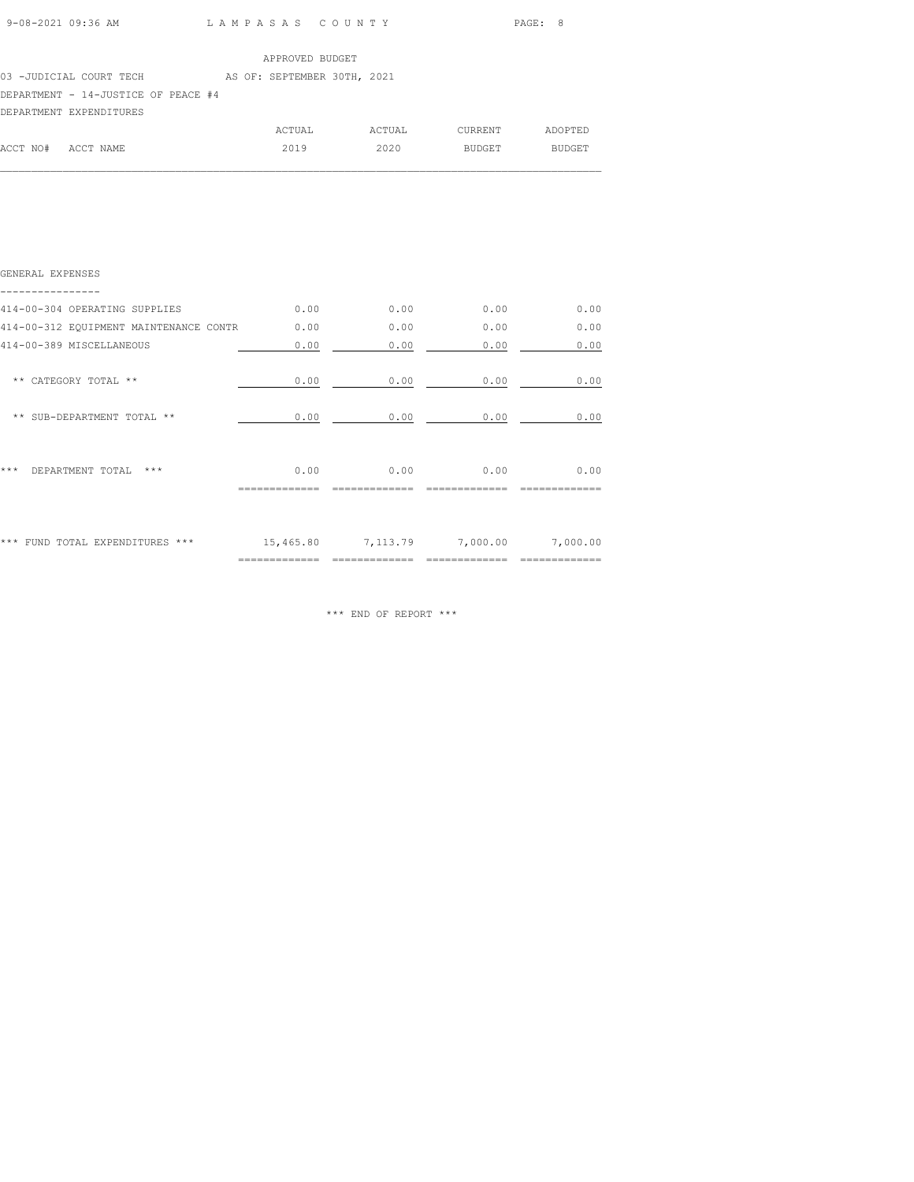APPROVED BUDGET

03 -JUDICIAL COURT TECH AS OF: SEPTEMBER 30TH, 2021

DEPARTMENT - 14-JUSTICE OF PEACE #4

DEPARTMENT EXPENDITURES

| ACCT NO# ACCT NAME | ACTUAL 2019 | ACTUAL 2020 | CURRENT BUDGET | ADOPTED BUDGET |
|---|---|---|---|---|
| GENERAL EXPENSES | | | | |
| 414-00-304 OPERATING SUPPLIES | 0.00 | 0.00 | 0.00 | 0.00 |
| 414-00-312 EQUIPMENT MAINTENANCE CONTR | 0.00 | 0.00 | 0.00 | 0.00 |
| 414-00-389 MISCELLANEOUS | 0.00 | 0.00 | 0.00 | 0.00 |
| ** CATEGORY TOTAL ** | 0.00 | 0.00 | 0.00 | 0.00 |
| ** SUB-DEPARTMENT TOTAL ** | 0.00 | 0.00 | 0.00 | 0.00 |
| *** DEPARTMENT TOTAL *** | 0.00 | 0.00 | 0.00 | 0.00 |
| *** FUND TOTAL EXPENDITURES *** | 15,465.80 | 7,113.79 | 7,000.00 | 7,000.00 |

*** END OF REPORT ***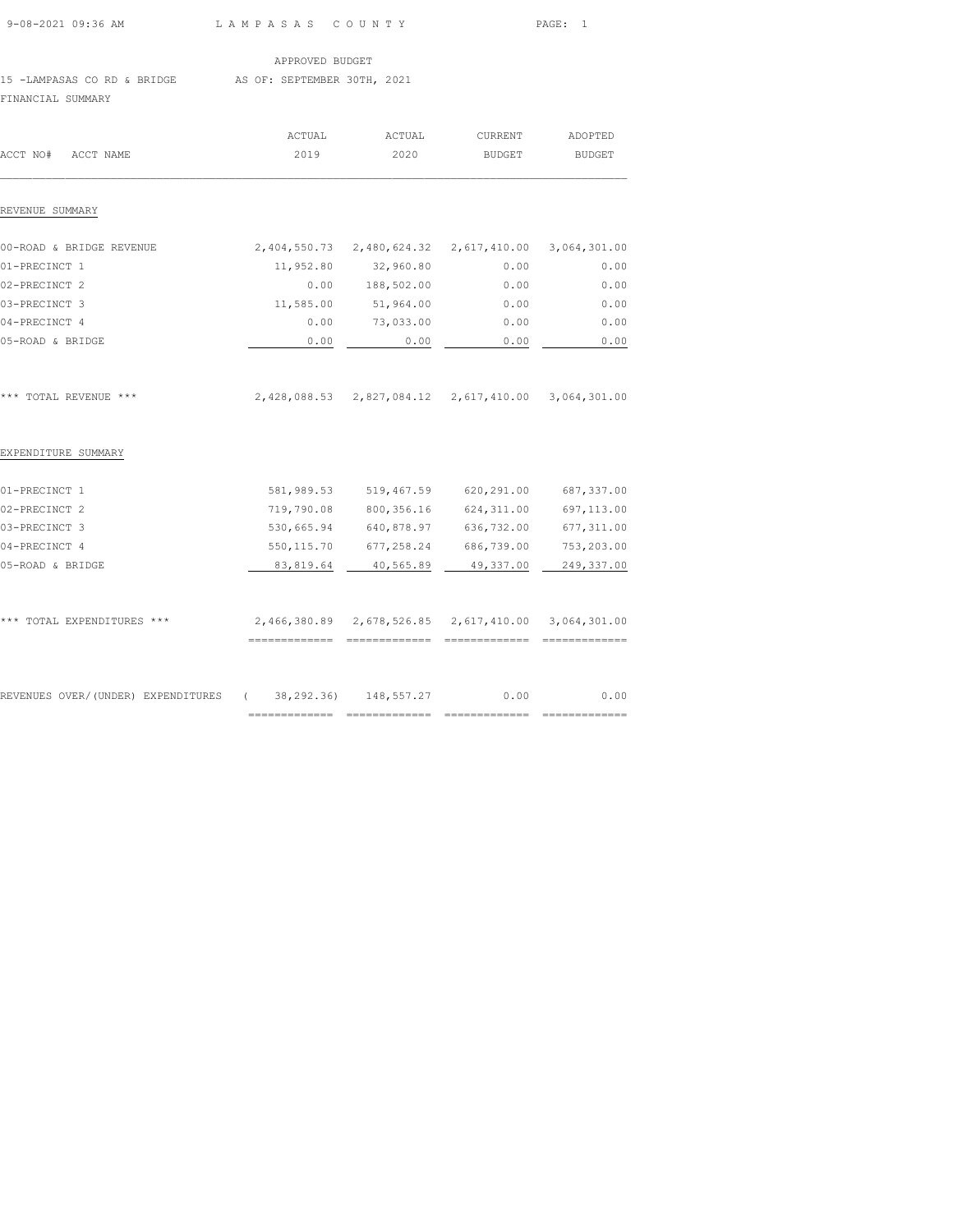APPROVED BUDGET

15 -LAMPASAS CO RD & BRIDGE AS OF: SEPTEMBER 30TH, 2021

FINANCIAL SUMMARY

| ACCT NO# ACCT NAME | ACTUAL 2019 | ACTUAL 2020 | CURRENT BUDGET | ADOPTED BUDGET |
|---|---|---|---|---|
| REVENUE SUMMARY | | | | |
| 00-ROAD & BRIDGE REVENUE | 2,404,550.73 | 2,480,624.32 | 2,617,410.00 | 3,064,301.00 |
| 01-PRECINCT 1 | 11,952.80 | 32,960.80 | 0.00 | 0.00 |
| 02-PRECINCT 2 | 0.00 | 188,502.00 | 0.00 | 0.00 |
| 03-PRECINCT 3 | 11,585.00 | 51,964.00 | 0.00 | 0.00 |
| 04-PRECINCT 4 | 0.00 | 73,033.00 | 0.00 | 0.00 |
| 05-ROAD & BRIDGE | 0.00 | 0.00 | 0.00 | 0.00 |
| *** TOTAL REVENUE *** | 2,428,088.53 | 2,827,084.12 | 2,617,410.00 | 3,064,301.00 |
| EXPENDITURE SUMMARY | | | | |
| 01-PRECINCT 1 | 581,989.53 | 519,467.59 | 620,291.00 | 687,337.00 |
| 02-PRECINCT 2 | 719,790.08 | 800,356.16 | 624,311.00 | 697,113.00 |
| 03-PRECINCT 3 | 530,665.94 | 640,878.97 | 636,732.00 | 677,311.00 |
| 04-PRECINCT 4 | 550,115.70 | 677,258.24 | 686,739.00 | 753,203.00 |
| 05-ROAD & BRIDGE | 83,819.64 | 40,565.89 | 49,337.00 | 249,337.00 |
| *** TOTAL EXPENDITURES *** | 2,466,380.89 | 2,678,526.85 | 2,617,410.00 | 3,064,301.00 |
| REVENUES OVER/(UNDER) EXPENDITURES | ( 38,292.36) | 148,557.27 | 0.00 | 0.00 |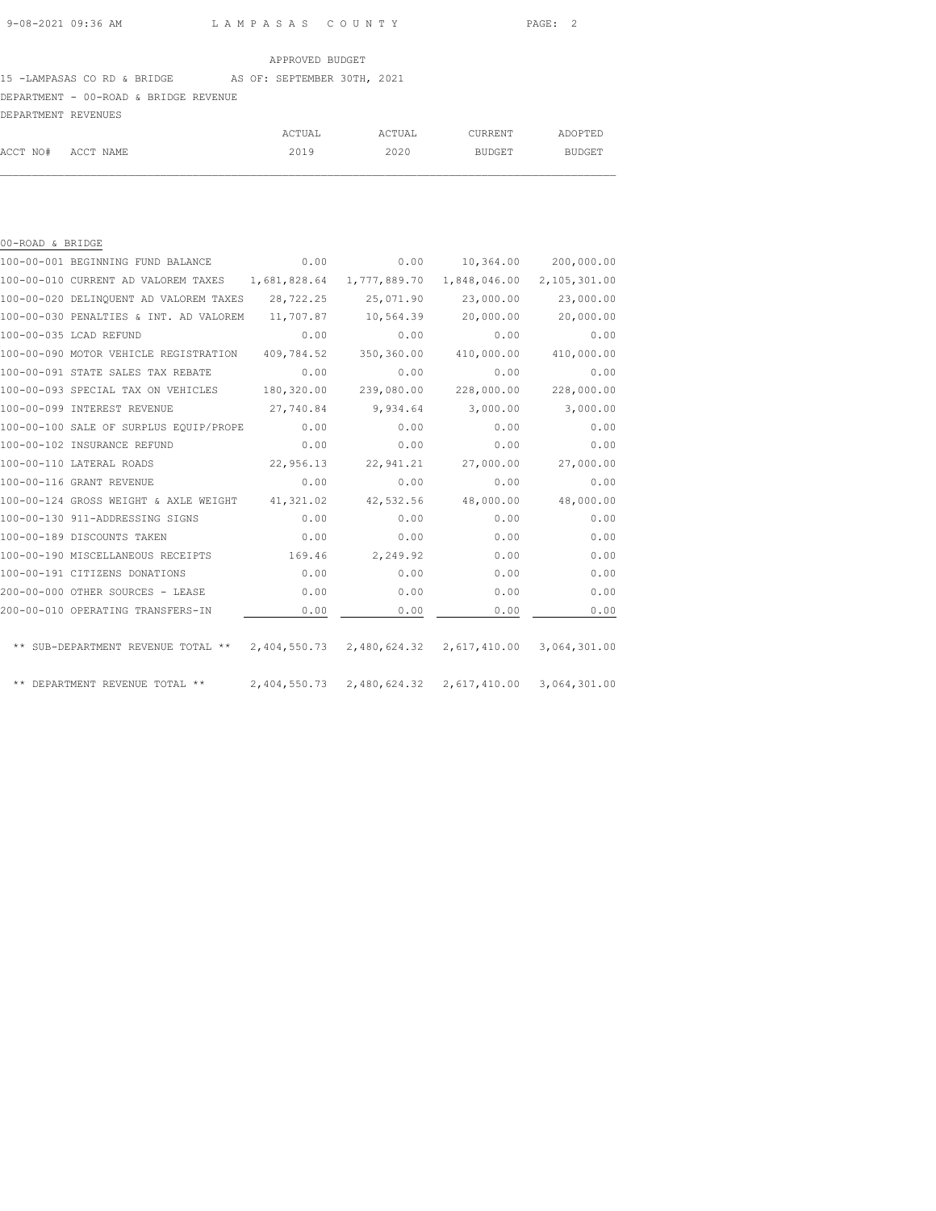APPROVED BUDGET

15 -LAMPASAS CO RD & BRIDGE AS OF: SEPTEMBER 30TH, 2021

DEPARTMENT - 00-ROAD & BRIDGE REVENUE

DEPARTMENT REVENUES

| ACCT NO# | ACCT NAME | ACTUAL 2019 | ACTUAL 2020 | CURRENT BUDGET | ADOPTED BUDGET |
|---|---|---|---|---|---|
| 00-ROAD & BRIDGE | | | | | |
| 100-00-001 | BEGINNING FUND BALANCE | 0.00 | 0.00 | 10,364.00 | 200,000.00 |
| 100-00-010 | CURRENT AD VALOREM TAXES | 1,681,828.64 | 1,777,889.70 | 1,848,046.00 | 2,105,301.00 |
| 100-00-020 | DELINQUENT AD VALOREM TAXES | 28,722.25 | 25,071.90 | 23,000.00 | 23,000.00 |
| 100-00-030 | PENALTIES & INT. AD VALOREM | 11,707.87 | 10,564.39 | 20,000.00 | 20,000.00 |
| 100-00-035 | LCAD REFUND | 0.00 | 0.00 | 0.00 | 0.00 |
| 100-00-090 | MOTOR VEHICLE REGISTRATION | 409,784.52 | 350,360.00 | 410,000.00 | 410,000.00 |
| 100-00-091 | STATE SALES TAX REBATE | 0.00 | 0.00 | 0.00 | 0.00 |
| 100-00-093 | SPECIAL TAX ON VEHICLES | 180,320.00 | 239,080.00 | 228,000.00 | 228,000.00 |
| 100-00-099 | INTEREST REVENUE | 27,740.84 | 9,934.64 | 3,000.00 | 3,000.00 |
| 100-00-100 | SALE OF SURPLUS EQUIP/PROPE | 0.00 | 0.00 | 0.00 | 0.00 |
| 100-00-102 | INSURANCE REFUND | 0.00 | 0.00 | 0.00 | 0.00 |
| 100-00-110 | LATERAL ROADS | 22,956.13 | 22,941.21 | 27,000.00 | 27,000.00 |
| 100-00-116 | GRANT REVENUE | 0.00 | 0.00 | 0.00 | 0.00 |
| 100-00-124 | GROSS WEIGHT & AXLE WEIGHT | 41,321.02 | 42,532.56 | 48,000.00 | 48,000.00 |
| 100-00-130 | 911-ADDRESSING SIGNS | 0.00 | 0.00 | 0.00 | 0.00 |
| 100-00-189 | DISCOUNTS TAKEN | 0.00 | 0.00 | 0.00 | 0.00 |
| 100-00-190 | MISCELLANEOUS RECEIPTS | 169.46 | 2,249.92 | 0.00 | 0.00 |
| 100-00-191 | CITIZENS DONATIONS | 0.00 | 0.00 | 0.00 | 0.00 |
| 200-00-000 | OTHER SOURCES - LEASE | 0.00 | 0.00 | 0.00 | 0.00 |
| 200-00-010 | OPERATING TRANSFERS-IN | 0.00 | 0.00 | 0.00 | 0.00 |
| | ** SUB-DEPARTMENT REVENUE TOTAL ** | 2,404,550.73 | 2,480,624.32 | 2,617,410.00 | 3,064,301.00 |
| | ** DEPARTMENT REVENUE TOTAL ** | 2,404,550.73 | 2,480,624.32 | 2,617,410.00 | 3,064,301.00 |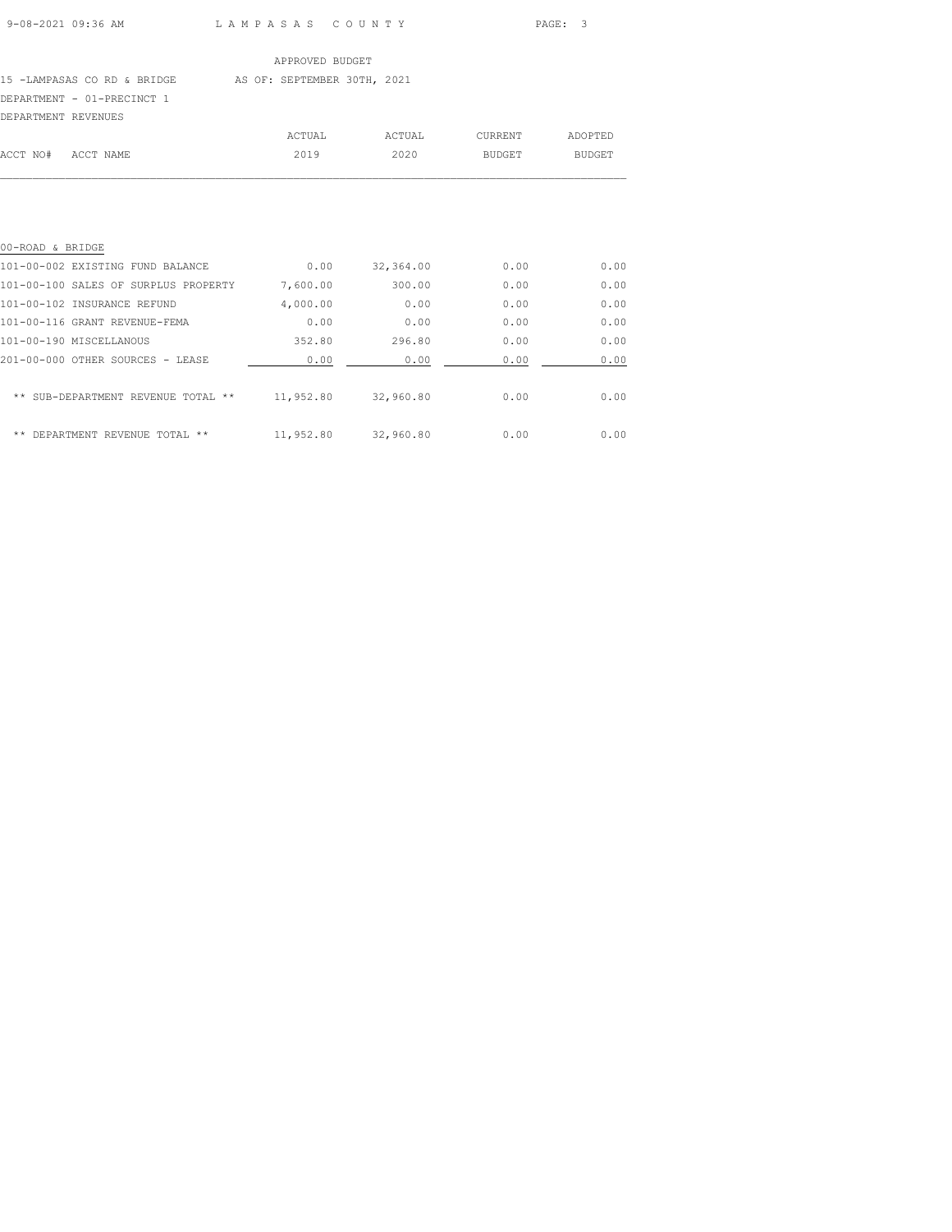APPROVED BUDGET

15 -LAMPASAS CO RD & BRIDGE    AS OF: SEPTEMBER 30TH, 2021

DEPARTMENT - 01-PRECINCT 1

DEPARTMENT REVENUES

| ACCT NO# ACCT NAME | ACTUAL 2019 | ACTUAL 2020 | CURRENT BUDGET | ADOPTED BUDGET |
|---|---|---|---|---|
| **00-ROAD & BRIDGE** | | | | |
| 101-00-002 EXISTING FUND BALANCE | 0.00 | 32,364.00 | 0.00 | 0.00 |
| 101-00-100 SALES OF SURPLUS PROPERTY | 7,600.00 | 300.00 | 0.00 | 0.00 |
| 101-00-102 INSURANCE REFUND | 4,000.00 | 0.00 | 0.00 | 0.00 |
| 101-00-116 GRANT REVENUE-FEMA | 0.00 | 0.00 | 0.00 | 0.00 |
| 101-00-190 MISCELLANOUS | 352.80 | 296.80 | 0.00 | 0.00 |
| 201-00-000 OTHER SOURCES - LEASE | 0.00 | 0.00 | 0.00 | 0.00 |
| ** SUB-DEPARTMENT REVENUE TOTAL ** | 11,952.80 | 32,960.80 | 0.00 | 0.00 |
| ** DEPARTMENT REVENUE TOTAL ** | 11,952.80 | 32,960.80 | 0.00 | 0.00 |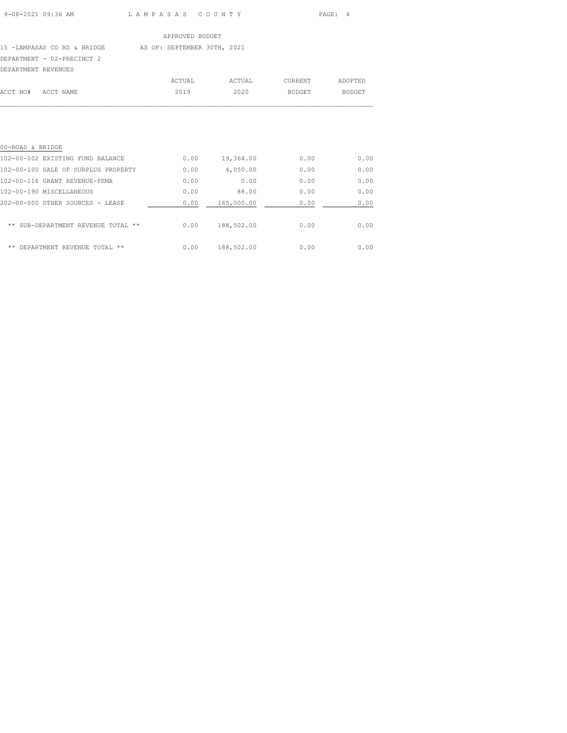APPROVED BUDGET

15 -LAMPASAS CO RD & BRIDGE AS OF: SEPTEMBER 30TH, 2021

DEPARTMENT - 02-PRECINCT 2

DEPARTMENT REVENUES

| ACCT NO# ACCT NAME | ACTUAL 2019 | ACTUAL 2020 | CURRENT BUDGET | ADOPTED BUDGET |
|---|---|---|---|---|
| 00-ROAD & BRIDGE | | | | |
| 102-00-002 EXISTING FUND BALANCE | 0.00 | 19,364.00 | 0.00 | 0.00 |
| 102-00-100 SALE OF SURPLUS PROPERTY | 0.00 | 4,050.00 | 0.00 | 0.00 |
| 102-00-116 GRANT REVENUE-FEMA | 0.00 | 0.00 | 0.00 | 0.00 |
| 102-00-190 MISCELLANEOUS | 0.00 | 88.00 | 0.00 | 0.00 |
| 202-00-000 OTHER SOURCES - LEASE | 0.00 | 165,000.00 | 0.00 | 0.00 |
| ** SUB-DEPARTMENT REVENUE TOTAL ** | 0.00 | 188,502.00 | 0.00 | 0.00 |
| ** DEPARTMENT REVENUE TOTAL ** | 0.00 | 188,502.00 | 0.00 | 0.00 |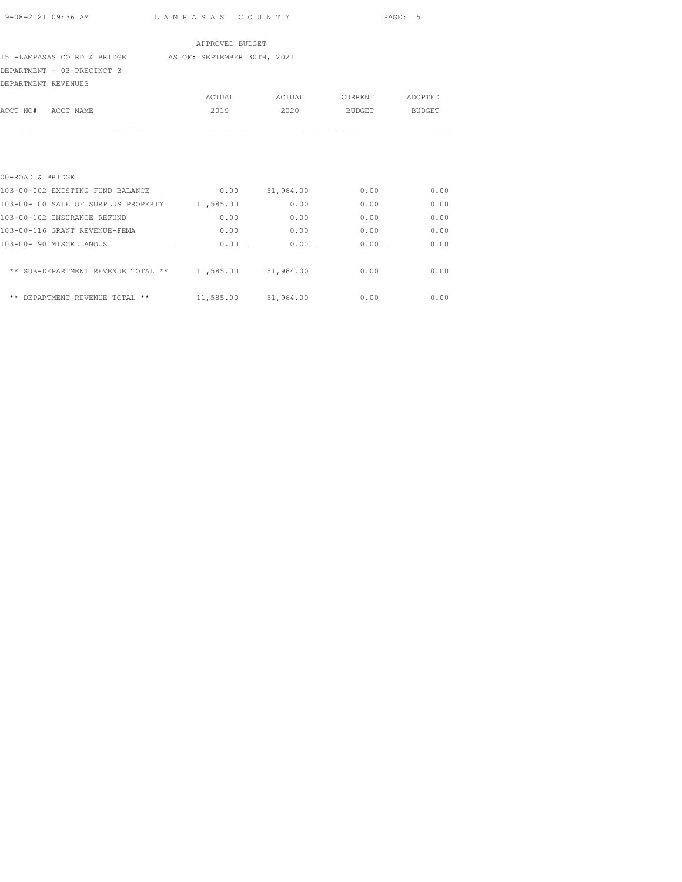APPROVED BUDGET

15 -LAMPASAS CO RD & BRIDGE    AS OF: SEPTEMBER 30TH, 2021

DEPARTMENT - 03-PRECINCT 3

DEPARTMENT REVENUES

| ACCT NO# | ACCT NAME | ACTUAL 2019 | ACTUAL 2020 | CURRENT BUDGET | ADOPTED BUDGET |
|---|---|---|---|---|---|
| 00-ROAD & BRIDGE | | | | | |
| 103-00-002 | EXISTING FUND BALANCE | 0.00 | 51,964.00 | 0.00 | 0.00 |
| 103-00-100 | SALE OF SURPLUS PROPERTY | 11,585.00 | 0.00 | 0.00 | 0.00 |
| 103-00-102 | INSURANCE REFUND | 0.00 | 0.00 | 0.00 | 0.00 |
| 103-00-116 | GRANT REVENUE-FEMA | 0.00 | 0.00 | 0.00 | 0.00 |
| 103-00-190 | MISCELLANOUS | 0.00 | 0.00 | 0.00 | 0.00 |
| | ** SUB-DEPARTMENT REVENUE TOTAL ** | 11,585.00 | 51,964.00 | 0.00 | 0.00 |
| | ** DEPARTMENT REVENUE TOTAL ** | 11,585.00 | 51,964.00 | 0.00 | 0.00 |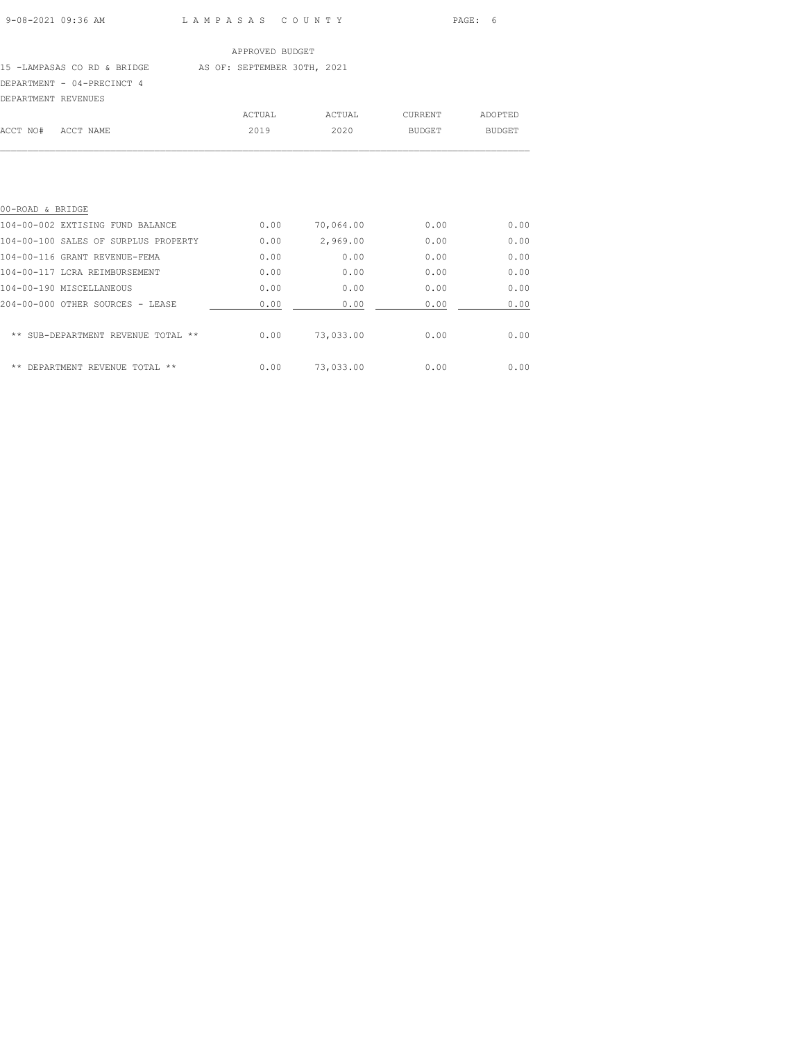APPROVED BUDGET

15 -LAMPASAS CO RD & BRIDGE AS OF: SEPTEMBER 30TH, 2021

DEPARTMENT - 04-PRECINCT 4

DEPARTMENT REVENUES

| ACCT NO# | ACCT NAME | ACTUAL 2019 | ACTUAL 2020 | CURRENT BUDGET | ADOPTED BUDGET |
|---|---|---|---|---|---|
| 00-ROAD & BRIDGE | | | | | |
| 104-00-002 | EXTISING FUND BALANCE | 0.00 | 70,064.00 | 0.00 | 0.00 |
| 104-00-100 | SALES OF SURPLUS PROPERTY | 0.00 | 2,969.00 | 0.00 | 0.00 |
| 104-00-116 | GRANT REVENUE-FEMA | 0.00 | 0.00 | 0.00 | 0.00 |
| 104-00-117 | LCRA REIMBURSEMENT | 0.00 | 0.00 | 0.00 | 0.00 |
| 104-00-190 | MISCELLANEOUS | 0.00 | 0.00 | 0.00 | 0.00 |
| 204-00-000 | OTHER SOURCES - LEASE | 0.00 | 0.00 | 0.00 | 0.00 |
| | ** SUB-DEPARTMENT REVENUE TOTAL ** | 0.00 | 73,033.00 | 0.00 | 0.00 |
| | ** DEPARTMENT REVENUE TOTAL ** | 0.00 | 73,033.00 | 0.00 | 0.00 |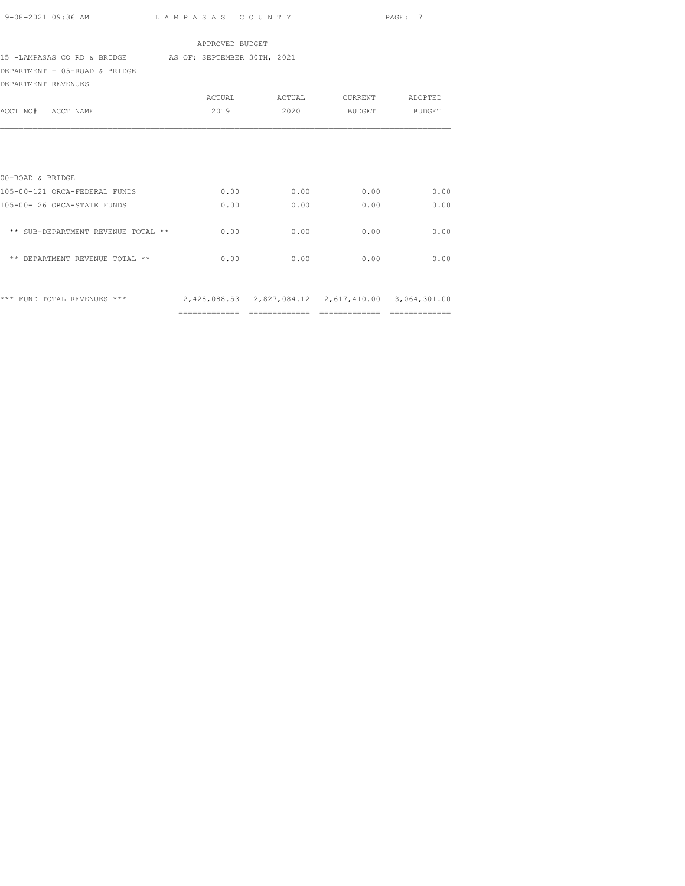APPROVED BUDGET

15 -LAMPASAS CO RD & BRIDGE AS OF: SEPTEMBER 30TH, 2021

DEPARTMENT - 05-ROAD & BRIDGE

DEPARTMENT REVENUES

| ACCT NO# ACCT NAME | ACTUAL 2019 | ACTUAL 2020 | CURRENT BUDGET | ADOPTED BUDGET |
|---|---|---|---|---|
| 00-ROAD & BRIDGE | | | | |
| 105-00-121 ORCA-FEDERAL FUNDS | 0.00 | 0.00 | 0.00 | 0.00 |
| 105-00-126 ORCA-STATE FUNDS | 0.00 | 0.00 | 0.00 | 0.00 |
| ** SUB-DEPARTMENT REVENUE TOTAL ** | 0.00 | 0.00 | 0.00 | 0.00 |
| ** DEPARTMENT REVENUE TOTAL ** | 0.00 | 0.00 | 0.00 | 0.00 |
| *** FUND TOTAL REVENUES *** | 2,428,088.53 | 2,827,084.12 | 2,617,410.00 | 3,064,301.00 |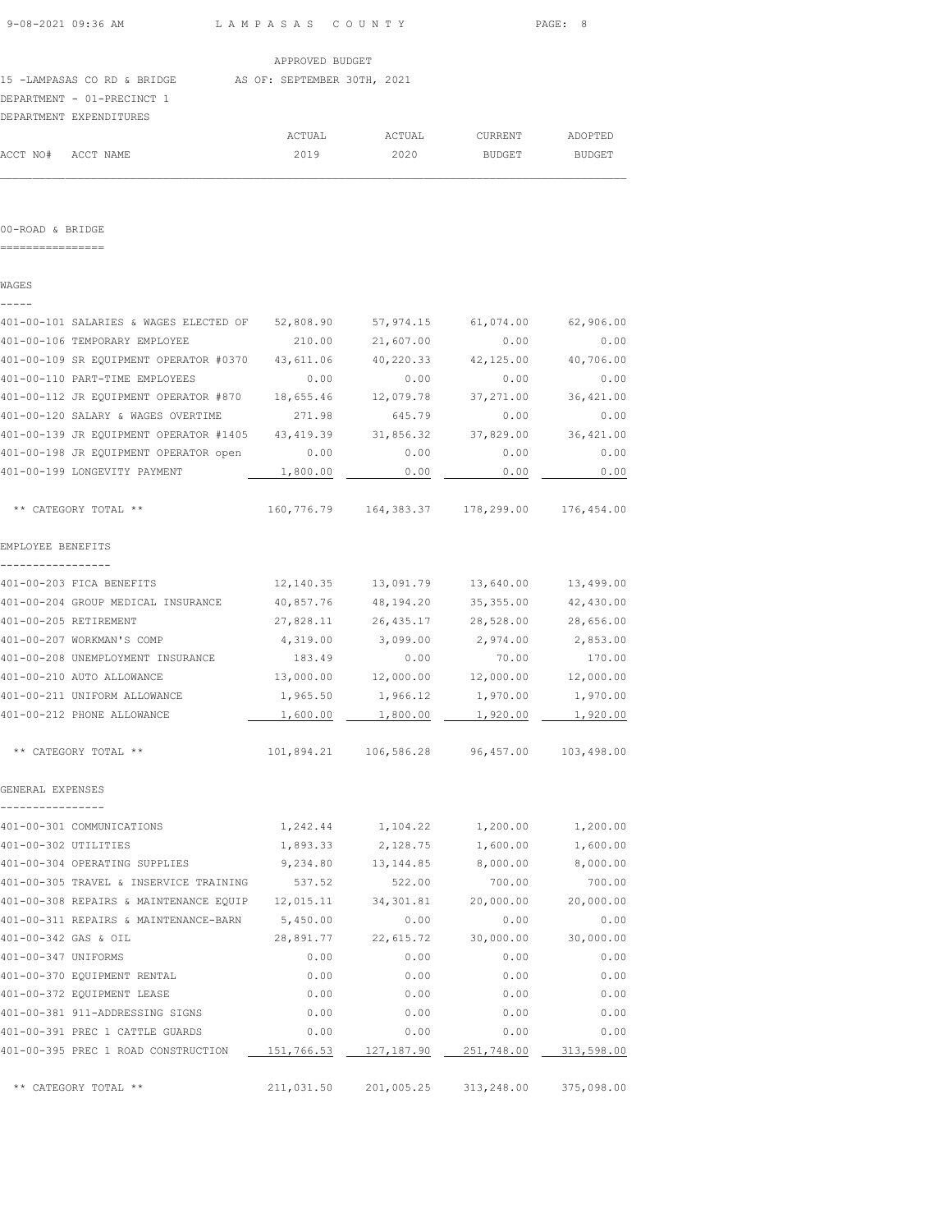APPROVED BUDGET

15 -LAMPASAS CO RD & BRIDGE AS OF: SEPTEMBER 30TH, 2021

DEPARTMENT - 01-PRECINCT 1

DEPARTMENT EXPENDITURES

## 00-ROAD & BRIDGE

### WAGES

| ACCT NO# | ACCT NAME | ACTUAL 2019 | ACTUAL 2020 | CURRENT BUDGET | ADOPTED BUDGET |
|---|---|---|---|---|---|
| 401-00-101 | SALARIES & WAGES ELECTED OF | 52,808.90 | 57,974.15 | 61,074.00 | 62,906.00 |
| 401-00-106 | TEMPORARY EMPLOYEE | 210.00 | 21,607.00 | 0.00 | 0.00 |
| 401-00-109 | SR EQUIPMENT OPERATOR #0370 | 43,611.06 | 40,220.33 | 42,125.00 | 40,706.00 |
| 401-00-110 | PART-TIME EMPLOYEES | 0.00 | 0.00 | 0.00 | 0.00 |
| 401-00-112 | JR EQUIPMENT OPERATOR #870 | 18,655.46 | 12,079.78 | 37,271.00 | 36,421.00 |
| 401-00-120 | SALARY & WAGES OVERTIME | 271.98 | 645.79 | 0.00 | 0.00 |
| 401-00-139 | JR EQUIPMENT OPERATOR #1405 | 43,419.39 | 31,856.32 | 37,829.00 | 36,421.00 |
| 401-00-198 | JR EQUIPMENT OPERATOR open | 0.00 | 0.00 | 0.00 | 0.00 |
| 401-00-199 | LONGEVITY PAYMENT | 1,800.00 | 0.00 | 0.00 | 0.00 |
| | ** CATEGORY TOTAL ** | 160,776.79 | 164,383.37 | 178,299.00 | 176,454.00 |

### EMPLOYEE BENEFITS

| ACCT NO# | ACCT NAME | ACTUAL 2019 | ACTUAL 2020 | CURRENT BUDGET | ADOPTED BUDGET |
|---|---|---|---|---|---|
| 401-00-203 | FICA BENEFITS | 12,140.35 | 13,091.79 | 13,640.00 | 13,499.00 |
| 401-00-204 | GROUP MEDICAL INSURANCE | 40,857.76 | 48,194.20 | 35,355.00 | 42,430.00 |
| 401-00-205 | RETIREMENT | 27,828.11 | 26,435.17 | 28,528.00 | 28,656.00 |
| 401-00-207 | WORKMAN'S COMP | 4,319.00 | 3,099.00 | 2,974.00 | 2,853.00 |
| 401-00-208 | UNEMPLOYMENT INSURANCE | 183.49 | 0.00 | 70.00 | 170.00 |
| 401-00-210 | AUTO ALLOWANCE | 13,000.00 | 12,000.00 | 12,000.00 | 12,000.00 |
| 401-00-211 | UNIFORM ALLOWANCE | 1,965.50 | 1,966.12 | 1,970.00 | 1,970.00 |
| 401-00-212 | PHONE ALLOWANCE | 1,600.00 | 1,800.00 | 1,920.00 | 1,920.00 |
| | ** CATEGORY TOTAL ** | 101,894.21 | 106,586.28 | 96,457.00 | 103,498.00 |

### GENERAL EXPENSES

| ACCT NO# | ACCT NAME | ACTUAL 2019 | ACTUAL 2020 | CURRENT BUDGET | ADOPTED BUDGET |
|---|---|---|---|---|---|
| 401-00-301 | COMMUNICATIONS | 1,242.44 | 1,104.22 | 1,200.00 | 1,200.00 |
| 401-00-302 | UTILITIES | 1,893.33 | 2,128.75 | 1,600.00 | 1,600.00 |
| 401-00-304 | OPERATING SUPPLIES | 9,234.80 | 13,144.85 | 8,000.00 | 8,000.00 |
| 401-00-305 | TRAVEL & INSERVICE TRAINING | 537.52 | 522.00 | 700.00 | 700.00 |
| 401-00-308 | REPAIRS & MAINTENANCE EQUIP | 12,015.11 | 34,301.81 | 20,000.00 | 20,000.00 |
| 401-00-311 | REPAIRS & MAINTENANCE-BARN | 5,450.00 | 0.00 | 0.00 | 0.00 |
| 401-00-342 | GAS & OIL | 28,891.77 | 22,615.72 | 30,000.00 | 30,000.00 |
| 401-00-347 | UNIFORMS | 0.00 | 0.00 | 0.00 | 0.00 |
| 401-00-370 | EQUIPMENT RENTAL | 0.00 | 0.00 | 0.00 | 0.00 |
| 401-00-372 | EQUIPMENT LEASE | 0.00 | 0.00 | 0.00 | 0.00 |
| 401-00-381 | 911-ADDRESSING SIGNS | 0.00 | 0.00 | 0.00 | 0.00 |
| 401-00-391 | PREC 1 CATTLE GUARDS | 0.00 | 0.00 | 0.00 | 0.00 |
| 401-00-395 | PREC 1 ROAD CONSTRUCTION | 151,766.53 | 127,187.90 | 251,748.00 | 313,598.00 |
| | ** CATEGORY TOTAL ** | 211,031.50 | 201,005.25 | 313,248.00 | 375,098.00 |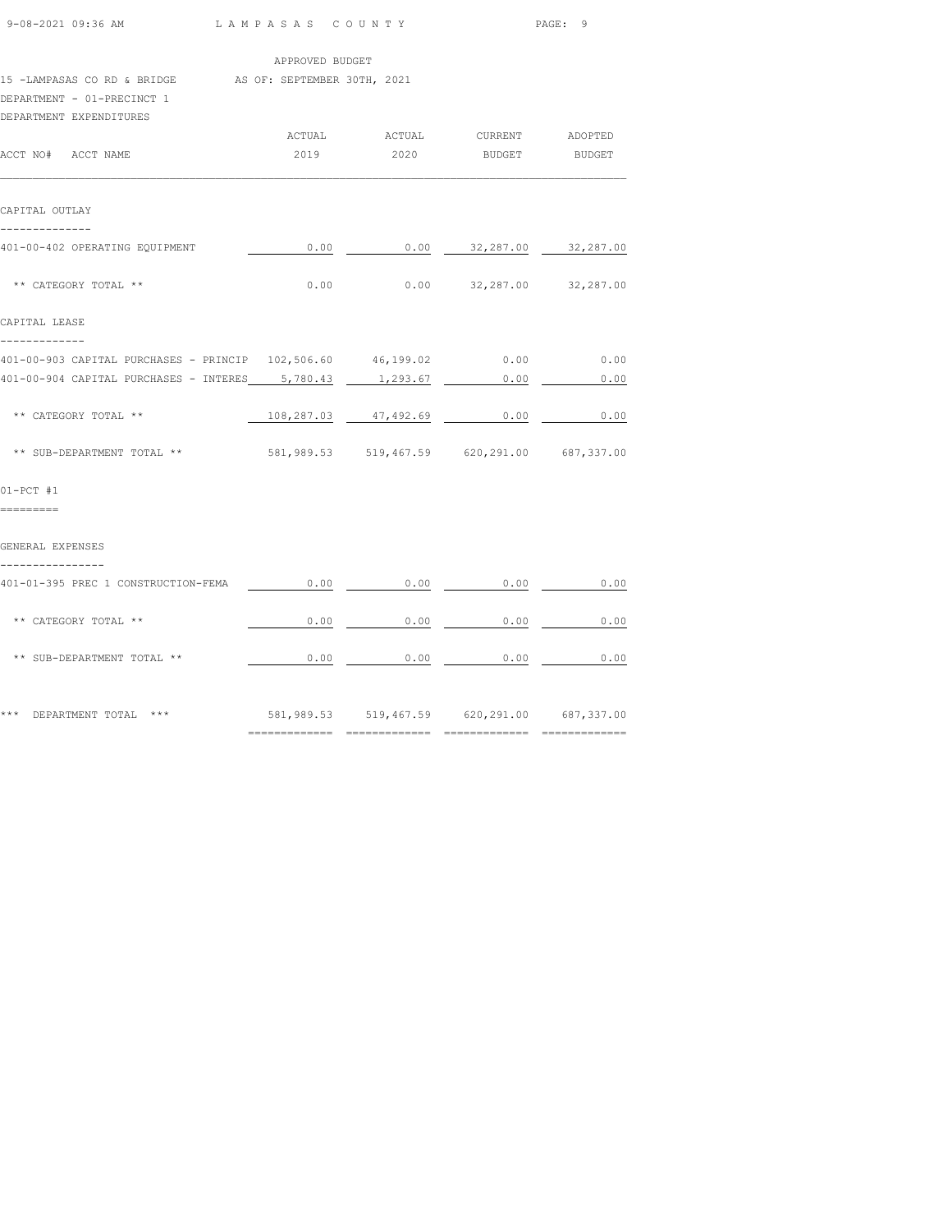APPROVED BUDGET

15 -LAMPASAS CO RD & BRIDGE AS OF: SEPTEMBER 30TH, 2021

DEPARTMENT - 01-PRECINCT 1

DEPARTMENT EXPENDITURES

| ACCT NO# ACCT NAME | ACTUAL 2019 | ACTUAL 2020 | CURRENT BUDGET | ADOPTED BUDGET |
|---|---|---|---|---|
| **CAPITAL OUTLAY** | | | | |
| 401-00-402 OPERATING EQUIPMENT | 0.00 | 0.00 | 32,287.00 | 32,287.00 |
| ** CATEGORY TOTAL ** | 0.00 | 0.00 | 32,287.00 | 32,287.00 |
| **CAPITAL LEASE** | | | | |
| 401-00-903 CAPITAL PURCHASES - PRINCIP | 102,506.60 | 46,199.02 | 0.00 | 0.00 |
| 401-00-904 CAPITAL PURCHASES - INTERES | 5,780.43 | 1,293.67 | 0.00 | 0.00 |
| ** CATEGORY TOTAL ** | 108,287.03 | 47,492.69 | 0.00 | 0.00 |
| ** SUB-DEPARTMENT TOTAL ** | 581,989.53 | 519,467.59 | 620,291.00 | 687,337.00 |
| **01-PCT #1** | | | | |
| **GENERAL EXPENSES** | | | | |
| 401-01-395 PREC 1 CONSTRUCTION-FEMA | 0.00 | 0.00 | 0.00 | 0.00 |
| ** CATEGORY TOTAL ** | 0.00 | 0.00 | 0.00 | 0.00 |
| ** SUB-DEPARTMENT TOTAL ** | 0.00 | 0.00 | 0.00 | 0.00 |
| *** DEPARTMENT TOTAL *** | 581,989.53 | 519,467.59 | 620,291.00 | 687,337.00 |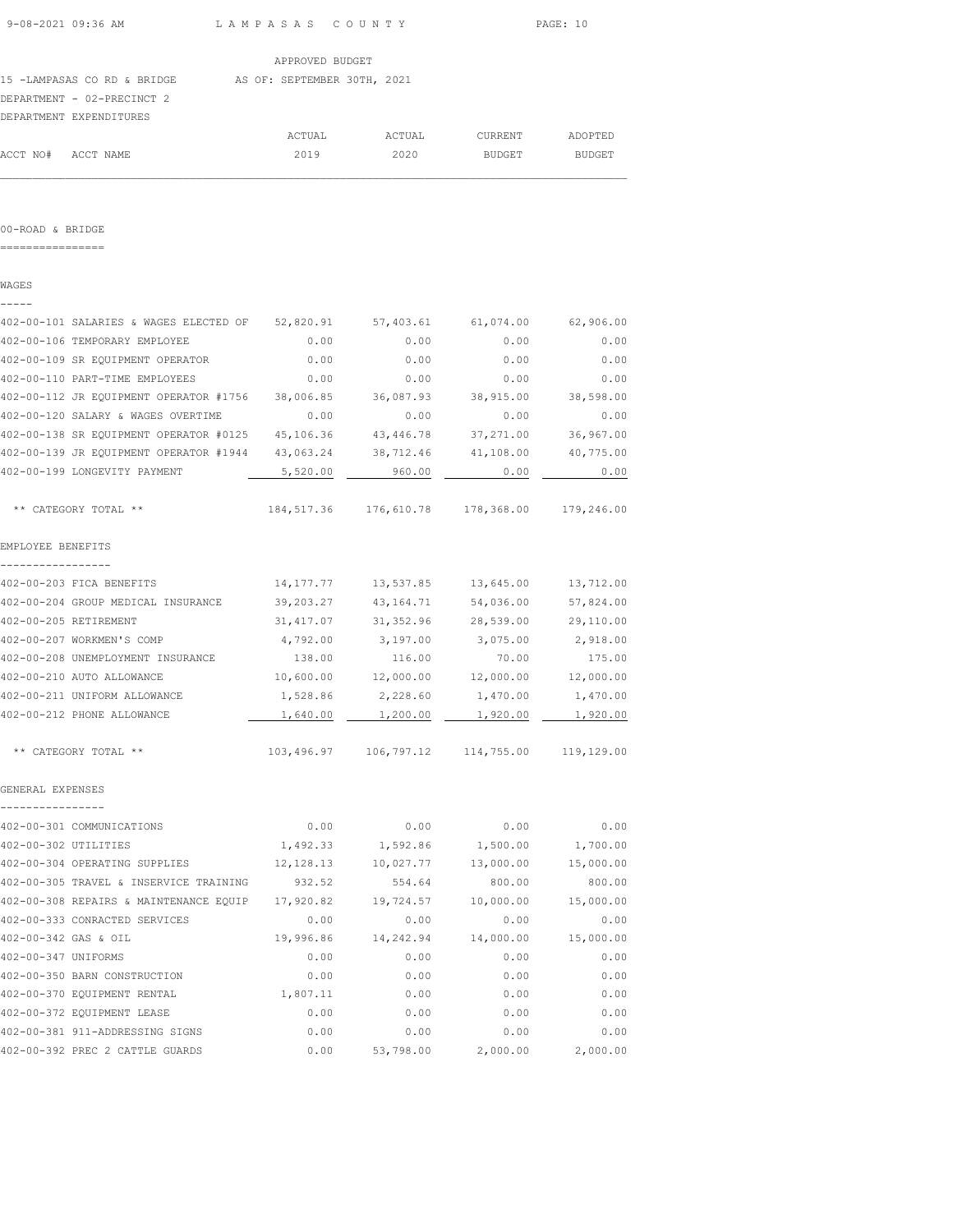APPROVED BUDGET

15 -LAMPASAS CO RD & BRIDGE AS OF: SEPTEMBER 30TH, 2021

DEPARTMENT - 02-PRECINCT 2

DEPARTMENT EXPENDITURES

| ACCT NO# | ACCT NAME | ACTUAL 2019 | ACTUAL 2020 | CURRENT BUDGET | ADOPTED BUDGET |
|---|---|---|---|---|---|

## 00-ROAD & BRIDGE

### WAGES

| ACCT NO# | ACCT NAME | ACTUAL 2019 | ACTUAL 2020 | CURRENT BUDGET | ADOPTED BUDGET |
|---|---|---|---|---|---|
| 402-00-101 | SALARIES & WAGES ELECTED OF | 52,820.91 | 57,403.61 | 61,074.00 | 62,906.00 |
| 402-00-106 | TEMPORARY EMPLOYEE | 0.00 | 0.00 | 0.00 | 0.00 |
| 402-00-109 | SR EQUIPMENT OPERATOR | 0.00 | 0.00 | 0.00 | 0.00 |
| 402-00-110 | PART-TIME EMPLOYEES | 0.00 | 0.00 | 0.00 | 0.00 |
| 402-00-112 | JR EQUIPMENT OPERATOR #1756 | 38,006.85 | 36,087.93 | 38,915.00 | 38,598.00 |
| 402-00-120 | SALARY & WAGES OVERTIME | 0.00 | 0.00 | 0.00 | 0.00 |
| 402-00-138 | SR EQUIPMENT OPERATOR #0125 | 45,106.36 | 43,446.78 | 37,271.00 | 36,967.00 |
| 402-00-139 | JR EQUIPMENT OPERATOR #1944 | 43,063.24 | 38,712.46 | 41,108.00 | 40,775.00 |
| 402-00-199 | LONGEVITY PAYMENT | 5,520.00 | 960.00 | 0.00 | 0.00 |
| | ** CATEGORY TOTAL ** | 184,517.36 | 176,610.78 | 178,368.00 | 179,246.00 |

### EMPLOYEE BENEFITS

| ACCT NO# | ACCT NAME | ACTUAL 2019 | ACTUAL 2020 | CURRENT BUDGET | ADOPTED BUDGET |
|---|---|---|---|---|---|
| 402-00-203 | FICA BENEFITS | 14,177.77 | 13,537.85 | 13,645.00 | 13,712.00 |
| 402-00-204 | GROUP MEDICAL INSURANCE | 39,203.27 | 43,164.71 | 54,036.00 | 57,824.00 |
| 402-00-205 | RETIREMENT | 31,417.07 | 31,352.96 | 28,539.00 | 29,110.00 |
| 402-00-207 | WORKMEN'S COMP | 4,792.00 | 3,197.00 | 3,075.00 | 2,918.00 |
| 402-00-208 | UNEMPLOYMENT INSURANCE | 138.00 | 116.00 | 70.00 | 175.00 |
| 402-00-210 | AUTO ALLOWANCE | 10,600.00 | 12,000.00 | 12,000.00 | 12,000.00 |
| 402-00-211 | UNIFORM ALLOWANCE | 1,528.86 | 2,228.60 | 1,470.00 | 1,470.00 |
| 402-00-212 | PHONE ALLOWANCE | 1,640.00 | 1,200.00 | 1,920.00 | 1,920.00 |
| | ** CATEGORY TOTAL ** | 103,496.97 | 106,797.12 | 114,755.00 | 119,129.00 |

### GENERAL EXPENSES

| ACCT NO# | ACCT NAME | ACTUAL 2019 | ACTUAL 2020 | CURRENT BUDGET | ADOPTED BUDGET |
|---|---|---|---|---|---|
| 402-00-301 | COMMUNICATIONS | 0.00 | 0.00 | 0.00 | 0.00 |
| 402-00-302 | UTILITIES | 1,492.33 | 1,592.86 | 1,500.00 | 1,700.00 |
| 402-00-304 | OPERATING SUPPLIES | 12,128.13 | 10,027.77 | 13,000.00 | 15,000.00 |
| 402-00-305 | TRAVEL & INSERVICE TRAINING | 932.52 | 554.64 | 800.00 | 800.00 |
| 402-00-308 | REPAIRS & MAINTENANCE EQUIP | 17,920.82 | 19,724.57 | 10,000.00 | 15,000.00 |
| 402-00-333 | CONRACTED SERVICES | 0.00 | 0.00 | 0.00 | 0.00 |
| 402-00-342 | GAS & OIL | 19,996.86 | 14,242.94 | 14,000.00 | 15,000.00 |
| 402-00-347 | UNIFORMS | 0.00 | 0.00 | 0.00 | 0.00 |
| 402-00-350 | BARN CONSTRUCTION | 0.00 | 0.00 | 0.00 | 0.00 |
| 402-00-370 | EQUIPMENT RENTAL | 1,807.11 | 0.00 | 0.00 | 0.00 |
| 402-00-372 | EQUIPMENT LEASE | 0.00 | 0.00 | 0.00 | 0.00 |
| 402-00-381 | 911-ADDRESSING SIGNS | 0.00 | 0.00 | 0.00 | 0.00 |
| 402-00-392 | PREC 2 CATTLE GUARDS | 0.00 | 53,798.00 | 2,000.00 | 2,000.00 |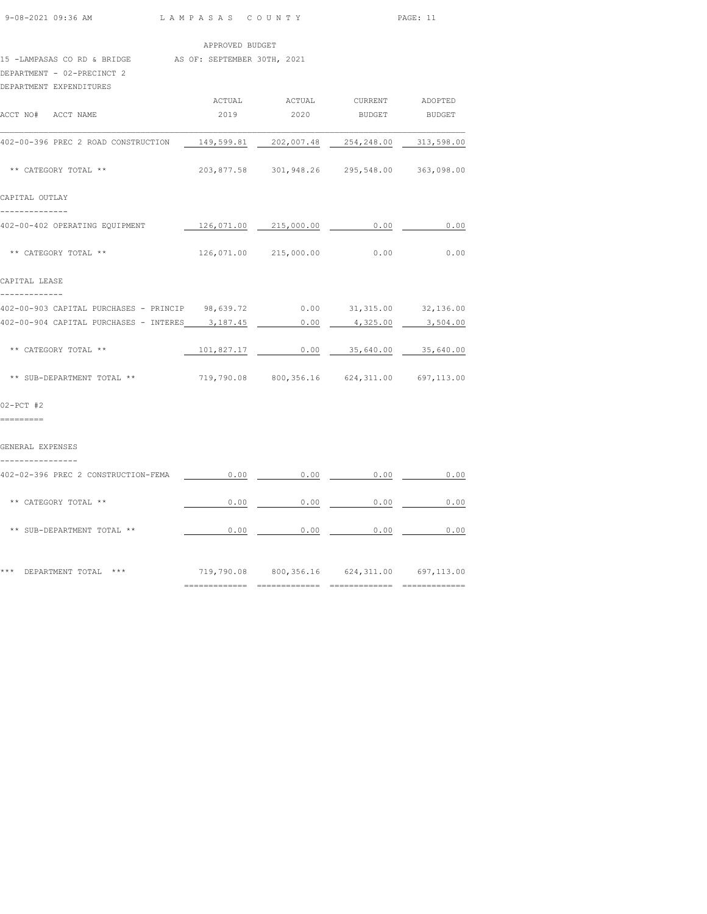APPROVED BUDGET

15 -LAMPASAS CO RD & BRIDGE AS OF: SEPTEMBER 30TH, 2021

DEPARTMENT - 02-PRECINCT 2

DEPARTMENT EXPENDITURES

| ACCT NO# ACCT NAME | ACTUAL 2019 | ACTUAL 2020 | CURRENT BUDGET | ADOPTED BUDGET |
|---|---|---|---|---|
| 402-00-396 PREC 2 ROAD CONSTRUCTION | 149,599.81 | 202,007.48 | 254,248.00 | 313,598.00 |
| ** CATEGORY TOTAL ** | 203,877.58 | 301,948.26 | 295,548.00 | 363,098.00 |
| **CAPITAL OUTLAY** | | | | |
| 402-00-402 OPERATING EQUIPMENT | 126,071.00 | 215,000.00 | 0.00 | 0.00 |
| ** CATEGORY TOTAL ** | 126,071.00 | 215,000.00 | 0.00 | 0.00 |
| **CAPITAL LEASE** | | | | |
| 402-00-903 CAPITAL PURCHASES - PRINCIP | 98,639.72 | 0.00 | 31,315.00 | 32,136.00 |
| 402-00-904 CAPITAL PURCHASES - INTERES | 3,187.45 | 0.00 | 4,325.00 | 3,504.00 |
| ** CATEGORY TOTAL ** | 101,827.17 | 0.00 | 35,640.00 | 35,640.00 |
| ** SUB-DEPARTMENT TOTAL ** | 719,790.08 | 800,356.16 | 624,311.00 | 697,113.00 |
| **02-PCT #2** | | | | |
| **GENERAL EXPENSES** | | | | |
| 402-02-396 PREC 2 CONSTRUCTION-FEMA | 0.00 | 0.00 | 0.00 | 0.00 |
| ** CATEGORY TOTAL ** | 0.00 | 0.00 | 0.00 | 0.00 |
| ** SUB-DEPARTMENT TOTAL ** | 0.00 | 0.00 | 0.00 | 0.00 |
| *** DEPARTMENT TOTAL *** | 719,790.08 | 800,356.16 | 624,311.00 | 697,113.00 |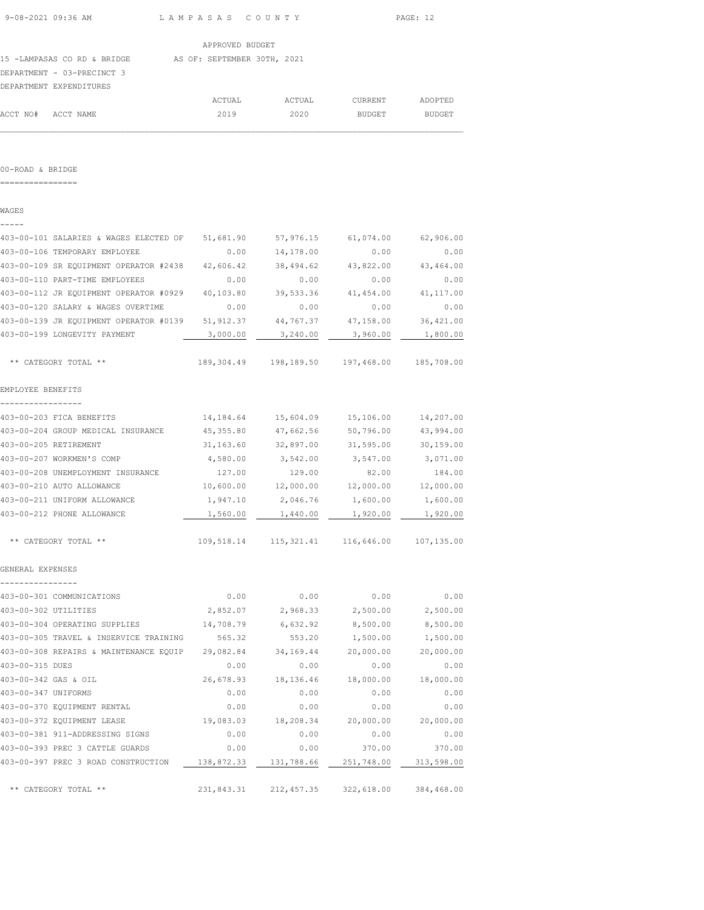APPROVED BUDGET

15 -LAMPASAS CO RD & BRIDGE AS OF: SEPTEMBER 30TH, 2021

DEPARTMENT - 03-PRECINCT 3

DEPARTMENT EXPENDITURES

## 00-ROAD & BRIDGE

### WAGES

| ACCT NO# | ACCT NAME | ACTUAL 2019 | ACTUAL 2020 | CURRENT BUDGET | ADOPTED BUDGET |
|---|---|---|---|---|---|
| 403-00-101 | SALARIES & WAGES ELECTED OF | 51,681.90 | 57,976.15 | 61,074.00 | 62,906.00 |
| 403-00-106 | TEMPORARY EMPLOYEE | 0.00 | 14,178.00 | 0.00 | 0.00 |
| 403-00-109 | SR EQUIPMENT OPERATOR #2438 | 42,606.42 | 38,494.62 | 43,822.00 | 43,464.00 |
| 403-00-110 | PART-TIME EMPLOYEES | 0.00 | 0.00 | 0.00 | 0.00 |
| 403-00-112 | JR EQUIPMENT OPERATOR #0929 | 40,103.80 | 39,533.36 | 41,454.00 | 41,117.00 |
| 403-00-120 | SALARY & WAGES OVERTIME | 0.00 | 0.00 | 0.00 | 0.00 |
| 403-00-139 | JR EQUIPMENT OPERATOR #0139 | 51,912.37 | 44,767.37 | 47,158.00 | 36,421.00 |
| 403-00-199 | LONGEVITY PAYMENT | 3,000.00 | 3,240.00 | 3,960.00 | 1,800.00 |
| | ** CATEGORY TOTAL ** | 189,304.49 | 198,189.50 | 197,468.00 | 185,708.00 |

### EMPLOYEE BENEFITS

| ACCT NO# | ACCT NAME | ACTUAL 2019 | ACTUAL 2020 | CURRENT BUDGET | ADOPTED BUDGET |
|---|---|---|---|---|---|
| 403-00-203 | FICA BENEFITS | 14,184.64 | 15,604.09 | 15,106.00 | 14,207.00 |
| 403-00-204 | GROUP MEDICAL INSURANCE | 45,355.80 | 47,662.56 | 50,796.00 | 43,994.00 |
| 403-00-205 | RETIREMENT | 31,163.60 | 32,897.00 | 31,595.00 | 30,159.00 |
| 403-00-207 | WORKMEN'S COMP | 4,580.00 | 3,542.00 | 3,547.00 | 3,071.00 |
| 403-00-208 | UNEMPLOYMENT INSURANCE | 127.00 | 129.00 | 82.00 | 184.00 |
| 403-00-210 | AUTO ALLOWANCE | 10,600.00 | 12,000.00 | 12,000.00 | 12,000.00 |
| 403-00-211 | UNIFORM ALLOWANCE | 1,947.10 | 2,046.76 | 1,600.00 | 1,600.00 |
| 403-00-212 | PHONE ALLOWANCE | 1,560.00 | 1,440.00 | 1,920.00 | 1,920.00 |
| | ** CATEGORY TOTAL ** | 109,518.14 | 115,321.41 | 116,646.00 | 107,135.00 |

### GENERAL EXPENSES

| ACCT NO# | ACCT NAME | ACTUAL 2019 | ACTUAL 2020 | CURRENT BUDGET | ADOPTED BUDGET |
|---|---|---|---|---|---|
| 403-00-301 | COMMUNICATIONS | 0.00 | 0.00 | 0.00 | 0.00 |
| 403-00-302 | UTILITIES | 2,852.07 | 2,968.33 | 2,500.00 | 2,500.00 |
| 403-00-304 | OPERATING SUPPLIES | 14,708.79 | 6,632.92 | 8,500.00 | 8,500.00 |
| 403-00-305 | TRAVEL & INSERVICE TRAINING | 565.32 | 553.20 | 1,500.00 | 1,500.00 |
| 403-00-308 | REPAIRS & MAINTENANCE EQUIP | 29,082.84 | 34,169.44 | 20,000.00 | 20,000.00 |
| 403-00-315 | DUES | 0.00 | 0.00 | 0.00 | 0.00 |
| 403-00-342 | GAS & OIL | 26,678.93 | 18,136.46 | 18,000.00 | 18,000.00 |
| 403-00-347 | UNIFORMS | 0.00 | 0.00 | 0.00 | 0.00 |
| 403-00-370 | EQUIPMENT RENTAL | 0.00 | 0.00 | 0.00 | 0.00 |
| 403-00-372 | EQUIPMENT LEASE | 19,083.03 | 18,208.34 | 20,000.00 | 20,000.00 |
| 403-00-381 | 911-ADDRESSING SIGNS | 0.00 | 0.00 | 0.00 | 0.00 |
| 403-00-393 | PREC 3 CATTLE GUARDS | 0.00 | 0.00 | 370.00 | 370.00 |
| 403-00-397 | PREC 3 ROAD CONSTRUCTION | 138,872.33 | 131,788.66 | 251,748.00 | 313,598.00 |
| | ** CATEGORY TOTAL ** | 231,843.31 | 212,457.35 | 322,618.00 | 384,468.00 |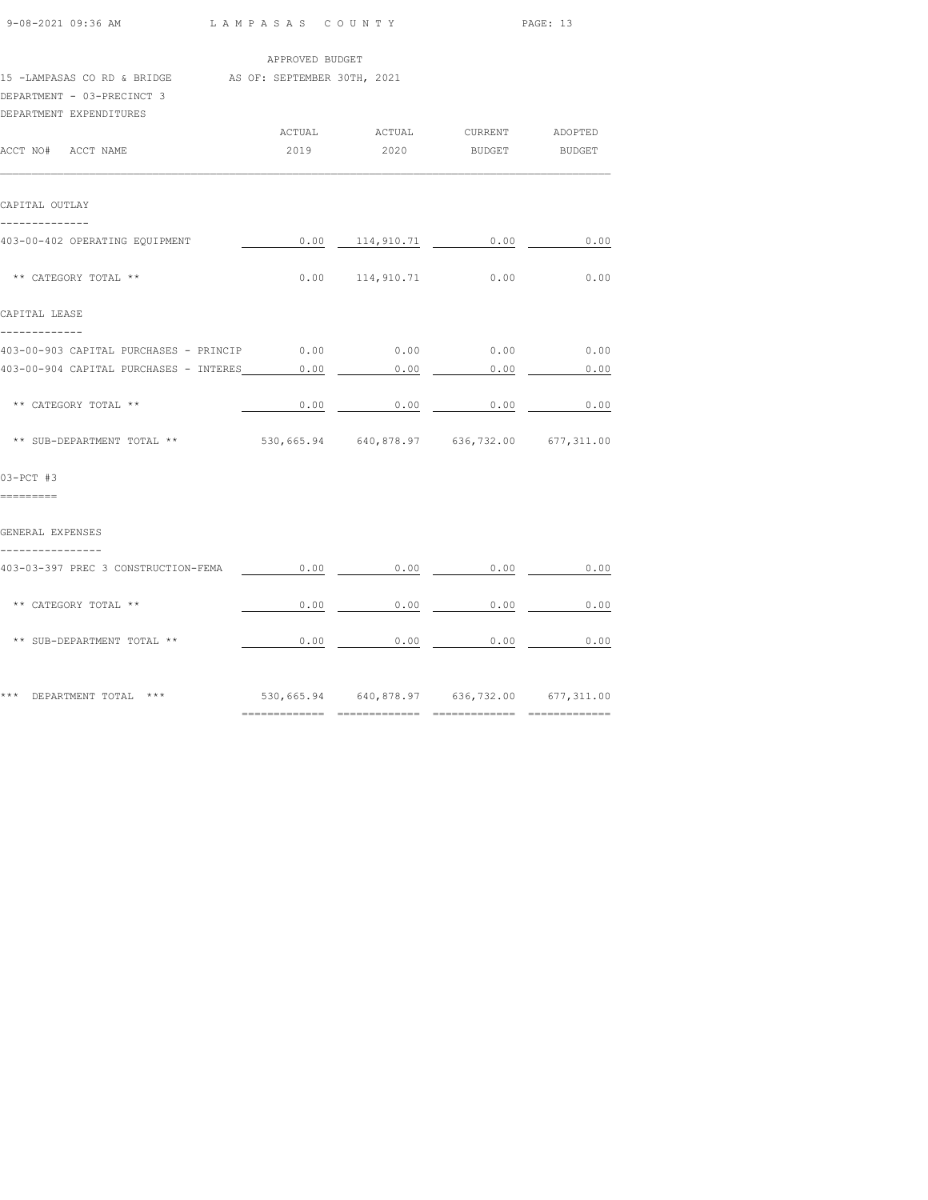APPROVED BUDGET

15 -LAMPASAS CO RD & BRIDGE AS OF: SEPTEMBER 30TH, 2021

DEPARTMENT - 03-PRECINCT 3

DEPARTMENT EXPENDITURES

| ACCT NO# ACCT NAME | ACTUAL 2019 | ACTUAL 2020 | CURRENT BUDGET | ADOPTED BUDGET |
|---|---|---|---|---|
| **CAPITAL OUTLAY** | | | | |
| 403-00-402 OPERATING EQUIPMENT | 0.00 | 114,910.71 | 0.00 | 0.00 |
| ** CATEGORY TOTAL ** | 0.00 | 114,910.71 | 0.00 | 0.00 |
| **CAPITAL LEASE** | | | | |
| 403-00-903 CAPITAL PURCHASES - PRINCIP | 0.00 | 0.00 | 0.00 | 0.00 |
| 403-00-904 CAPITAL PURCHASES - INTERES | 0.00 | 0.00 | 0.00 | 0.00 |
| ** CATEGORY TOTAL ** | 0.00 | 0.00 | 0.00 | 0.00 |
| ** SUB-DEPARTMENT TOTAL ** | 530,665.94 | 640,878.97 | 636,732.00 | 677,311.00 |
| **03-PCT #3** | | | | |
| **GENERAL EXPENSES** | | | | |
| 403-03-397 PREC 3 CONSTRUCTION-FEMA | 0.00 | 0.00 | 0.00 | 0.00 |
| ** CATEGORY TOTAL ** | 0.00 | 0.00 | 0.00 | 0.00 |
| ** SUB-DEPARTMENT TOTAL ** | 0.00 | 0.00 | 0.00 | 0.00 |
| *** DEPARTMENT TOTAL *** | 530,665.94 | 640,878.97 | 636,732.00 | 677,311.00 |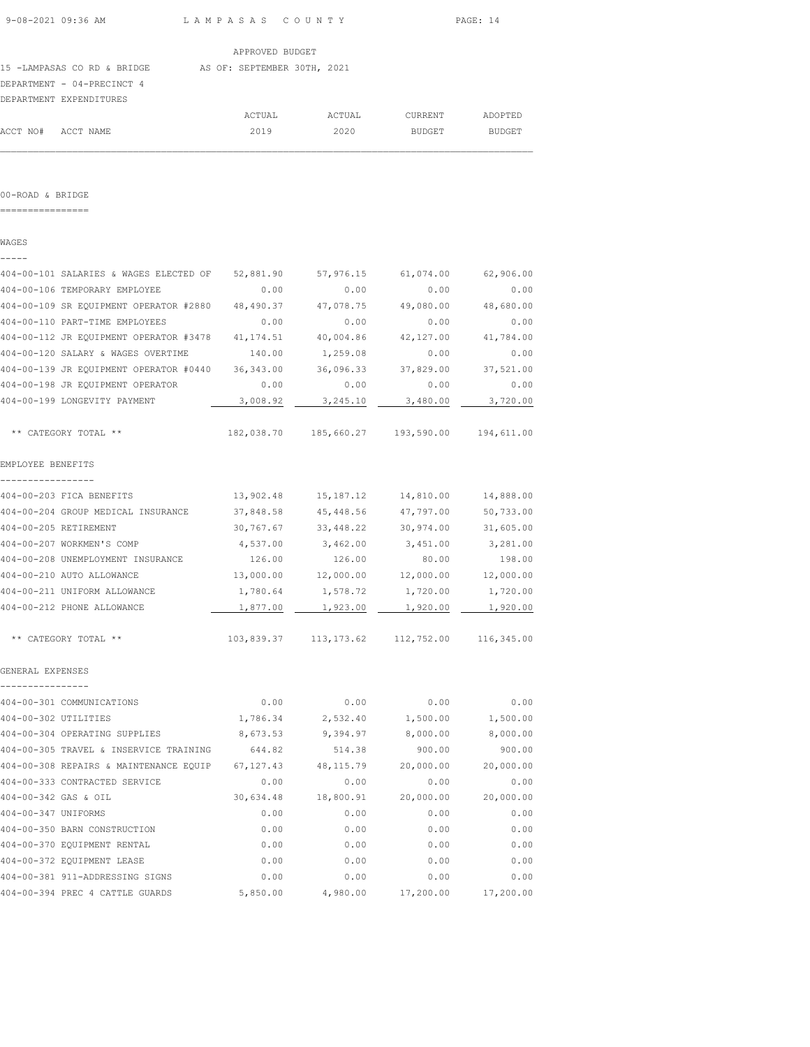APPROVED BUDGET

15 -LAMPASAS CO RD & BRIDGE    AS OF: SEPTEMBER 30TH, 2021

DEPARTMENT - 04-PRECINCT 4

DEPARTMENT EXPENDITURES

| ACCT NO# | ACCT NAME | ACTUAL 2019 | ACTUAL 2020 | CURRENT BUDGET | ADOPTED BUDGET |
|---|---|---|---|---|---|

## 00-ROAD & BRIDGE

### WAGES

| ACCT NO# | ACCT NAME | ACTUAL 2019 | ACTUAL 2020 | CURRENT BUDGET | ADOPTED BUDGET |
|---|---|---|---|---|---|
| 404-00-101 | SALARIES & WAGES ELECTED OF | 52,881.90 | 57,976.15 | 61,074.00 | 62,906.00 |
| 404-00-106 | TEMPORARY EMPLOYEE | 0.00 | 0.00 | 0.00 | 0.00 |
| 404-00-109 | SR EQUIPMENT OPERATOR #2880 | 48,490.37 | 47,078.75 | 49,080.00 | 48,680.00 |
| 404-00-110 | PART-TIME EMPLOYEES | 0.00 | 0.00 | 0.00 | 0.00 |
| 404-00-112 | JR EQUIPMENT OPERATOR #3478 | 41,174.51 | 40,004.86 | 42,127.00 | 41,784.00 |
| 404-00-120 | SALARY & WAGES OVERTIME | 140.00 | 1,259.08 | 0.00 | 0.00 |
| 404-00-139 | JR EQUIPMENT OPERATOR #0440 | 36,343.00 | 36,096.33 | 37,829.00 | 37,521.00 |
| 404-00-198 | JR EQUIPMENT OPERATOR | 0.00 | 0.00 | 0.00 | 0.00 |
| 404-00-199 | LONGEVITY PAYMENT | 3,008.92 | 3,245.10 | 3,480.00 | 3,720.00 |
| | ** CATEGORY TOTAL ** | 182,038.70 | 185,660.27 | 193,590.00 | 194,611.00 |

### EMPLOYEE BENEFITS

| ACCT NO# | ACCT NAME | ACTUAL 2019 | ACTUAL 2020 | CURRENT BUDGET | ADOPTED BUDGET |
|---|---|---|---|---|---|
| 404-00-203 | FICA BENEFITS | 13,902.48 | 15,187.12 | 14,810.00 | 14,888.00 |
| 404-00-204 | GROUP MEDICAL INSURANCE | 37,848.58 | 45,448.56 | 47,797.00 | 50,733.00 |
| 404-00-205 | RETIREMENT | 30,767.67 | 33,448.22 | 30,974.00 | 31,605.00 |
| 404-00-207 | WORKMEN'S COMP | 4,537.00 | 3,462.00 | 3,451.00 | 3,281.00 |
| 404-00-208 | UNEMPLOYMENT INSURANCE | 126.00 | 126.00 | 80.00 | 198.00 |
| 404-00-210 | AUTO ALLOWANCE | 13,000.00 | 12,000.00 | 12,000.00 | 12,000.00 |
| 404-00-211 | UNIFORM ALLOWANCE | 1,780.64 | 1,578.72 | 1,720.00 | 1,720.00 |
| 404-00-212 | PHONE ALLOWANCE | 1,877.00 | 1,923.00 | 1,920.00 | 1,920.00 |
| | ** CATEGORY TOTAL ** | 103,839.37 | 113,173.62 | 112,752.00 | 116,345.00 |

### GENERAL EXPENSES

| ACCT NO# | ACCT NAME | ACTUAL 2019 | ACTUAL 2020 | CURRENT BUDGET | ADOPTED BUDGET |
|---|---|---|---|---|---|
| 404-00-301 | COMMUNICATIONS | 0.00 | 0.00 | 0.00 | 0.00 |
| 404-00-302 | UTILITIES | 1,786.34 | 2,532.40 | 1,500.00 | 1,500.00 |
| 404-00-304 | OPERATING SUPPLIES | 8,673.53 | 9,394.97 | 8,000.00 | 8,000.00 |
| 404-00-305 | TRAVEL & INSERVICE TRAINING | 644.82 | 514.38 | 900.00 | 900.00 |
| 404-00-308 | REPAIRS & MAINTENANCE EQUIP | 67,127.43 | 48,115.79 | 20,000.00 | 20,000.00 |
| 404-00-333 | CONTRACTED SERVICE | 0.00 | 0.00 | 0.00 | 0.00 |
| 404-00-342 | GAS & OIL | 30,634.48 | 18,800.91 | 20,000.00 | 20,000.00 |
| 404-00-347 | UNIFORMS | 0.00 | 0.00 | 0.00 | 0.00 |
| 404-00-350 | BARN CONSTRUCTION | 0.00 | 0.00 | 0.00 | 0.00 |
| 404-00-370 | EQUIPMENT RENTAL | 0.00 | 0.00 | 0.00 | 0.00 |
| 404-00-372 | EQUIPMENT LEASE | 0.00 | 0.00 | 0.00 | 0.00 |
| 404-00-381 | 911-ADDRESSING SIGNS | 0.00 | 0.00 | 0.00 | 0.00 |
| 404-00-394 | PREC 4 CATTLE GUARDS | 5,850.00 | 4,980.00 | 17,200.00 | 17,200.00 |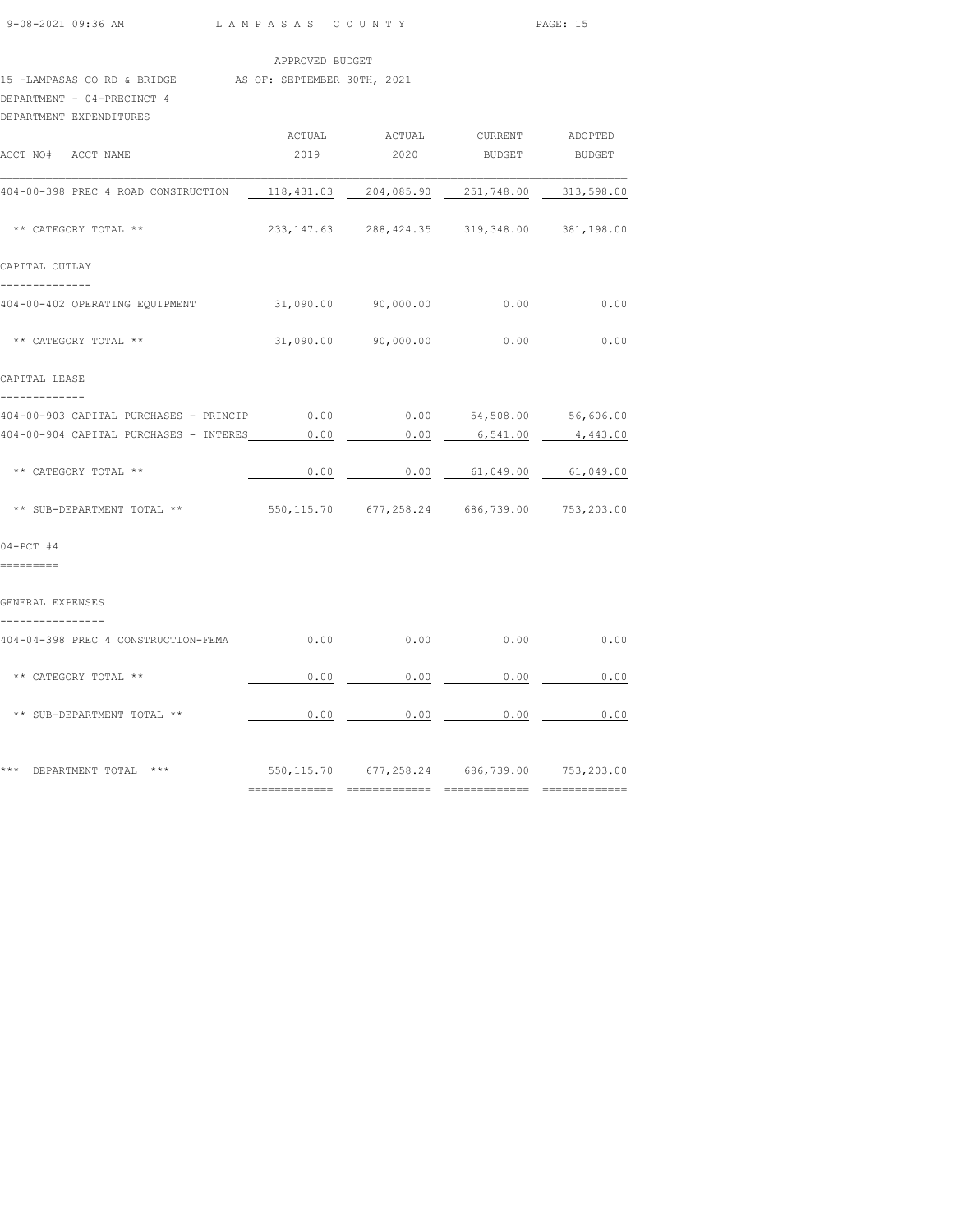APPROVED BUDGET

15 -LAMPASAS CO RD & BRIDGE AS OF: SEPTEMBER 30TH, 2021

DEPARTMENT - 04-PRECINCT 4

DEPARTMENT EXPENDITURES

| ACCT NO# ACCT NAME | ACTUAL 2019 | ACTUAL 2020 | CURRENT BUDGET | ADOPTED BUDGET |
|---|---|---|---|---|
| 404-00-398 PREC 4 ROAD CONSTRUCTION | 118,431.03 | 204,085.90 | 251,748.00 | 313,598.00 |
| ** CATEGORY TOTAL ** | 233,147.63 | 288,424.35 | 319,348.00 | 381,198.00 |
| **CAPITAL OUTLAY** | | | | |
| 404-00-402 OPERATING EQUIPMENT | 31,090.00 | 90,000.00 | 0.00 | 0.00 |
| ** CATEGORY TOTAL ** | 31,090.00 | 90,000.00 | 0.00 | 0.00 |
| **CAPITAL LEASE** | | | | |
| 404-00-903 CAPITAL PURCHASES - PRINCIP | 0.00 | 0.00 | 54,508.00 | 56,606.00 |
| 404-00-904 CAPITAL PURCHASES - INTERES | 0.00 | 0.00 | 6,541.00 | 4,443.00 |
| ** CATEGORY TOTAL ** | 0.00 | 0.00 | 61,049.00 | 61,049.00 |
| ** SUB-DEPARTMENT TOTAL ** | 550,115.70 | 677,258.24 | 686,739.00 | 753,203.00 |
| **04-PCT #4** | | | | |
| **GENERAL EXPENSES** | | | | |
| 404-04-398 PREC 4 CONSTRUCTION-FEMA | 0.00 | 0.00 | 0.00 | 0.00 |
| ** CATEGORY TOTAL ** | 0.00 | 0.00 | 0.00 | 0.00 |
| ** SUB-DEPARTMENT TOTAL ** | 0.00 | 0.00 | 0.00 | 0.00 |
| *** DEPARTMENT TOTAL *** | 550,115.70 | 677,258.24 | 686,739.00 | 753,203.00 |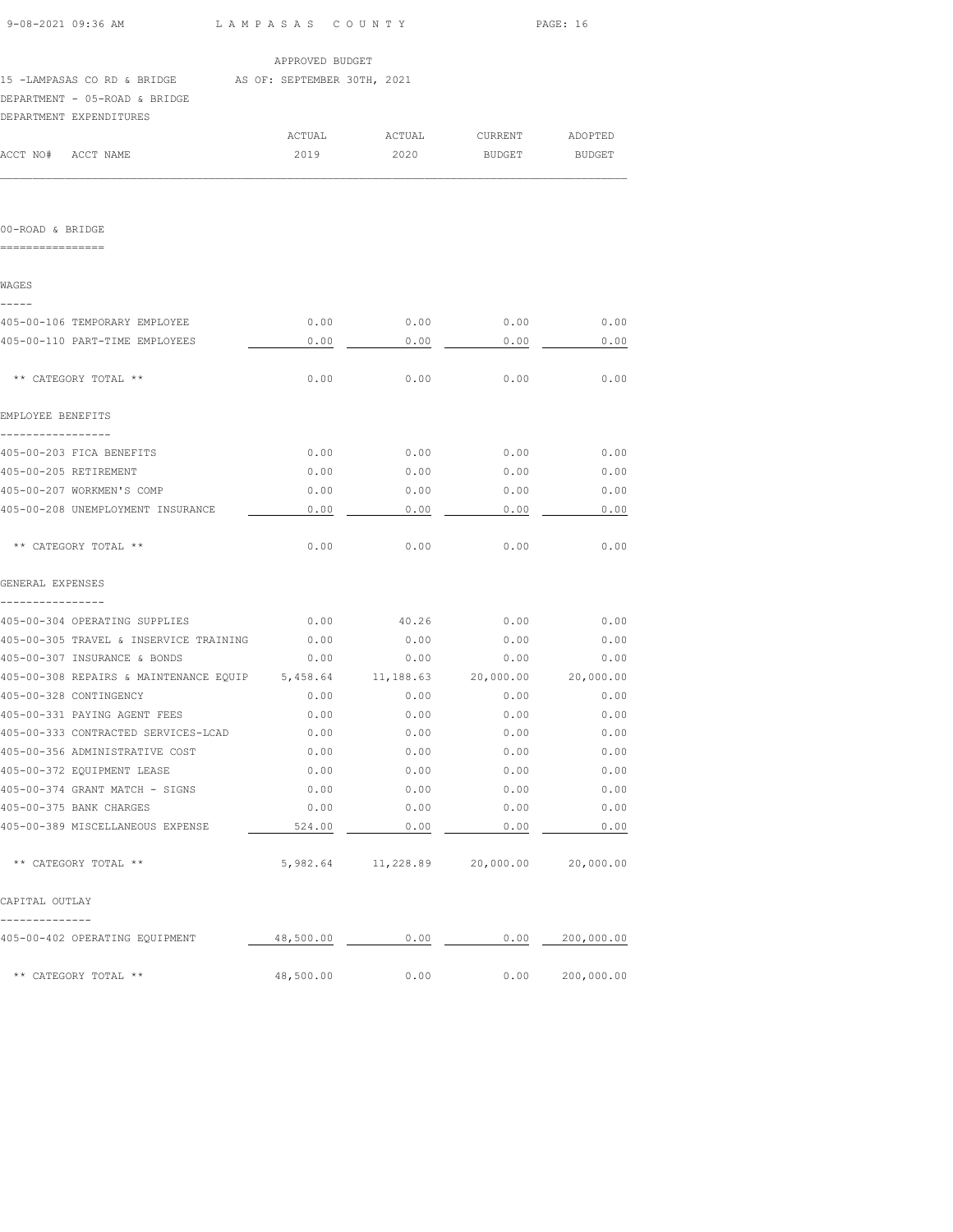APPROVED BUDGET

15 -LAMPASAS CO RD & BRIDGE    AS OF: SEPTEMBER 30TH, 2021

DEPARTMENT - 05-ROAD & BRIDGE

DEPARTMENT EXPENDITURES

| ACCT NO# ACCT NAME | ACTUAL 2019 | ACTUAL 2020 | CURRENT BUDGET | ADOPTED BUDGET |
|---|---|---|---|---|

## 00-ROAD & BRIDGE

### WAGES

| ACCT NO# ACCT NAME | ACTUAL 2019 | ACTUAL 2020 | CURRENT BUDGET | ADOPTED BUDGET |
|---|---|---|---|---|
| 405-00-106 TEMPORARY EMPLOYEE | 0.00 | 0.00 | 0.00 | 0.00 |
| 405-00-110 PART-TIME EMPLOYEES | 0.00 | 0.00 | 0.00 | 0.00 |
| ** CATEGORY TOTAL ** | 0.00 | 0.00 | 0.00 | 0.00 |

### EMPLOYEE BENEFITS

| ACCT NO# ACCT NAME | ACTUAL 2019 | ACTUAL 2020 | CURRENT BUDGET | ADOPTED BUDGET |
|---|---|---|---|---|
| 405-00-203 FICA BENEFITS | 0.00 | 0.00 | 0.00 | 0.00 |
| 405-00-205 RETIREMENT | 0.00 | 0.00 | 0.00 | 0.00 |
| 405-00-207 WORKMEN'S COMP | 0.00 | 0.00 | 0.00 | 0.00 |
| 405-00-208 UNEMPLOYMENT INSURANCE | 0.00 | 0.00 | 0.00 | 0.00 |
| ** CATEGORY TOTAL ** | 0.00 | 0.00 | 0.00 | 0.00 |

### GENERAL EXPENSES

| ACCT NO# ACCT NAME | ACTUAL 2019 | ACTUAL 2020 | CURRENT BUDGET | ADOPTED BUDGET |
|---|---|---|---|---|
| 405-00-304 OPERATING SUPPLIES | 0.00 | 40.26 | 0.00 | 0.00 |
| 405-00-305 TRAVEL & INSERVICE TRAINING | 0.00 | 0.00 | 0.00 | 0.00 |
| 405-00-307 INSURANCE & BONDS | 0.00 | 0.00 | 0.00 | 0.00 |
| 405-00-308 REPAIRS & MAINTENANCE EQUIP | 5,458.64 | 11,188.63 | 20,000.00 | 20,000.00 |
| 405-00-328 CONTINGENCY | 0.00 | 0.00 | 0.00 | 0.00 |
| 405-00-331 PAYING AGENT FEES | 0.00 | 0.00 | 0.00 | 0.00 |
| 405-00-333 CONTRACTED SERVICES-LCAD | 0.00 | 0.00 | 0.00 | 0.00 |
| 405-00-356 ADMINISTRATIVE COST | 0.00 | 0.00 | 0.00 | 0.00 |
| 405-00-372 EQUIPMENT LEASE | 0.00 | 0.00 | 0.00 | 0.00 |
| 405-00-374 GRANT MATCH - SIGNS | 0.00 | 0.00 | 0.00 | 0.00 |
| 405-00-375 BANK CHARGES | 0.00 | 0.00 | 0.00 | 0.00 |
| 405-00-389 MISCELLANEOUS EXPENSE | 524.00 | 0.00 | 0.00 | 0.00 |
| ** CATEGORY TOTAL ** | 5,982.64 | 11,228.89 | 20,000.00 | 20,000.00 |

### CAPITAL OUTLAY

| ACCT NO# ACCT NAME | ACTUAL 2019 | ACTUAL 2020 | CURRENT BUDGET | ADOPTED BUDGET |
|---|---|---|---|---|
| 405-00-402 OPERATING EQUIPMENT | 48,500.00 | 0.00 | 0.00 | 200,000.00 |
| ** CATEGORY TOTAL ** | 48,500.00 | 0.00 | 0.00 | 200,000.00 |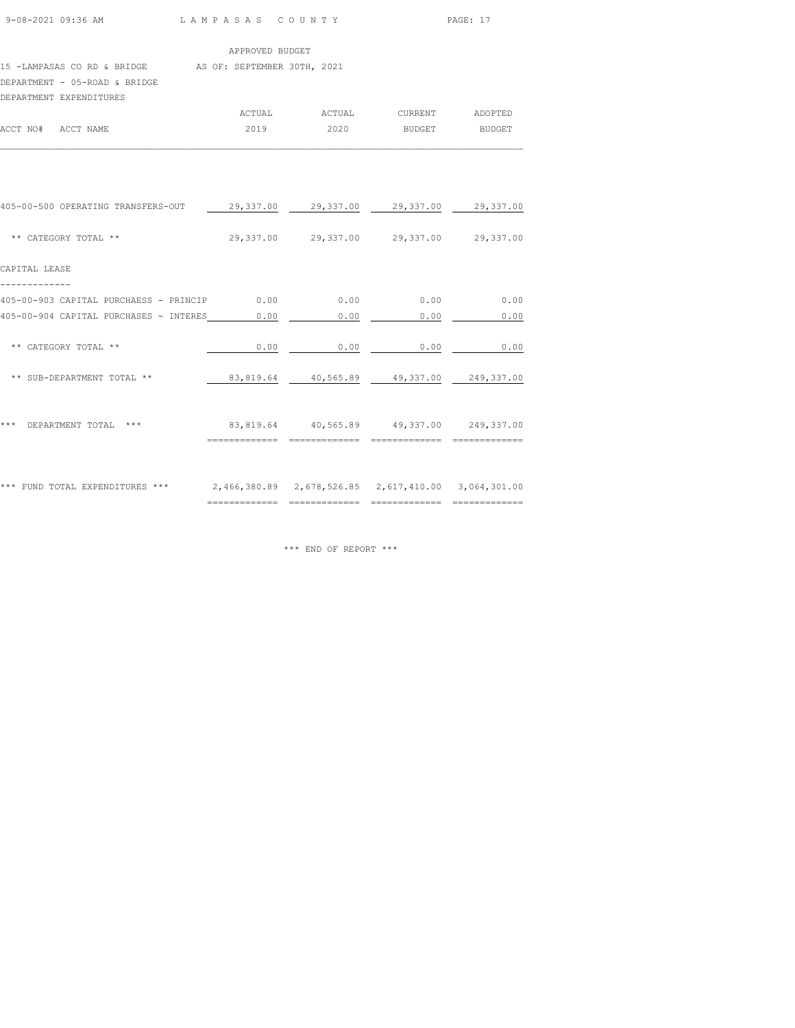APPROVED BUDGET

15 -LAMPASAS CO RD & BRIDGE AS OF: SEPTEMBER 30TH, 2021

DEPARTMENT - 05-ROAD & BRIDGE

DEPARTMENT EXPENDITURES

| ACCT NO# ACCT NAME | ACTUAL 2019 | ACTUAL 2020 | CURRENT BUDGET | ADOPTED BUDGET |
|---|---|---|---|---|
| 405-00-500 OPERATING TRANSFERS-OUT | 29,337.00 | 29,337.00 | 29,337.00 | 29,337.00 |
| ** CATEGORY TOTAL ** | 29,337.00 | 29,337.00 | 29,337.00 | 29,337.00 |
| CAPITAL LEASE | | | | |
| 405-00-903 CAPITAL PURCHAESS - PRINCIP | 0.00 | 0.00 | 0.00 | 0.00 |
| 405-00-904 CAPITAL PURCHASES - INTERES | 0.00 | 0.00 | 0.00 | 0.00 |
| ** CATEGORY TOTAL ** | 0.00 | 0.00 | 0.00 | 0.00 |
| ** SUB-DEPARTMENT TOTAL ** | 83,819.64 | 40,565.89 | 49,337.00 | 249,337.00 |
| *** DEPARTMENT TOTAL *** | 83,819.64 | 40,565.89 | 49,337.00 | 249,337.00 |
| *** FUND TOTAL EXPENDITURES *** | 2,466,380.89 | 2,678,526.85 | 2,617,410.00 | 3,064,301.00 |

*** END OF REPORT ***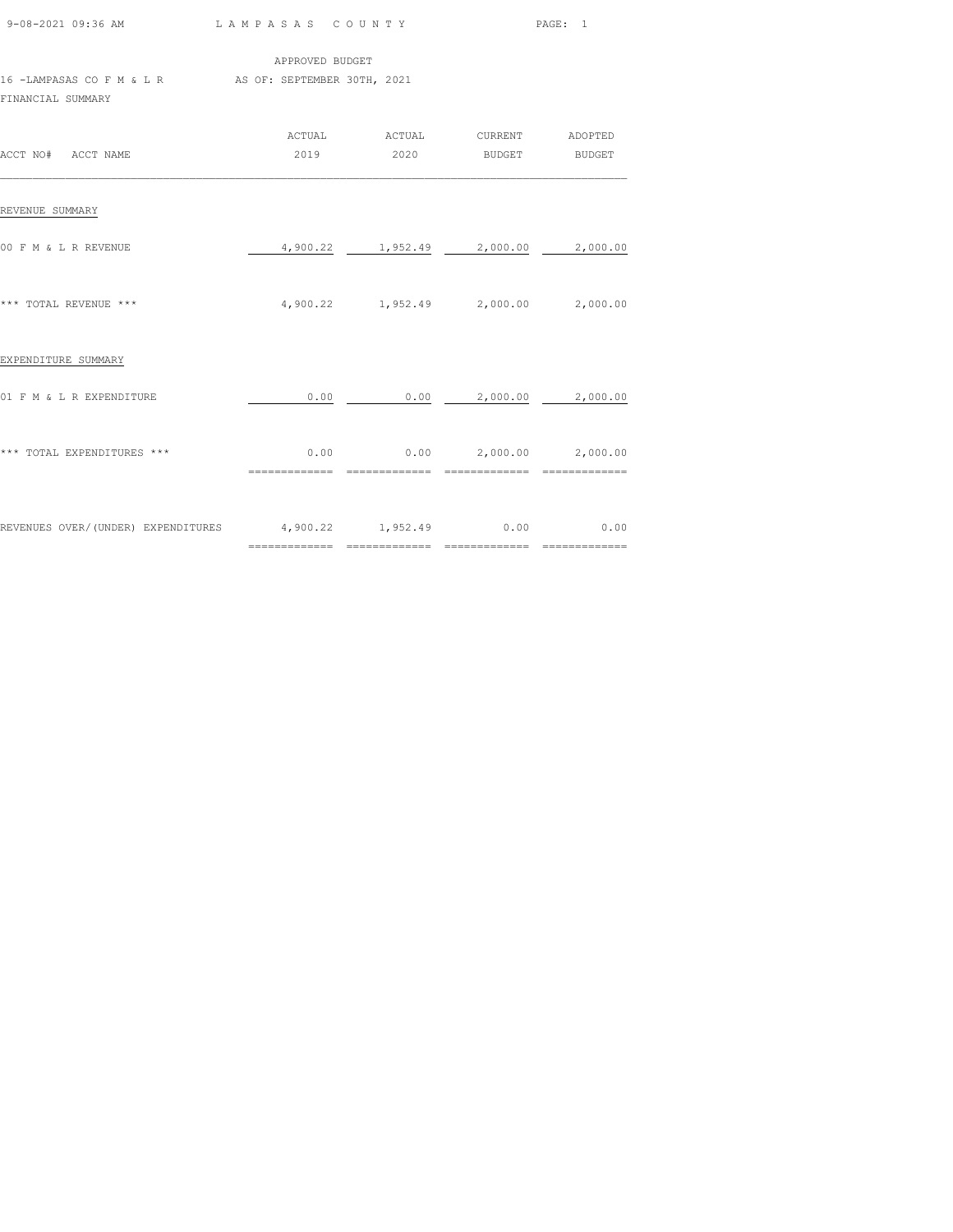APPROVED BUDGET

16 -LAMPASAS CO F M & L R AS OF: SEPTEMBER 30TH, 2021

FINANCIAL SUMMARY

| ACCT NO# ACCT NAME | ACTUAL 2019 | ACTUAL 2020 | CURRENT BUDGET | ADOPTED BUDGET |
|---|---|---|---|---|
| **REVENUE SUMMARY** | | | | |
| 00 F M & L R REVENUE | 4,900.22 | 1,952.49 | 2,000.00 | 2,000.00 |
| *** TOTAL REVENUE *** | 4,900.22 | 1,952.49 | 2,000.00 | 2,000.00 |
| **EXPENDITURE SUMMARY** | | | | |
| 01 F M & L R EXPENDITURE | 0.00 | 0.00 | 2,000.00 | 2,000.00 |
| *** TOTAL EXPENDITURES *** | 0.00 | 0.00 | 2,000.00 | 2,000.00 |
| REVENUES OVER/(UNDER) EXPENDITURES | 4,900.22 | 1,952.49 | 0.00 | 0.00 |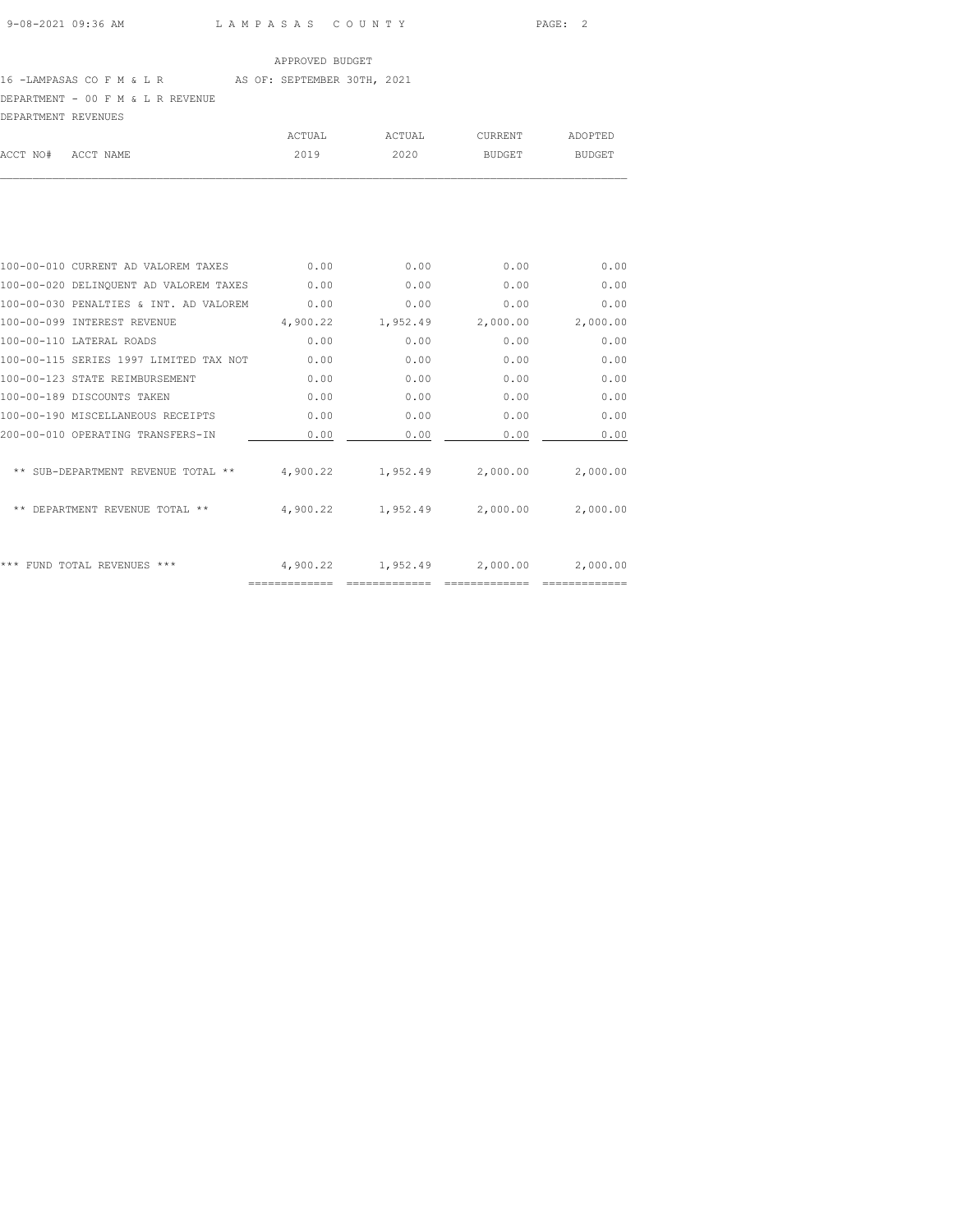APPROVED BUDGET

16 -LAMPASAS CO F M & L R AS OF: SEPTEMBER 30TH, 2021

DEPARTMENT - 00 F M & L R REVENUE

DEPARTMENT REVENUES

| ACCT NO# | ACCT NAME | ACTUAL 2019 | ACTUAL 2020 | CURRENT BUDGET | ADOPTED BUDGET |
|---|---|---|---|---|---|
| 100-00-010 | CURRENT AD VALOREM TAXES | 0.00 | 0.00 | 0.00 | 0.00 |
| 100-00-020 | DELINQUENT AD VALOREM TAXES | 0.00 | 0.00 | 0.00 | 0.00 |
| 100-00-030 | PENALTIES & INT. AD VALOREM | 0.00 | 0.00 | 0.00 | 0.00 |
| 100-00-099 | INTEREST REVENUE | 4,900.22 | 1,952.49 | 2,000.00 | 2,000.00 |
| 100-00-110 | LATERAL ROADS | 0.00 | 0.00 | 0.00 | 0.00 |
| 100-00-115 | SERIES 1997 LIMITED TAX NOT | 0.00 | 0.00 | 0.00 | 0.00 |
| 100-00-123 | STATE REIMBURSEMENT | 0.00 | 0.00 | 0.00 | 0.00 |
| 100-00-189 | DISCOUNTS TAKEN | 0.00 | 0.00 | 0.00 | 0.00 |
| 100-00-190 | MISCELLANEOUS RECEIPTS | 0.00 | 0.00 | 0.00 | 0.00 |
| 200-00-010 | OPERATING TRANSFERS-IN | 0.00 | 0.00 | 0.00 | 0.00 |
| | ** SUB-DEPARTMENT REVENUE TOTAL ** | 4,900.22 | 1,952.49 | 2,000.00 | 2,000.00 |
| | ** DEPARTMENT REVENUE TOTAL ** | 4,900.22 | 1,952.49 | 2,000.00 | 2,000.00 |
| | *** FUND TOTAL REVENUES *** | 4,900.22 | 1,952.49 | 2,000.00 | 2,000.00 |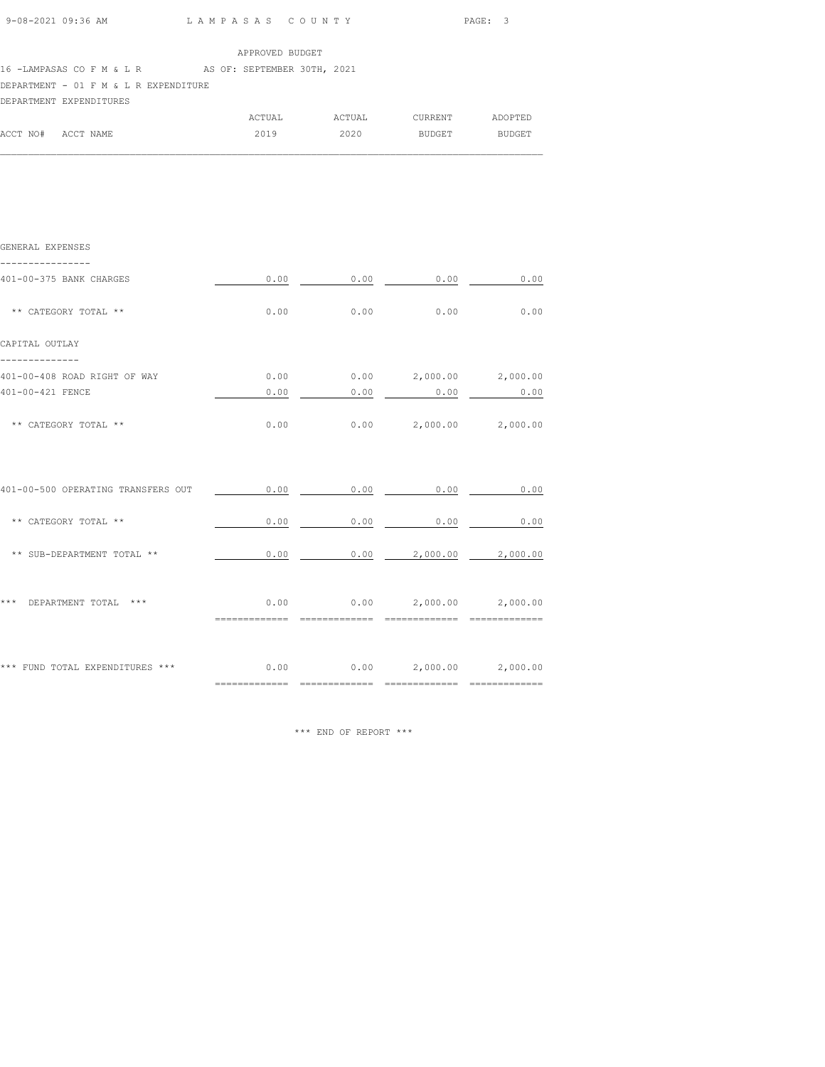APPROVED BUDGET

16 -LAMPASAS CO F M & L R AS OF: SEPTEMBER 30TH, 2021

DEPARTMENT - 01 F M & L R EXPENDITURE

DEPARTMENT EXPENDITURES

| ACCT NO# ACCT NAME | ACTUAL 2019 | ACTUAL 2020 | CURRENT BUDGET | ADOPTED BUDGET |
|---|---|---|---|---|
| **GENERAL EXPENSES** | | | | |
| 401-00-375 BANK CHARGES | 0.00 | 0.00 | 0.00 | 0.00 |
| ** CATEGORY TOTAL ** | 0.00 | 0.00 | 0.00 | 0.00 |
| **CAPITAL OUTLAY** | | | | |
| 401-00-408 ROAD RIGHT OF WAY | 0.00 | 0.00 | 2,000.00 | 2,000.00 |
| 401-00-421 FENCE | 0.00 | 0.00 | 0.00 | 0.00 |
| ** CATEGORY TOTAL ** | 0.00 | 0.00 | 2,000.00 | 2,000.00 |
| 401-00-500 OPERATING TRANSFERS OUT | 0.00 | 0.00 | 0.00 | 0.00 |
| ** CATEGORY TOTAL ** | 0.00 | 0.00 | 0.00 | 0.00 |
| ** SUB-DEPARTMENT TOTAL ** | 0.00 | 0.00 | 2,000.00 | 2,000.00 |
| *** DEPARTMENT TOTAL *** | 0.00 | 0.00 | 2,000.00 | 2,000.00 |
| *** FUND TOTAL EXPENDITURES *** | 0.00 | 0.00 | 2,000.00 | 2,000.00 |

*** END OF REPORT ***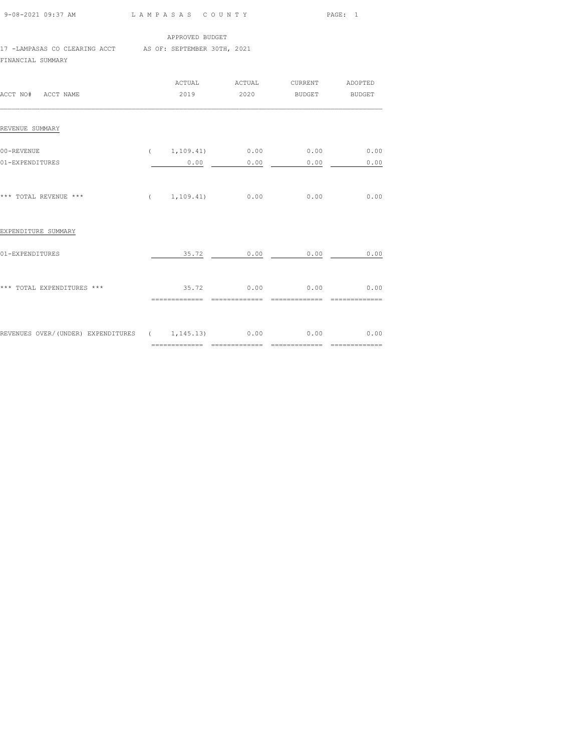APPROVED BUDGET

17 -LAMPASAS CO CLEARING ACCT AS OF: SEPTEMBER 30TH, 2021

FINANCIAL SUMMARY

| ACCT NO# ACCT NAME | ACTUAL 2019 | ACTUAL 2020 | CURRENT BUDGET | ADOPTED BUDGET |
|---|---|---|---|---|
| **REVENUE SUMMARY** | | | | |
| 00-REVENUE | ( 1,109.41) | 0.00 | 0.00 | 0.00 |
| 01-EXPENDITURES | 0.00 | 0.00 | 0.00 | 0.00 |
| *** TOTAL REVENUE *** | ( 1,109.41) | 0.00 | 0.00 | 0.00 |
| **EXPENDITURE SUMMARY** | | | | |
| 01-EXPENDITURES | 35.72 | 0.00 | 0.00 | 0.00 |
| *** TOTAL EXPENDITURES *** | 35.72 | 0.00 | 0.00 | 0.00 |
| REVENUES OVER/(UNDER) EXPENDITURES | ( 1,145.13) | 0.00 | 0.00 | 0.00 |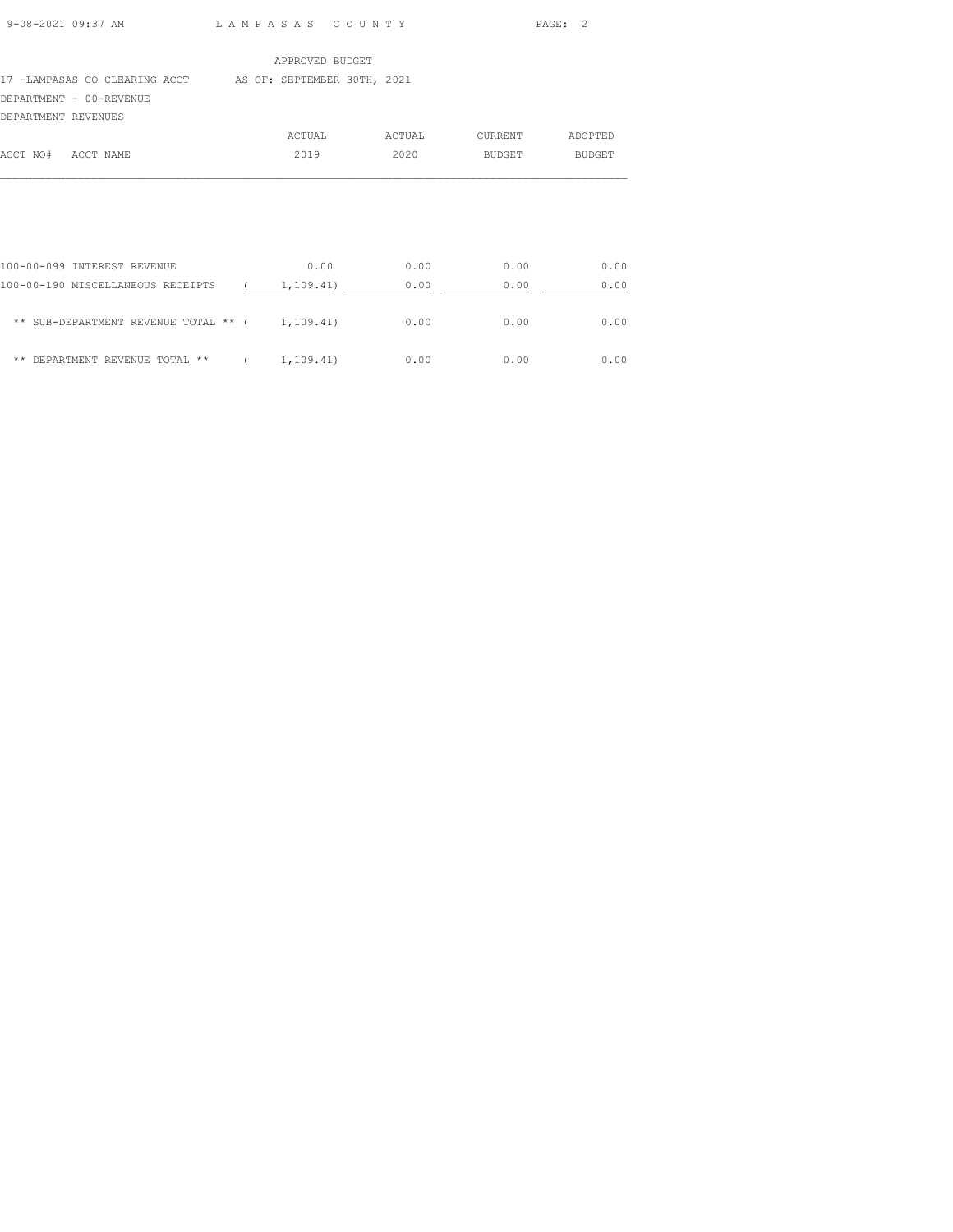APPROVED BUDGET

17 -LAMPASAS CO CLEARING ACCT    AS OF: SEPTEMBER 30TH, 2021

DEPARTMENT - 00-REVENUE

DEPARTMENT REVENUES

| ACCT NO# ACCT NAME | ACTUAL 2019 | ACTUAL 2020 | CURRENT BUDGET | ADOPTED BUDGET |
|---|---|---|---|---|
| 100-00-099 INTEREST REVENUE | 0.00 | 0.00 | 0.00 | 0.00 |
| 100-00-190 MISCELLANEOUS RECEIPTS | ( 1,109.41) | 0.00 | 0.00 | 0.00 |
| ** SUB-DEPARTMENT REVENUE TOTAL ** | ( 1,109.41) | 0.00 | 0.00 | 0.00 |
| ** DEPARTMENT REVENUE TOTAL ** | ( 1,109.41) | 0.00 | 0.00 | 0.00 |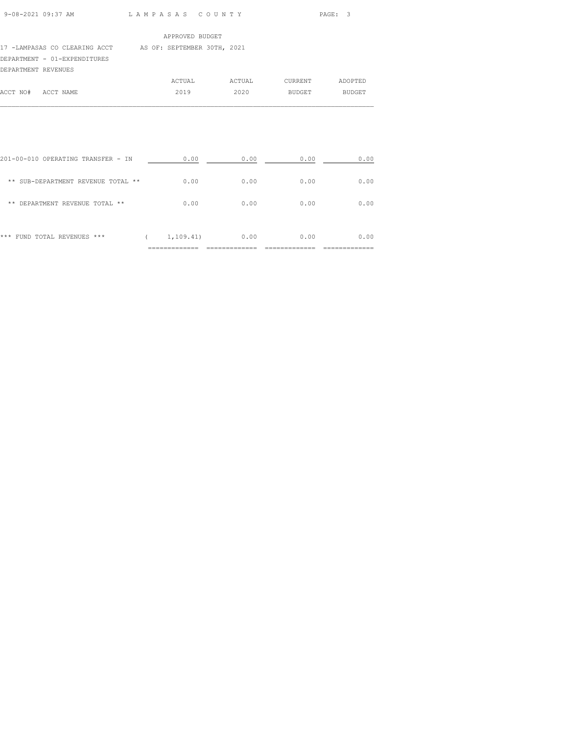APPROVED BUDGET

17 -LAMPASAS CO CLEARING ACCT AS OF: SEPTEMBER 30TH, 2021

DEPARTMENT - 01-EXPENDITURES

DEPARTMENT REVENUES

| ACCT NO# ACCT NAME | ACTUAL 2019 | ACTUAL 2020 | CURRENT BUDGET | ADOPTED BUDGET |
|---|---|---|---|---|
| 201-00-010 OPERATING TRANSFER - IN | 0.00 | 0.00 | 0.00 | 0.00 |
| ** SUB-DEPARTMENT REVENUE TOTAL ** | 0.00 | 0.00 | 0.00 | 0.00 |
| ** DEPARTMENT REVENUE TOTAL ** | 0.00 | 0.00 | 0.00 | 0.00 |
| *** FUND TOTAL REVENUES *** | ( 1,109.41) | 0.00 | 0.00 | 0.00 |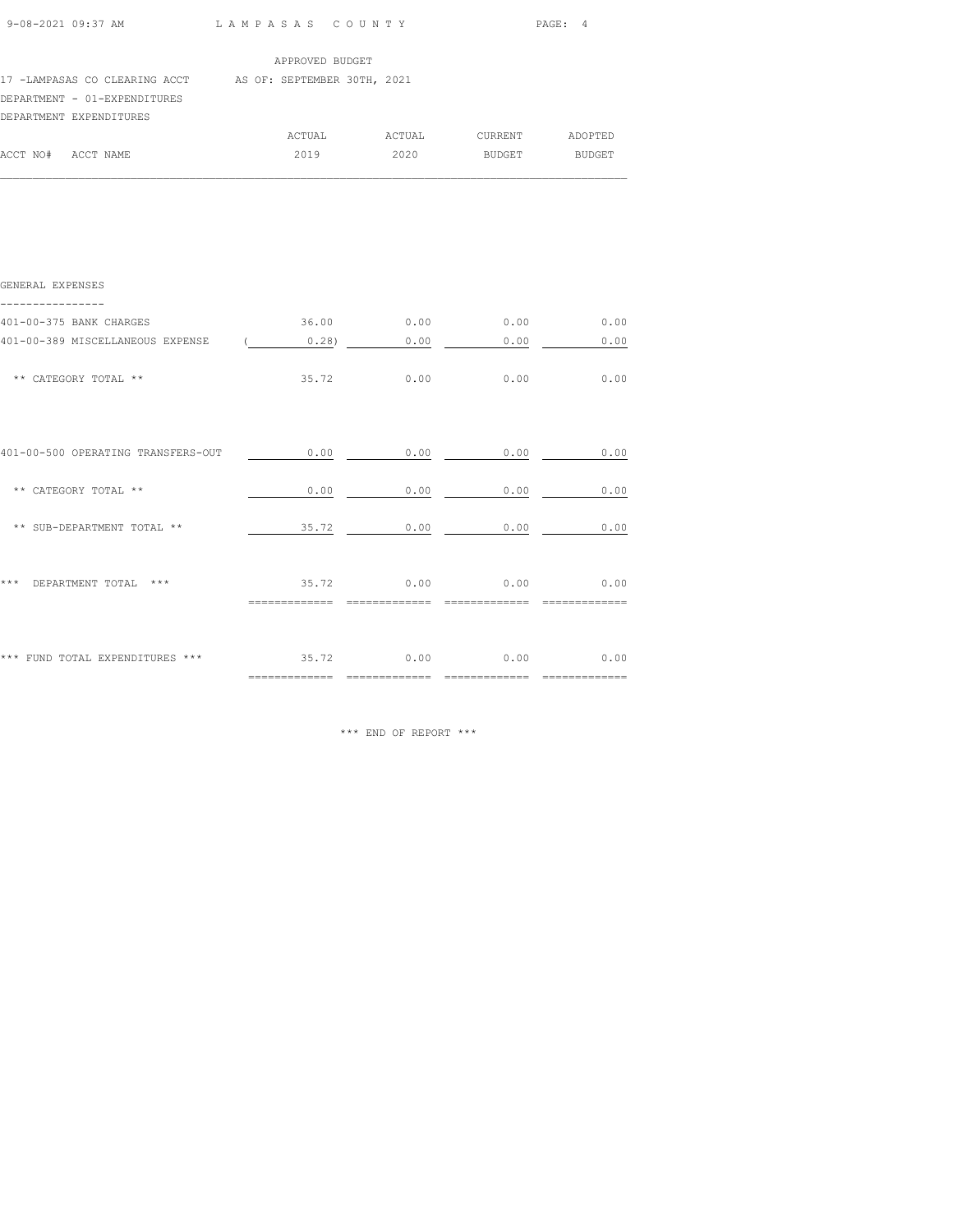LAMPASAS COUNTY

APPROVED BUDGET

17 -LAMPASAS CO CLEARING ACCT AS OF: SEPTEMBER 30TH, 2021

DEPARTMENT - 01-EXPENDITURES

DEPARTMENT EXPENDITURES

| ACCT NO# ACCT NAME | ACTUAL 2019 | ACTUAL 2020 | CURRENT BUDGET | ADOPTED BUDGET |
|---|---|---|---|---|
| **GENERAL EXPENSES** | | | | |
| 401-00-375 BANK CHARGES | 36.00 | 0.00 | 0.00 | 0.00 |
| 401-00-389 MISCELLANEOUS EXPENSE | ( 0.28) | 0.00 | 0.00 | 0.00 |
| ** CATEGORY TOTAL ** | 35.72 | 0.00 | 0.00 | 0.00 |
| 401-00-500 OPERATING TRANSFERS-OUT | 0.00 | 0.00 | 0.00 | 0.00 |
| ** CATEGORY TOTAL ** | 0.00 | 0.00 | 0.00 | 0.00 |
| ** SUB-DEPARTMENT TOTAL ** | 35.72 | 0.00 | 0.00 | 0.00 |
| *** DEPARTMENT TOTAL *** | 35.72 | 0.00 | 0.00 | 0.00 |
| *** FUND TOTAL EXPENDITURES *** | 35.72 | 0.00 | 0.00 | 0.00 |

*** END OF REPORT ***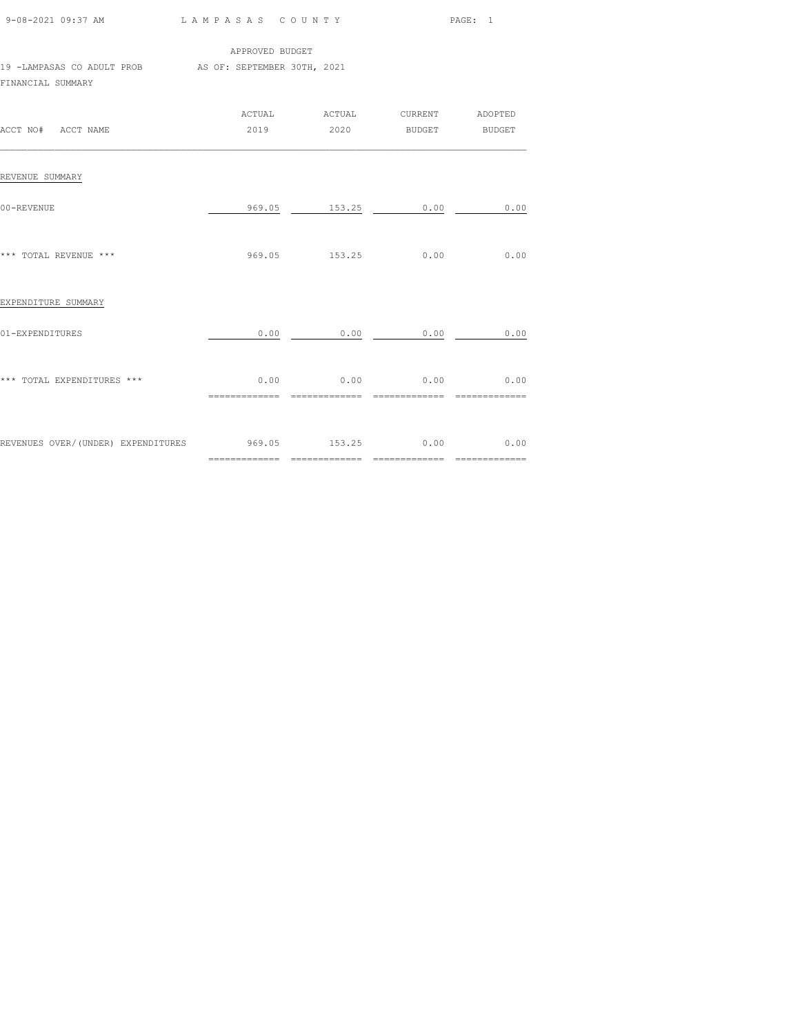APPROVED BUDGET

19 -LAMPASAS CO ADULT PROB AS OF: SEPTEMBER 30TH, 2021

FINANCIAL SUMMARY

| ACCT NO# ACCT NAME | ACTUAL 2019 | ACTUAL 2020 | CURRENT BUDGET | ADOPTED BUDGET |
|---|---|---|---|---|
| REVENUE SUMMARY | | | | |
| 00-REVENUE | 969.05 | 153.25 | 0.00 | 0.00 |
| *** TOTAL REVENUE *** | 969.05 | 153.25 | 0.00 | 0.00 |
| EXPENDITURE SUMMARY | | | | |
| 01-EXPENDITURES | 0.00 | 0.00 | 0.00 | 0.00 |
| *** TOTAL EXPENDITURES *** | 0.00 | 0.00 | 0.00 | 0.00 |
| REVENUES OVER/(UNDER) EXPENDITURES | 969.05 | 153.25 | 0.00 | 0.00 |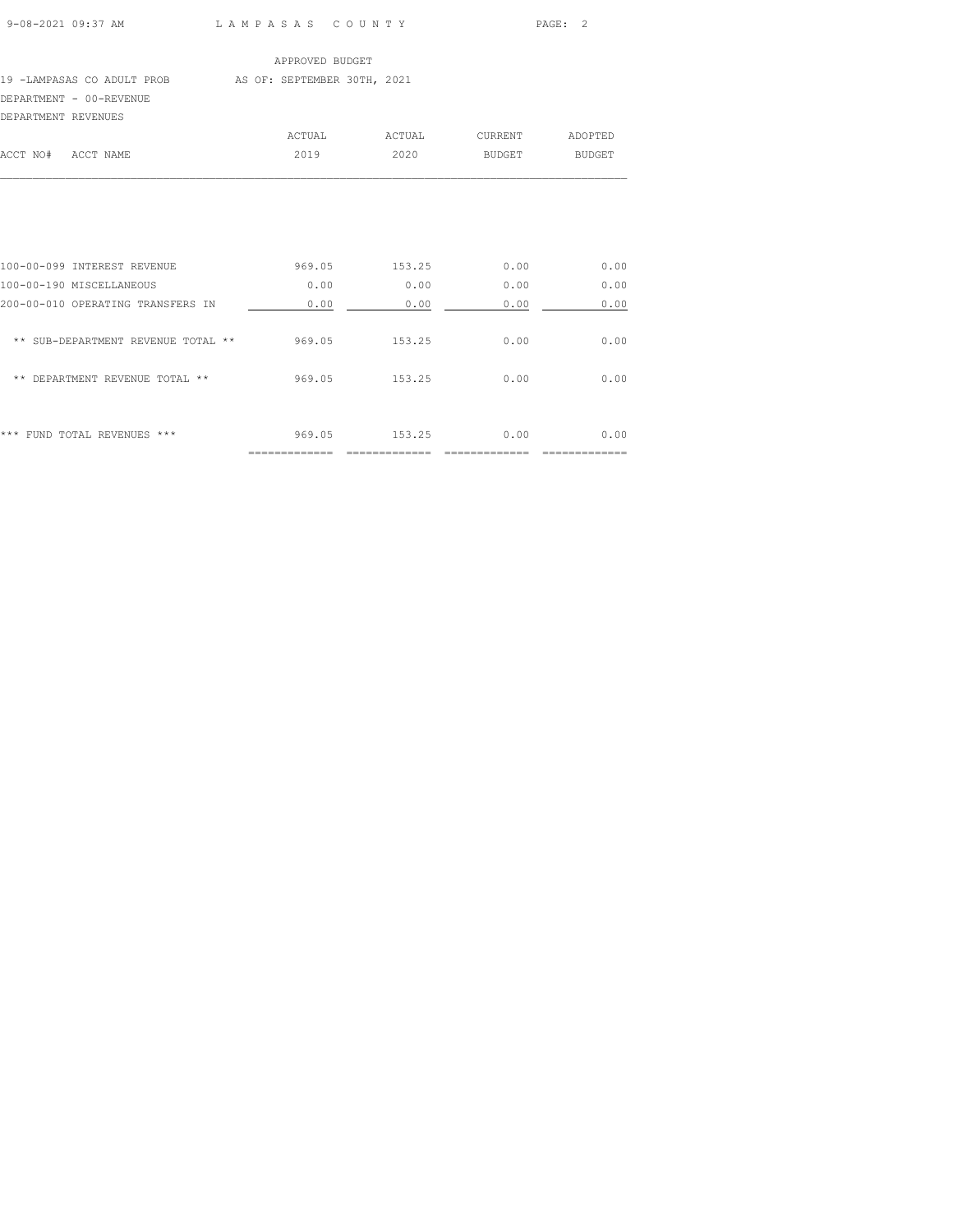APPROVED BUDGET

19 -LAMPASAS CO ADULT PROB AS OF: SEPTEMBER 30TH, 2021

DEPARTMENT - 00-REVENUE

DEPARTMENT REVENUES

| ACCT NO# ACCT NAME | ACTUAL 2019 | ACTUAL 2020 | CURRENT BUDGET | ADOPTED BUDGET |
|---|---|---|---|---|
| 100-00-099 INTEREST REVENUE | 969.05 | 153.25 | 0.00 | 0.00 |
| 100-00-190 MISCELLANEOUS | 0.00 | 0.00 | 0.00 | 0.00 |
| 200-00-010 OPERATING TRANSFERS IN | 0.00 | 0.00 | 0.00 | 0.00 |
| ** SUB-DEPARTMENT REVENUE TOTAL ** | 969.05 | 153.25 | 0.00 | 0.00 |
| ** DEPARTMENT REVENUE TOTAL ** | 969.05 | 153.25 | 0.00 | 0.00 |
| *** FUND TOTAL REVENUES *** | 969.05 | 153.25 | 0.00 | 0.00 |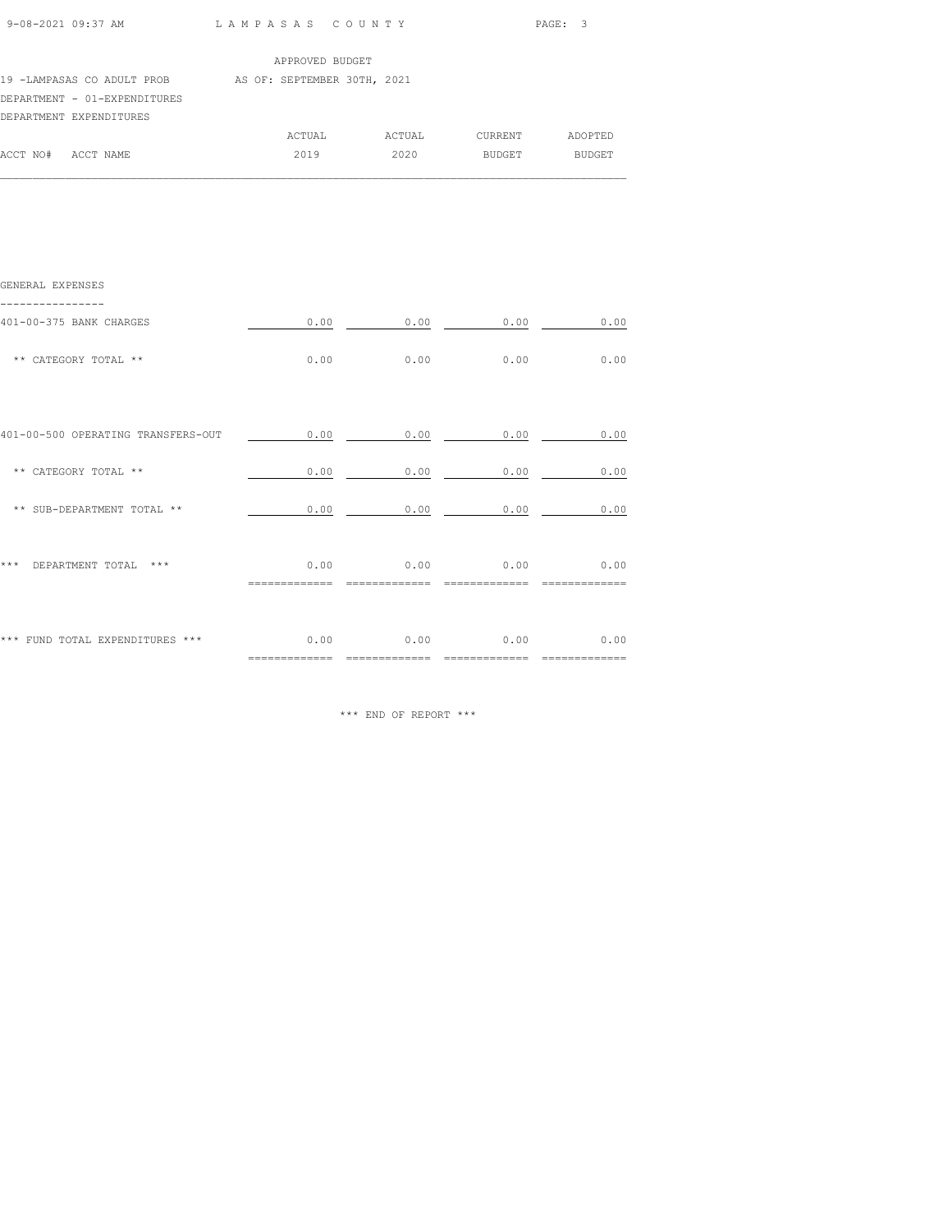APPROVED BUDGET

19 -LAMPASAS CO ADULT PROB AS OF: SEPTEMBER 30TH, 2021

DEPARTMENT - 01-EXPENDITURES

DEPARTMENT EXPENDITURES

| ACCT NO# ACCT NAME | ACTUAL 2019 | ACTUAL 2020 | CURRENT BUDGET | ADOPTED BUDGET |
|---|---|---|---|---|
| **GENERAL EXPENSES** | | | | |
| 401-00-375 BANK CHARGES | 0.00 | 0.00 | 0.00 | 0.00 |
| ** CATEGORY TOTAL ** | 0.00 | 0.00 | 0.00 | 0.00 |
| 401-00-500 OPERATING TRANSFERS-OUT | 0.00 | 0.00 | 0.00 | 0.00 |
| ** CATEGORY TOTAL ** | 0.00 | 0.00 | 0.00 | 0.00 |
| ** SUB-DEPARTMENT TOTAL ** | 0.00 | 0.00 | 0.00 | 0.00 |
| *** DEPARTMENT TOTAL *** | 0.00 | 0.00 | 0.00 | 0.00 |
| *** FUND TOTAL EXPENDITURES *** | 0.00 | 0.00 | 0.00 | 0.00 |

*** END OF REPORT ***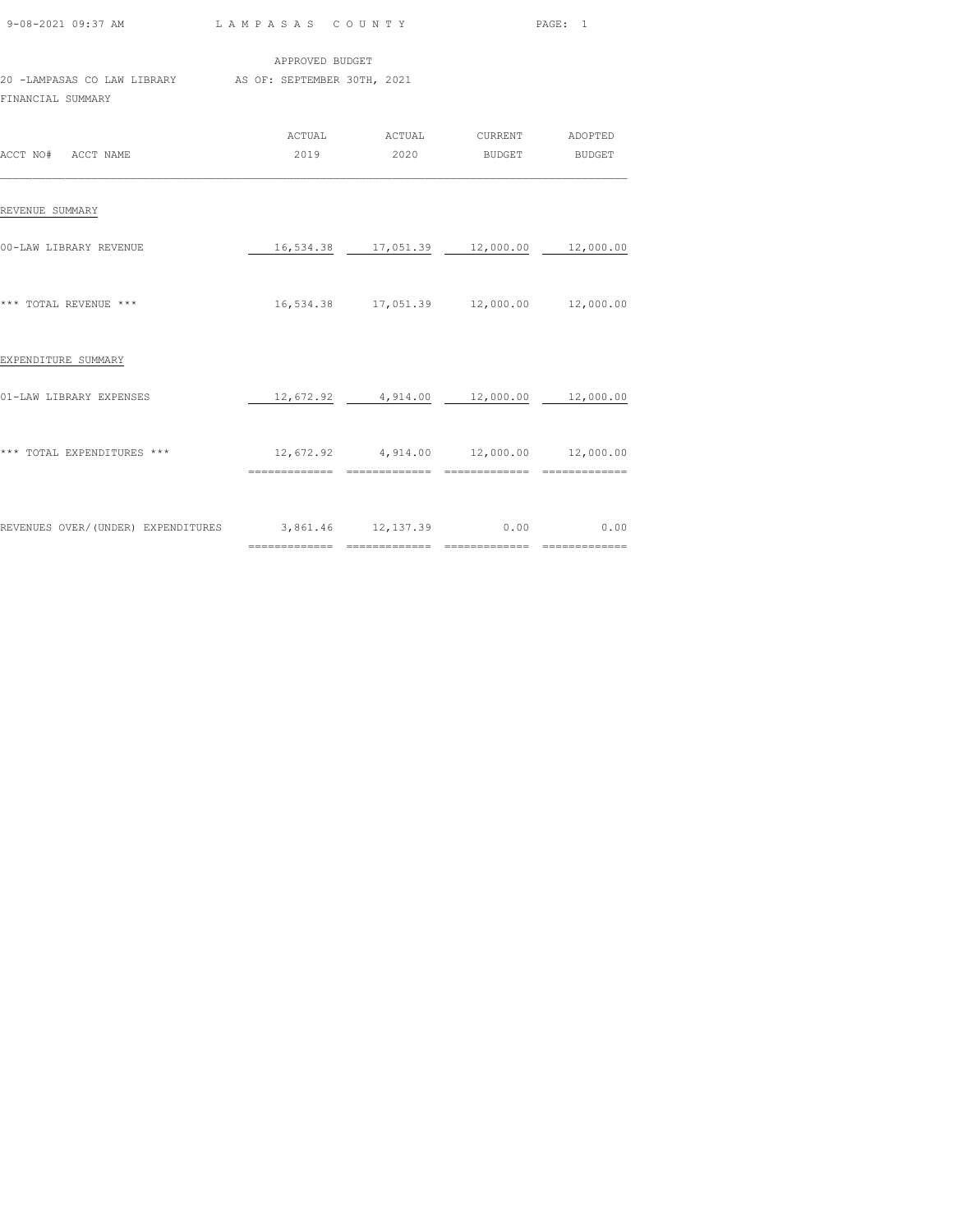APPROVED BUDGET

20 -LAMPASAS CO LAW LIBRARY AS OF: SEPTEMBER 30TH, 2021

FINANCIAL SUMMARY

| ACCT NO# ACCT NAME | ACTUAL 2019 | ACTUAL 2020 | CURRENT BUDGET | ADOPTED BUDGET |
|---|---|---|---|---|
| **REVENUE SUMMARY** | | | | |
| 00-LAW LIBRARY REVENUE | 16,534.38 | 17,051.39 | 12,000.00 | 12,000.00 |
| *** TOTAL REVENUE *** | 16,534.38 | 17,051.39 | 12,000.00 | 12,000.00 |
| **EXPENDITURE SUMMARY** | | | | |
| 01-LAW LIBRARY EXPENSES | 12,672.92 | 4,914.00 | 12,000.00 | 12,000.00 |
| *** TOTAL EXPENDITURES *** | 12,672.92 | 4,914.00 | 12,000.00 | 12,000.00 |
| REVENUES OVER/(UNDER) EXPENDITURES | 3,861.46 | 12,137.39 | 0.00 | 0.00 |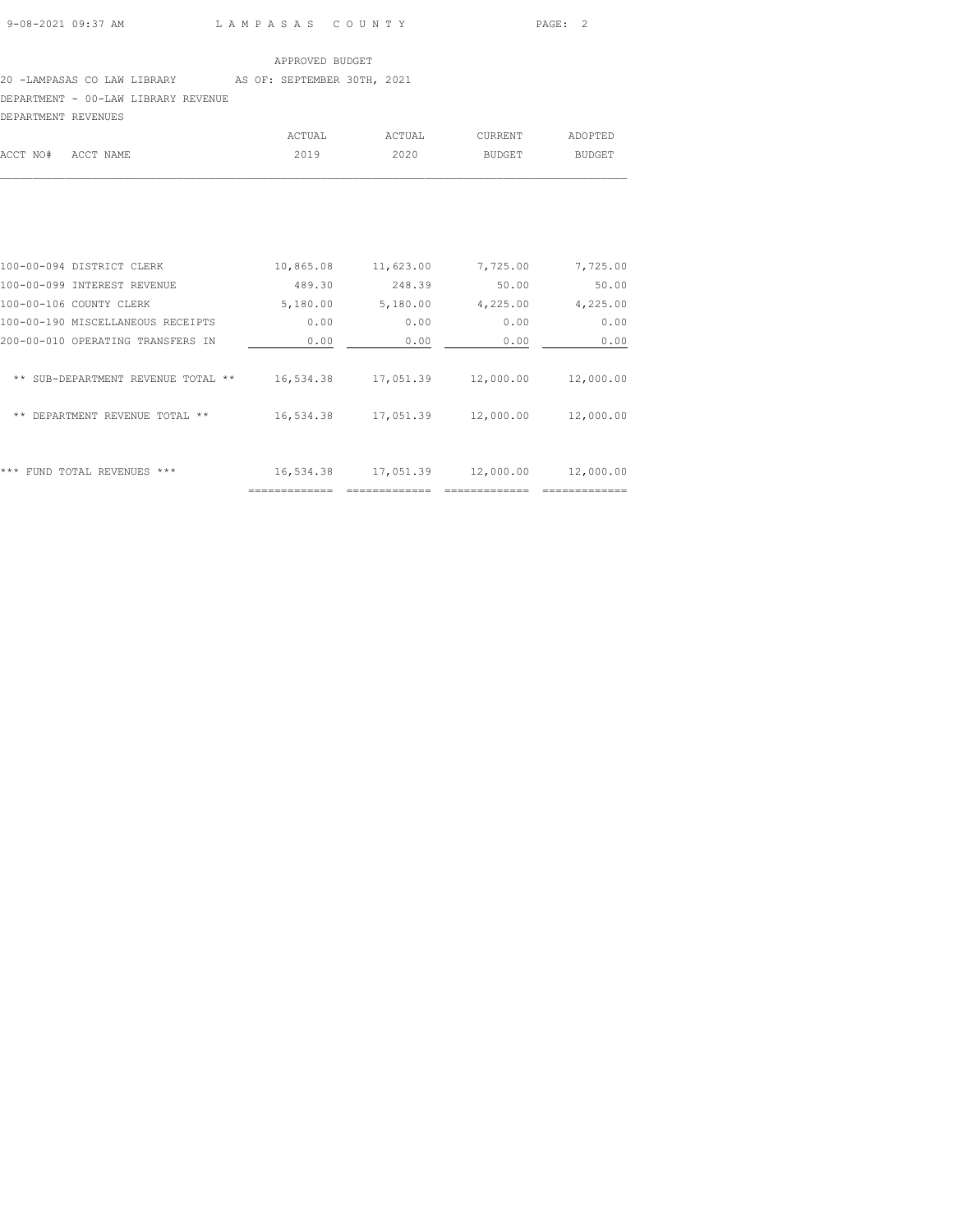APPROVED BUDGET

20 -LAMPASAS CO LAW LIBRARY AS OF: SEPTEMBER 30TH, 2021

DEPARTMENT - 00-LAW LIBRARY REVENUE

DEPARTMENT REVENUES

| ACCT NO# | ACCT NAME | ACTUAL 2019 | ACTUAL 2020 | CURRENT BUDGET | ADOPTED BUDGET |
|---|---|---|---|---|---|
| 100-00-094 | DISTRICT CLERK | 10,865.08 | 11,623.00 | 7,725.00 | 7,725.00 |
| 100-00-099 | INTEREST REVENUE | 489.30 | 248.39 | 50.00 | 50.00 |
| 100-00-106 | COUNTY CLERK | 5,180.00 | 5,180.00 | 4,225.00 | 4,225.00 |
| 100-00-190 | MISCELLANEOUS RECEIPTS | 0.00 | 0.00 | 0.00 | 0.00 |
| 200-00-010 | OPERATING TRANSFERS IN | 0.00 | 0.00 | 0.00 | 0.00 |
| | ** SUB-DEPARTMENT REVENUE TOTAL ** | 16,534.38 | 17,051.39 | 12,000.00 | 12,000.00 |
| | ** DEPARTMENT REVENUE TOTAL ** | 16,534.38 | 17,051.39 | 12,000.00 | 12,000.00 |
| | *** FUND TOTAL REVENUES *** | 16,534.38 | 17,051.39 | 12,000.00 | 12,000.00 |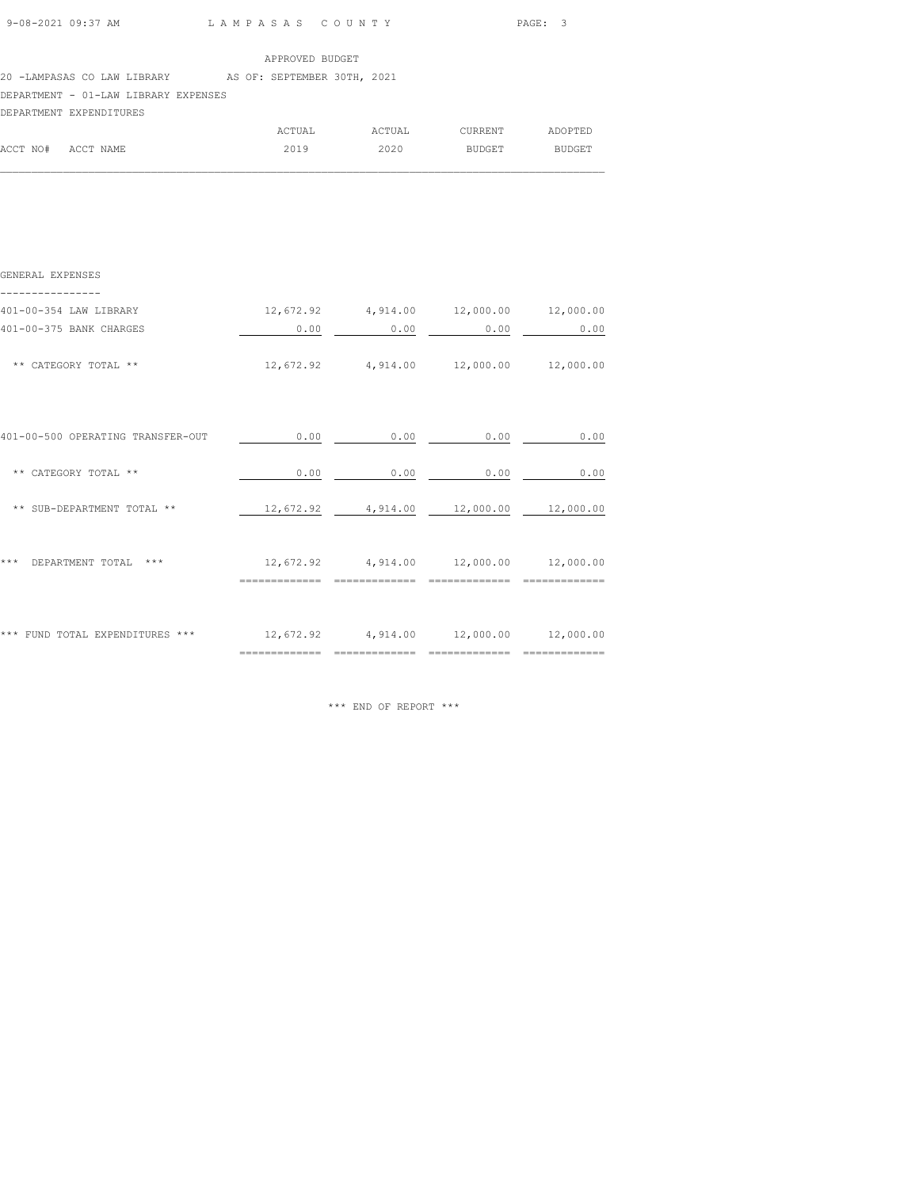APPROVED BUDGET

20 -LAMPASAS CO LAW LIBRARY AS OF: SEPTEMBER 30TH, 2021

DEPARTMENT - 01-LAW LIBRARY EXPENSES

DEPARTMENT EXPENDITURES

| ACCT NO# ACCT NAME | ACTUAL 2019 | ACTUAL 2020 | CURRENT BUDGET | ADOPTED BUDGET |
|---|---|---|---|---|
| **GENERAL EXPENSES** | | | | |
| 401-00-354 LAW LIBRARY | 12,672.92 | 4,914.00 | 12,000.00 | 12,000.00 |
| 401-00-375 BANK CHARGES | 0.00 | 0.00 | 0.00 | 0.00 |
| ** CATEGORY TOTAL ** | 12,672.92 | 4,914.00 | 12,000.00 | 12,000.00 |
| 401-00-500 OPERATING TRANSFER-OUT | 0.00 | 0.00 | 0.00 | 0.00 |
| ** CATEGORY TOTAL ** | 0.00 | 0.00 | 0.00 | 0.00 |
| ** SUB-DEPARTMENT TOTAL ** | 12,672.92 | 4,914.00 | 12,000.00 | 12,000.00 |
| *** DEPARTMENT TOTAL *** | 12,672.92 | 4,914.00 | 12,000.00 | 12,000.00 |
| *** FUND TOTAL EXPENDITURES *** | 12,672.92 | 4,914.00 | 12,000.00 | 12,000.00 |

*** END OF REPORT ***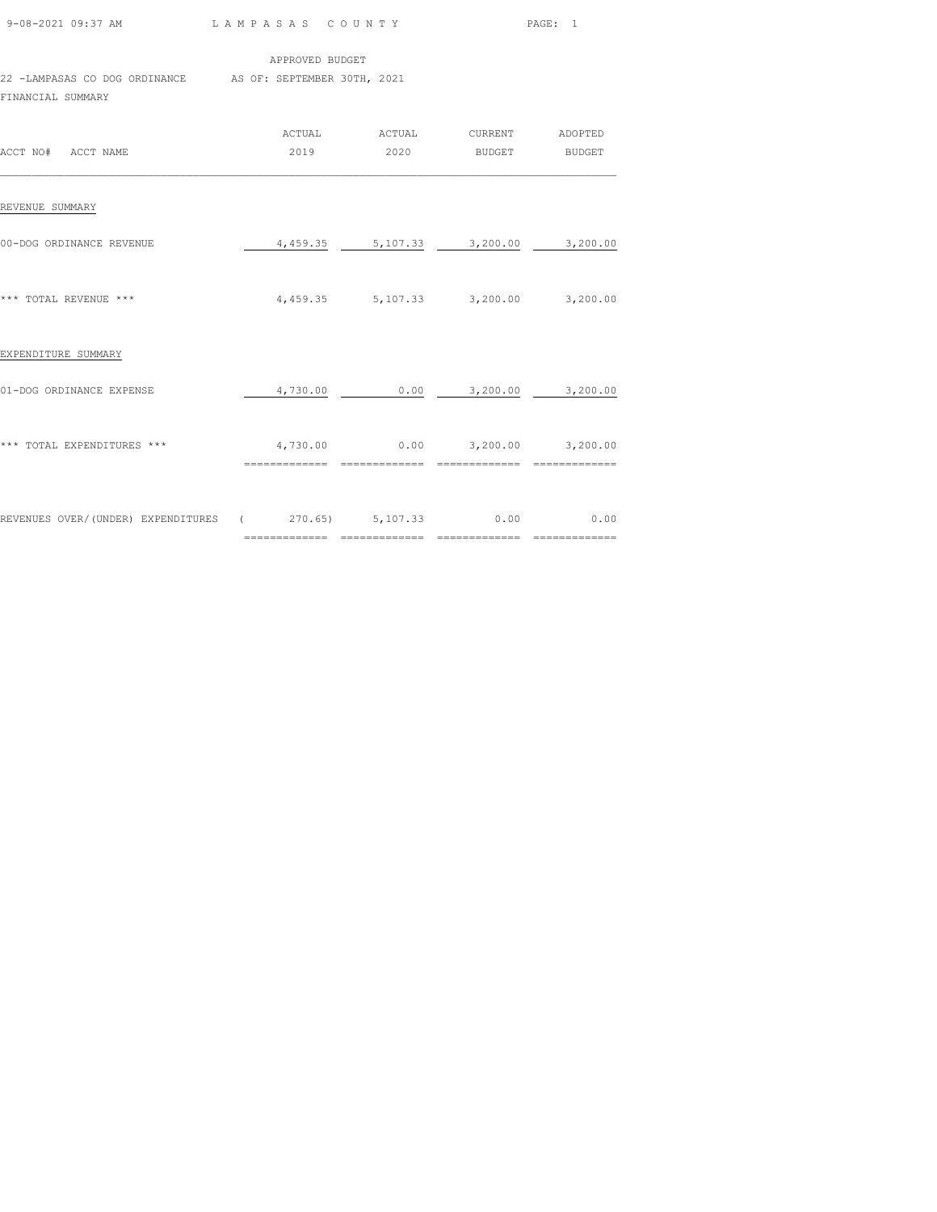APPROVED BUDGET

22 -LAMPASAS CO DOG ORDINANCE AS OF: SEPTEMBER 30TH, 2021

FINANCIAL SUMMARY

| ACCT NO# ACCT NAME | ACTUAL 2019 | ACTUAL 2020 | CURRENT BUDGET | ADOPTED BUDGET |
|---|---|---|---|---|
| **REVENUE SUMMARY** | | | | |
| 00-DOG ORDINANCE REVENUE | 4,459.35 | 5,107.33 | 3,200.00 | 3,200.00 |
| *** TOTAL REVENUE *** | 4,459.35 | 5,107.33 | 3,200.00 | 3,200.00 |
| **EXPENDITURE SUMMARY** | | | | |
| 01-DOG ORDINANCE EXPENSE | 4,730.00 | 0.00 | 3,200.00 | 3,200.00 |
| *** TOTAL EXPENDITURES *** | 4,730.00 | 0.00 | 3,200.00 | 3,200.00 |
| REVENUES OVER/(UNDER) EXPENDITURES | ( 270.65) | 5,107.33 | 0.00 | 0.00 |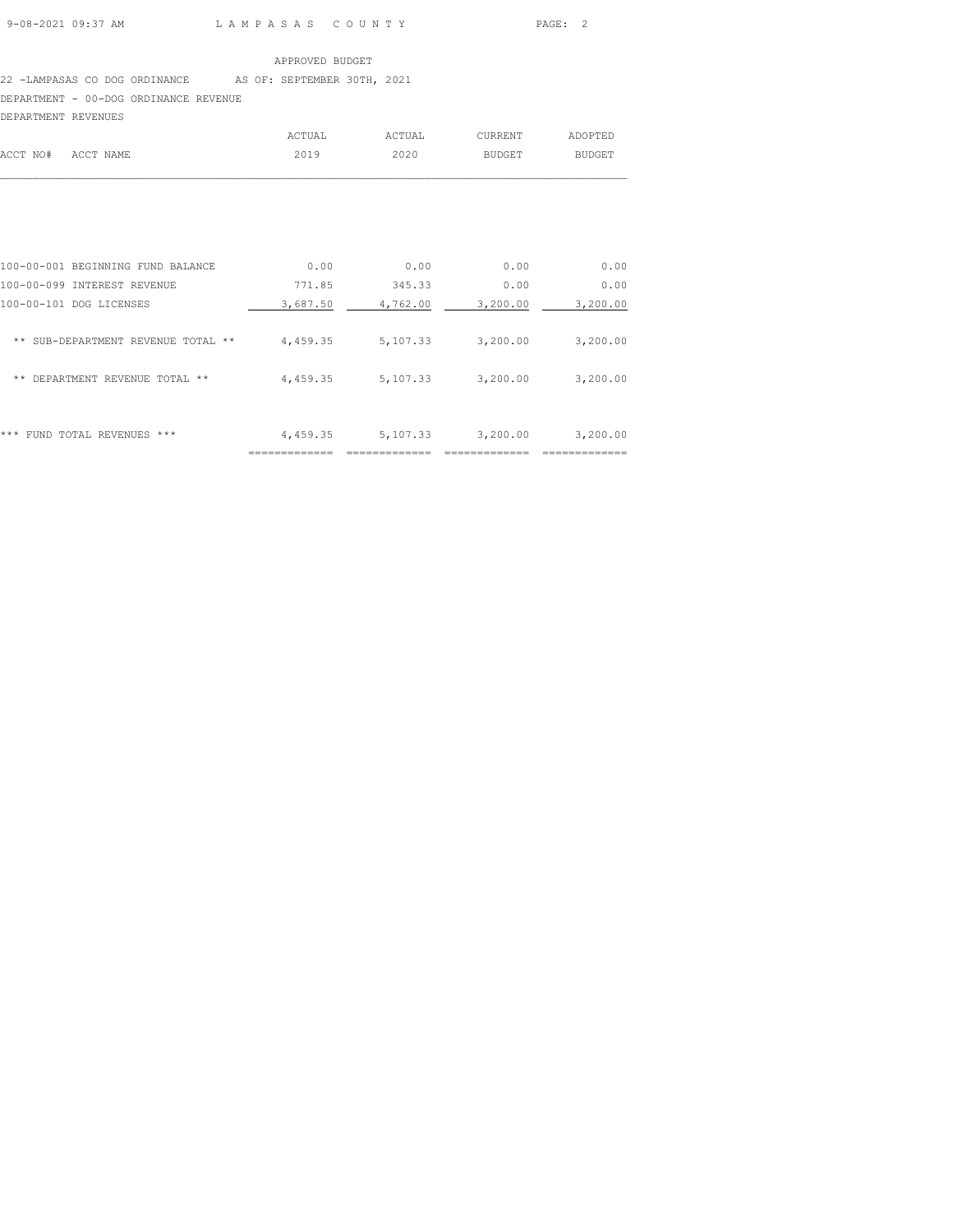APPROVED BUDGET

22 -LAMPASAS CO DOG ORDINANCE AS OF: SEPTEMBER 30TH, 2021

DEPARTMENT - 00-DOG ORDINANCE REVENUE

DEPARTMENT REVENUES

| ACCT NO# ACCT NAME | ACTUAL 2019 | ACTUAL 2020 | CURRENT BUDGET | ADOPTED BUDGET |
|---|---|---|---|---|
| 100-00-001 BEGINNING FUND BALANCE | 0.00 | 0.00 | 0.00 | 0.00 |
| 100-00-099 INTEREST REVENUE | 771.85 | 345.33 | 0.00 | 0.00 |
| 100-00-101 DOG LICENSES | 3,687.50 | 4,762.00 | 3,200.00 | 3,200.00 |
| ** SUB-DEPARTMENT REVENUE TOTAL ** | 4,459.35 | 5,107.33 | 3,200.00 | 3,200.00 |
| ** DEPARTMENT REVENUE TOTAL ** | 4,459.35 | 5,107.33 | 3,200.00 | 3,200.00 |
| *** FUND TOTAL REVENUES *** | 4,459.35 | 5,107.33 | 3,200.00 | 3,200.00 |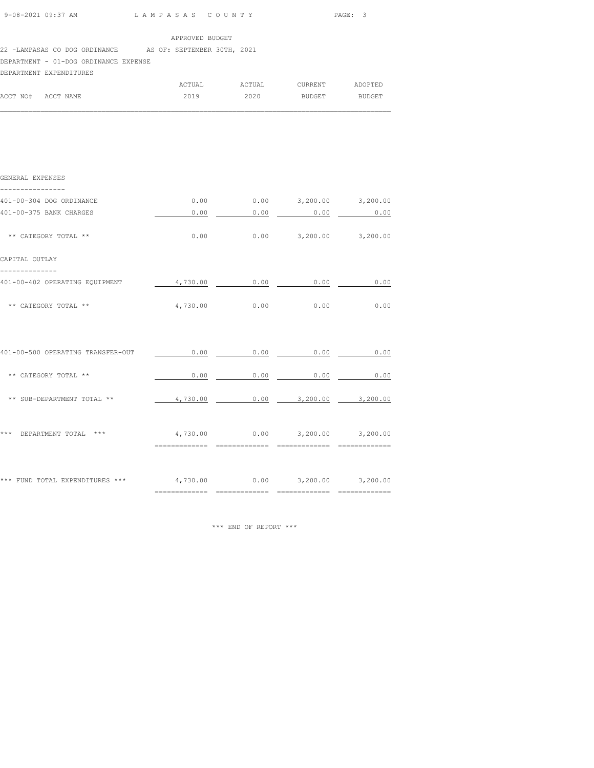APPROVED BUDGET

22 -LAMPASAS CO DOG ORDINANCE AS OF: SEPTEMBER 30TH, 2021

DEPARTMENT - 01-DOG ORDINANCE EXPENSE

DEPARTMENT EXPENDITURES

| ACCT NO# ACCT NAME | ACTUAL 2019 | ACTUAL 2020 | CURRENT BUDGET | ADOPTED BUDGET |
|---|---|---|---|---|
| **GENERAL EXPENSES** | | | | |
| 401-00-304 DOG ORDINANCE | 0.00 | 0.00 | 3,200.00 | 3,200.00 |
| 401-00-375 BANK CHARGES | 0.00 | 0.00 | 0.00 | 0.00 |
| ** CATEGORY TOTAL ** | 0.00 | 0.00 | 3,200.00 | 3,200.00 |
| **CAPITAL OUTLAY** | | | | |
| 401-00-402 OPERATING EQUIPMENT | 4,730.00 | 0.00 | 0.00 | 0.00 |
| ** CATEGORY TOTAL ** | 4,730.00 | 0.00 | 0.00 | 0.00 |
| 401-00-500 OPERATING TRANSFER-OUT | 0.00 | 0.00 | 0.00 | 0.00 |
| ** CATEGORY TOTAL ** | 0.00 | 0.00 | 0.00 | 0.00 |
| ** SUB-DEPARTMENT TOTAL ** | 4,730.00 | 0.00 | 3,200.00 | 3,200.00 |
| *** DEPARTMENT TOTAL *** | 4,730.00 | 0.00 | 3,200.00 | 3,200.00 |
| *** FUND TOTAL EXPENDITURES *** | 4,730.00 | 0.00 | 3,200.00 | 3,200.00 |

*** END OF REPORT ***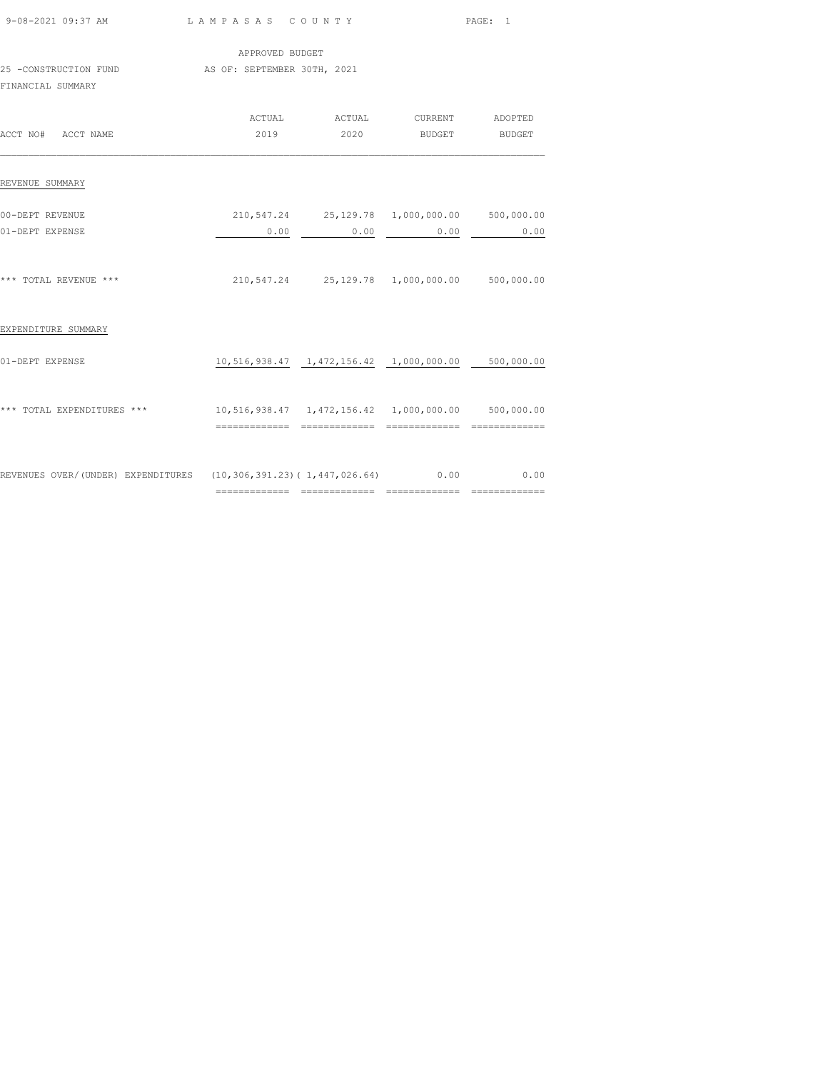APPROVED BUDGET

25 -CONSTRUCTION FUND AS OF: SEPTEMBER 30TH, 2021

FINANCIAL SUMMARY

| ACCT NO# ACCT NAME | ACTUAL 2019 | ACTUAL 2020 | CURRENT BUDGET | ADOPTED BUDGET |
|---|---|---|---|---|
| **REVENUE SUMMARY** | | | | |
| 00-DEPT REVENUE | 210,547.24 | 25,129.78 | 1,000,000.00 | 500,000.00 |
| 01-DEPT EXPENSE | 0.00 | 0.00 | 0.00 | 0.00 |
| *** TOTAL REVENUE *** | 210,547.24 | 25,129.78 | 1,000,000.00 | 500,000.00 |
| **EXPENDITURE SUMMARY** | | | | |
| 01-DEPT EXPENSE | 10,516,938.47 | 1,472,156.42 | 1,000,000.00 | 500,000.00 |
| *** TOTAL EXPENDITURES *** | 10,516,938.47 | 1,472,156.42 | 1,000,000.00 | 500,000.00 |
| REVENUES OVER/(UNDER) EXPENDITURES | (10,306,391.23) | ( 1,447,026.64) | 0.00 | 0.00 |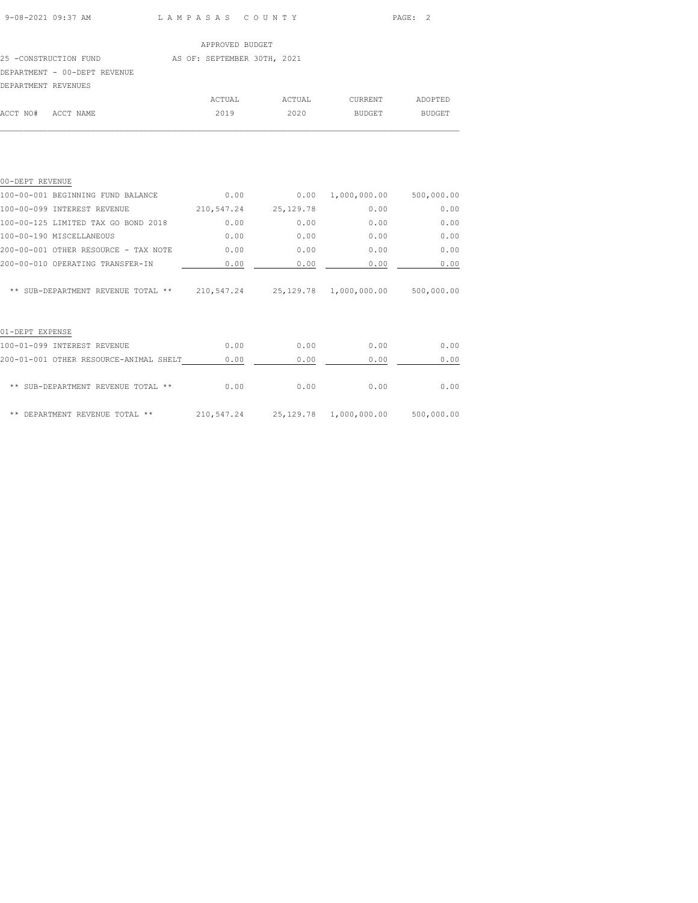APPROVED BUDGET

25 -CONSTRUCTION FUND AS OF: SEPTEMBER 30TH, 2021

DEPARTMENT - 00-DEPT REVENUE

DEPARTMENT REVENUES

| ACCT NO# | ACCT NAME | ACTUAL 2019 | ACTUAL 2020 | CURRENT BUDGET | ADOPTED BUDGET |
|---|---|---|---|---|---|
| **00-DEPT REVENUE** | | | | | |
| 100-00-001 | BEGINNING FUND BALANCE | 0.00 | 0.00 | 1,000,000.00 | 500,000.00 |
| 100-00-099 | INTEREST REVENUE | 210,547.24 | 25,129.78 | 0.00 | 0.00 |
| 100-00-125 | LIMITED TAX GO BOND 2018 | 0.00 | 0.00 | 0.00 | 0.00 |
| 100-00-190 | MISCELLANEOUS | 0.00 | 0.00 | 0.00 | 0.00 |
| 200-00-001 | OTHER RESOURCE - TAX NOTE | 0.00 | 0.00 | 0.00 | 0.00 |
| 200-00-010 | OPERATING TRANSFER-IN | 0.00 | 0.00 | 0.00 | 0.00 |
| | ** SUB-DEPARTMENT REVENUE TOTAL ** | 210,547.24 | 25,129.78 | 1,000,000.00 | 500,000.00 |
| **01-DEPT EXPENSE** | | | | | |
| 100-01-099 | INTEREST REVENUE | 0.00 | 0.00 | 0.00 | 0.00 |
| 200-01-001 | OTHER RESOURCE-ANIMAL SHELT | 0.00 | 0.00 | 0.00 | 0.00 |
| | ** SUB-DEPARTMENT REVENUE TOTAL ** | 0.00 | 0.00 | 0.00 | 0.00 |
| | ** DEPARTMENT REVENUE TOTAL ** | 210,547.24 | 25,129.78 | 1,000,000.00 | 500,000.00 |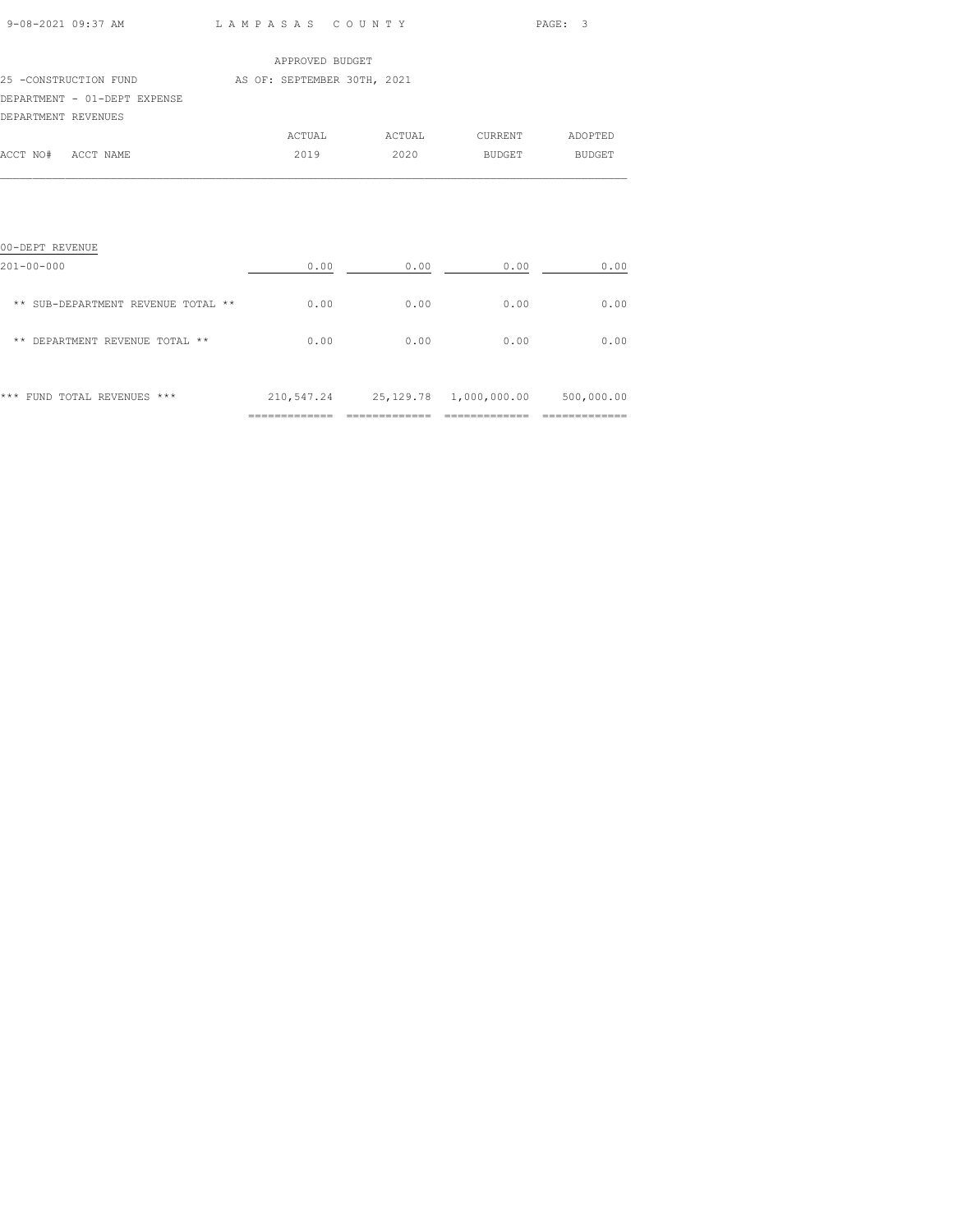APPROVED BUDGET

25 -CONSTRUCTION FUND AS OF: SEPTEMBER 30TH, 2021

DEPARTMENT - 01-DEPT EXPENSE

DEPARTMENT REVENUES

| ACCT NO# ACCT NAME | ACTUAL 2019 | ACTUAL 2020 | CURRENT BUDGET | ADOPTED BUDGET |
|---|---|---|---|---|
| 00-DEPT REVENUE | | | | |
| 201-00-000 | 0.00 | 0.00 | 0.00 | 0.00 |
| ** SUB-DEPARTMENT REVENUE TOTAL ** | 0.00 | 0.00 | 0.00 | 0.00 |
| ** DEPARTMENT REVENUE TOTAL ** | 0.00 | 0.00 | 0.00 | 0.00 |
| *** FUND TOTAL REVENUES *** | 210,547.24 | 25,129.78 | 1,000,000.00 | 500,000.00 |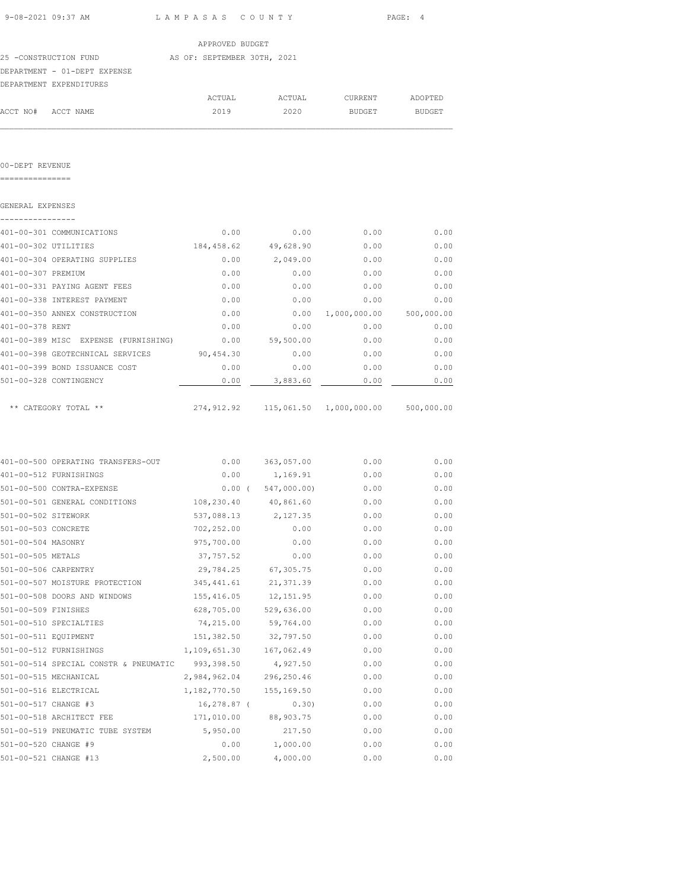APPROVED BUDGET

25 -CONSTRUCTION FUND AS OF: SEPTEMBER 30TH, 2021

DEPARTMENT - 01-DEPT EXPENSE

DEPARTMENT EXPENDITURES

| ACCT NO# | ACCT NAME | ACTUAL 2019 | ACTUAL 2020 | CURRENT BUDGET | ADOPTED BUDGET |
|---|---|---|---|---|---|

## 00-DEPT REVENUE

### GENERAL EXPENSES

| ACCT NO# | ACCT NAME | ACTUAL 2019 | ACTUAL 2020 | CURRENT BUDGET | ADOPTED BUDGET |
|---|---|---|---|---|---|
| 401-00-301 | COMMUNICATIONS | 0.00 | 0.00 | 0.00 | 0.00 |
| 401-00-302 | UTILITIES | 184,458.62 | 49,628.90 | 0.00 | 0.00 |
| 401-00-304 | OPERATING SUPPLIES | 0.00 | 2,049.00 | 0.00 | 0.00 |
| 401-00-307 | PREMIUM | 0.00 | 0.00 | 0.00 | 0.00 |
| 401-00-331 | PAYING AGENT FEES | 0.00 | 0.00 | 0.00 | 0.00 |
| 401-00-338 | INTEREST PAYMENT | 0.00 | 0.00 | 0.00 | 0.00 |
| 401-00-350 | ANNEX CONSTRUCTION | 0.00 | 0.00 | 1,000,000.00 | 500,000.00 |
| 401-00-378 | RENT | 0.00 | 0.00 | 0.00 | 0.00 |
| 401-00-389 | MISC EXPENSE (FURNISHING) | 0.00 | 59,500.00 | 0.00 | 0.00 |
| 401-00-398 | GEOTECHNICAL SERVICES | 90,454.30 | 0.00 | 0.00 | 0.00 |
| 401-00-399 | BOND ISSUANCE COST | 0.00 | 0.00 | 0.00 | 0.00 |
| 501-00-328 | CONTINGENCY | 0.00 | 3,883.60 | 0.00 | 0.00 |
| | ** CATEGORY TOTAL ** | 274,912.92 | 115,061.50 | 1,000,000.00 | 500,000.00 |

| ACCT NO# | ACCT NAME | ACTUAL 2019 | ACTUAL 2020 | CURRENT BUDGET | ADOPTED BUDGET |
|---|---|---|---|---|---|
| 401-00-500 | OPERATING TRANSFERS-OUT | 0.00 | 363,057.00 | 0.00 | 0.00 |
| 401-00-512 | FURNISHINGS | 0.00 | 1,169.91 | 0.00 | 0.00 |
| 501-00-500 | CONTRA-EXPENSE | 0.00 | ( 547,000.00) | 0.00 | 0.00 |
| 501-00-501 | GENERAL CONDITIONS | 108,230.40 | 40,861.60 | 0.00 | 0.00 |
| 501-00-502 | SITEWORK | 537,088.13 | 2,127.35 | 0.00 | 0.00 |
| 501-00-503 | CONCRETE | 702,252.00 | 0.00 | 0.00 | 0.00 |
| 501-00-504 | MASONRY | 975,700.00 | 0.00 | 0.00 | 0.00 |
| 501-00-505 | METALS | 37,757.52 | 0.00 | 0.00 | 0.00 |
| 501-00-506 | CARPENTRY | 29,784.25 | 67,305.75 | 0.00 | 0.00 |
| 501-00-507 | MOISTURE PROTECTION | 345,441.61 | 21,371.39 | 0.00 | 0.00 |
| 501-00-508 | DOORS AND WINDOWS | 155,416.05 | 12,151.95 | 0.00 | 0.00 |
| 501-00-509 | FINISHES | 628,705.00 | 529,636.00 | 0.00 | 0.00 |
| 501-00-510 | SPECIALTIES | 74,215.00 | 59,764.00 | 0.00 | 0.00 |
| 501-00-511 | EQUIPMENT | 151,382.50 | 32,797.50 | 0.00 | 0.00 |
| 501-00-512 | FURNISHINGS | 1,109,651.30 | 167,062.49 | 0.00 | 0.00 |
| 501-00-514 | SPECIAL CONSTR & PNEUMATIC | 993,398.50 | 4,927.50 | 0.00 | 0.00 |
| 501-00-515 | MECHANICAL | 2,984,962.04 | 296,250.46 | 0.00 | 0.00 |
| 501-00-516 | ELECTRICAL | 1,182,770.50 | 155,169.50 | 0.00 | 0.00 |
| 501-00-517 | CHANGE #3 | 16,278.87 | ( 0.30) | 0.00 | 0.00 |
| 501-00-518 | ARCHITECT FEE | 171,010.00 | 88,903.75 | 0.00 | 0.00 |
| 501-00-519 | PNEUMATIC TUBE SYSTEM | 5,950.00 | 217.50 | 0.00 | 0.00 |
| 501-00-520 | CHANGE #9 | 0.00 | 1,000.00 | 0.00 | 0.00 |
| 501-00-521 | CHANGE #13 | 2,500.00 | 4,000.00 | 0.00 | 0.00 |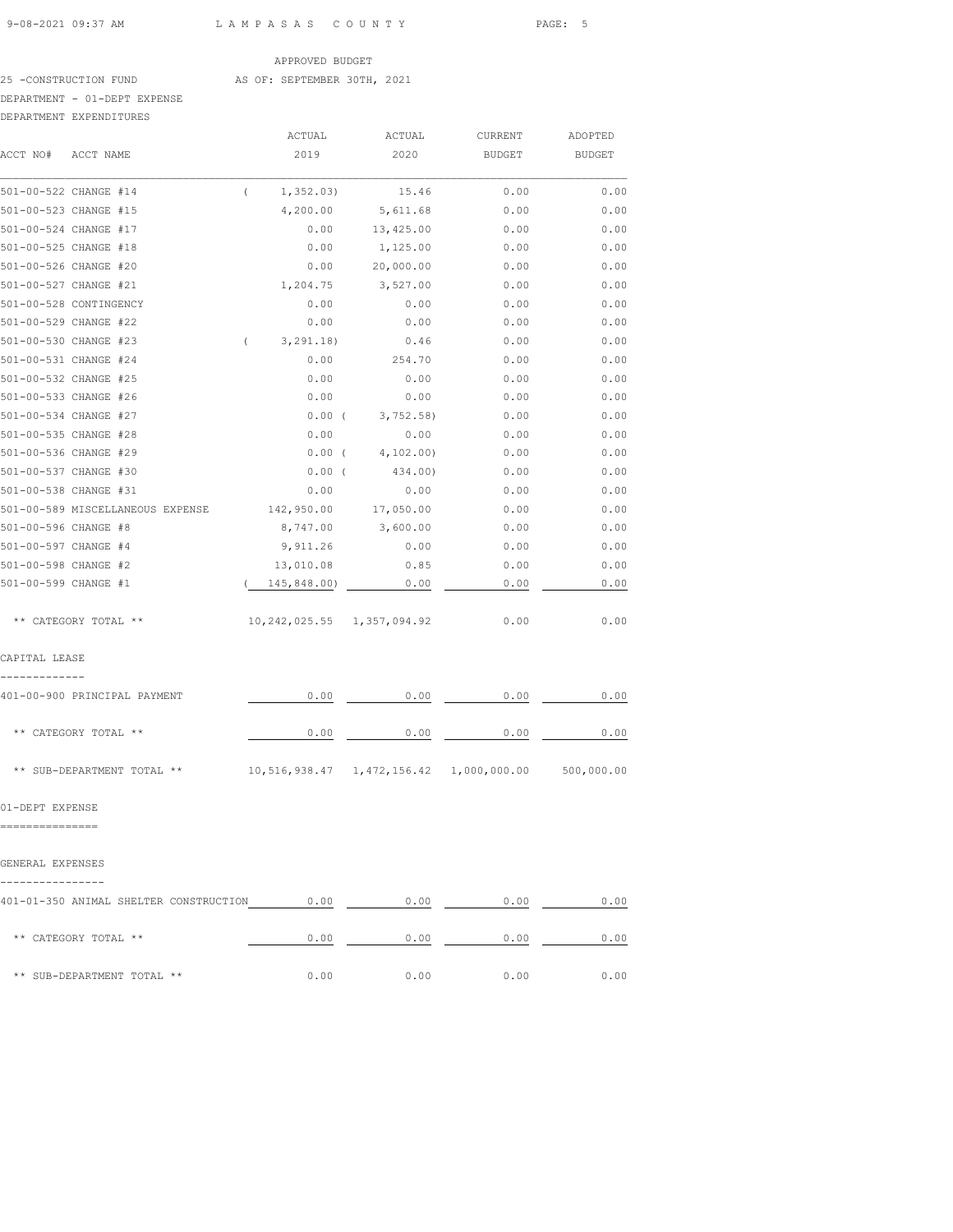APPROVED BUDGET

25 -CONSTRUCTION FUND AS OF: SEPTEMBER 30TH, 2021

DEPARTMENT - 01-DEPT EXPENSE

DEPARTMENT EXPENDITURES

| ACCT NO# ACCT NAME | ACTUAL 2019 | ACTUAL 2020 | CURRENT BUDGET | ADOPTED BUDGET |
|---|---|---|---|---|
| 501-00-522 CHANGE #14 | ( 1,352.03) | 15.46 | 0.00 | 0.00 |
| 501-00-523 CHANGE #15 | 4,200.00 | 5,611.68 | 0.00 | 0.00 |
| 501-00-524 CHANGE #17 | 0.00 | 13,425.00 | 0.00 | 0.00 |
| 501-00-525 CHANGE #18 | 0.00 | 1,125.00 | 0.00 | 0.00 |
| 501-00-526 CHANGE #20 | 0.00 | 20,000.00 | 0.00 | 0.00 |
| 501-00-527 CHANGE #21 | 1,204.75 | 3,527.00 | 0.00 | 0.00 |
| 501-00-528 CONTINGENCY | 0.00 | 0.00 | 0.00 | 0.00 |
| 501-00-529 CHANGE #22 | 0.00 | 0.00 | 0.00 | 0.00 |
| 501-00-530 CHANGE #23 | ( 3,291.18) | 0.46 | 0.00 | 0.00 |
| 501-00-531 CHANGE #24 | 0.00 | 254.70 | 0.00 | 0.00 |
| 501-00-532 CHANGE #25 | 0.00 | 0.00 | 0.00 | 0.00 |
| 501-00-533 CHANGE #26 | 0.00 | 0.00 | 0.00 | 0.00 |
| 501-00-534 CHANGE #27 | 0.00 | ( 3,752.58) | 0.00 | 0.00 |
| 501-00-535 CHANGE #28 | 0.00 | 0.00 | 0.00 | 0.00 |
| 501-00-536 CHANGE #29 | 0.00 | ( 4,102.00) | 0.00 | 0.00 |
| 501-00-537 CHANGE #30 | 0.00 | ( 434.00) | 0.00 | 0.00 |
| 501-00-538 CHANGE #31 | 0.00 | 0.00 | 0.00 | 0.00 |
| 501-00-589 MISCELLANEOUS EXPENSE | 142,950.00 | 17,050.00 | 0.00 | 0.00 |
| 501-00-596 CHANGE #8 | 8,747.00 | 3,600.00 | 0.00 | 0.00 |
| 501-00-597 CHANGE #4 | 9,911.26 | 0.00 | 0.00 | 0.00 |
| 501-00-598 CHANGE #2 | 13,010.08 | 0.85 | 0.00 | 0.00 |
| 501-00-599 CHANGE #1 | ( 145,848.00) | 0.00 | 0.00 | 0.00 |
| ** CATEGORY TOTAL ** | 10,242,025.55 | 1,357,094.92 | 0.00 | 0.00 |

CAPITAL LEASE

| ACCT NO# ACCT NAME | ACTUAL 2019 | ACTUAL 2020 | CURRENT BUDGET | ADOPTED BUDGET |
|---|---|---|---|---|
| 401-00-900 PRINCIPAL PAYMENT | 0.00 | 0.00 | 0.00 | 0.00 |
| ** CATEGORY TOTAL ** | 0.00 | 0.00 | 0.00 | 0.00 |
| ** SUB-DEPARTMENT TOTAL ** | 10,516,938.47 | 1,472,156.42 | 1,000,000.00 | 500,000.00 |

01-DEPT EXPENSE

GENERAL EXPENSES

| ACCT NO# ACCT NAME | ACTUAL 2019 | ACTUAL 2020 | CURRENT BUDGET | ADOPTED BUDGET |
|---|---|---|---|---|
| 401-01-350 ANIMAL SHELTER CONSTRUCTION | 0.00 | 0.00 | 0.00 | 0.00 |
| ** CATEGORY TOTAL ** | 0.00 | 0.00 | 0.00 | 0.00 |
| ** SUB-DEPARTMENT TOTAL ** | 0.00 | 0.00 | 0.00 | 0.00 |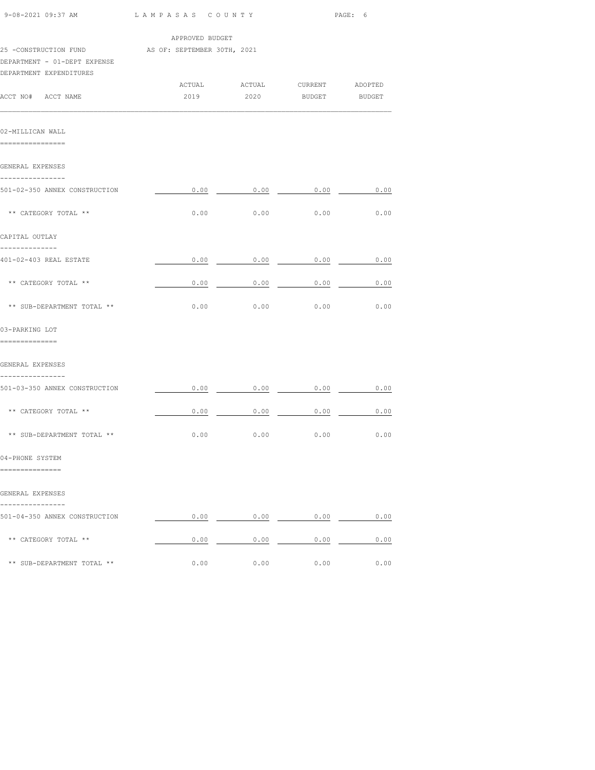APPROVED BUDGET

25 -CONSTRUCTION FUND AS OF: SEPTEMBER 30TH, 2021

DEPARTMENT - 01-DEPT EXPENSE

DEPARTMENT EXPENDITURES

| ACCT NO# ACCT NAME | ACTUAL 2019 | ACTUAL 2020 | CURRENT BUDGET | ADOPTED BUDGET |
|---|---|---|---|---|
| **02-MILLICAN WALL** | | | | |
| **GENERAL EXPENSES** | | | | |
| 501-02-350 ANNEX CONSTRUCTION | 0.00 | 0.00 | 0.00 | 0.00 |
| ** CATEGORY TOTAL ** | 0.00 | 0.00 | 0.00 | 0.00 |
| **CAPITAL OUTLAY** | | | | |
| 401-02-403 REAL ESTATE | 0.00 | 0.00 | 0.00 | 0.00 |
| ** CATEGORY TOTAL ** | 0.00 | 0.00 | 0.00 | 0.00 |
| ** SUB-DEPARTMENT TOTAL ** | 0.00 | 0.00 | 0.00 | 0.00 |
| **03-PARKING LOT** | | | | |
| **GENERAL EXPENSES** | | | | |
| 501-03-350 ANNEX CONSTRUCTION | 0.00 | 0.00 | 0.00 | 0.00 |
| ** CATEGORY TOTAL ** | 0.00 | 0.00 | 0.00 | 0.00 |
| ** SUB-DEPARTMENT TOTAL ** | 0.00 | 0.00 | 0.00 | 0.00 |
| **04-PHONE SYSTEM** | | | | |
| **GENERAL EXPENSES** | | | | |
| 501-04-350 ANNEX CONSTRUCTION | 0.00 | 0.00 | 0.00 | 0.00 |
| ** CATEGORY TOTAL ** | 0.00 | 0.00 | 0.00 | 0.00 |
| ** SUB-DEPARTMENT TOTAL ** | 0.00 | 0.00 | 0.00 | 0.00 |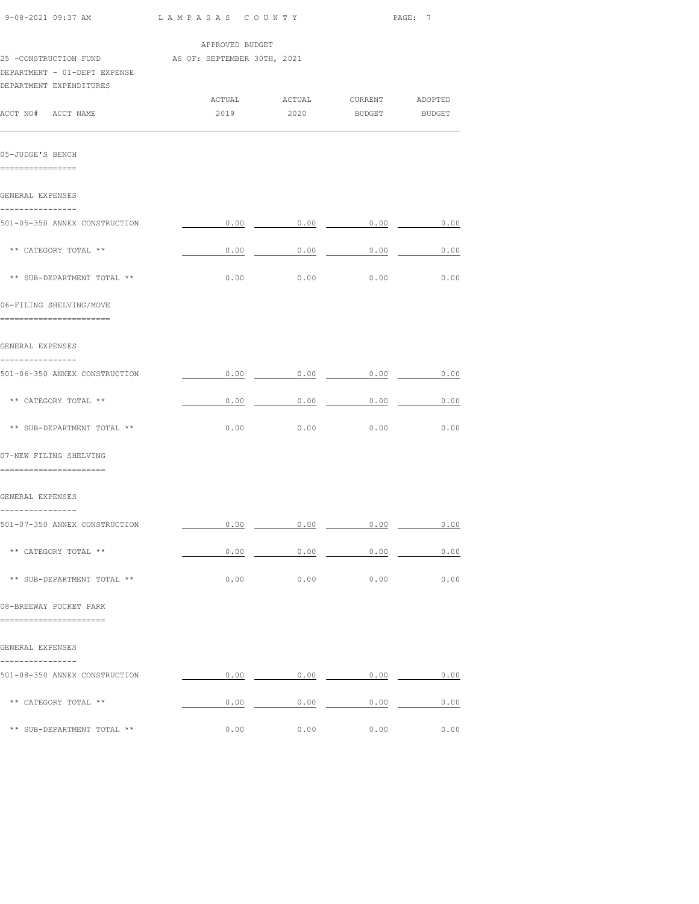APPROVED BUDGET

25 -CONSTRUCTION FUND AS OF: SEPTEMBER 30TH, 2021

DEPARTMENT - 01-DEPT EXPENSE

DEPARTMENT EXPENDITURES

| ACCT NO# ACCT NAME | ACTUAL 2019 | ACTUAL 2020 | CURRENT BUDGET | ADOPTED BUDGET |
|---|---|---|---|---|
| **05-JUDGE'S BENCH** | | | | |
| GENERAL EXPENSES | | | | |
| 501-05-350 ANNEX CONSTRUCTION | 0.00 | 0.00 | 0.00 | 0.00 |
| ** CATEGORY TOTAL ** | 0.00 | 0.00 | 0.00 | 0.00 |
| ** SUB-DEPARTMENT TOTAL ** | 0.00 | 0.00 | 0.00 | 0.00 |
| **06-FILING SHELVING/MOVE** | | | | |
| GENERAL EXPENSES | | | | |
| 501-06-350 ANNEX CONSTRUCTION | 0.00 | 0.00 | 0.00 | 0.00 |
| ** CATEGORY TOTAL ** | 0.00 | 0.00 | 0.00 | 0.00 |
| ** SUB-DEPARTMENT TOTAL ** | 0.00 | 0.00 | 0.00 | 0.00 |
| **07-NEW FILING SHELVING** | | | | |
| GENERAL EXPENSES | | | | |
| 501-07-350 ANNEX CONSTRUCTION | 0.00 | 0.00 | 0.00 | 0.00 |
| ** CATEGORY TOTAL ** | 0.00 | 0.00 | 0.00 | 0.00 |
| ** SUB-DEPARTMENT TOTAL ** | 0.00 | 0.00 | 0.00 | 0.00 |
| **08-BREEWAY POCKET PARK** | | | | |
| GENERAL EXPENSES | | | | |
| 501-08-350 ANNEX CONSTRUCTION | 0.00 | 0.00 | 0.00 | 0.00 |
| ** CATEGORY TOTAL ** | 0.00 | 0.00 | 0.00 | 0.00 |
| ** SUB-DEPARTMENT TOTAL ** | 0.00 | 0.00 | 0.00 | 0.00 |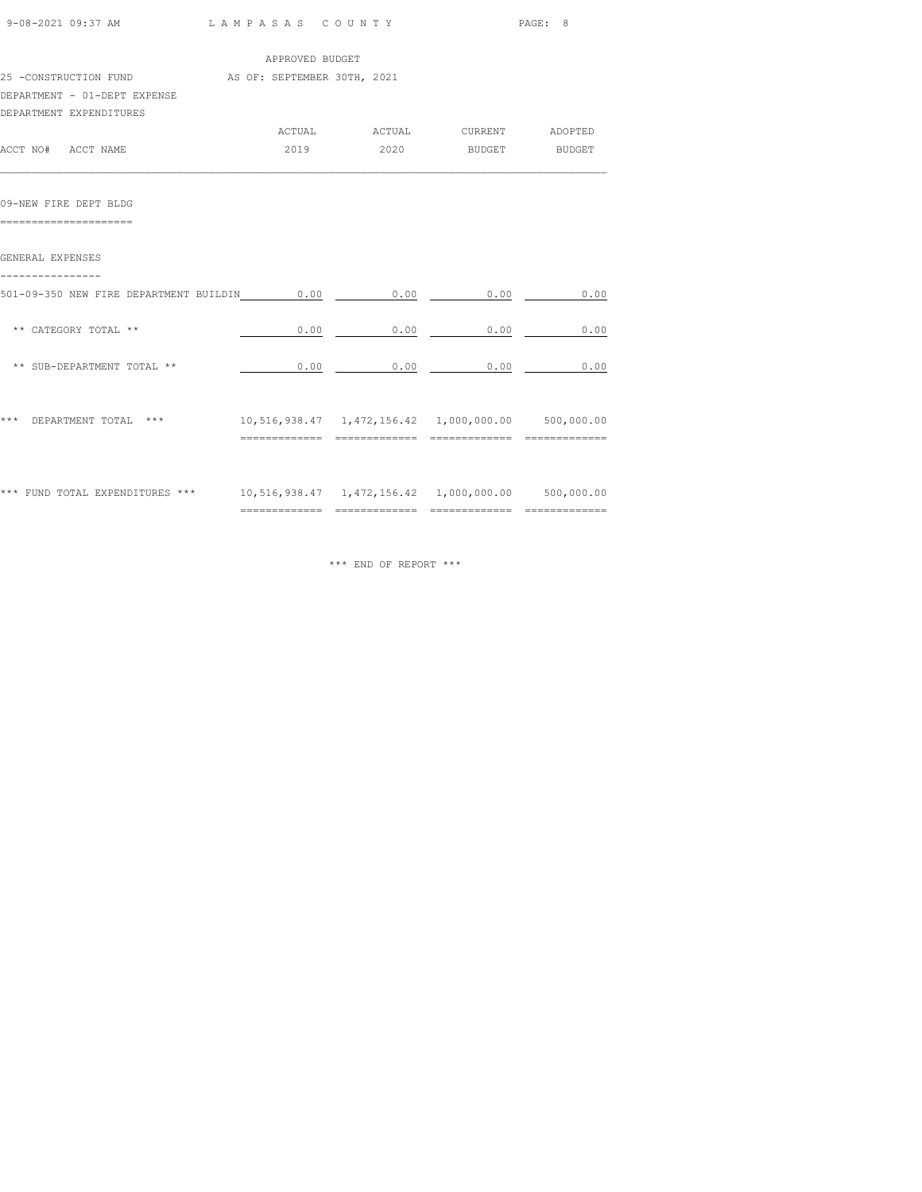APPROVED BUDGET

25 -CONSTRUCTION FUND AS OF: SEPTEMBER 30TH, 2021

DEPARTMENT - 01-DEPT EXPENSE

DEPARTMENT EXPENDITURES

| ACCT NO# ACCT NAME | ACTUAL 2019 | ACTUAL 2020 | CURRENT BUDGET | ADOPTED BUDGET |
|---|---|---|---|---|
| **09-NEW FIRE DEPT BLDG** | | | | |
| **GENERAL EXPENSES** | | | | |
| 501-09-350 NEW FIRE DEPARTMENT BUILDIN | 0.00 | 0.00 | 0.00 | 0.00 |
| ** CATEGORY TOTAL ** | 0.00 | 0.00 | 0.00 | 0.00 |
| ** SUB-DEPARTMENT TOTAL ** | 0.00 | 0.00 | 0.00 | 0.00 |
| *** DEPARTMENT TOTAL *** | 10,516,938.47 | 1,472,156.42 | 1,000,000.00 | 500,000.00 |
| *** FUND TOTAL EXPENDITURES *** | 10,516,938.47 | 1,472,156.42 | 1,000,000.00 | 500,000.00 |

*** END OF REPORT ***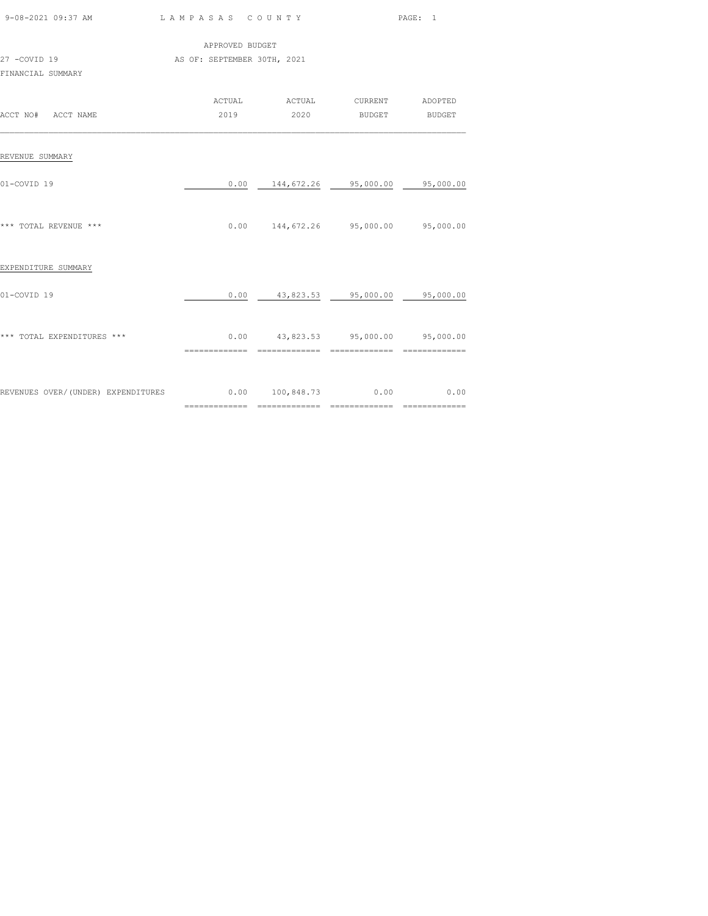LAMPASAS COUNTY

APPROVED BUDGET

27 -COVID 19 AS OF: SEPTEMBER 30TH, 2021

FINANCIAL SUMMARY

| ACCT NO# ACCT NAME | ACTUAL 2019 | ACTUAL 2020 | CURRENT BUDGET | ADOPTED BUDGET |
|---|---|---|---|---|
| **REVENUE SUMMARY** | | | | |
| 01-COVID 19 | 0.00 | 144,672.26 | 95,000.00 | 95,000.00 |
| *** TOTAL REVENUE *** | 0.00 | 144,672.26 | 95,000.00 | 95,000.00 |
| **EXPENDITURE SUMMARY** | | | | |
| 01-COVID 19 | 0.00 | 43,823.53 | 95,000.00 | 95,000.00 |
| *** TOTAL EXPENDITURES *** | 0.00 | 43,823.53 | 95,000.00 | 95,000.00 |
| REVENUES OVER/(UNDER) EXPENDITURES | 0.00 | 100,848.73 | 0.00 | 0.00 |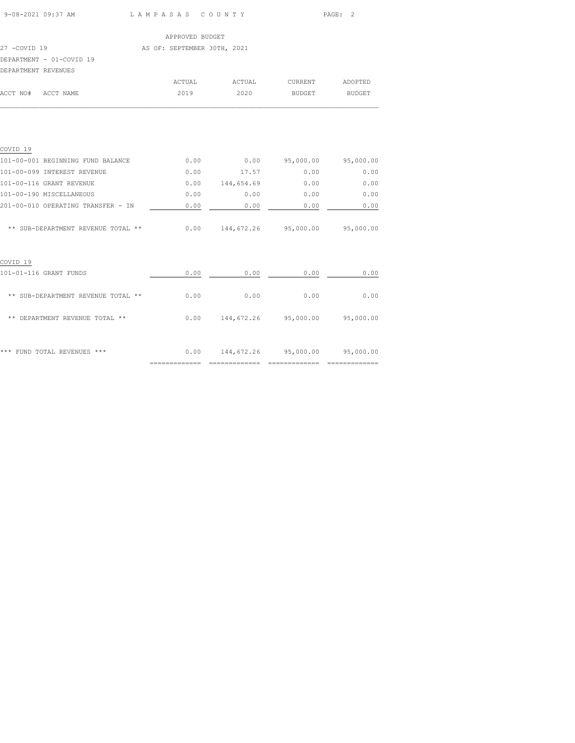APPROVED BUDGET

27 -COVID 19 AS OF: SEPTEMBER 30TH, 2021

DEPARTMENT - 01-COVID 19

DEPARTMENT REVENUES

| ACCT NO# | ACCT NAME | ACTUAL 2019 | ACTUAL 2020 | CURRENT BUDGET | ADOPTED BUDGET |
|---|---|---|---|---|---|
| **COVID 19** | | | | | |
| 101-00-001 | BEGINNING FUND BALANCE | 0.00 | 0.00 | 95,000.00 | 95,000.00 |
| 101-00-099 | INTEREST REVENUE | 0.00 | 17.57 | 0.00 | 0.00 |
| 101-00-116 | GRANT REVENUE | 0.00 | 144,654.69 | 0.00 | 0.00 |
| 101-00-190 | MISCELLANEOUS | 0.00 | 0.00 | 0.00 | 0.00 |
| 201-00-010 | OPERATING TRANSFER - IN | 0.00 | 0.00 | 0.00 | 0.00 |
| | ** SUB-DEPARTMENT REVENUE TOTAL ** | 0.00 | 144,672.26 | 95,000.00 | 95,000.00 |
| **COVID 19** | | | | | |
| 101-01-116 | GRANT FUNDS | 0.00 | 0.00 | 0.00 | 0.00 |
| | ** SUB-DEPARTMENT REVENUE TOTAL ** | 0.00 | 0.00 | 0.00 | 0.00 |
| | ** DEPARTMENT REVENUE TOTAL ** | 0.00 | 144,672.26 | 95,000.00 | 95,000.00 |
| | *** FUND TOTAL REVENUES *** | 0.00 | 144,672.26 | 95,000.00 | 95,000.00 |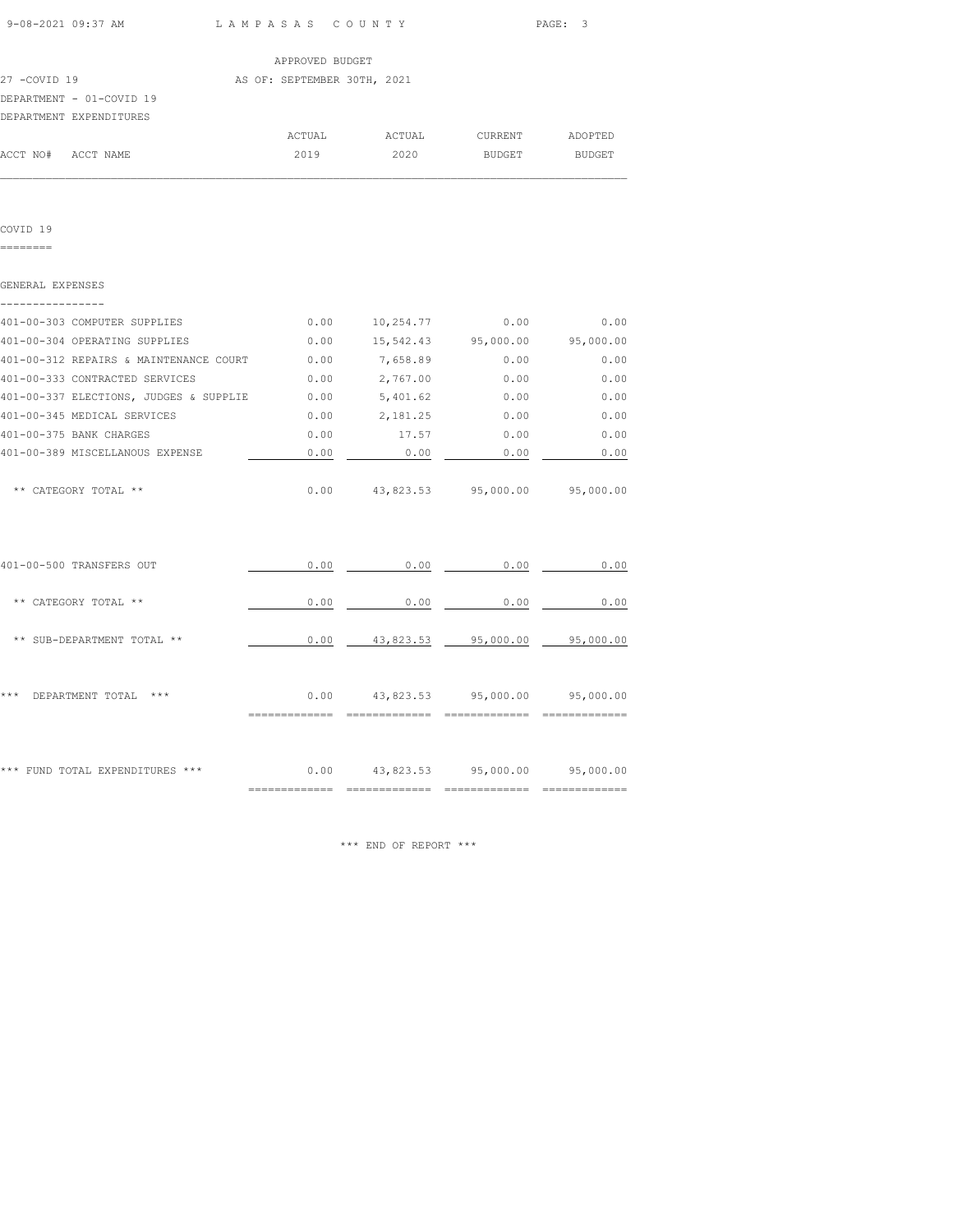APPROVED BUDGET

27 -COVID 19 AS OF: SEPTEMBER 30TH, 2021

DEPARTMENT - 01-COVID 19

DEPARTMENT EXPENDITURES

| ACCT NO# | ACCT NAME | ACTUAL 2019 | ACTUAL 2020 | CURRENT BUDGET | ADOPTED BUDGET |
|---|---|---|---|---|---|
| **COVID 19** | | | | | |
| **GENERAL EXPENSES** | | | | | |
| 401-00-303 | COMPUTER SUPPLIES | 0.00 | 10,254.77 | 0.00 | 0.00 |
| 401-00-304 | OPERATING SUPPLIES | 0.00 | 15,542.43 | 95,000.00 | 95,000.00 |
| 401-00-312 | REPAIRS & MAINTENANCE COURT | 0.00 | 7,658.89 | 0.00 | 0.00 |
| 401-00-333 | CONTRACTED SERVICES | 0.00 | 2,767.00 | 0.00 | 0.00 |
| 401-00-337 | ELECTIONS, JUDGES & SUPPLIE | 0.00 | 5,401.62 | 0.00 | 0.00 |
| 401-00-345 | MEDICAL SERVICES | 0.00 | 2,181.25 | 0.00 | 0.00 |
| 401-00-375 | BANK CHARGES | 0.00 | 17.57 | 0.00 | 0.00 |
| 401-00-389 | MISCELLANOUS EXPENSE | 0.00 | 0.00 | 0.00 | 0.00 |
| | ** CATEGORY TOTAL ** | 0.00 | 43,823.53 | 95,000.00 | 95,000.00 |
| 401-00-500 | TRANSFERS OUT | 0.00 | 0.00 | 0.00 | 0.00 |
| | ** CATEGORY TOTAL ** | 0.00 | 0.00 | 0.00 | 0.00 |
| | ** SUB-DEPARTMENT TOTAL ** | 0.00 | 43,823.53 | 95,000.00 | 95,000.00 |
| | *** DEPARTMENT TOTAL *** | 0.00 | 43,823.53 | 95,000.00 | 95,000.00 |
| | *** FUND TOTAL EXPENDITURES *** | 0.00 | 43,823.53 | 95,000.00 | 95,000.00 |

*** END OF REPORT ***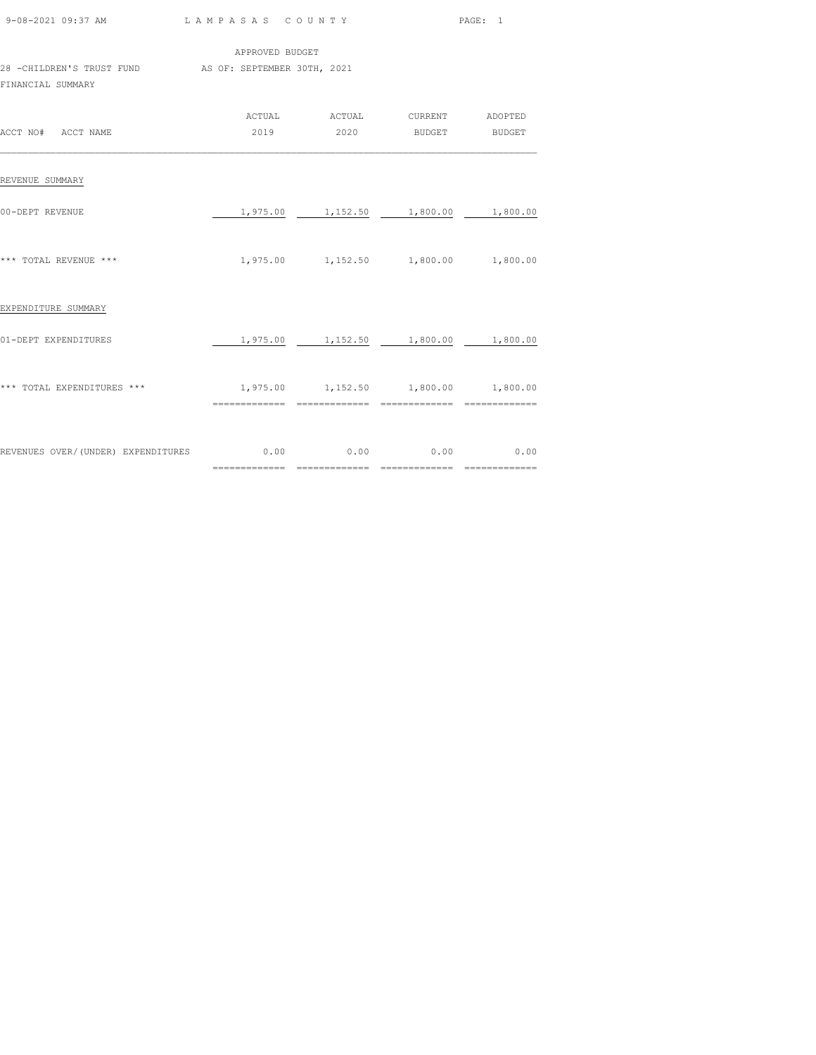LAMPASAS COUNTY

APPROVED BUDGET

28 -CHILDREN'S TRUST FUND AS OF: SEPTEMBER 30TH, 2021

FINANCIAL SUMMARY

| ACCT NO# ACCT NAME | ACTUAL 2019 | ACTUAL 2020 | CURRENT BUDGET | ADOPTED BUDGET |
|---|---|---|---|---|
| REVENUE SUMMARY | | | | |
| 00-DEPT REVENUE | 1,975.00 | 1,152.50 | 1,800.00 | 1,800.00 |
| *** TOTAL REVENUE *** | 1,975.00 | 1,152.50 | 1,800.00 | 1,800.00 |
| EXPENDITURE SUMMARY | | | | |
| 01-DEPT EXPENDITURES | 1,975.00 | 1,152.50 | 1,800.00 | 1,800.00 |
| *** TOTAL EXPENDITURES *** | 1,975.00 | 1,152.50 | 1,800.00 | 1,800.00 |
| REVENUES OVER/(UNDER) EXPENDITURES | 0.00 | 0.00 | 0.00 | 0.00 |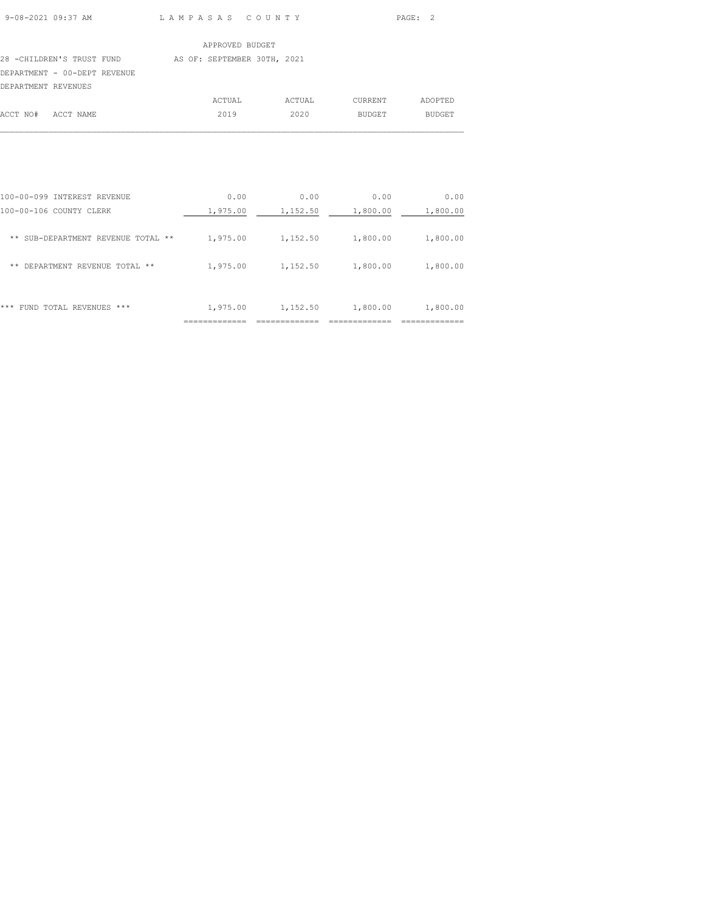APPROVED BUDGET

28 -CHILDREN'S TRUST FUND AS OF: SEPTEMBER 30TH, 2021

DEPARTMENT - 00-DEPT REVENUE

DEPARTMENT REVENUES

| ACCT NO# ACCT NAME | ACTUAL 2019 | ACTUAL 2020 | CURRENT BUDGET | ADOPTED BUDGET |
|---|---|---|---|---|
| 100-00-099 INTEREST REVENUE | 0.00 | 0.00 | 0.00 | 0.00 |
| 100-00-106 COUNTY CLERK | 1,975.00 | 1,152.50 | 1,800.00 | 1,800.00 |
| ** SUB-DEPARTMENT REVENUE TOTAL ** | 1,975.00 | 1,152.50 | 1,800.00 | 1,800.00 |
| ** DEPARTMENT REVENUE TOTAL ** | 1,975.00 | 1,152.50 | 1,800.00 | 1,800.00 |
| *** FUND TOTAL REVENUES *** | 1,975.00 | 1,152.50 | 1,800.00 | 1,800.00 |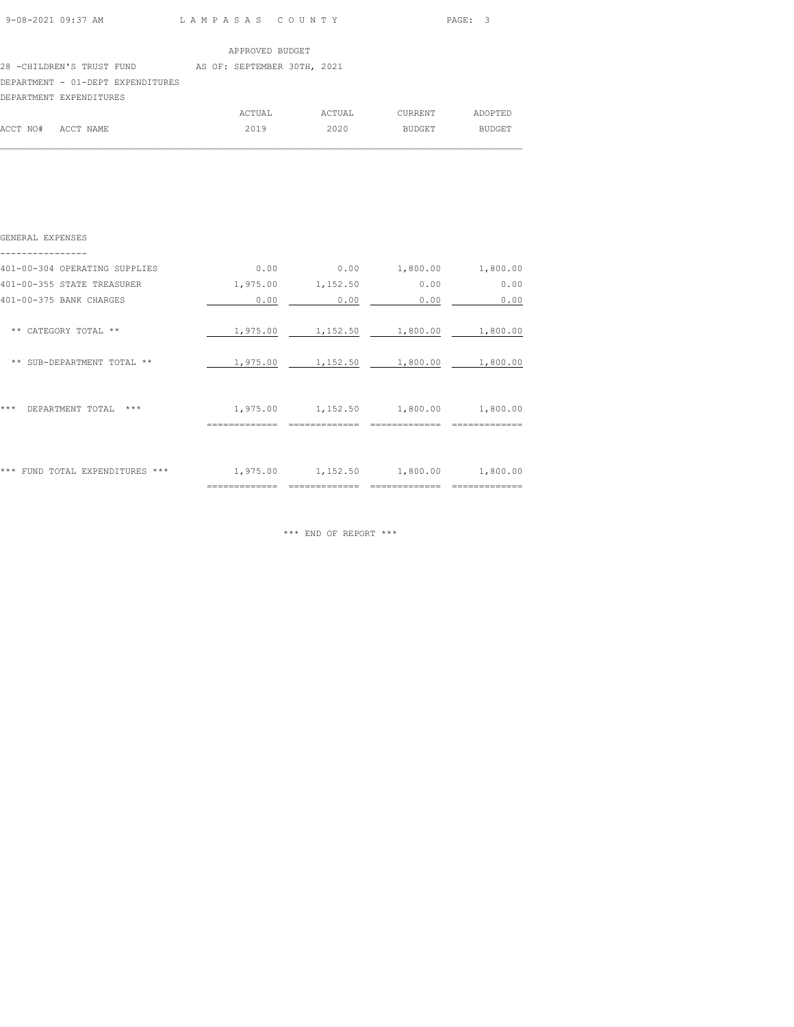LAMPASAS COUNTY

APPROVED BUDGET

28 -CHILDREN'S TRUST FUND AS OF: SEPTEMBER 30TH, 2021

DEPARTMENT - 01-DEPT EXPENDITURES

DEPARTMENT EXPENDITURES

| ACCT NO# ACCT NAME | ACTUAL 2019 | ACTUAL 2020 | CURRENT BUDGET | ADOPTED BUDGET |
|---|---|---|---|---|
| **GENERAL EXPENSES** | | | | |
| 401-00-304 OPERATING SUPPLIES | 0.00 | 0.00 | 1,800.00 | 1,800.00 |
| 401-00-355 STATE TREASURER | 1,975.00 | 1,152.50 | 0.00 | 0.00 |
| 401-00-375 BANK CHARGES | 0.00 | 0.00 | 0.00 | 0.00 |
| ** CATEGORY TOTAL ** | 1,975.00 | 1,152.50 | 1,800.00 | 1,800.00 |
| ** SUB-DEPARTMENT TOTAL ** | 1,975.00 | 1,152.50 | 1,800.00 | 1,800.00 |
| *** DEPARTMENT TOTAL *** | 1,975.00 | 1,152.50 | 1,800.00 | 1,800.00 |
| *** FUND TOTAL EXPENDITURES *** | 1,975.00 | 1,152.50 | 1,800.00 | 1,800.00 |

*** END OF REPORT ***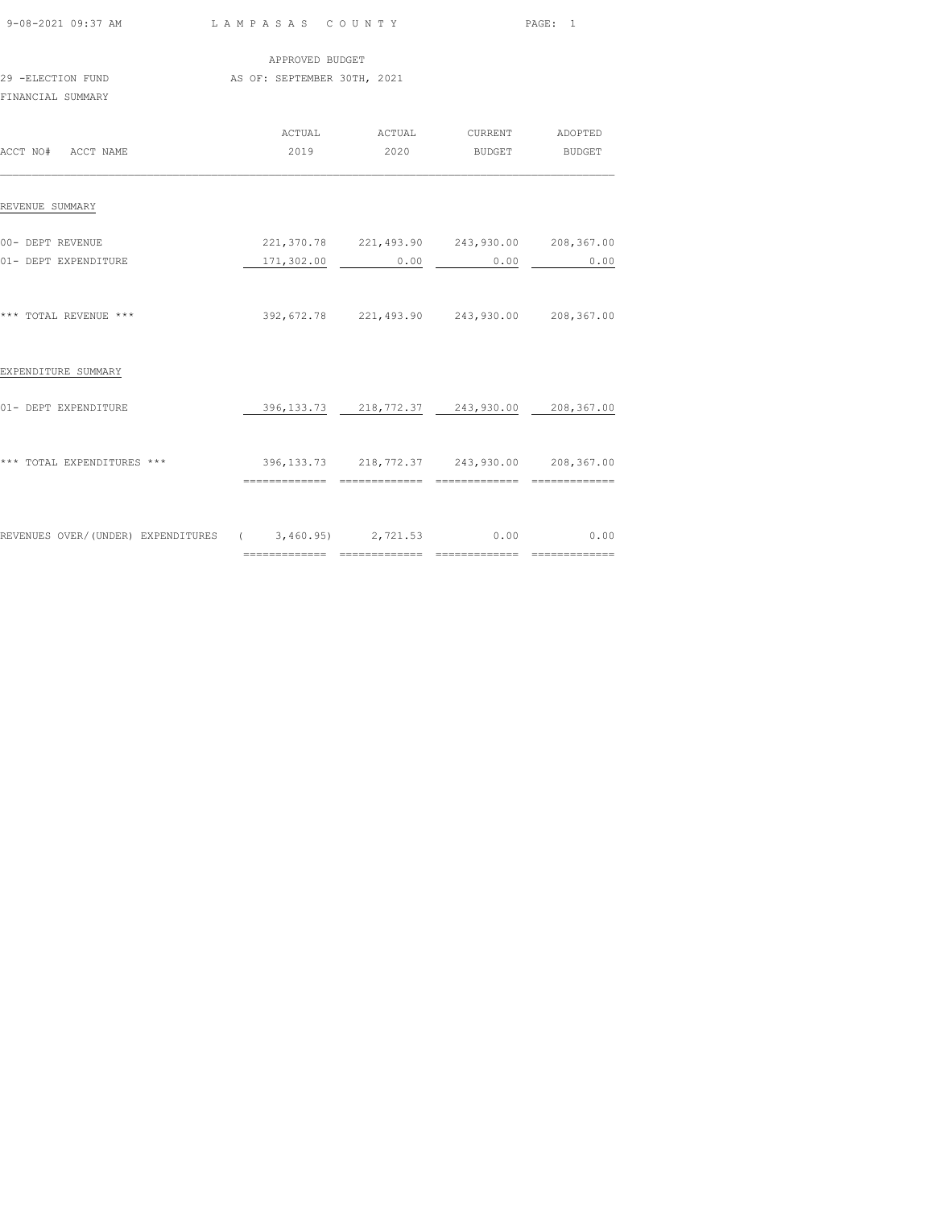LAMPASAS COUNTY

APPROVED BUDGET

29 -ELECTION FUND AS OF: SEPTEMBER 30TH, 2021

FINANCIAL SUMMARY

| ACCT NO# ACCT NAME | ACTUAL 2019 | ACTUAL 2020 | CURRENT BUDGET | ADOPTED BUDGET |
|---|---|---|---|---|
| REVENUE SUMMARY | | | | |
| 00- DEPT REVENUE | 221,370.78 | 221,493.90 | 243,930.00 | 208,367.00 |
| 01- DEPT EXPENDITURE | 171,302.00 | 0.00 | 0.00 | 0.00 |
| *** TOTAL REVENUE *** | 392,672.78 | 221,493.90 | 243,930.00 | 208,367.00 |
| EXPENDITURE SUMMARY | | | | |
| 01- DEPT EXPENDITURE | 396,133.73 | 218,772.37 | 243,930.00 | 208,367.00 |
| *** TOTAL EXPENDITURES *** | 396,133.73 | 218,772.37 | 243,930.00 | 208,367.00 |
| REVENUES OVER/(UNDER) EXPENDITURES | ( 3,460.95) | 2,721.53 | 0.00 | 0.00 |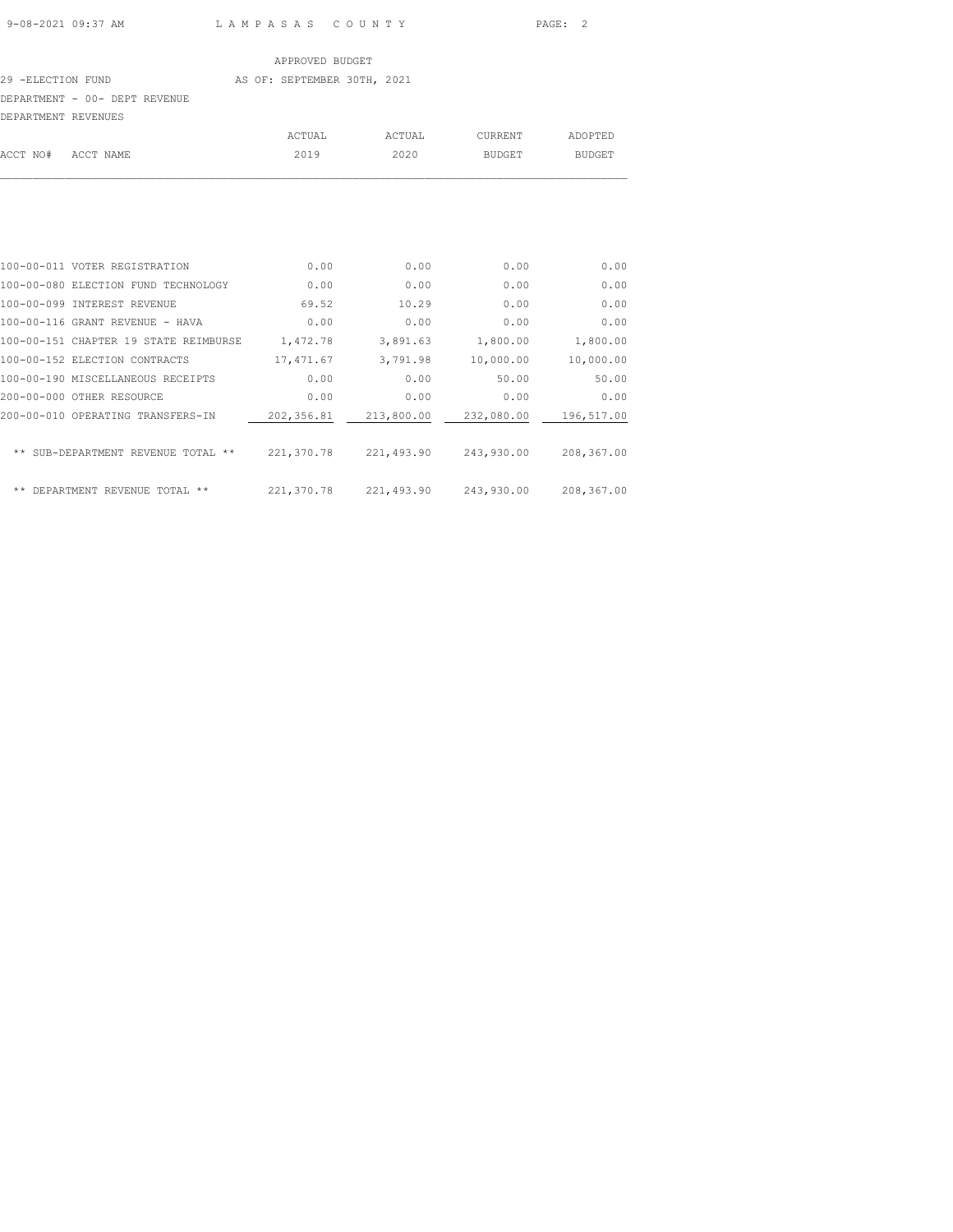APPROVED BUDGET

29 -ELECTION FUND — AS OF: SEPTEMBER 30TH, 2021

DEPARTMENT - 00- DEPT REVENUE

DEPARTMENT REVENUES

| ACCT NO# | ACCT NAME | ACTUAL 2019 | ACTUAL 2020 | CURRENT BUDGET | ADOPTED BUDGET |
|---|---|---|---|---|---|
| 100-00-011 | VOTER REGISTRATION | 0.00 | 0.00 | 0.00 | 0.00 |
| 100-00-080 | ELECTION FUND TECHNOLOGY | 0.00 | 0.00 | 0.00 | 0.00 |
| 100-00-099 | INTEREST REVENUE | 69.52 | 10.29 | 0.00 | 0.00 |
| 100-00-116 | GRANT REVENUE - HAVA | 0.00 | 0.00 | 0.00 | 0.00 |
| 100-00-151 | CHAPTER 19 STATE REIMBURSE | 1,472.78 | 3,891.63 | 1,800.00 | 1,800.00 |
| 100-00-152 | ELECTION CONTRACTS | 17,471.67 | 3,791.98 | 10,000.00 | 10,000.00 |
| 100-00-190 | MISCELLANEOUS RECEIPTS | 0.00 | 0.00 | 50.00 | 50.00 |
| 200-00-000 | OTHER RESOURCE | 0.00 | 0.00 | 0.00 | 0.00 |
| 200-00-010 | OPERATING TRANSFERS-IN | 202,356.81 | 213,800.00 | 232,080.00 | 196,517.00 |
| | ** SUB-DEPARTMENT REVENUE TOTAL ** | 221,370.78 | 221,493.90 | 243,930.00 | 208,367.00 |
| | ** DEPARTMENT REVENUE TOTAL ** | 221,370.78 | 221,493.90 | 243,930.00 | 208,367.00 |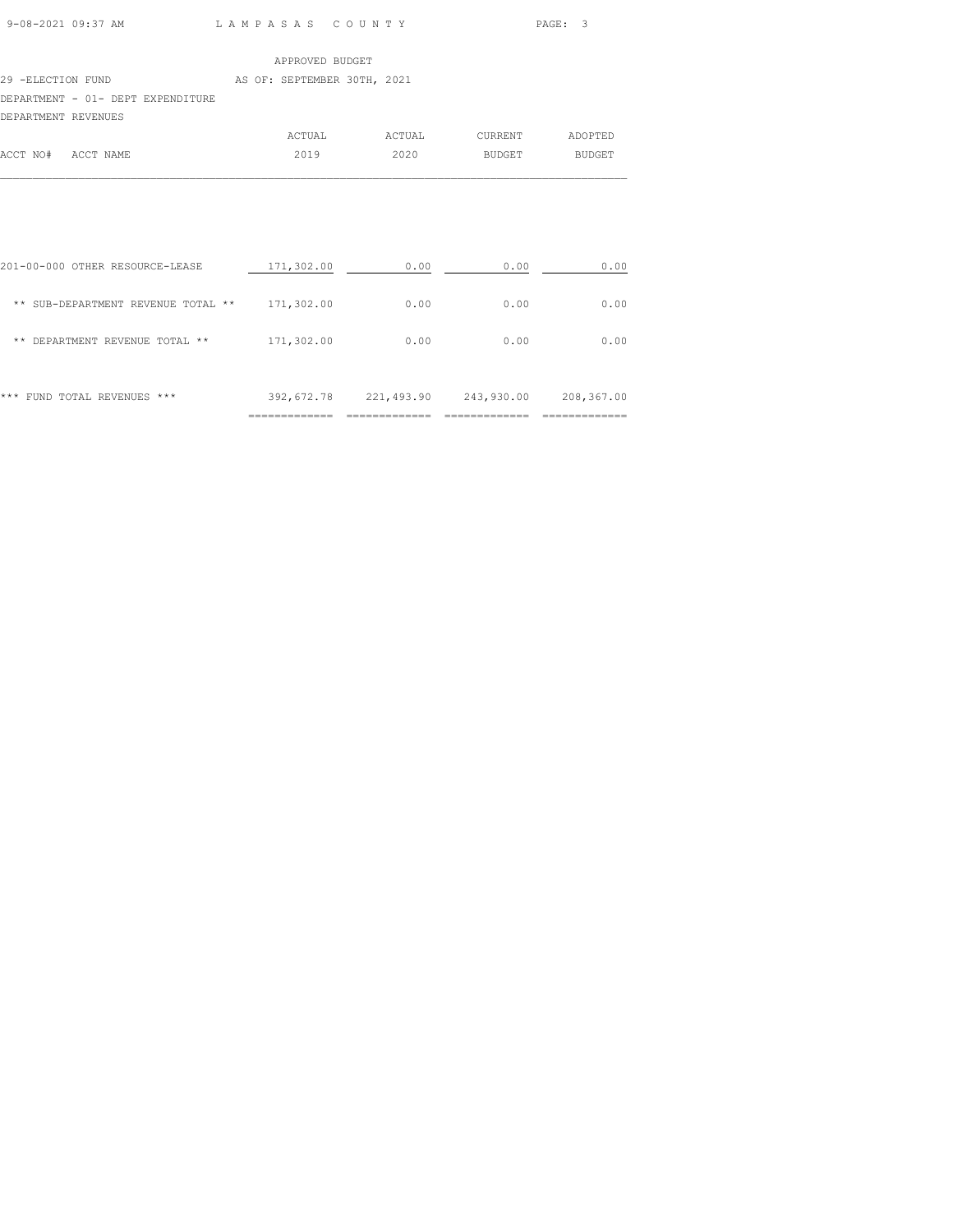APPROVED BUDGET

29 -ELECTION FUND AS OF: SEPTEMBER 30TH, 2021

DEPARTMENT - 01- DEPT EXPENDITURE

DEPARTMENT REVENUES

| ACCT NO# ACCT NAME | ACTUAL 2019 | ACTUAL 2020 | CURRENT BUDGET | ADOPTED BUDGET |
|---|---|---|---|---|
| 201-00-000 OTHER RESOURCE-LEASE | 171,302.00 | 0.00 | 0.00 | 0.00 |
| ** SUB-DEPARTMENT REVENUE TOTAL ** | 171,302.00 | 0.00 | 0.00 | 0.00 |
| ** DEPARTMENT REVENUE TOTAL ** | 171,302.00 | 0.00 | 0.00 | 0.00 |
| *** FUND TOTAL REVENUES *** | 392,672.78 | 221,493.90 | 243,930.00 | 208,367.00 |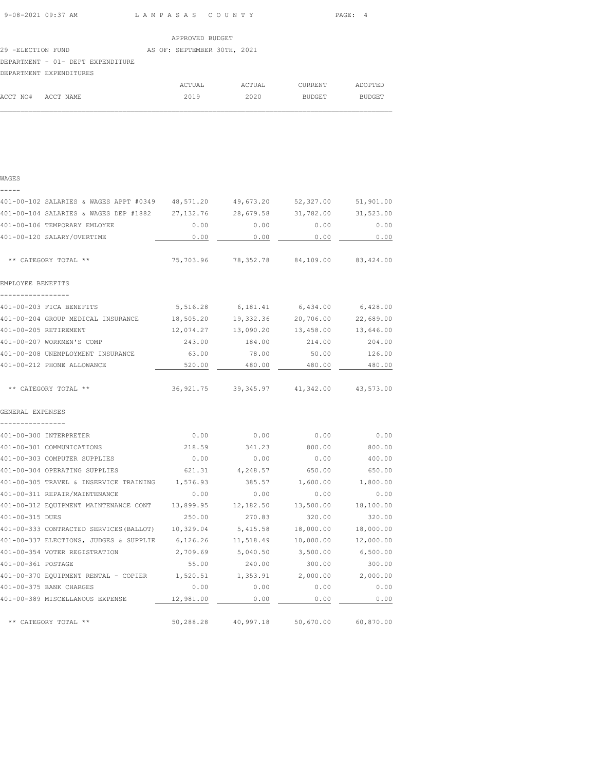APPROVED BUDGET

29 -ELECTION FUND AS OF: SEPTEMBER 30TH, 2021

DEPARTMENT - 01- DEPT EXPENDITURE

DEPARTMENT EXPENDITURES

| ACCT NO# | ACCT NAME | ACTUAL 2019 | ACTUAL 2020 | CURRENT BUDGET | ADOPTED BUDGET |
|---|---|---|---|---|---|
| **WAGES** | | | | | |
| 401-00-102 | SALARIES & WAGES APPT #0349 | 48,571.20 | 49,673.20 | 52,327.00 | 51,901.00 |
| 401-00-104 | SALARIES & WAGES DEP #1882 | 27,132.76 | 28,679.58 | 31,782.00 | 31,523.00 |
| 401-00-106 | TEMPORARY EMLOYEE | 0.00 | 0.00 | 0.00 | 0.00 |
| 401-00-120 | SALARY/OVERTIME | 0.00 | 0.00 | 0.00 | 0.00 |
| | ** CATEGORY TOTAL ** | 75,703.96 | 78,352.78 | 84,109.00 | 83,424.00 |
| **EMPLOYEE BENEFITS** | | | | | |
| 401-00-203 | FICA BENEFITS | 5,516.28 | 6,181.41 | 6,434.00 | 6,428.00 |
| 401-00-204 | GROUP MEDICAL INSURANCE | 18,505.20 | 19,332.36 | 20,706.00 | 22,689.00 |
| 401-00-205 | RETIREMENT | 12,074.27 | 13,090.20 | 13,458.00 | 13,646.00 |
| 401-00-207 | WORKMEN'S COMP | 243.00 | 184.00 | 214.00 | 204.00 |
| 401-00-208 | UNEMPLOYMENT INSURANCE | 63.00 | 78.00 | 50.00 | 126.00 |
| 401-00-212 | PHONE ALLOWANCE | 520.00 | 480.00 | 480.00 | 480.00 |
| | ** CATEGORY TOTAL ** | 36,921.75 | 39,345.97 | 41,342.00 | 43,573.00 |
| **GENERAL EXPENSES** | | | | | |
| 401-00-300 | INTERPRETER | 0.00 | 0.00 | 0.00 | 0.00 |
| 401-00-301 | COMMUNICATIONS | 218.59 | 341.23 | 800.00 | 800.00 |
| 401-00-303 | COMPUTER SUPPLIES | 0.00 | 0.00 | 0.00 | 400.00 |
| 401-00-304 | OPERATING SUPPLIES | 621.31 | 4,248.57 | 650.00 | 650.00 |
| 401-00-305 | TRAVEL & INSERVICE TRAINING | 1,576.93 | 385.57 | 1,600.00 | 1,800.00 |
| 401-00-311 | REPAIR/MAINTENANCE | 0.00 | 0.00 | 0.00 | 0.00 |
| 401-00-312 | EQUIPMENT MAINTENANCE CONT | 13,899.95 | 12,182.50 | 13,500.00 | 18,100.00 |
| 401-00-315 | DUES | 250.00 | 270.83 | 320.00 | 320.00 |
| 401-00-333 | CONTRACTED SERVICES(BALLOT) | 10,329.04 | 5,415.58 | 18,000.00 | 18,000.00 |
| 401-00-337 | ELECTIONS, JUDGES & SUPPLIE | 6,126.26 | 11,518.49 | 10,000.00 | 12,000.00 |
| 401-00-354 | VOTER REGISTRATION | 2,709.69 | 5,040.50 | 3,500.00 | 6,500.00 |
| 401-00-361 | POSTAGE | 55.00 | 240.00 | 300.00 | 300.00 |
| 401-00-370 | EQUIPMENT RENTAL - COPIER | 1,520.51 | 1,353.91 | 2,000.00 | 2,000.00 |
| 401-00-375 | BANK CHARGES | 0.00 | 0.00 | 0.00 | 0.00 |
| 401-00-389 | MISCELLANOUS EXPENSE | 12,981.00 | 0.00 | 0.00 | 0.00 |
| | ** CATEGORY TOTAL ** | 50,288.28 | 40,997.18 | 50,670.00 | 60,870.00 |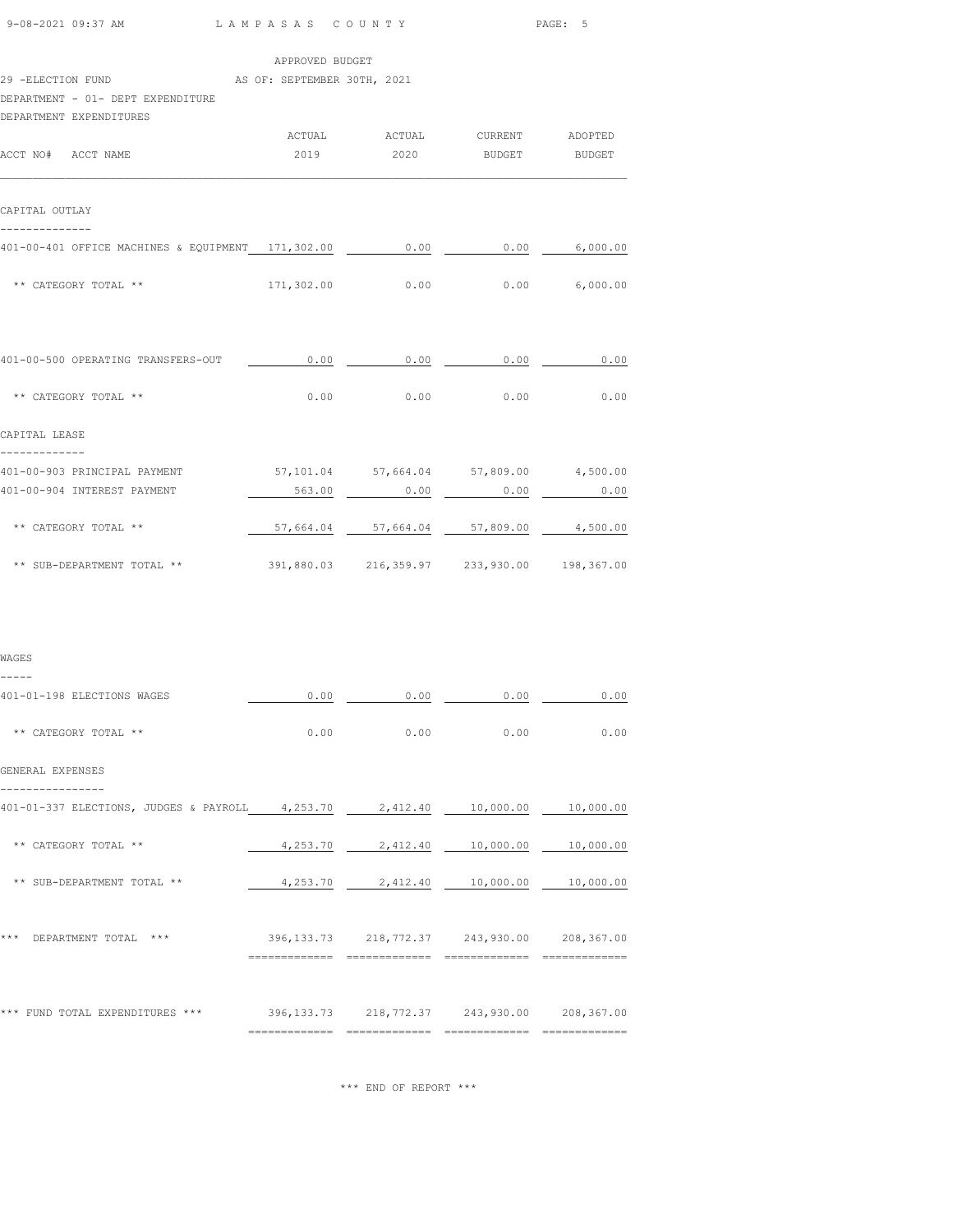APPROVED BUDGET

29 -ELECTION FUND AS OF: SEPTEMBER 30TH, 2021

DEPARTMENT - 01- DEPT EXPENDITURE

DEPARTMENT EXPENDITURES

| ACCT NO# ACCT NAME | ACTUAL 2019 | ACTUAL 2020 | CURRENT BUDGET | ADOPTED BUDGET |
|---|---|---|---|---|
| **CAPITAL OUTLAY** | | | | |
| 401-00-401 OFFICE MACHINES & EQUIPMENT | 171,302.00 | 0.00 | 0.00 | 6,000.00 |
| ** CATEGORY TOTAL ** | 171,302.00 | 0.00 | 0.00 | 6,000.00 |
| 401-00-500 OPERATING TRANSFERS-OUT | 0.00 | 0.00 | 0.00 | 0.00 |
| ** CATEGORY TOTAL ** | 0.00 | 0.00 | 0.00 | 0.00 |
| **CAPITAL LEASE** | | | | |
| 401-00-903 PRINCIPAL PAYMENT | 57,101.04 | 57,664.04 | 57,809.00 | 4,500.00 |
| 401-00-904 INTEREST PAYMENT | 563.00 | 0.00 | 0.00 | 0.00 |
| ** CATEGORY TOTAL ** | 57,664.04 | 57,664.04 | 57,809.00 | 4,500.00 |
| ** SUB-DEPARTMENT TOTAL ** | 391,880.03 | 216,359.97 | 233,930.00 | 198,367.00 |
| **WAGES** | | | | |
| 401-01-198 ELECTIONS WAGES | 0.00 | 0.00 | 0.00 | 0.00 |
| ** CATEGORY TOTAL ** | 0.00 | 0.00 | 0.00 | 0.00 |
| **GENERAL EXPENSES** | | | | |
| 401-01-337 ELECTIONS, JUDGES & PAYROLL | 4,253.70 | 2,412.40 | 10,000.00 | 10,000.00 |
| ** CATEGORY TOTAL ** | 4,253.70 | 2,412.40 | 10,000.00 | 10,000.00 |
| ** SUB-DEPARTMENT TOTAL ** | 4,253.70 | 2,412.40 | 10,000.00 | 10,000.00 |
| *** DEPARTMENT TOTAL *** | 396,133.73 | 218,772.37 | 243,930.00 | 208,367.00 |
| *** FUND TOTAL EXPENDITURES *** | 396,133.73 | 218,772.37 | 243,930.00 | 208,367.00 |

*** END OF REPORT ***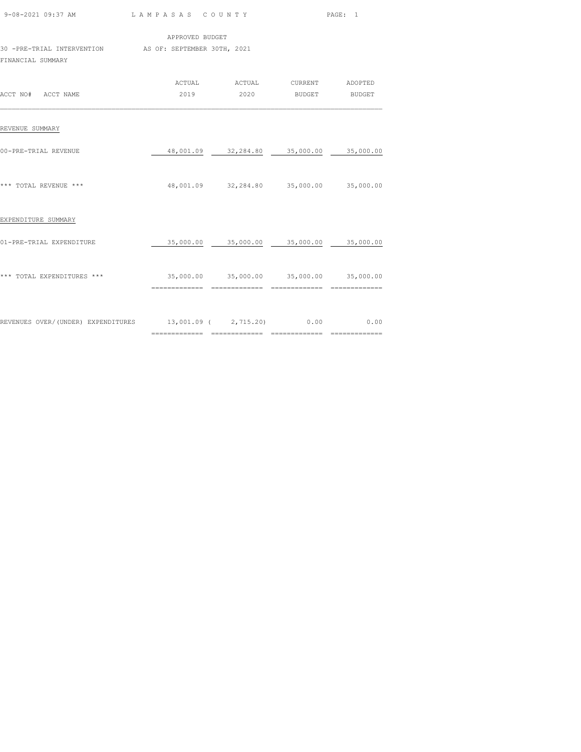LAMPASAS COUNTY

APPROVED BUDGET

30 -PRE-TRIAL INTERVENTION AS OF: SEPTEMBER 30TH, 2021

FINANCIAL SUMMARY

| ACCT NO# ACCT NAME | ACTUAL 2019 | ACTUAL 2020 | CURRENT BUDGET | ADOPTED BUDGET |
|---|---|---|---|---|
| REVENUE SUMMARY | | | | |
| 00-PRE-TRIAL REVENUE | 48,001.09 | 32,284.80 | 35,000.00 | 35,000.00 |
| *** TOTAL REVENUE *** | 48,001.09 | 32,284.80 | 35,000.00 | 35,000.00 |
| EXPENDITURE SUMMARY | | | | |
| 01-PRE-TRIAL EXPENDITURE | 35,000.00 | 35,000.00 | 35,000.00 | 35,000.00 |
| *** TOTAL EXPENDITURES *** | 35,000.00 | 35,000.00 | 35,000.00 | 35,000.00 |
| REVENUES OVER/(UNDER) EXPENDITURES | 13,001.09 | ( 2,715.20) | 0.00 | 0.00 |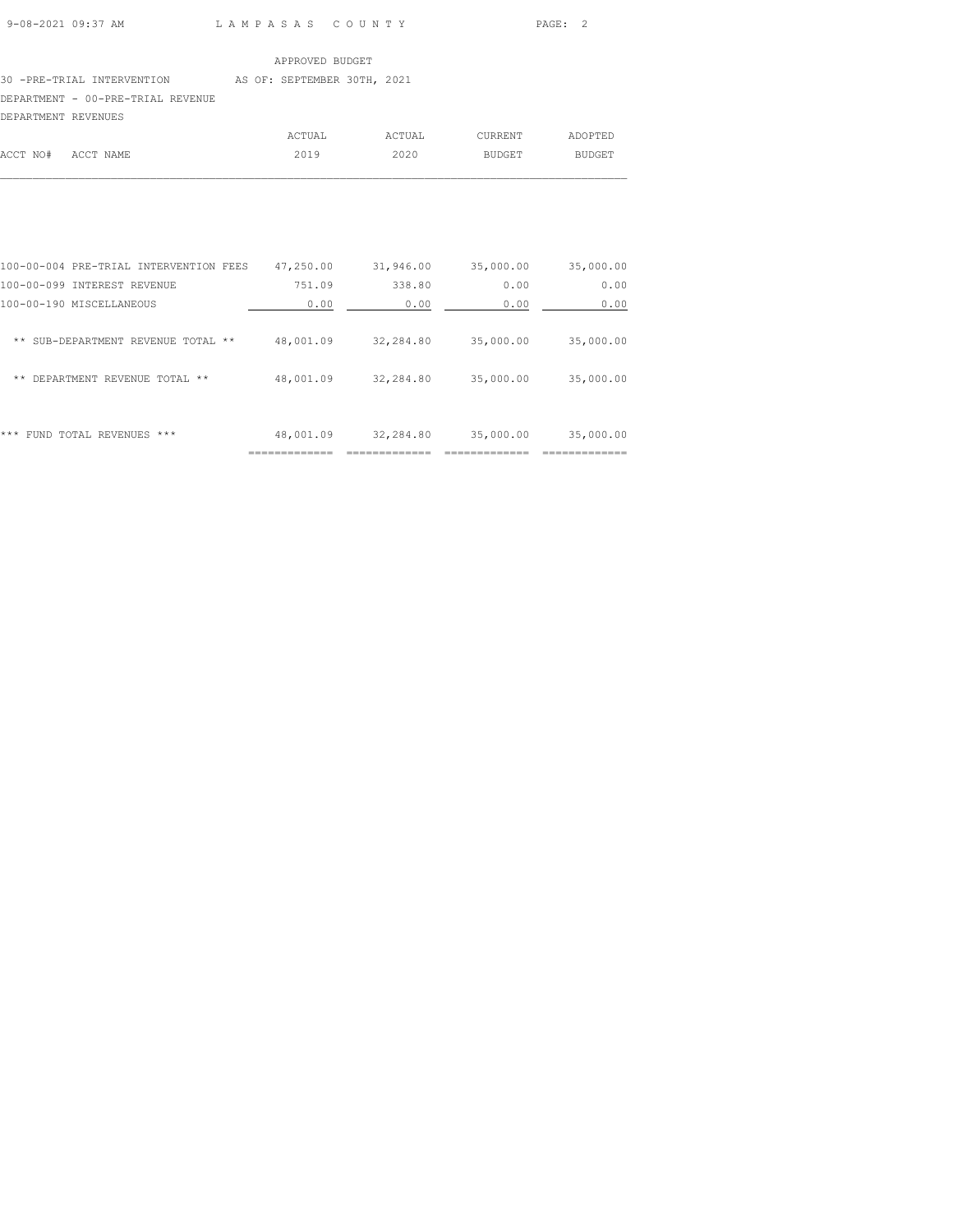APPROVED BUDGET

30 -PRE-TRIAL INTERVENTION AS OF: SEPTEMBER 30TH, 2021

DEPARTMENT - 00-PRE-TRIAL REVENUE

DEPARTMENT REVENUES

| ACCT NO# | ACCT NAME | ACTUAL 2019 | ACTUAL 2020 | CURRENT BUDGET | ADOPTED BUDGET |
|---|---|---|---|---|---|
| 100-00-004 | PRE-TRIAL INTERVENTION FEES | 47,250.00 | 31,946.00 | 35,000.00 | 35,000.00 |
| 100-00-099 | INTEREST REVENUE | 751.09 | 338.80 | 0.00 | 0.00 |
| 100-00-190 | MISCELLANEOUS | 0.00 | 0.00 | 0.00 | 0.00 |
| | ** SUB-DEPARTMENT REVENUE TOTAL ** | 48,001.09 | 32,284.80 | 35,000.00 | 35,000.00 |
| | ** DEPARTMENT REVENUE TOTAL ** | 48,001.09 | 32,284.80 | 35,000.00 | 35,000.00 |
| | *** FUND TOTAL REVENUES *** | 48,001.09 | 32,284.80 | 35,000.00 | 35,000.00 |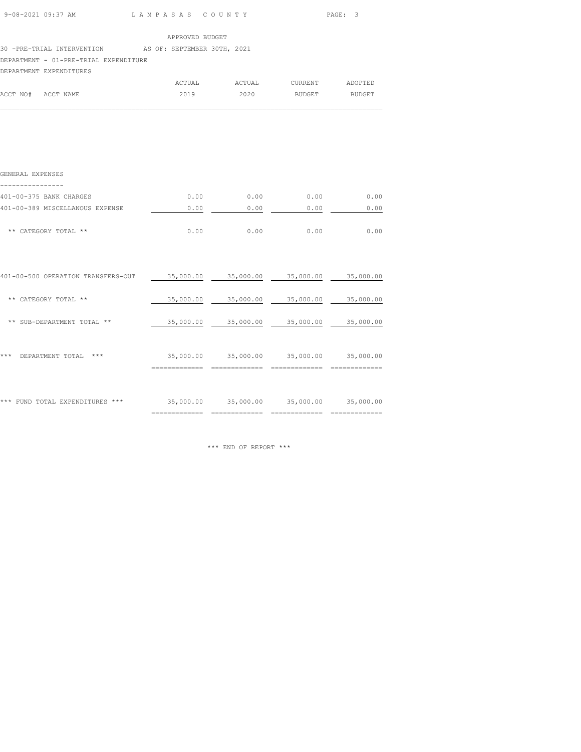LAMPASAS COUNTY

APPROVED BUDGET

30 -PRE-TRIAL INTERVENTION AS OF: SEPTEMBER 30TH, 2021

DEPARTMENT - 01-PRE-TRIAL EXPENDITURE

DEPARTMENT EXPENDITURES

| ACCT NO# ACCT NAME | ACTUAL 2019 | ACTUAL 2020 | CURRENT BUDGET | ADOPTED BUDGET |
|---|---|---|---|---|
| **GENERAL EXPENSES** | | | | |
| 401-00-375 BANK CHARGES | 0.00 | 0.00 | 0.00 | 0.00 |
| 401-00-389 MISCELLANOUS EXPENSE | 0.00 | 0.00 | 0.00 | 0.00 |
| ** CATEGORY TOTAL ** | 0.00 | 0.00 | 0.00 | 0.00 |
| 401-00-500 OPERATION TRANSFERS-OUT | 35,000.00 | 35,000.00 | 35,000.00 | 35,000.00 |
| ** CATEGORY TOTAL ** | 35,000.00 | 35,000.00 | 35,000.00 | 35,000.00 |
| ** SUB-DEPARTMENT TOTAL ** | 35,000.00 | 35,000.00 | 35,000.00 | 35,000.00 |
| *** DEPARTMENT TOTAL *** | 35,000.00 | 35,000.00 | 35,000.00 | 35,000.00 |
| *** FUND TOTAL EXPENDITURES *** | 35,000.00 | 35,000.00 | 35,000.00 | 35,000.00 |

*** END OF REPORT ***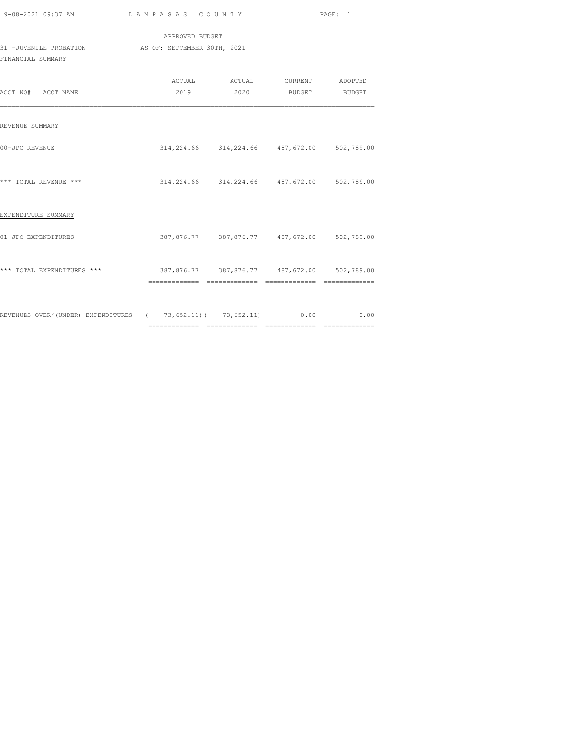LAMPASAS COUNTY

APPROVED BUDGET

31 -JUVENILE PROBATION AS OF: SEPTEMBER 30TH, 2021

FINANCIAL SUMMARY

| ACCT NO# ACCT NAME | ACTUAL 2019 | ACTUAL 2020 | CURRENT BUDGET | ADOPTED BUDGET |
|---|---|---|---|---|
| REVENUE SUMMARY | | | | |
| 00-JPO REVENUE | 314,224.66 | 314,224.66 | 487,672.00 | 502,789.00 |
| *** TOTAL REVENUE *** | 314,224.66 | 314,224.66 | 487,672.00 | 502,789.00 |
| EXPENDITURE SUMMARY | | | | |
| 01-JPO EXPENDITURES | 387,876.77 | 387,876.77 | 487,672.00 | 502,789.00 |
| *** TOTAL EXPENDITURES *** | 387,876.77 | 387,876.77 | 487,672.00 | 502,789.00 |
| REVENUES OVER/(UNDER) EXPENDITURES | ( 73,652.11) | ( 73,652.11) | 0.00 | 0.00 |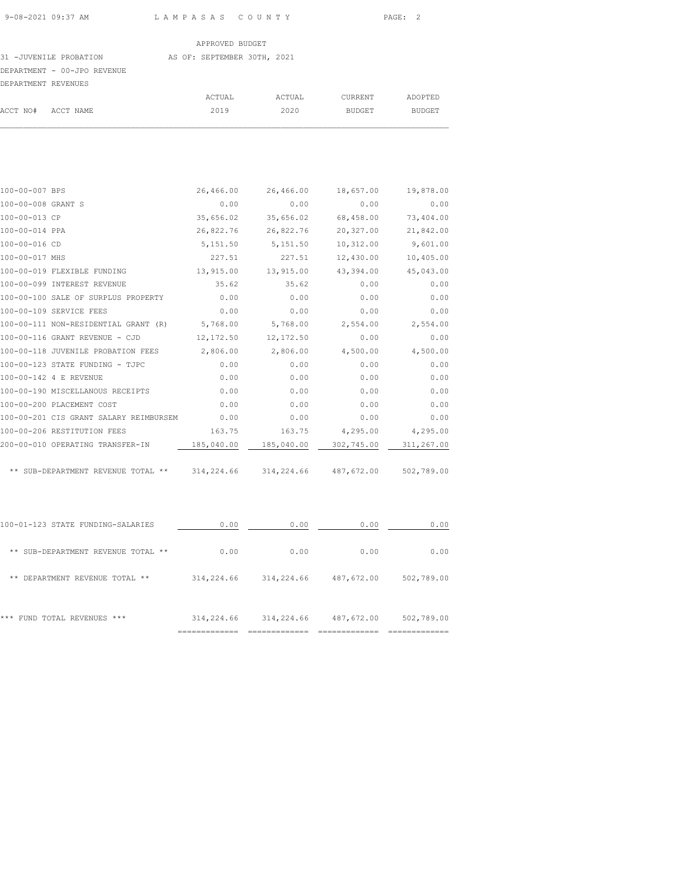APPROVED BUDGET

31 -JUVENILE PROBATION AS OF: SEPTEMBER 30TH, 2021

DEPARTMENT - 00-JPO REVENUE

DEPARTMENT REVENUES

| ACCT NO# | ACCT NAME | ACTUAL 2019 | ACTUAL 2020 | CURRENT BUDGET | ADOPTED BUDGET |
|---|---|---|---|---|---|
| 100-00-007 | BPS | 26,466.00 | 26,466.00 | 18,657.00 | 19,878.00 |
| 100-00-008 | GRANT S | 0.00 | 0.00 | 0.00 | 0.00 |
| 100-00-013 | CP | 35,656.02 | 35,656.02 | 68,458.00 | 73,404.00 |
| 100-00-014 | PPA | 26,822.76 | 26,822.76 | 20,327.00 | 21,842.00 |
| 100-00-016 | CD | 5,151.50 | 5,151.50 | 10,312.00 | 9,601.00 |
| 100-00-017 | MHS | 227.51 | 227.51 | 12,430.00 | 10,405.00 |
| 100-00-019 | FLEXIBLE FUNDING | 13,915.00 | 13,915.00 | 43,394.00 | 45,043.00 |
| 100-00-099 | INTEREST REVENUE | 35.62 | 35.62 | 0.00 | 0.00 |
| 100-00-100 | SALE OF SURPLUS PROPERTY | 0.00 | 0.00 | 0.00 | 0.00 |
| 100-00-109 | SERVICE FEES | 0.00 | 0.00 | 0.00 | 0.00 |
| 100-00-111 | NON-RESIDENTIAL GRANT (R) | 5,768.00 | 5,768.00 | 2,554.00 | 2,554.00 |
| 100-00-116 | GRANT REVENUE - CJD | 12,172.50 | 12,172.50 | 0.00 | 0.00 |
| 100-00-118 | JUVENILE PROBATION FEES | 2,806.00 | 2,806.00 | 4,500.00 | 4,500.00 |
| 100-00-123 | STATE FUNDING - TJPC | 0.00 | 0.00 | 0.00 | 0.00 |
| 100-00-142 | 4 E REVENUE | 0.00 | 0.00 | 0.00 | 0.00 |
| 100-00-190 | MISCELLANOUS RECEIPTS | 0.00 | 0.00 | 0.00 | 0.00 |
| 100-00-200 | PLACEMENT COST | 0.00 | 0.00 | 0.00 | 0.00 |
| 100-00-201 | CIS GRANT SALARY REIMBURSEM | 0.00 | 0.00 | 0.00 | 0.00 |
| 100-00-206 | RESTITUTION FEES | 163.75 | 163.75 | 4,295.00 | 4,295.00 |
| 200-00-010 | OPERATING TRANSFER-IN | 185,040.00 | 185,040.00 | 302,745.00 | 311,267.00 |
| | ** SUB-DEPARTMENT REVENUE TOTAL ** | 314,224.66 | 314,224.66 | 487,672.00 | 502,789.00 |
| 100-01-123 | STATE FUNDING-SALARIES | 0.00 | 0.00 | 0.00 | 0.00 |
| | ** SUB-DEPARTMENT REVENUE TOTAL ** | 0.00 | 0.00 | 0.00 | 0.00 |
| | ** DEPARTMENT REVENUE TOTAL ** | 314,224.66 | 314,224.66 | 487,672.00 | 502,789.00 |
| | *** FUND TOTAL REVENUES *** | 314,224.66 | 314,224.66 | 487,672.00 | 502,789.00 |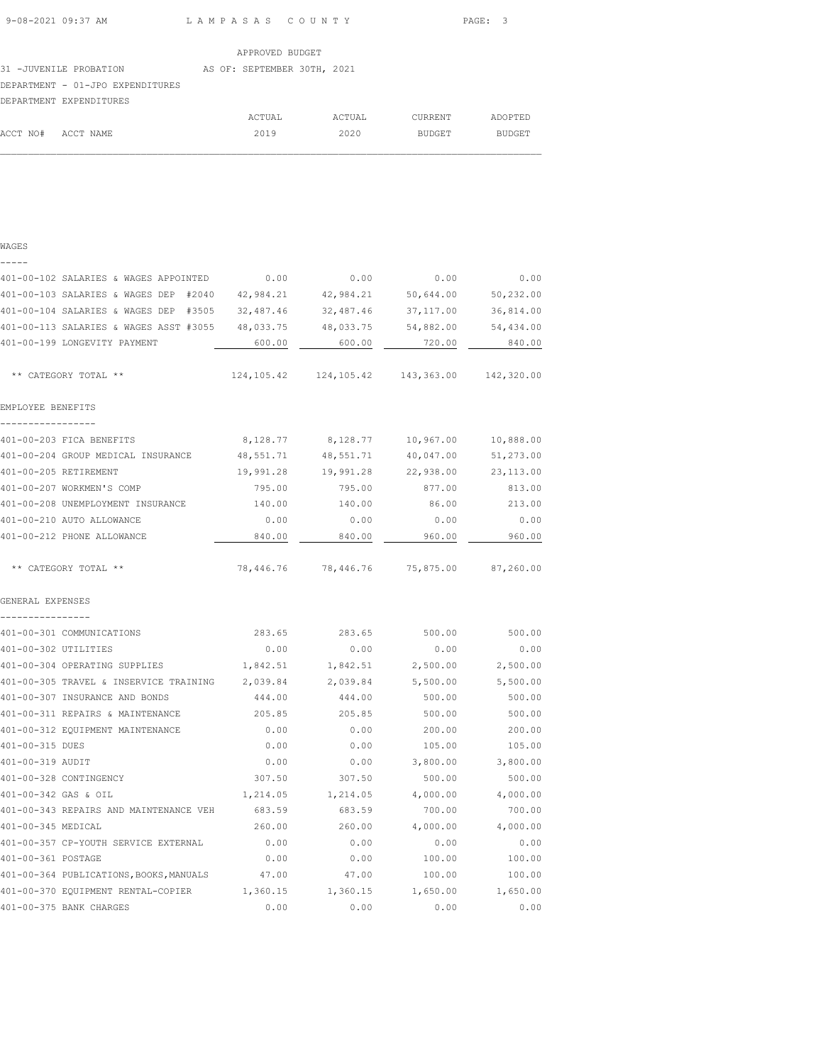APPROVED BUDGET

31 -JUVENILE PROBATION AS OF: SEPTEMBER 30TH, 2021

DEPARTMENT - 01-JPO EXPENDITURES

DEPARTMENT EXPENDITURES

| ACCT NO# | ACCT NAME | ACTUAL 2019 | ACTUAL 2020 | CURRENT BUDGET | ADOPTED BUDGET |
|---|---|---|---|---|---|
| **WAGES** | | | | | |
| 401-00-102 | SALARIES & WAGES APPOINTED | 0.00 | 0.00 | 0.00 | 0.00 |
| 401-00-103 | SALARIES & WAGES DEP #2040 | 42,984.21 | 42,984.21 | 50,644.00 | 50,232.00 |
| 401-00-104 | SALARIES & WAGES DEP #3505 | 32,487.46 | 32,487.46 | 37,117.00 | 36,814.00 |
| 401-00-113 | SALARIES & WAGES ASST #3055 | 48,033.75 | 48,033.75 | 54,882.00 | 54,434.00 |
| 401-00-199 | LONGEVITY PAYMENT | 600.00 | 600.00 | 720.00 | 840.00 |
| | ** CATEGORY TOTAL ** | 124,105.42 | 124,105.42 | 143,363.00 | 142,320.00 |
| **EMPLOYEE BENEFITS** | | | | | |
| 401-00-203 | FICA BENEFITS | 8,128.77 | 8,128.77 | 10,967.00 | 10,888.00 |
| 401-00-204 | GROUP MEDICAL INSURANCE | 48,551.71 | 48,551.71 | 40,047.00 | 51,273.00 |
| 401-00-205 | RETIREMENT | 19,991.28 | 19,991.28 | 22,938.00 | 23,113.00 |
| 401-00-207 | WORKMEN'S COMP | 795.00 | 795.00 | 877.00 | 813.00 |
| 401-00-208 | UNEMPLOYMENT INSURANCE | 140.00 | 140.00 | 86.00 | 213.00 |
| 401-00-210 | AUTO ALLOWANCE | 0.00 | 0.00 | 0.00 | 0.00 |
| 401-00-212 | PHONE ALLOWANCE | 840.00 | 840.00 | 960.00 | 960.00 |
| | ** CATEGORY TOTAL ** | 78,446.76 | 78,446.76 | 75,875.00 | 87,260.00 |
| **GENERAL EXPENSES** | | | | | |
| 401-00-301 | COMMUNICATIONS | 283.65 | 283.65 | 500.00 | 500.00 |
| 401-00-302 | UTILITIES | 0.00 | 0.00 | 0.00 | 0.00 |
| 401-00-304 | OPERATING SUPPLIES | 1,842.51 | 1,842.51 | 2,500.00 | 2,500.00 |
| 401-00-305 | TRAVEL & INSERVICE TRAINING | 2,039.84 | 2,039.84 | 5,500.00 | 5,500.00 |
| 401-00-307 | INSURANCE AND BONDS | 444.00 | 444.00 | 500.00 | 500.00 |
| 401-00-311 | REPAIRS & MAINTENANCE | 205.85 | 205.85 | 500.00 | 500.00 |
| 401-00-312 | EQUIPMENT MAINTENANCE | 0.00 | 0.00 | 200.00 | 200.00 |
| 401-00-315 | DUES | 0.00 | 0.00 | 105.00 | 105.00 |
| 401-00-319 | AUDIT | 0.00 | 0.00 | 3,800.00 | 3,800.00 |
| 401-00-328 | CONTINGENCY | 307.50 | 307.50 | 500.00 | 500.00 |
| 401-00-342 | GAS & OIL | 1,214.05 | 1,214.05 | 4,000.00 | 4,000.00 |
| 401-00-343 | REPAIRS AND MAINTENANCE VEH | 683.59 | 683.59 | 700.00 | 700.00 |
| 401-00-345 | MEDICAL | 260.00 | 260.00 | 4,000.00 | 4,000.00 |
| 401-00-357 | CP-YOUTH SERVICE EXTERNAL | 0.00 | 0.00 | 0.00 | 0.00 |
| 401-00-361 | POSTAGE | 0.00 | 0.00 | 100.00 | 100.00 |
| 401-00-364 | PUBLICATIONS,BOOKS,MANUALS | 47.00 | 47.00 | 100.00 | 100.00 |
| 401-00-370 | EQUIPMENT RENTAL-COPIER | 1,360.15 | 1,360.15 | 1,650.00 | 1,650.00 |
| 401-00-375 | BANK CHARGES | 0.00 | 0.00 | 0.00 | 0.00 |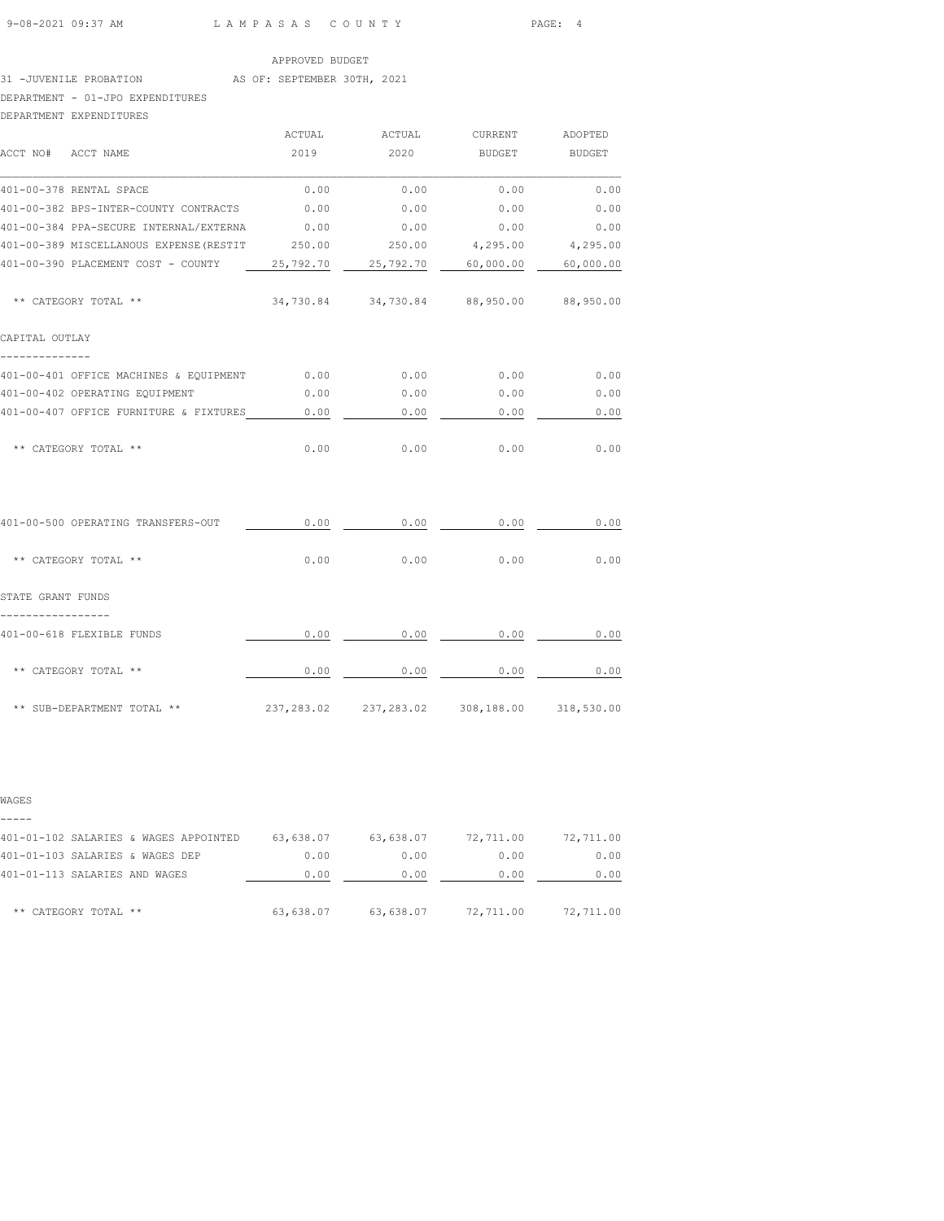APPROVED BUDGET

31 -JUVENILE PROBATION AS OF: SEPTEMBER 30TH, 2021

DEPARTMENT - 01-JPO EXPENDITURES

DEPARTMENT EXPENDITURES

| ACCT NO# ACCT NAME | ACTUAL 2019 | ACTUAL 2020 | CURRENT BUDGET | ADOPTED BUDGET |
|---|---|---|---|---|
| 401-00-378 RENTAL SPACE | 0.00 | 0.00 | 0.00 | 0.00 |
| 401-00-382 BPS-INTER-COUNTY CONTRACTS | 0.00 | 0.00 | 0.00 | 0.00 |
| 401-00-384 PPA-SECURE INTERNAL/EXTERNA | 0.00 | 0.00 | 0.00 | 0.00 |
| 401-00-389 MISCELLANOUS EXPENSE(RESTIT | 250.00 | 250.00 | 4,295.00 | 4,295.00 |
| 401-00-390 PLACEMENT COST - COUNTY | 25,792.70 | 25,792.70 | 60,000.00 | 60,000.00 |
| ** CATEGORY TOTAL ** | 34,730.84 | 34,730.84 | 88,950.00 | 88,950.00 |
| **CAPITAL OUTLAY** | | | | |
| 401-00-401 OFFICE MACHINES & EQUIPMENT | 0.00 | 0.00 | 0.00 | 0.00 |
| 401-00-402 OPERATING EQUIPMENT | 0.00 | 0.00 | 0.00 | 0.00 |
| 401-00-407 OFFICE FURNITURE & FIXTURES | 0.00 | 0.00 | 0.00 | 0.00 |
| ** CATEGORY TOTAL ** | 0.00 | 0.00 | 0.00 | 0.00 |
| 401-00-500 OPERATING TRANSFERS-OUT | 0.00 | 0.00 | 0.00 | 0.00 |
| ** CATEGORY TOTAL ** | 0.00 | 0.00 | 0.00 | 0.00 |
| **STATE GRANT FUNDS** | | | | |
| 401-00-618 FLEXIBLE FUNDS | 0.00 | 0.00 | 0.00 | 0.00 |
| ** CATEGORY TOTAL ** | 0.00 | 0.00 | 0.00 | 0.00 |
| ** SUB-DEPARTMENT TOTAL ** | 237,283.02 | 237,283.02 | 308,188.00 | 318,530.00 |
| **WAGES** | | | | |
| 401-01-102 SALARIES & WAGES APPOINTED | 63,638.07 | 63,638.07 | 72,711.00 | 72,711.00 |
| 401-01-103 SALARIES & WAGES DEP | 0.00 | 0.00 | 0.00 | 0.00 |
| 401-01-113 SALARIES AND WAGES | 0.00 | 0.00 | 0.00 | 0.00 |
| ** CATEGORY TOTAL ** | 63,638.07 | 63,638.07 | 72,711.00 | 72,711.00 |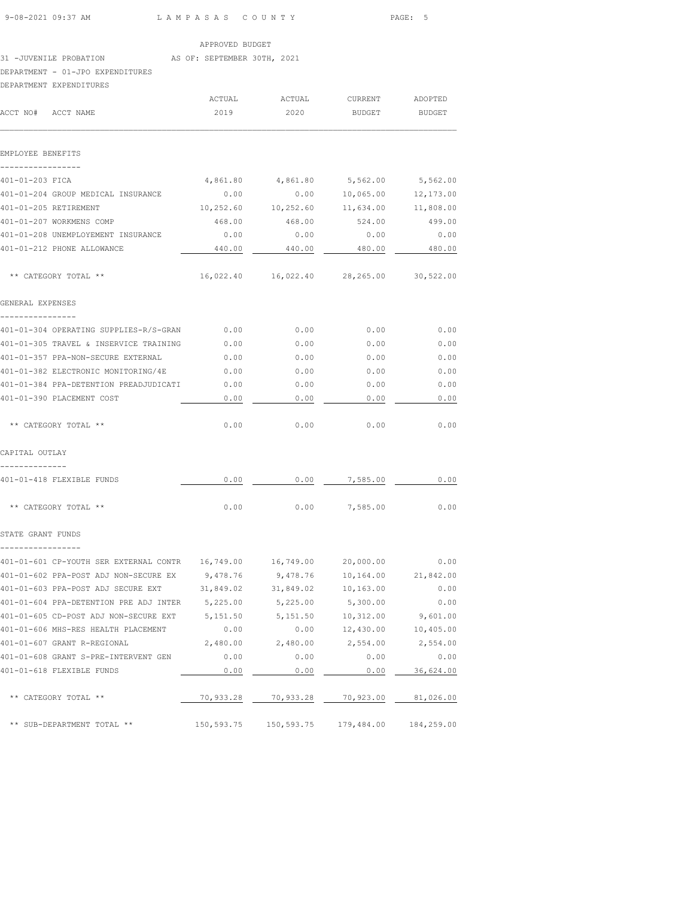APPROVED BUDGET

31 -JUVENILE PROBATION AS OF: SEPTEMBER 30TH, 2021

DEPARTMENT - 01-JPO EXPENDITURES

DEPARTMENT EXPENDITURES

| ACCT NO# ACCT NAME | ACTUAL 2019 | ACTUAL 2020 | CURRENT BUDGET | ADOPTED BUDGET |
|---|---|---|---|---|
| **EMPLOYEE BENEFITS** | | | | |
| 401-01-203 FICA | 4,861.80 | 4,861.80 | 5,562.00 | 5,562.00 |
| 401-01-204 GROUP MEDICAL INSURANCE | 0.00 | 0.00 | 10,065.00 | 12,173.00 |
| 401-01-205 RETIREMENT | 10,252.60 | 10,252.60 | 11,634.00 | 11,808.00 |
| 401-01-207 WORKMENS COMP | 468.00 | 468.00 | 524.00 | 499.00 |
| 401-01-208 UNEMPLOYEMENT INSURANCE | 0.00 | 0.00 | 0.00 | 0.00 |
| 401-01-212 PHONE ALLOWANCE | 440.00 | 440.00 | 480.00 | 480.00 |
| ** CATEGORY TOTAL ** | 16,022.40 | 16,022.40 | 28,265.00 | 30,522.00 |
| **GENERAL EXPENSES** | | | | |
| 401-01-304 OPERATING SUPPLIES-R/S-GRAN | 0.00 | 0.00 | 0.00 | 0.00 |
| 401-01-305 TRAVEL & INSERVICE TRAINING | 0.00 | 0.00 | 0.00 | 0.00 |
| 401-01-357 PPA-NON-SECURE EXTERNAL | 0.00 | 0.00 | 0.00 | 0.00 |
| 401-01-382 ELECTRONIC MONITORING/4E | 0.00 | 0.00 | 0.00 | 0.00 |
| 401-01-384 PPA-DETENTION PREADJUDICATI | 0.00 | 0.00 | 0.00 | 0.00 |
| 401-01-390 PLACEMENT COST | 0.00 | 0.00 | 0.00 | 0.00 |
| ** CATEGORY TOTAL ** | 0.00 | 0.00 | 0.00 | 0.00 |
| **CAPITAL OUTLAY** | | | | |
| 401-01-418 FLEXIBLE FUNDS | 0.00 | 0.00 | 7,585.00 | 0.00 |
| ** CATEGORY TOTAL ** | 0.00 | 0.00 | 7,585.00 | 0.00 |
| **STATE GRANT FUNDS** | | | | |
| 401-01-601 CP-YOUTH SER EXTERNAL CONTR | 16,749.00 | 16,749.00 | 20,000.00 | 0.00 |
| 401-01-602 PPA-POST ADJ NON-SECURE EX | 9,478.76 | 9,478.76 | 10,164.00 | 21,842.00 |
| 401-01-603 PPA-POST ADJ SECURE EXT | 31,849.02 | 31,849.02 | 10,163.00 | 0.00 |
| 401-01-604 PPA-DETENTION PRE ADJ INTER | 5,225.00 | 5,225.00 | 5,300.00 | 0.00 |
| 401-01-605 CD-POST ADJ NON-SECURE EXT | 5,151.50 | 5,151.50 | 10,312.00 | 9,601.00 |
| 401-01-606 MHS-RES HEALTH PLACEMENT | 0.00 | 0.00 | 12,430.00 | 10,405.00 |
| 401-01-607 GRANT R-REGIONAL | 2,480.00 | 2,480.00 | 2,554.00 | 2,554.00 |
| 401-01-608 GRANT S-PRE-INTERVENT GEN | 0.00 | 0.00 | 0.00 | 0.00 |
| 401-01-618 FLEXIBLE FUNDS | 0.00 | 0.00 | 0.00 | 36,624.00 |
| ** CATEGORY TOTAL ** | 70,933.28 | 70,933.28 | 70,923.00 | 81,026.00 |
| ** SUB-DEPARTMENT TOTAL ** | 150,593.75 | 150,593.75 | 179,484.00 | 184,259.00 |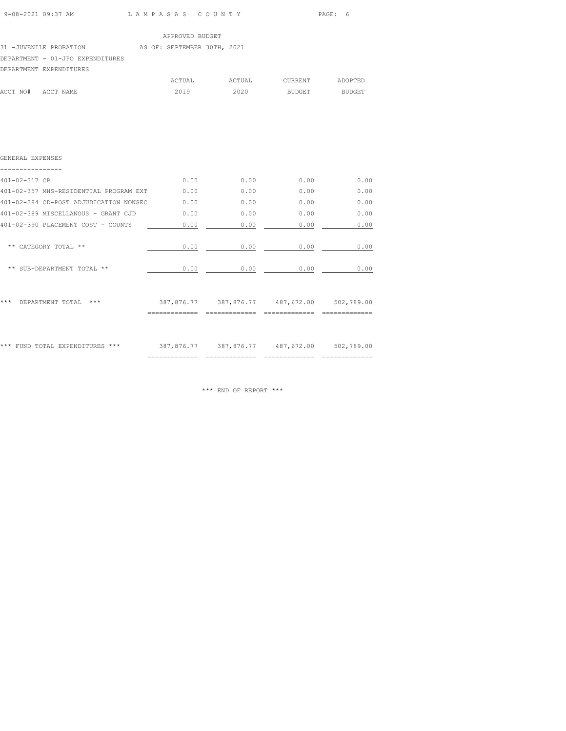APPROVED BUDGET

31 -JUVENILE PROBATION AS OF: SEPTEMBER 30TH, 2021

DEPARTMENT - 01-JPO EXPENDITURES

DEPARTMENT EXPENDITURES

| ACCT NO# ACCT NAME | ACTUAL 2019 | ACTUAL 2020 | CURRENT BUDGET | ADOPTED BUDGET |
|---|---|---|---|---|
| **GENERAL EXPENSES** | | | | |
| 401-02-317 CP | 0.00 | 0.00 | 0.00 | 0.00 |
| 401-02-357 MHS-RESIDENTIAL PROGRAM EXT | 0.00 | 0.00 | 0.00 | 0.00 |
| 401-02-384 CD-POST ADJUDICATION NONSEC | 0.00 | 0.00 | 0.00 | 0.00 |
| 401-02-389 MISCELLANOUS - GRANT CJD | 0.00 | 0.00 | 0.00 | 0.00 |
| 401-02-390 PLACEMENT COST - COUNTY | 0.00 | 0.00 | 0.00 | 0.00 |
| ** CATEGORY TOTAL ** | 0.00 | 0.00 | 0.00 | 0.00 |
| ** SUB-DEPARTMENT TOTAL ** | 0.00 | 0.00 | 0.00 | 0.00 |
| *** DEPARTMENT TOTAL *** | 387,876.77 | 387,876.77 | 487,672.00 | 502,789.00 |
| *** FUND TOTAL EXPENDITURES *** | 387,876.77 | 387,876.77 | 487,672.00 | 502,789.00 |

*** END OF REPORT ***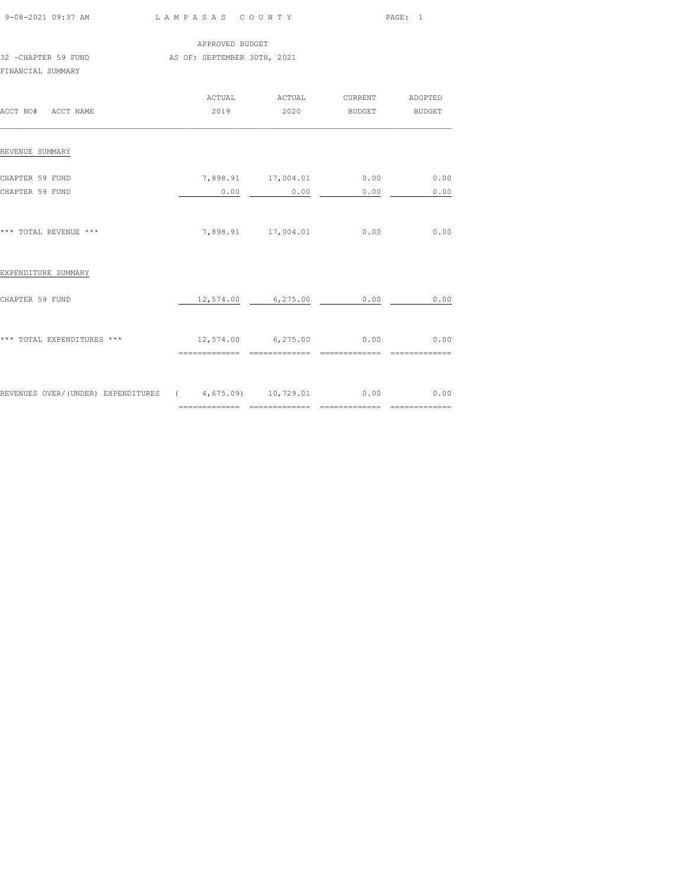LAMPASAS COUNTY

APPROVED BUDGET

32 -CHAPTER 59 FUND AS OF: SEPTEMBER 30TH, 2021

FINANCIAL SUMMARY

| ACCT NO# ACCT NAME | ACTUAL 2019 | ACTUAL 2020 | CURRENT BUDGET | ADOPTED BUDGET |
|---|---|---|---|---|
| **REVENUE SUMMARY** | | | | |
| CHAPTER 59 FUND | 7,898.91 | 17,004.01 | 0.00 | 0.00 |
| CHAPTER 59 FUND | 0.00 | 0.00 | 0.00 | 0.00 |
| *** TOTAL REVENUE *** | 7,898.91 | 17,004.01 | 0.00 | 0.00 |
| **EXPENDITURE SUMMARY** | | | | |
| CHAPTER 59 FUND | 12,574.00 | 6,275.00 | 0.00 | 0.00 |
| *** TOTAL EXPENDITURES *** | 12,574.00 | 6,275.00 | 0.00 | 0.00 |
| REVENUES OVER/(UNDER) EXPENDITURES | ( 4,675.09) | 10,729.01 | 0.00 | 0.00 |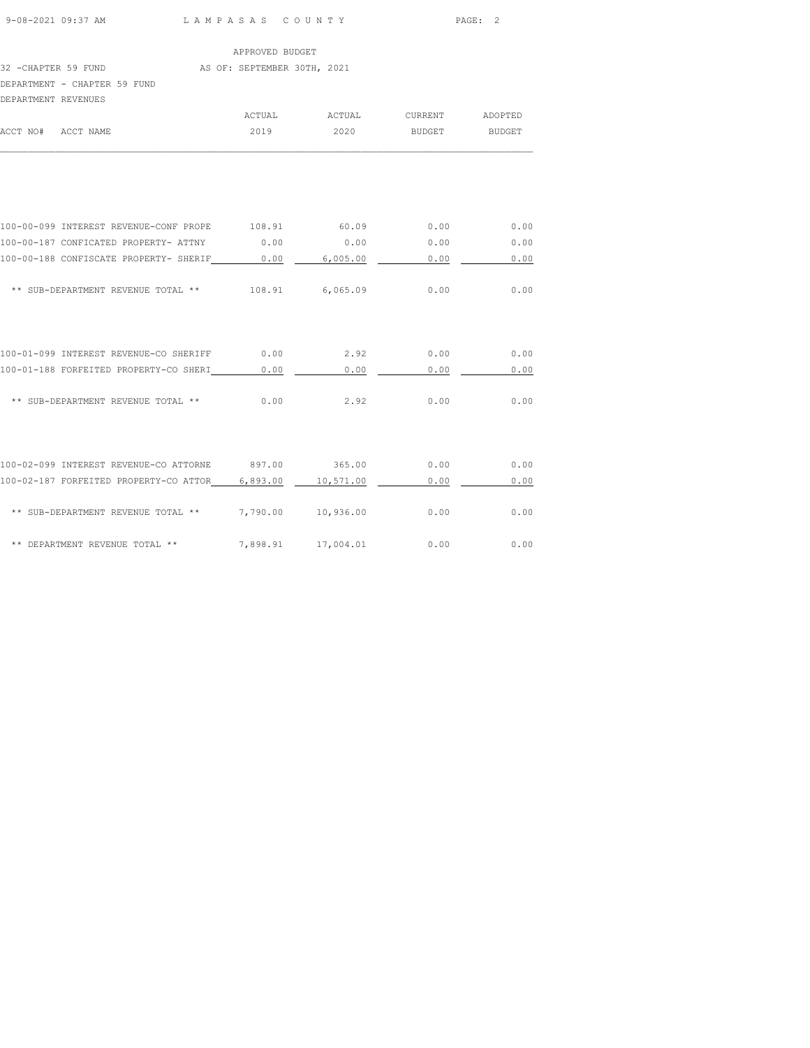LAMPASAS COUNTY

APPROVED BUDGET

32 -CHAPTER 59 FUND AS OF: SEPTEMBER 30TH, 2021

DEPARTMENT - CHAPTER 59 FUND

DEPARTMENT REVENUES

| ACCT NO# | ACCT NAME | ACTUAL 2019 | ACTUAL 2020 | CURRENT BUDGET | ADOPTED BUDGET |
|---|---|---|---|---|---|
| 100-00-099 | INTEREST REVENUE-CONF PROPE | 108.91 | 60.09 | 0.00 | 0.00 |
| 100-00-187 | CONFICATED PROPERTY- ATTNY | 0.00 | 0.00 | 0.00 | 0.00 |
| 100-00-188 | CONFISCATE PROPERTY- SHERIF | 0.00 | 6,005.00 | 0.00 | 0.00 |
| | ** SUB-DEPARTMENT REVENUE TOTAL ** | 108.91 | 6,065.09 | 0.00 | 0.00 |
| 100-01-099 | INTEREST REVENUE-CO SHERIFF | 0.00 | 2.92 | 0.00 | 0.00 |
| 100-01-188 | FORFEITED PROPERTY-CO SHERI | 0.00 | 0.00 | 0.00 | 0.00 |
| | ** SUB-DEPARTMENT REVENUE TOTAL ** | 0.00 | 2.92 | 0.00 | 0.00 |
| 100-02-099 | INTEREST REVENUE-CO ATTORNE | 897.00 | 365.00 | 0.00 | 0.00 |
| 100-02-187 | FORFEITED PROPERTY-CO ATTOR | 6,893.00 | 10,571.00 | 0.00 | 0.00 |
| | ** SUB-DEPARTMENT REVENUE TOTAL ** | 7,790.00 | 10,936.00 | 0.00 | 0.00 |
| | ** DEPARTMENT REVENUE TOTAL ** | 7,898.91 | 17,004.01 | 0.00 | 0.00 |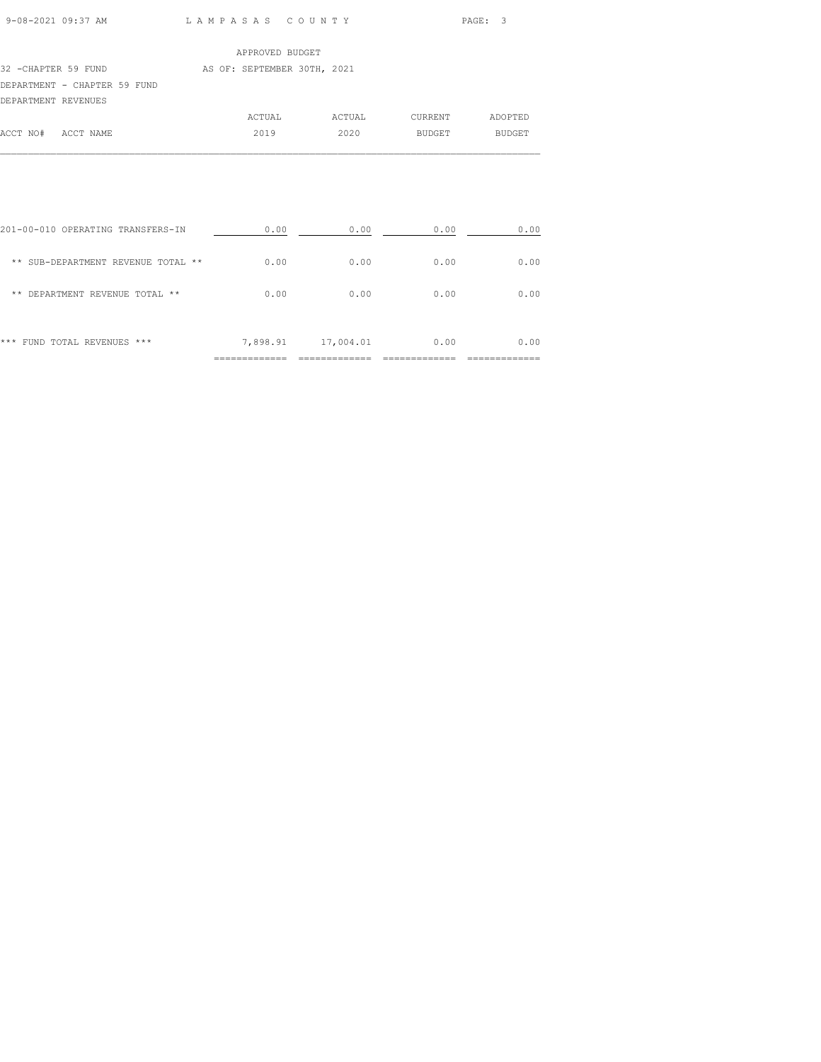APPROVED BUDGET

32 -CHAPTER 59 FUND AS OF: SEPTEMBER 30TH, 2021

DEPARTMENT - CHAPTER 59 FUND

DEPARTMENT REVENUES

| ACCT NO# ACCT NAME | ACTUAL 2019 | ACTUAL 2020 | CURRENT BUDGET | ADOPTED BUDGET |
|---|---|---|---|---|
| 201-00-010 OPERATING TRANSFERS-IN | 0.00 | 0.00 | 0.00 | 0.00 |
| ** SUB-DEPARTMENT REVENUE TOTAL ** | 0.00 | 0.00 | 0.00 | 0.00 |
| ** DEPARTMENT REVENUE TOTAL ** | 0.00 | 0.00 | 0.00 | 0.00 |
| *** FUND TOTAL REVENUES *** | 7,898.91 | 17,004.01 | 0.00 | 0.00 |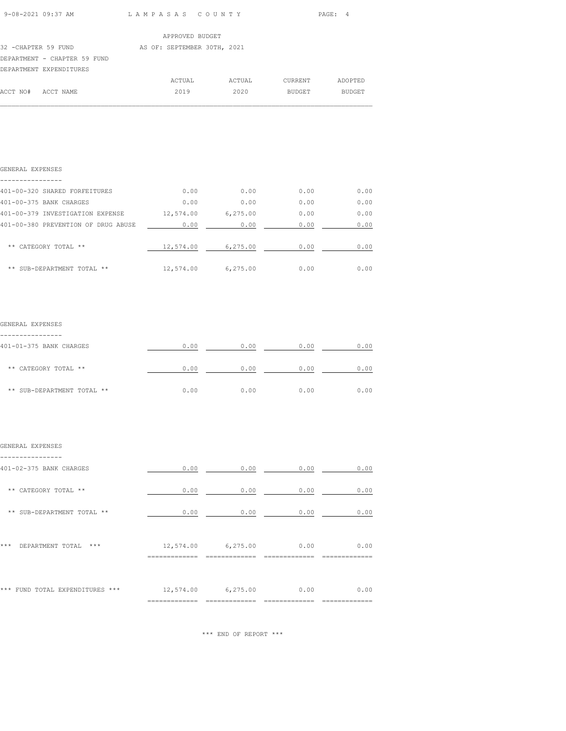APPROVED BUDGET

32 -CHAPTER 59 FUND AS OF: SEPTEMBER 30TH, 2021

DEPARTMENT - CHAPTER 59 FUND

DEPARTMENT EXPENDITURES

| ACCT NO# ACCT NAME | ACTUAL 2019 | ACTUAL 2020 | CURRENT BUDGET | ADOPTED BUDGET |
|---|---|---|---|---|
| **GENERAL EXPENSES** | | | | |
| 401-00-320 SHARED FORFEITURES | 0.00 | 0.00 | 0.00 | 0.00 |
| 401-00-375 BANK CHARGES | 0.00 | 0.00 | 0.00 | 0.00 |
| 401-00-379 INVESTIGATION EXPENSE | 12,574.00 | 6,275.00 | 0.00 | 0.00 |
| 401-00-380 PREVENTION OF DRUG ABUSE | 0.00 | 0.00 | 0.00 | 0.00 |
| ** CATEGORY TOTAL ** | 12,574.00 | 6,275.00 | 0.00 | 0.00 |
| ** SUB-DEPARTMENT TOTAL ** | 12,574.00 | 6,275.00 | 0.00 | 0.00 |
| **GENERAL EXPENSES** | | | | |
| 401-01-375 BANK CHARGES | 0.00 | 0.00 | 0.00 | 0.00 |
| ** CATEGORY TOTAL ** | 0.00 | 0.00 | 0.00 | 0.00 |
| ** SUB-DEPARTMENT TOTAL ** | 0.00 | 0.00 | 0.00 | 0.00 |
| **GENERAL EXPENSES** | | | | |
| 401-02-375 BANK CHARGES | 0.00 | 0.00 | 0.00 | 0.00 |
| ** CATEGORY TOTAL ** | 0.00 | 0.00 | 0.00 | 0.00 |
| ** SUB-DEPARTMENT TOTAL ** | 0.00 | 0.00 | 0.00 | 0.00 |
| *** DEPARTMENT TOTAL *** | 12,574.00 | 6,275.00 | 0.00 | 0.00 |
| *** FUND TOTAL EXPENDITURES *** | 12,574.00 | 6,275.00 | 0.00 | 0.00 |

*** END OF REPORT ***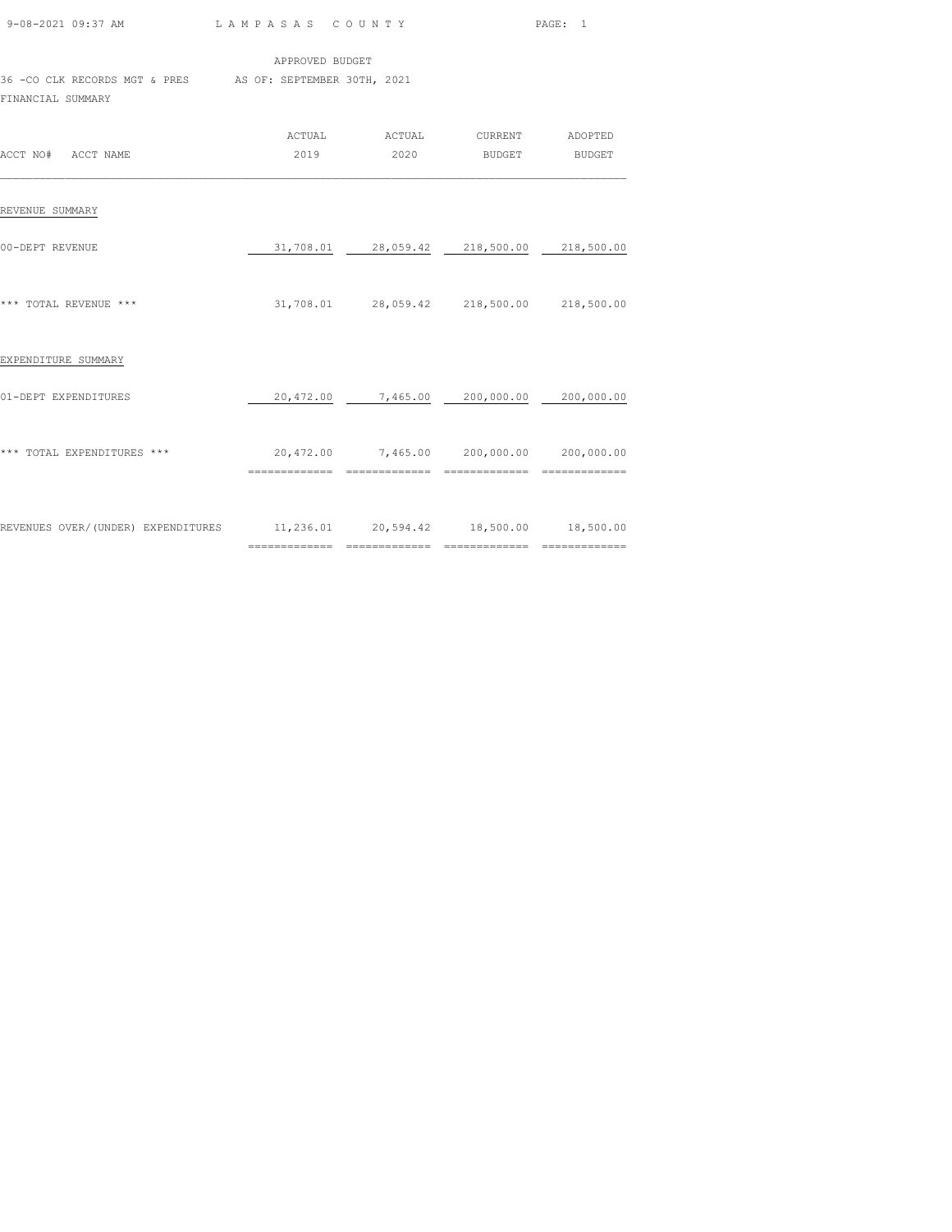LAMPASAS COUNTY

APPROVED BUDGET

36 -CO CLK RECORDS MGT & PRES AS OF: SEPTEMBER 30TH, 2021

FINANCIAL SUMMARY

| ACCT NO# ACCT NAME | ACTUAL 2019 | ACTUAL 2020 | CURRENT BUDGET | ADOPTED BUDGET |
|---|---|---|---|---|
| REVENUE SUMMARY | | | | |
| 00-DEPT REVENUE | 31,708.01 | 28,059.42 | 218,500.00 | 218,500.00 |
| *** TOTAL REVENUE *** | 31,708.01 | 28,059.42 | 218,500.00 | 218,500.00 |
| EXPENDITURE SUMMARY | | | | |
| 01-DEPT EXPENDITURES | 20,472.00 | 7,465.00 | 200,000.00 | 200,000.00 |
| *** TOTAL EXPENDITURES *** | 20,472.00 | 7,465.00 | 200,000.00 | 200,000.00 |
| REVENUES OVER/(UNDER) EXPENDITURES | 11,236.01 | 20,594.42 | 18,500.00 | 18,500.00 |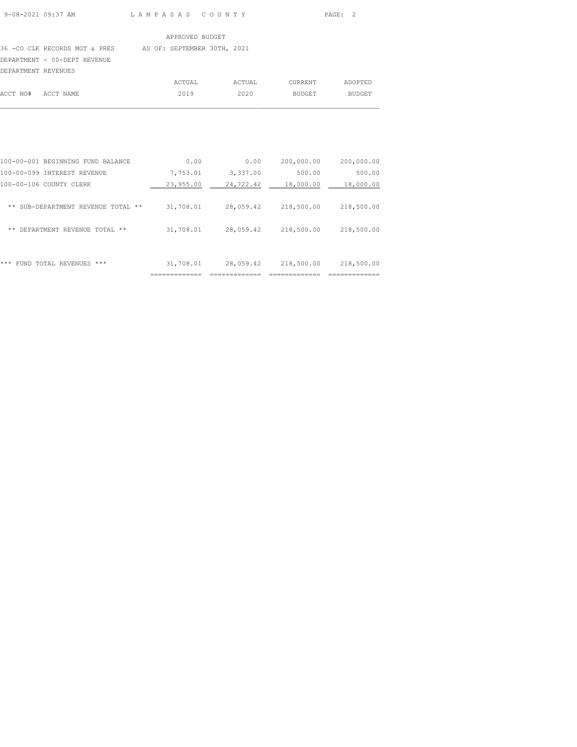APPROVED BUDGET

36 -CO CLK RECORDS MGT & PRES AS OF: SEPTEMBER 30TH, 2021

DEPARTMENT - 00-DEPT REVENUE

DEPARTMENT REVENUES

| ACCT NO# | ACCT NAME | ACTUAL 2019 | ACTUAL 2020 | CURRENT BUDGET | ADOPTED BUDGET |
|---|---|---|---|---|---|
| 100-00-001 | BEGINNING FUND BALANCE | 0.00 | 0.00 | 200,000.00 | 200,000.00 |
| 100-00-099 | INTEREST REVENUE | 7,753.01 | 3,337.00 | 500.00 | 500.00 |
| 100-00-106 | COUNTY CLERK | 23,955.00 | 24,722.42 | 18,000.00 | 18,000.00 |
| | ** SUB-DEPARTMENT REVENUE TOTAL ** | 31,708.01 | 28,059.42 | 218,500.00 | 218,500.00 |
| | ** DEPARTMENT REVENUE TOTAL ** | 31,708.01 | 28,059.42 | 218,500.00 | 218,500.00 |
| | *** FUND TOTAL REVENUES *** | 31,708.01 | 28,059.42 | 218,500.00 | 218,500.00 |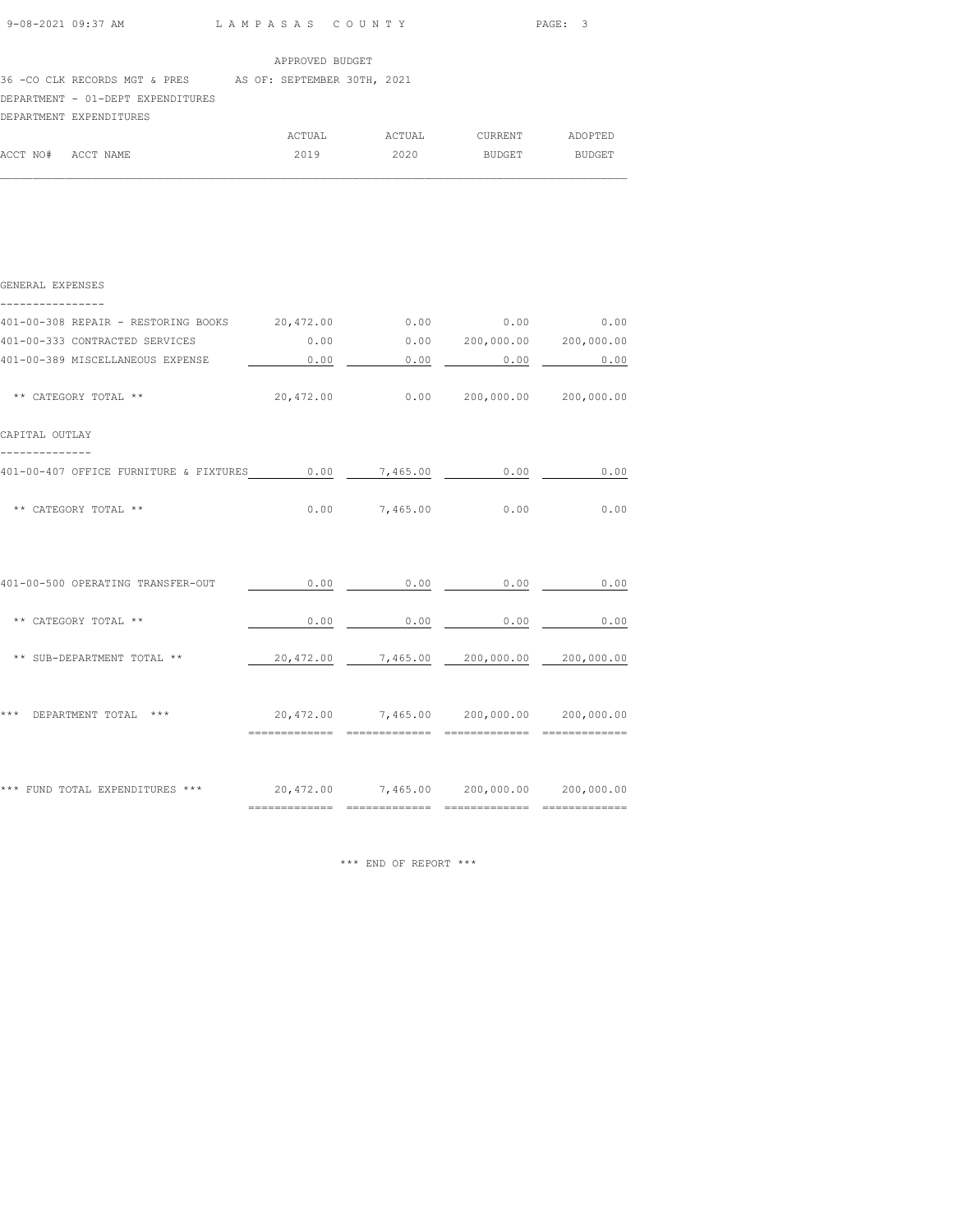APPROVED BUDGET

36 -CO CLK RECORDS MGT & PRES AS OF: SEPTEMBER 30TH, 2021

DEPARTMENT - 01-DEPT EXPENDITURES

DEPARTMENT EXPENDITURES

| ACCT NO# ACCT NAME | ACTUAL 2019 | ACTUAL 2020 | CURRENT BUDGET | ADOPTED BUDGET |
|---|---|---|---|---|
| **GENERAL EXPENSES** | | | | |
| 401-00-308 REPAIR - RESTORING BOOKS | 20,472.00 | 0.00 | 0.00 | 0.00 |
| 401-00-333 CONTRACTED SERVICES | 0.00 | 0.00 | 200,000.00 | 200,000.00 |
| 401-00-389 MISCELLANEOUS EXPENSE | 0.00 | 0.00 | 0.00 | 0.00 |
| ** CATEGORY TOTAL ** | 20,472.00 | 0.00 | 200,000.00 | 200,000.00 |
| **CAPITAL OUTLAY** | | | | |
| 401-00-407 OFFICE FURNITURE & FIXTURES | 0.00 | 7,465.00 | 0.00 | 0.00 |
| ** CATEGORY TOTAL ** | 0.00 | 7,465.00 | 0.00 | 0.00 |
| 401-00-500 OPERATING TRANSFER-OUT | 0.00 | 0.00 | 0.00 | 0.00 |
| ** CATEGORY TOTAL ** | 0.00 | 0.00 | 0.00 | 0.00 |
| ** SUB-DEPARTMENT TOTAL ** | 20,472.00 | 7,465.00 | 200,000.00 | 200,000.00 |
| *** DEPARTMENT TOTAL *** | 20,472.00 | 7,465.00 | 200,000.00 | 200,000.00 |
| *** FUND TOTAL EXPENDITURES *** | 20,472.00 | 7,465.00 | 200,000.00 | 200,000.00 |

*** END OF REPORT ***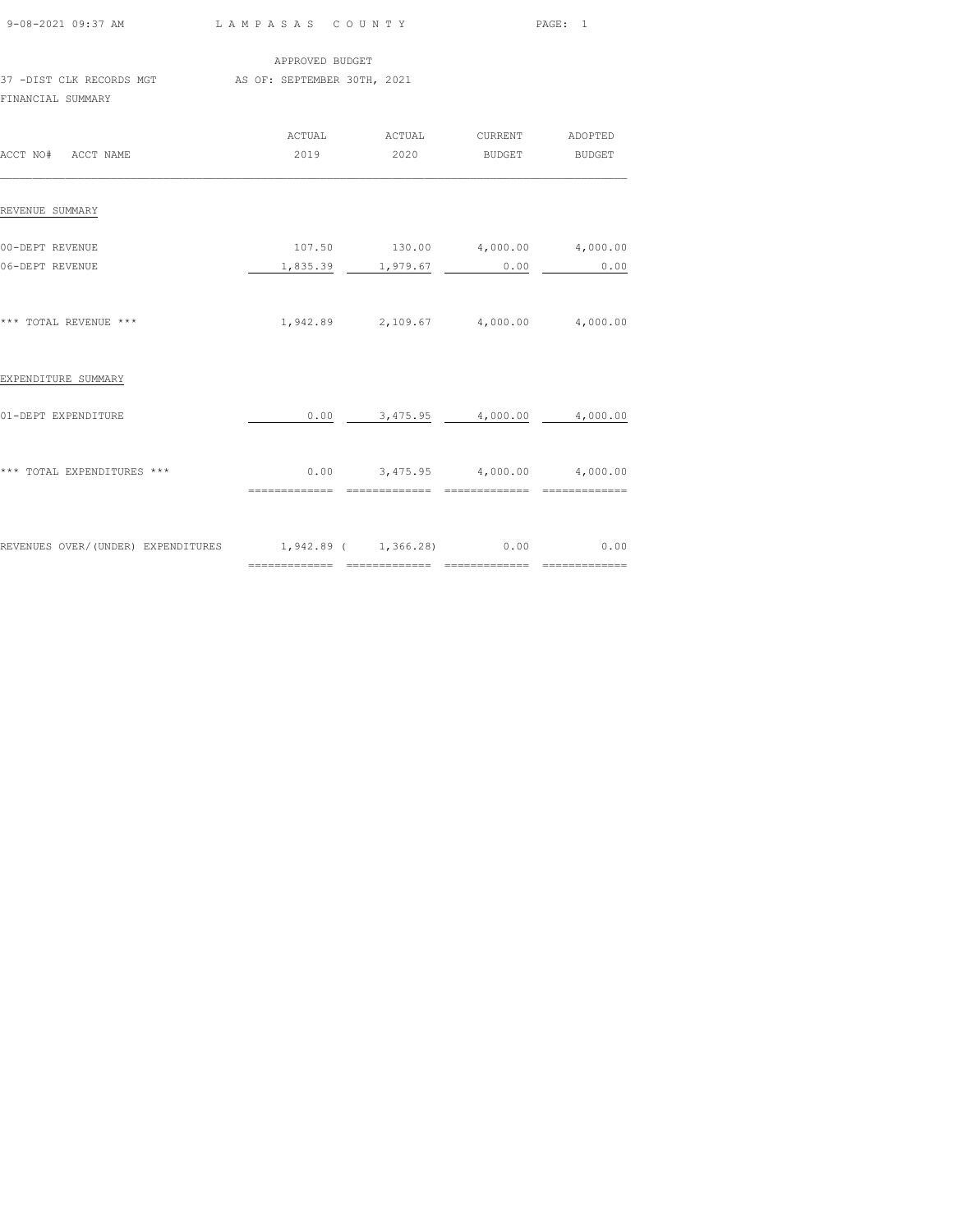LAMPASAS COUNTY

APPROVED BUDGET

37 -DIST CLK RECORDS MGT AS OF: SEPTEMBER 30TH, 2021

FINANCIAL SUMMARY

| ACCT NO# ACCT NAME | ACTUAL 2019 | ACTUAL 2020 | CURRENT BUDGET | ADOPTED BUDGET |
|---|---|---|---|---|
| **REVENUE SUMMARY** | | | | |
| 00-DEPT REVENUE | 107.50 | 130.00 | 4,000.00 | 4,000.00 |
| 06-DEPT REVENUE | 1,835.39 | 1,979.67 | 0.00 | 0.00 |
| *** TOTAL REVENUE *** | 1,942.89 | 2,109.67 | 4,000.00 | 4,000.00 |
| **EXPENDITURE SUMMARY** | | | | |
| 01-DEPT EXPENDITURE | 0.00 | 3,475.95 | 4,000.00 | 4,000.00 |
| *** TOTAL EXPENDITURES *** | 0.00 | 3,475.95 | 4,000.00 | 4,000.00 |
| REVENUES OVER/(UNDER) EXPENDITURES | 1,942.89 | ( 1,366.28) | 0.00 | 0.00 |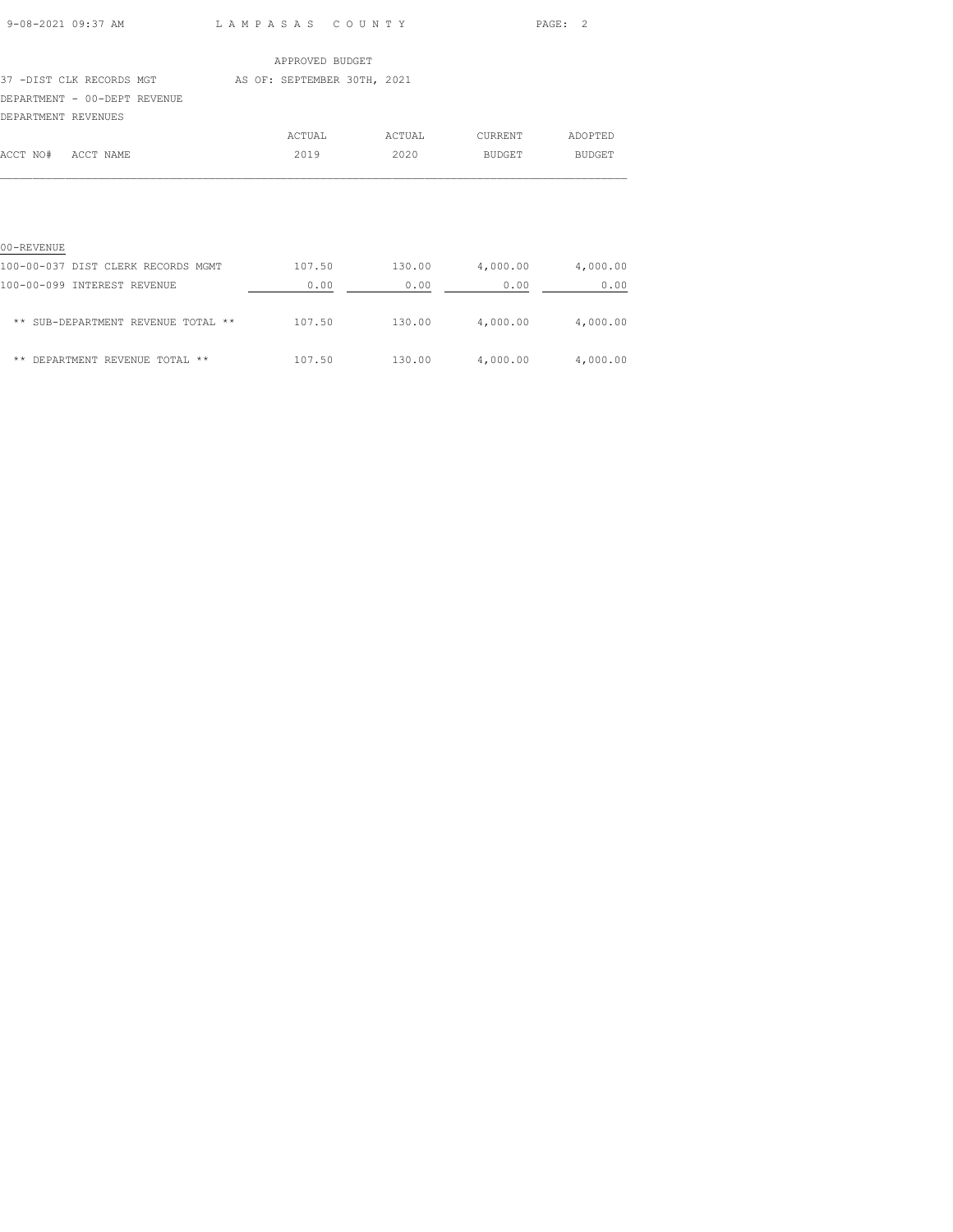APPROVED BUDGET

37 -DIST CLK RECORDS MGT AS OF: SEPTEMBER 30TH, 2021

DEPARTMENT - 00-DEPT REVENUE

DEPARTMENT REVENUES

| ACCT NO# ACCT NAME | ACTUAL 2019 | ACTUAL 2020 | CURRENT BUDGET | ADOPTED BUDGET |
|---|---|---|---|---|
| 00-REVENUE | | | | |
| 100-00-037 DIST CLERK RECORDS MGMT | 107.50 | 130.00 | 4,000.00 | 4,000.00 |
| 100-00-099 INTEREST REVENUE | 0.00 | 0.00 | 0.00 | 0.00 |
| ** SUB-DEPARTMENT REVENUE TOTAL ** | 107.50 | 130.00 | 4,000.00 | 4,000.00 |
| ** DEPARTMENT REVENUE TOTAL ** | 107.50 | 130.00 | 4,000.00 | 4,000.00 |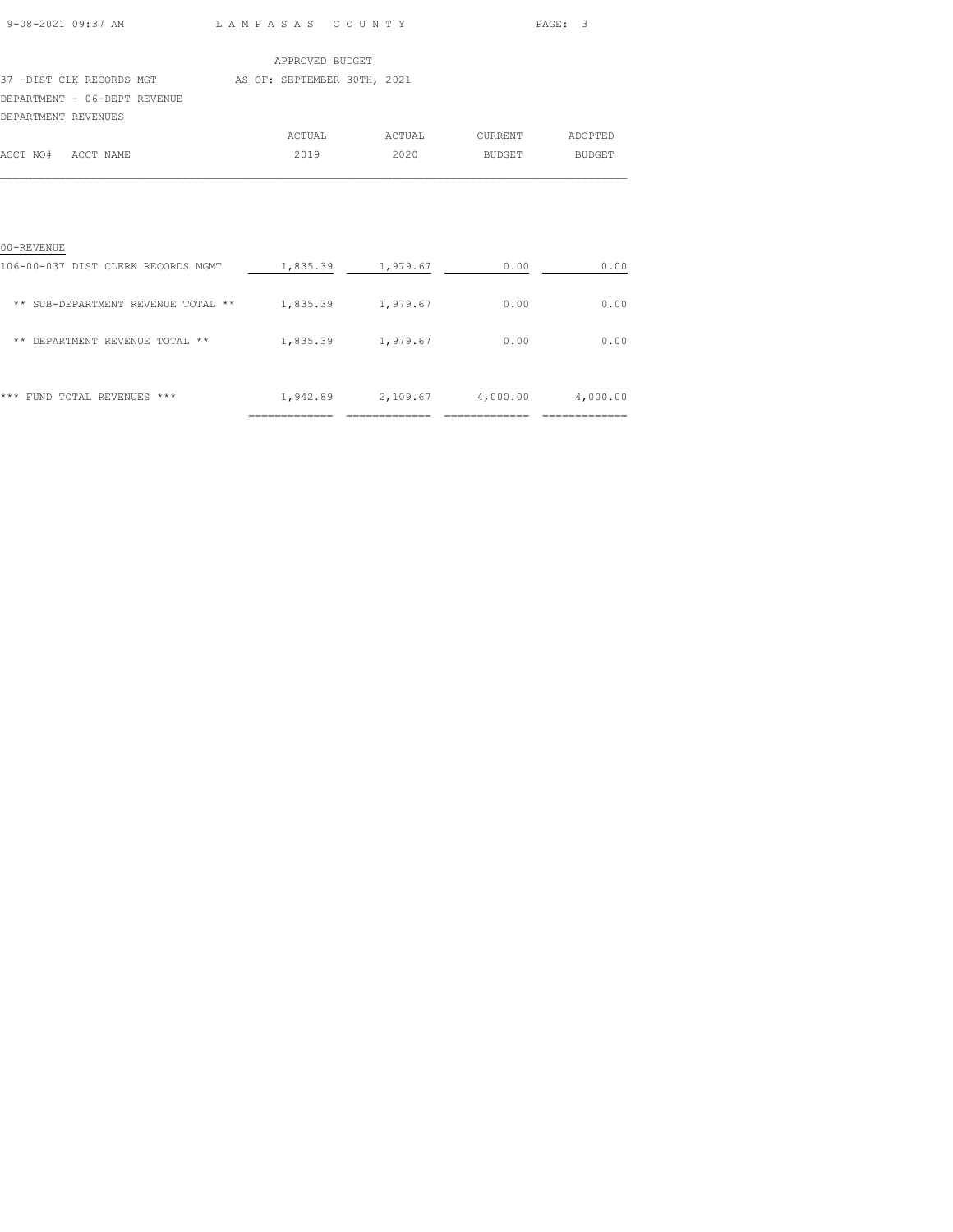APPROVED BUDGET

37 -DIST CLK RECORDS MGT AS OF: SEPTEMBER 30TH, 2021

DEPARTMENT - 06-DEPT REVENUE

DEPARTMENT REVENUES

| ACCT NO# ACCT NAME | ACTUAL 2019 | ACTUAL 2020 | CURRENT BUDGET | ADOPTED BUDGET |
|---|---|---|---|---|
| 00-REVENUE | | | | |
| 106-00-037 DIST CLERK RECORDS MGMT | 1,835.39 | 1,979.67 | 0.00 | 0.00 |
| ** SUB-DEPARTMENT REVENUE TOTAL ** | 1,835.39 | 1,979.67 | 0.00 | 0.00 |
| ** DEPARTMENT REVENUE TOTAL ** | 1,835.39 | 1,979.67 | 0.00 | 0.00 |
| *** FUND TOTAL REVENUES *** | 1,942.89 | 2,109.67 | 4,000.00 | 4,000.00 |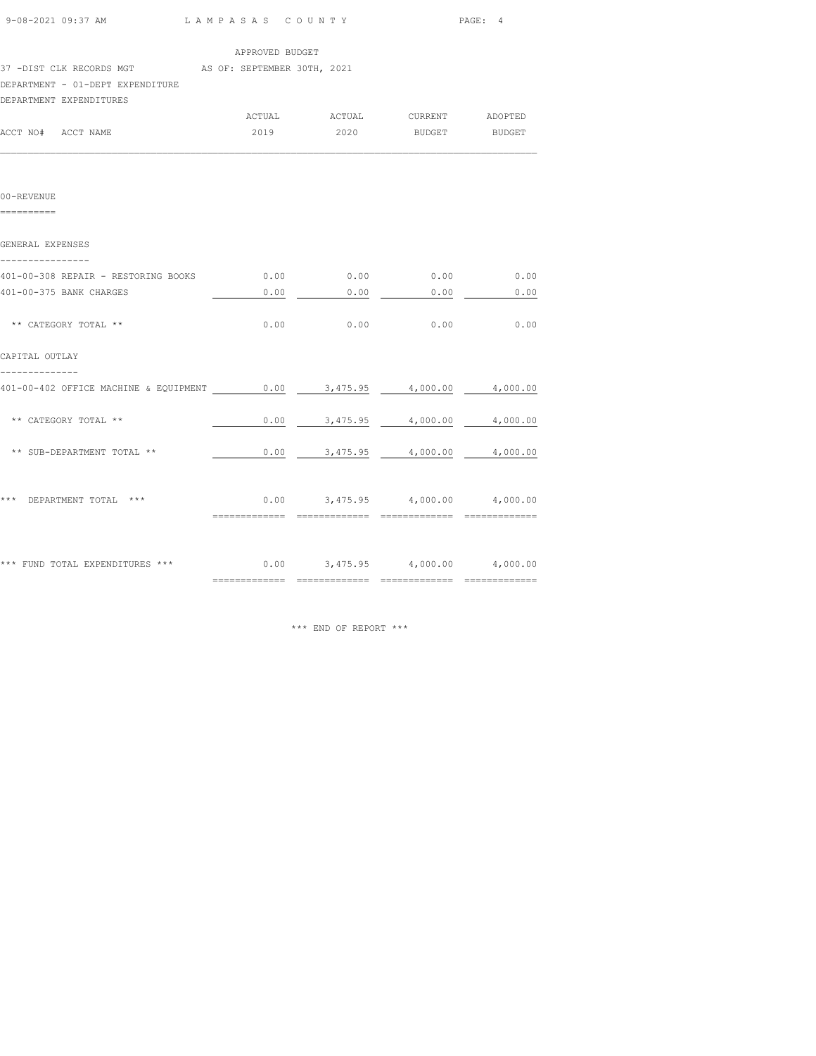LAMPASAS COUNTY

APPROVED BUDGET

37 -DIST CLK RECORDS MGT AS OF: SEPTEMBER 30TH, 2021

DEPARTMENT - 01-DEPT EXPENDITURE

DEPARTMENT EXPENDITURES

| ACCT NO# ACCT NAME | ACTUAL 2019 | ACTUAL 2020 | CURRENT BUDGET | ADOPTED BUDGET |
|---|---|---|---|---|
| **00-REVENUE** | | | | |
| **GENERAL EXPENSES** | | | | |
| 401-00-308 REPAIR - RESTORING BOOKS | 0.00 | 0.00 | 0.00 | 0.00 |
| 401-00-375 BANK CHARGES | 0.00 | 0.00 | 0.00 | 0.00 |
| ** CATEGORY TOTAL ** | 0.00 | 0.00 | 0.00 | 0.00 |
| **CAPITAL OUTLAY** | | | | |
| 401-00-402 OFFICE MACHINE & EQUIPMENT | 0.00 | 3,475.95 | 4,000.00 | 4,000.00 |
| ** CATEGORY TOTAL ** | 0.00 | 3,475.95 | 4,000.00 | 4,000.00 |
| ** SUB-DEPARTMENT TOTAL ** | 0.00 | 3,475.95 | 4,000.00 | 4,000.00 |
| *** DEPARTMENT TOTAL *** | 0.00 | 3,475.95 | 4,000.00 | 4,000.00 |
| *** FUND TOTAL EXPENDITURES *** | 0.00 | 3,475.95 | 4,000.00 | 4,000.00 |

*** END OF REPORT ***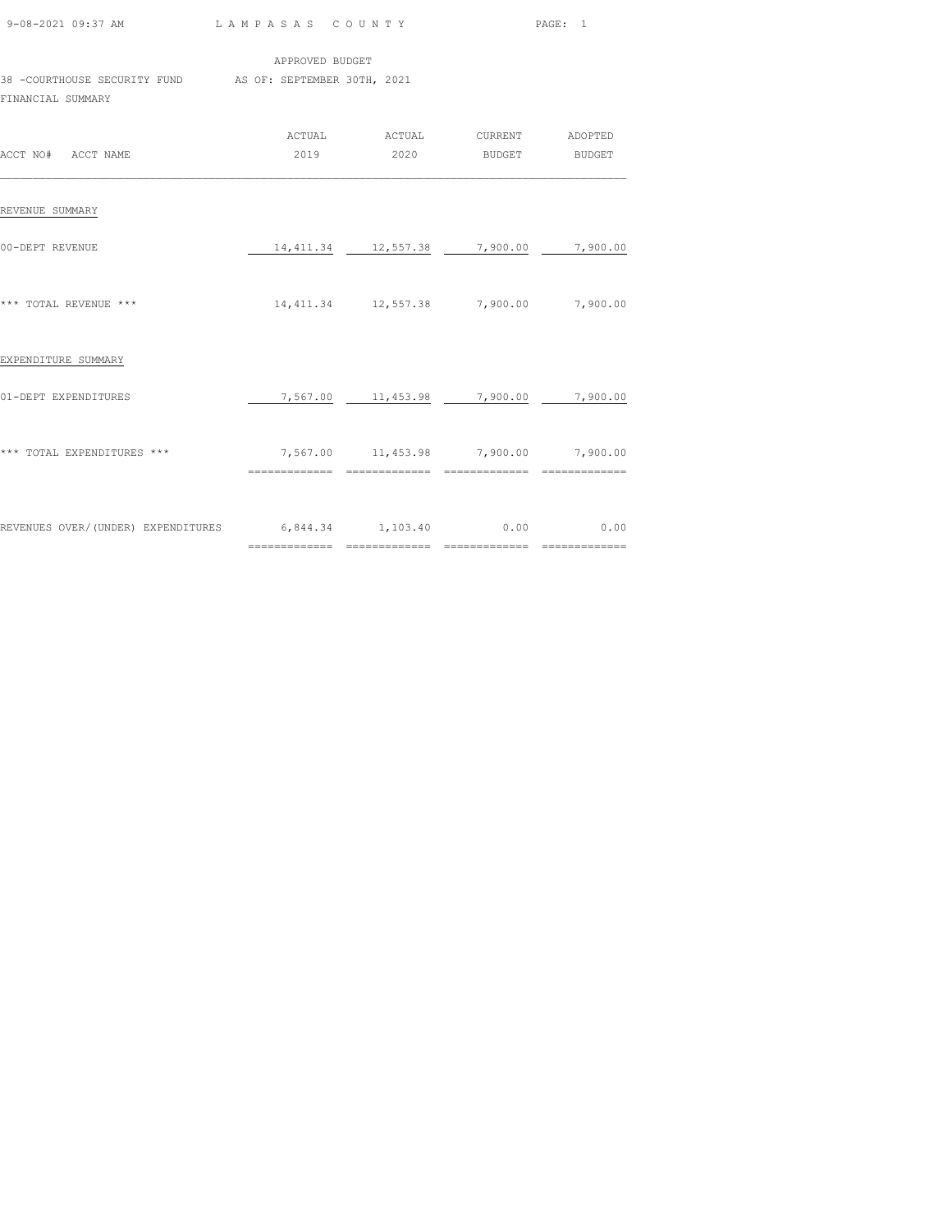APPROVED BUDGET

38 -COURTHOUSE SECURITY FUND AS OF: SEPTEMBER 30TH, 2021

FINANCIAL SUMMARY

| ACCT NO# ACCT NAME | ACTUAL 2019 | ACTUAL 2020 | CURRENT BUDGET | ADOPTED BUDGET |
|---|---|---|---|---|
| REVENUE SUMMARY | | | | |
| 00-DEPT REVENUE | 14,411.34 | 12,557.38 | 7,900.00 | 7,900.00 |
| *** TOTAL REVENUE *** | 14,411.34 | 12,557.38 | 7,900.00 | 7,900.00 |
| EXPENDITURE SUMMARY | | | | |
| 01-DEPT EXPENDITURES | 7,567.00 | 11,453.98 | 7,900.00 | 7,900.00 |
| *** TOTAL EXPENDITURES *** | 7,567.00 | 11,453.98 | 7,900.00 | 7,900.00 |
| REVENUES OVER/(UNDER) EXPENDITURES | 6,844.34 | 1,103.40 | 0.00 | 0.00 |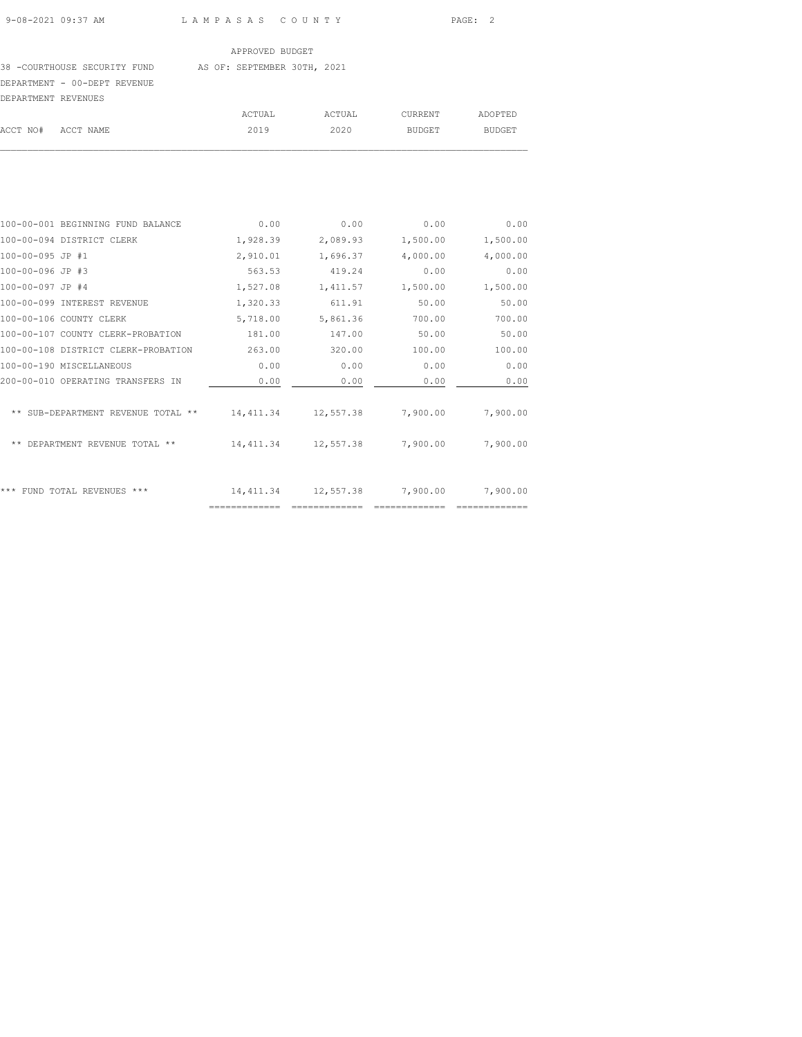APPROVED BUDGET

38 -COURTHOUSE SECURITY FUND AS OF: SEPTEMBER 30TH, 2021

DEPARTMENT - 00-DEPT REVENUE

DEPARTMENT REVENUES

| ACCT NO# | ACCT NAME | ACTUAL 2019 | ACTUAL 2020 | CURRENT BUDGET | ADOPTED BUDGET |
|---|---|---|---|---|---|
| 100-00-001 | BEGINNING FUND BALANCE | 0.00 | 0.00 | 0.00 | 0.00 |
| 100-00-094 | DISTRICT CLERK | 1,928.39 | 2,089.93 | 1,500.00 | 1,500.00 |
| 100-00-095 | JP #1 | 2,910.01 | 1,696.37 | 4,000.00 | 4,000.00 |
| 100-00-096 | JP #3 | 563.53 | 419.24 | 0.00 | 0.00 |
| 100-00-097 | JP #4 | 1,527.08 | 1,411.57 | 1,500.00 | 1,500.00 |
| 100-00-099 | INTEREST REVENUE | 1,320.33 | 611.91 | 50.00 | 50.00 |
| 100-00-106 | COUNTY CLERK | 5,718.00 | 5,861.36 | 700.00 | 700.00 |
| 100-00-107 | COUNTY CLERK-PROBATION | 181.00 | 147.00 | 50.00 | 50.00 |
| 100-00-108 | DISTRICT CLERK-PROBATION | 263.00 | 320.00 | 100.00 | 100.00 |
| 100-00-190 | MISCELLANEOUS | 0.00 | 0.00 | 0.00 | 0.00 |
| 200-00-010 | OPERATING TRANSFERS IN | 0.00 | 0.00 | 0.00 | 0.00 |
| | ** SUB-DEPARTMENT REVENUE TOTAL ** | 14,411.34 | 12,557.38 | 7,900.00 | 7,900.00 |
| | ** DEPARTMENT REVENUE TOTAL ** | 14,411.34 | 12,557.38 | 7,900.00 | 7,900.00 |
| | *** FUND TOTAL REVENUES *** | 14,411.34 | 12,557.38 | 7,900.00 | 7,900.00 |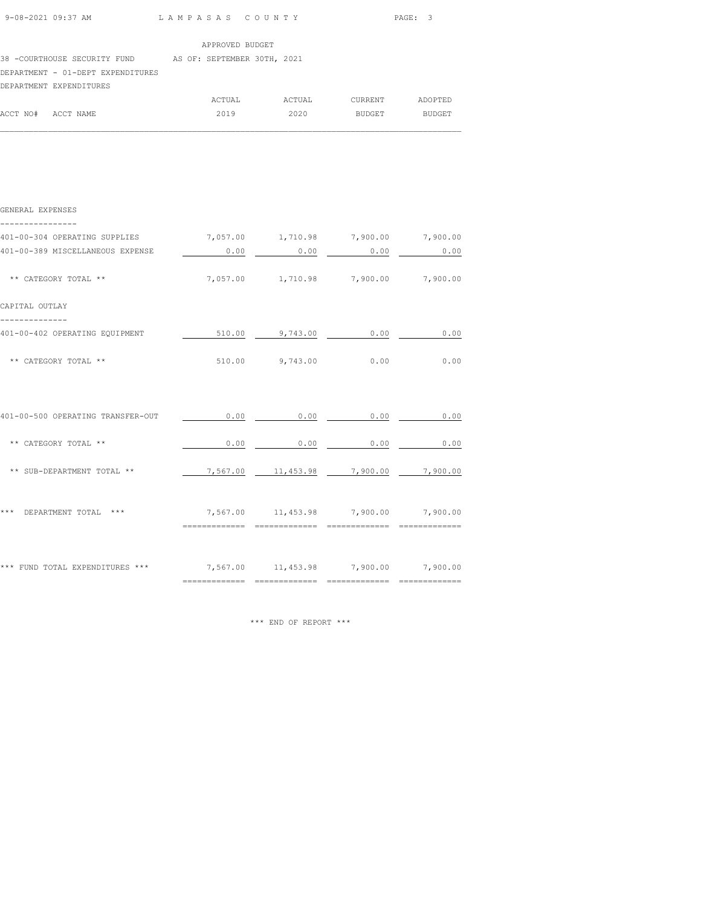APPROVED BUDGET

38 -COURTHOUSE SECURITY FUND AS OF: SEPTEMBER 30TH, 2021

DEPARTMENT - 01-DEPT EXPENDITURES

DEPARTMENT EXPENDITURES

| ACCT NO# ACCT NAME | ACTUAL 2019 | ACTUAL 2020 | CURRENT BUDGET | ADOPTED BUDGET |
|---|---|---|---|---|
| **GENERAL EXPENSES** | | | | |
| 401-00-304 OPERATING SUPPLIES | 7,057.00 | 1,710.98 | 7,900.00 | 7,900.00 |
| 401-00-389 MISCELLANEOUS EXPENSE | 0.00 | 0.00 | 0.00 | 0.00 |
| ** CATEGORY TOTAL ** | 7,057.00 | 1,710.98 | 7,900.00 | 7,900.00 |
| **CAPITAL OUTLAY** | | | | |
| 401-00-402 OPERATING EQUIPMENT | 510.00 | 9,743.00 | 0.00 | 0.00 |
| ** CATEGORY TOTAL ** | 510.00 | 9,743.00 | 0.00 | 0.00 |
| 401-00-500 OPERATING TRANSFER-OUT | 0.00 | 0.00 | 0.00 | 0.00 |
| ** CATEGORY TOTAL ** | 0.00 | 0.00 | 0.00 | 0.00 |
| ** SUB-DEPARTMENT TOTAL ** | 7,567.00 | 11,453.98 | 7,900.00 | 7,900.00 |
| *** DEPARTMENT TOTAL *** | 7,567.00 | 11,453.98 | 7,900.00 | 7,900.00 |
| *** FUND TOTAL EXPENDITURES *** | 7,567.00 | 11,453.98 | 7,900.00 | 7,900.00 |

*** END OF REPORT ***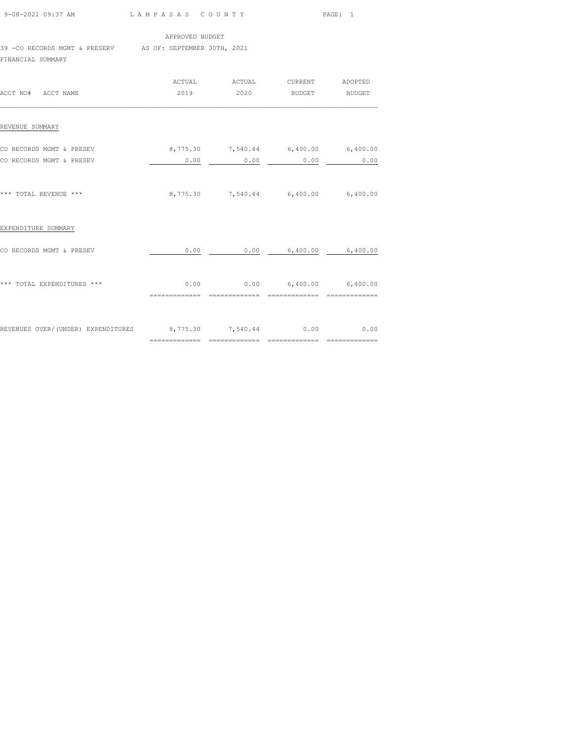APPROVED BUDGET

39 -CO RECORDS MGMT & PRESERV AS OF: SEPTEMBER 30TH, 2021

FINANCIAL SUMMARY

| ACCT NO# ACCT NAME | ACTUAL 2019 | ACTUAL 2020 | CURRENT BUDGET | ADOPTED BUDGET |
|---|---|---|---|---|
| REVENUE SUMMARY | | | | |
| CO RECORDS MGMT & PRESEV | 8,775.30 | 7,540.44 | 6,400.00 | 6,400.00 |
| CO RECORDS MGMT & PRESEV | 0.00 | 0.00 | 0.00 | 0.00 |
| *** TOTAL REVENUE *** | 8,775.30 | 7,540.44 | 6,400.00 | 6,400.00 |
| EXPENDITURE SUMMARY | | | | |
| CO RECORDS MGMT & PRESEV | 0.00 | 0.00 | 6,400.00 | 6,400.00 |
| *** TOTAL EXPENDITURES *** | 0.00 | 0.00 | 6,400.00 | 6,400.00 |
| REVENUES OVER/(UNDER) EXPENDITURES | 8,775.30 | 7,540.44 | 0.00 | 0.00 |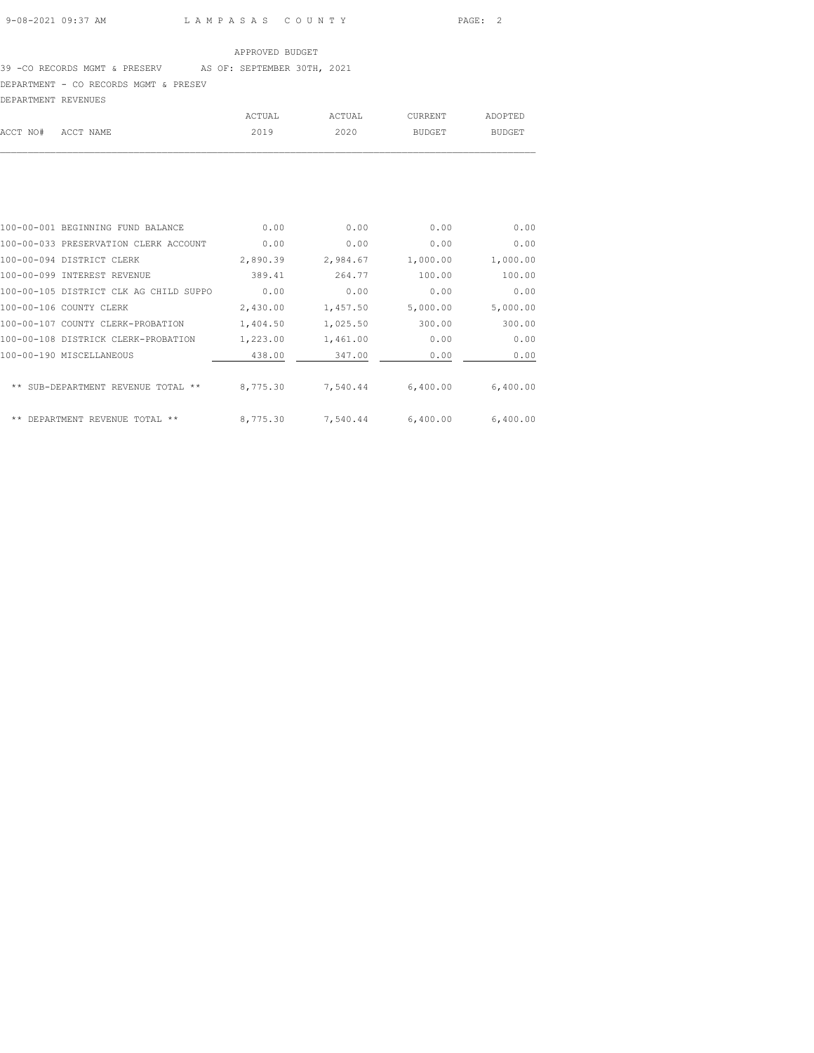LAMPASAS COUNTY

APPROVED BUDGET

39 -CO RECORDS MGMT & PRESERV AS OF: SEPTEMBER 30TH, 2021

DEPARTMENT - CO RECORDS MGMT & PRESEV

DEPARTMENT REVENUES

| ACCT NO# | ACCT NAME | ACTUAL 2019 | ACTUAL 2020 | CURRENT BUDGET | ADOPTED BUDGET |
|---|---|---|---|---|---|
| 100-00-001 | BEGINNING FUND BALANCE | 0.00 | 0.00 | 0.00 | 0.00 |
| 100-00-033 | PRESERVATION CLERK ACCOUNT | 0.00 | 0.00 | 0.00 | 0.00 |
| 100-00-094 | DISTRICT CLERK | 2,890.39 | 2,984.67 | 1,000.00 | 1,000.00 |
| 100-00-099 | INTEREST REVENUE | 389.41 | 264.77 | 100.00 | 100.00 |
| 100-00-105 | DISTRICT CLK AG CHILD SUPPO | 0.00 | 0.00 | 0.00 | 0.00 |
| 100-00-106 | COUNTY CLERK | 2,430.00 | 1,457.50 | 5,000.00 | 5,000.00 |
| 100-00-107 | COUNTY CLERK-PROBATION | 1,404.50 | 1,025.50 | 300.00 | 300.00 |
| 100-00-108 | DISTRICK CLERK-PROBATION | 1,223.00 | 1,461.00 | 0.00 | 0.00 |
| 100-00-190 | MISCELLANEOUS | 438.00 | 347.00 | 0.00 | 0.00 |
| | ** SUB-DEPARTMENT REVENUE TOTAL ** | 8,775.30 | 7,540.44 | 6,400.00 | 6,400.00 |
| | ** DEPARTMENT REVENUE TOTAL ** | 8,775.30 | 7,540.44 | 6,400.00 | 6,400.00 |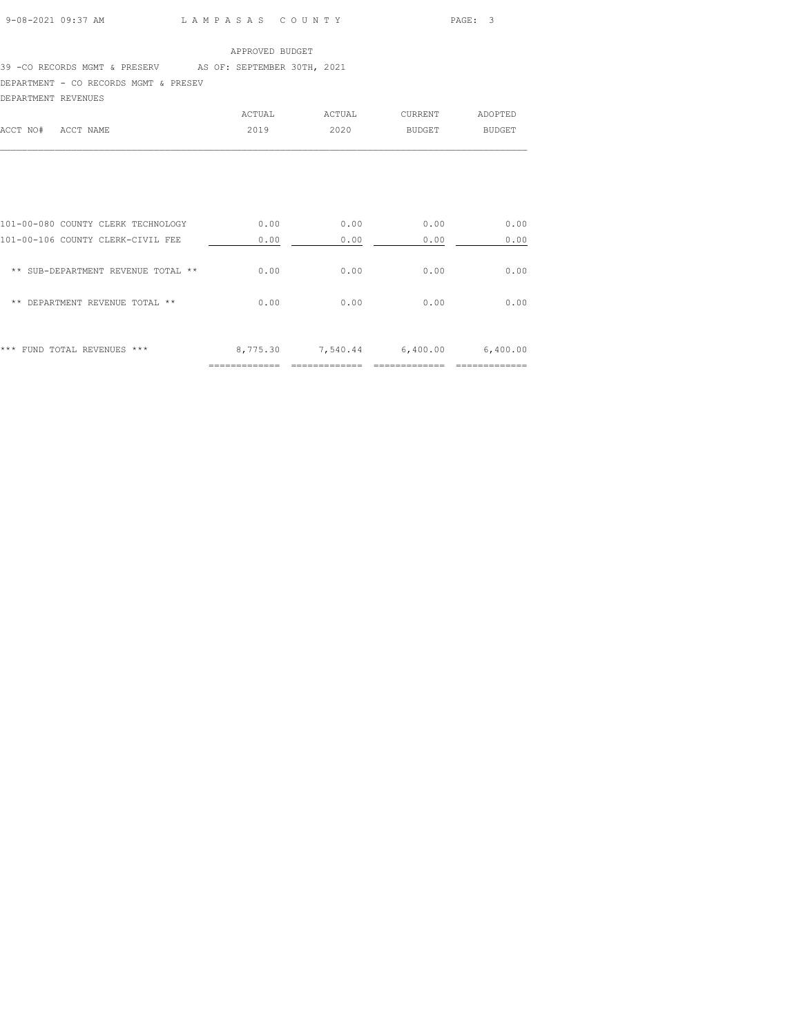APPROVED BUDGET

39 -CO RECORDS MGMT & PRESERV AS OF: SEPTEMBER 30TH, 2021

DEPARTMENT - CO RECORDS MGMT & PRESEV

DEPARTMENT REVENUES

| ACCT NO# ACCT NAME | ACTUAL 2019 | ACTUAL 2020 | CURRENT BUDGET | ADOPTED BUDGET |
|---|---|---|---|---|
| 101-00-080 COUNTY CLERK TECHNOLOGY | 0.00 | 0.00 | 0.00 | 0.00 |
| 101-00-106 COUNTY CLERK-CIVIL FEE | 0.00 | 0.00 | 0.00 | 0.00 |
| ** SUB-DEPARTMENT REVENUE TOTAL ** | 0.00 | 0.00 | 0.00 | 0.00 |
| ** DEPARTMENT REVENUE TOTAL ** | 0.00 | 0.00 | 0.00 | 0.00 |
| *** FUND TOTAL REVENUES *** | 8,775.30 | 7,540.44 | 6,400.00 | 6,400.00 |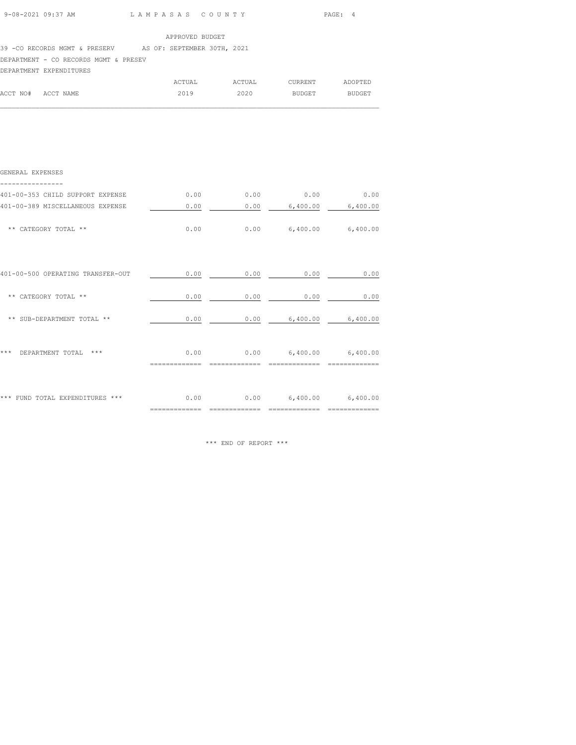APPROVED BUDGET

39 -CO RECORDS MGMT & PRESERV AS OF: SEPTEMBER 30TH, 2021

DEPARTMENT - CO RECORDS MGMT & PRESEV

DEPARTMENT EXPENDITURES

| ACCT NO# ACCT NAME | ACTUAL 2019 | ACTUAL 2020 | CURRENT BUDGET | ADOPTED BUDGET |
|---|---|---|---|---|
| **GENERAL EXPENSES** | | | | |
| 401-00-353 CHILD SUPPORT EXPENSE | 0.00 | 0.00 | 0.00 | 0.00 |
| 401-00-389 MISCELLANEOUS EXPENSE | 0.00 | 0.00 | 6,400.00 | 6,400.00 |
| ** CATEGORY TOTAL ** | 0.00 | 0.00 | 6,400.00 | 6,400.00 |
| 401-00-500 OPERATING TRANSFER-OUT | 0.00 | 0.00 | 0.00 | 0.00 |
| ** CATEGORY TOTAL ** | 0.00 | 0.00 | 0.00 | 0.00 |
| ** SUB-DEPARTMENT TOTAL ** | 0.00 | 0.00 | 6,400.00 | 6,400.00 |
| *** DEPARTMENT TOTAL *** | 0.00 | 0.00 | 6,400.00 | 6,400.00 |
| *** FUND TOTAL EXPENDITURES *** | 0.00 | 0.00 | 6,400.00 | 6,400.00 |

*** END OF REPORT ***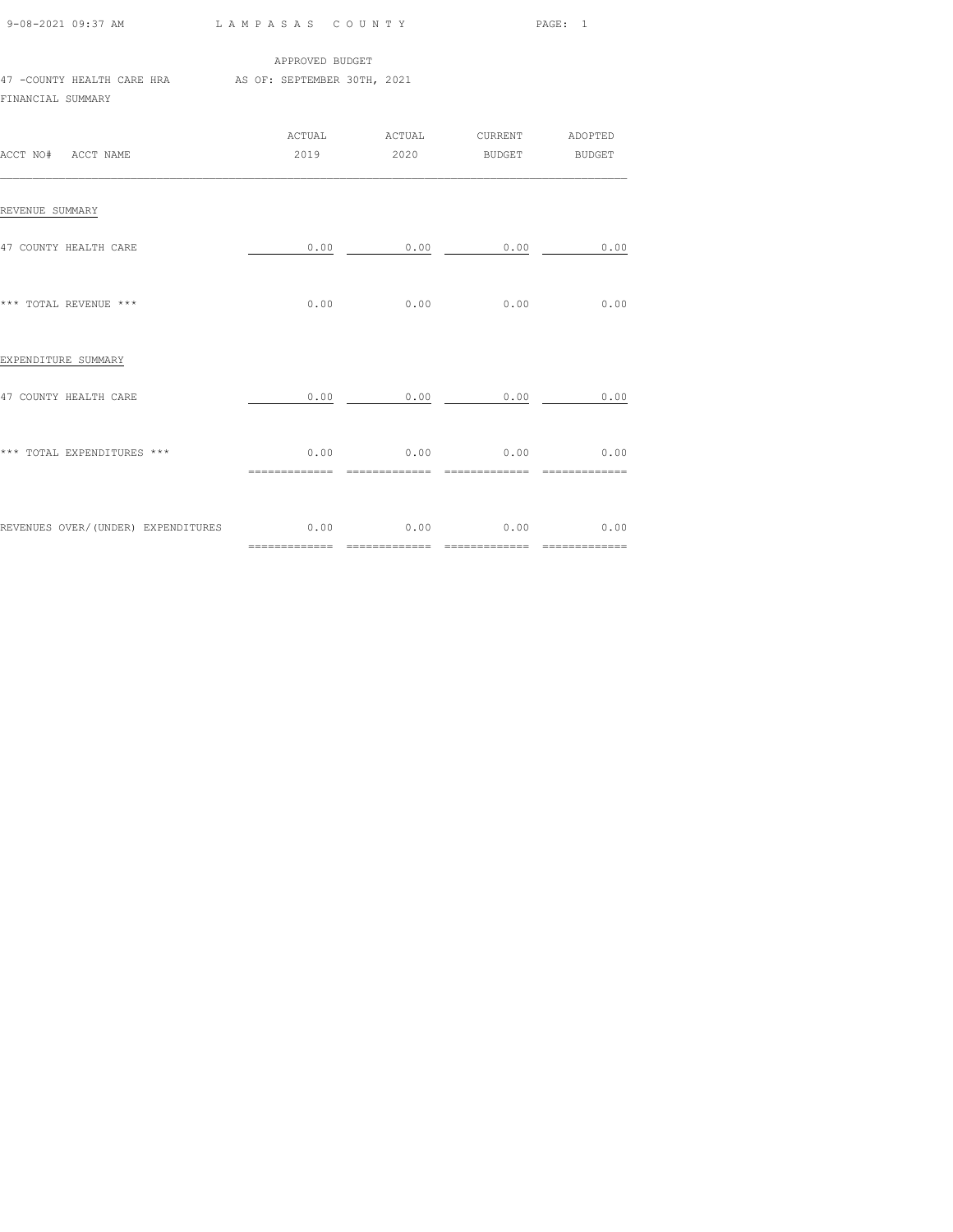APPROVED BUDGET

47 -COUNTY HEALTH CARE HRA AS OF: SEPTEMBER 30TH, 2021

FINANCIAL SUMMARY

| ACCT NO# ACCT NAME | ACTUAL 2019 | ACTUAL 2020 | CURRENT BUDGET | ADOPTED BUDGET |
|---|---|---|---|---|
| REVENUE SUMMARY | | | | |
| 47 COUNTY HEALTH CARE | 0.00 | 0.00 | 0.00 | 0.00 |
| *** TOTAL REVENUE *** | 0.00 | 0.00 | 0.00 | 0.00 |
| EXPENDITURE SUMMARY | | | | |
| 47 COUNTY HEALTH CARE | 0.00 | 0.00 | 0.00 | 0.00 |
| *** TOTAL EXPENDITURES *** | 0.00 | 0.00 | 0.00 | 0.00 |
| REVENUES OVER/(UNDER) EXPENDITURES | 0.00 | 0.00 | 0.00 | 0.00 |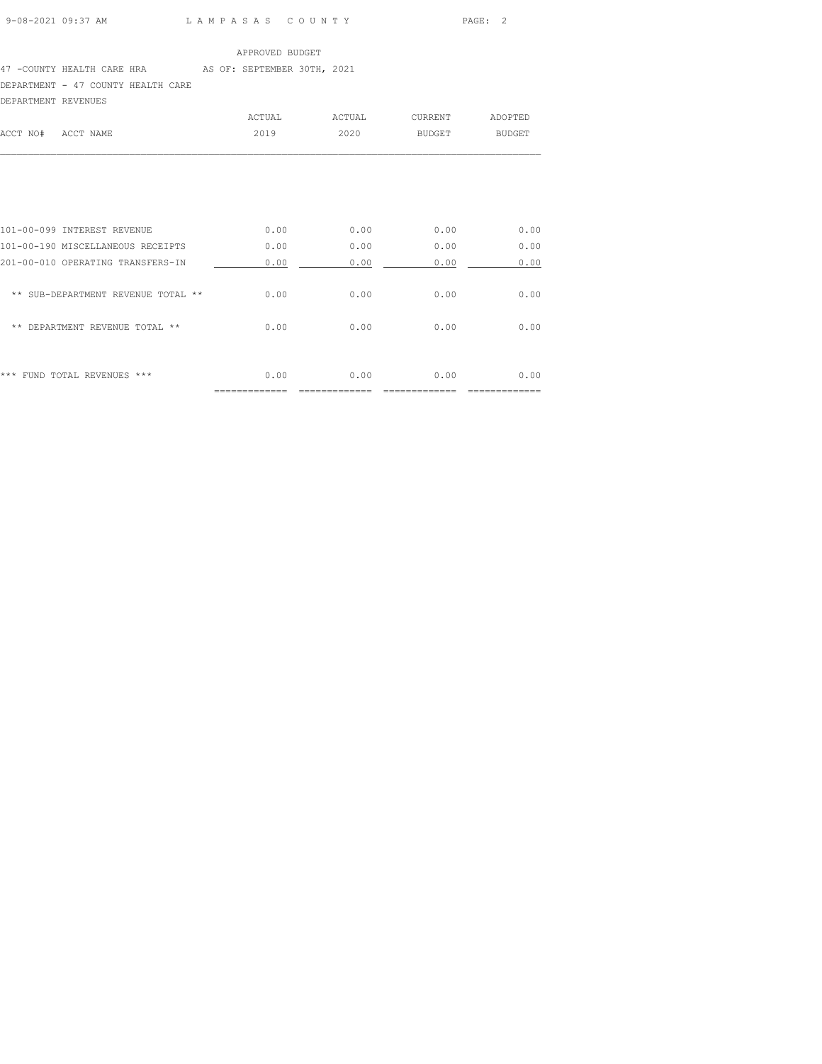APPROVED BUDGET

47 -COUNTY HEALTH CARE HRA AS OF: SEPTEMBER 30TH, 2021

DEPARTMENT - 47 COUNTY HEALTH CARE

DEPARTMENT REVENUES

| ACCT NO# | ACCT NAME | ACTUAL 2019 | ACTUAL 2020 | CURRENT BUDGET | ADOPTED BUDGET |
|---|---|---|---|---|---|
| 101-00-099 | INTEREST REVENUE | 0.00 | 0.00 | 0.00 | 0.00 |
| 101-00-190 | MISCELLANEOUS RECEIPTS | 0.00 | 0.00 | 0.00 | 0.00 |
| 201-00-010 | OPERATING TRANSFERS-IN | 0.00 | 0.00 | 0.00 | 0.00 |
| | ** SUB-DEPARTMENT REVENUE TOTAL ** | 0.00 | 0.00 | 0.00 | 0.00 |
| | ** DEPARTMENT REVENUE TOTAL ** | 0.00 | 0.00 | 0.00 | 0.00 |
| | *** FUND TOTAL REVENUES *** | 0.00 | 0.00 | 0.00 | 0.00 |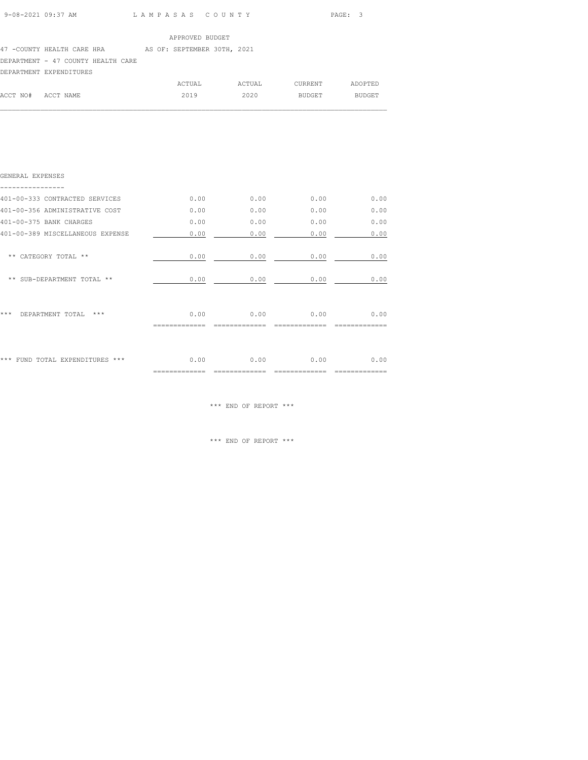APPROVED BUDGET

47 -COUNTY HEALTH CARE HRA AS OF: SEPTEMBER 30TH, 2021

DEPARTMENT - 47 COUNTY HEALTH CARE

DEPARTMENT EXPENDITURES

| ACCT NO# ACCT NAME | ACTUAL 2019 | ACTUAL 2020 | CURRENT BUDGET | ADOPTED BUDGET |
|---|---|---|---|---|
| **GENERAL EXPENSES** | | | | |
| 401-00-333 CONTRACTED SERVICES | 0.00 | 0.00 | 0.00 | 0.00 |
| 401-00-356 ADMINISTRATIVE COST | 0.00 | 0.00 | 0.00 | 0.00 |
| 401-00-375 BANK CHARGES | 0.00 | 0.00 | 0.00 | 0.00 |
| 401-00-389 MISCELLANEOUS EXPENSE | 0.00 | 0.00 | 0.00 | 0.00 |
| ** CATEGORY TOTAL ** | 0.00 | 0.00 | 0.00 | 0.00 |
| ** SUB-DEPARTMENT TOTAL ** | 0.00 | 0.00 | 0.00 | 0.00 |
| *** DEPARTMENT TOTAL *** | 0.00 | 0.00 | 0.00 | 0.00 |
| *** FUND TOTAL EXPENDITURES *** | 0.00 | 0.00 | 0.00 | 0.00 |

*** END OF REPORT ***

*** END OF REPORT ***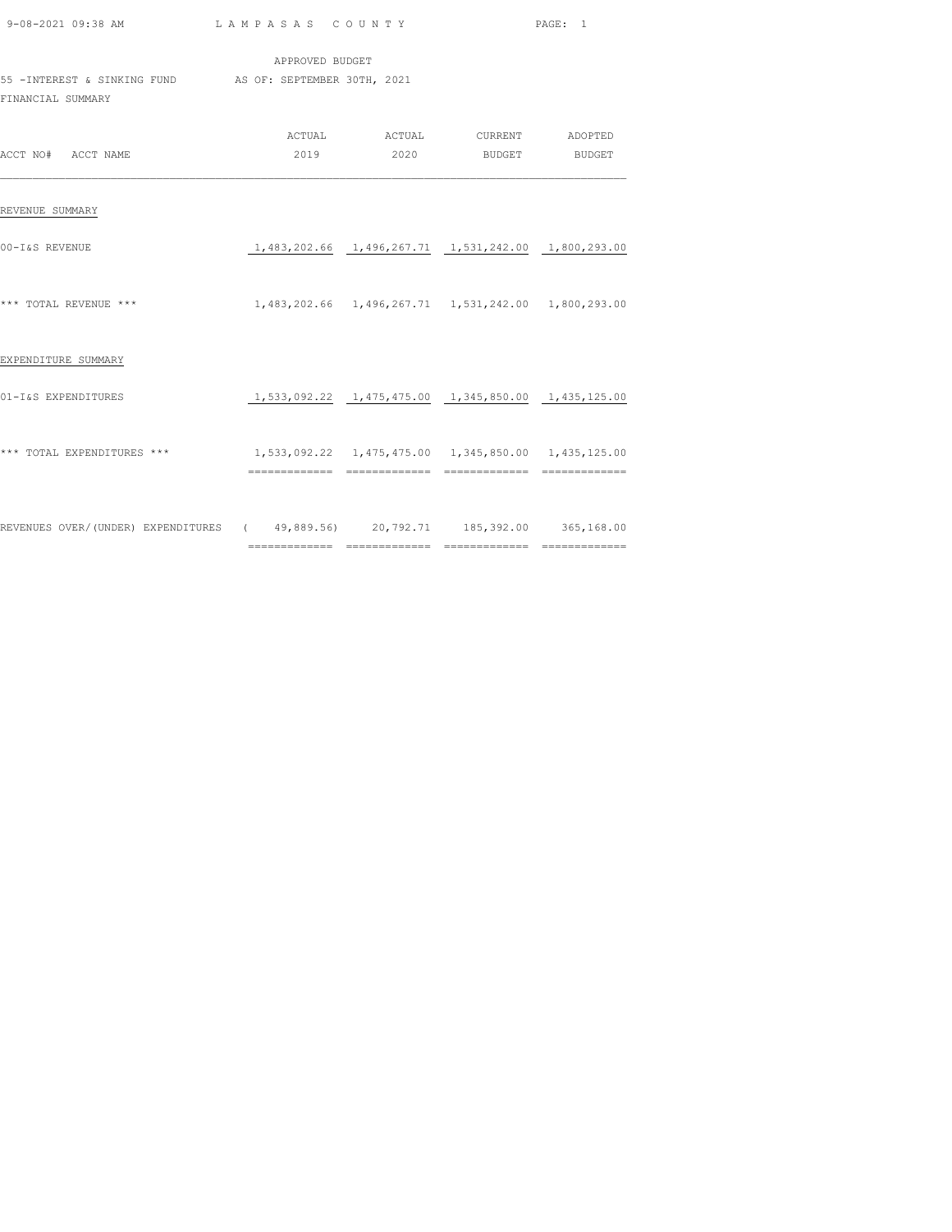APPROVED BUDGET

55 -INTEREST & SINKING FUND AS OF: SEPTEMBER 30TH, 2021

FINANCIAL SUMMARY

| ACCT NO# ACCT NAME | ACTUAL 2019 | ACTUAL 2020 | CURRENT BUDGET | ADOPTED BUDGET |
|---|---|---|---|---|
| REVENUE SUMMARY | | | | |
| 00-I&S REVENUE | 1,483,202.66 | 1,496,267.71 | 1,531,242.00 | 1,800,293.00 |
| *** TOTAL REVENUE *** | 1,483,202.66 | 1,496,267.71 | 1,531,242.00 | 1,800,293.00 |
| EXPENDITURE SUMMARY | | | | |
| 01-I&S EXPENDITURES | 1,533,092.22 | 1,475,475.00 | 1,345,850.00 | 1,435,125.00 |
| *** TOTAL EXPENDITURES *** | 1,533,092.22 | 1,475,475.00 | 1,345,850.00 | 1,435,125.00 |
| REVENUES OVER/(UNDER) EXPENDITURES | ( 49,889.56) | 20,792.71 | 185,392.00 | 365,168.00 |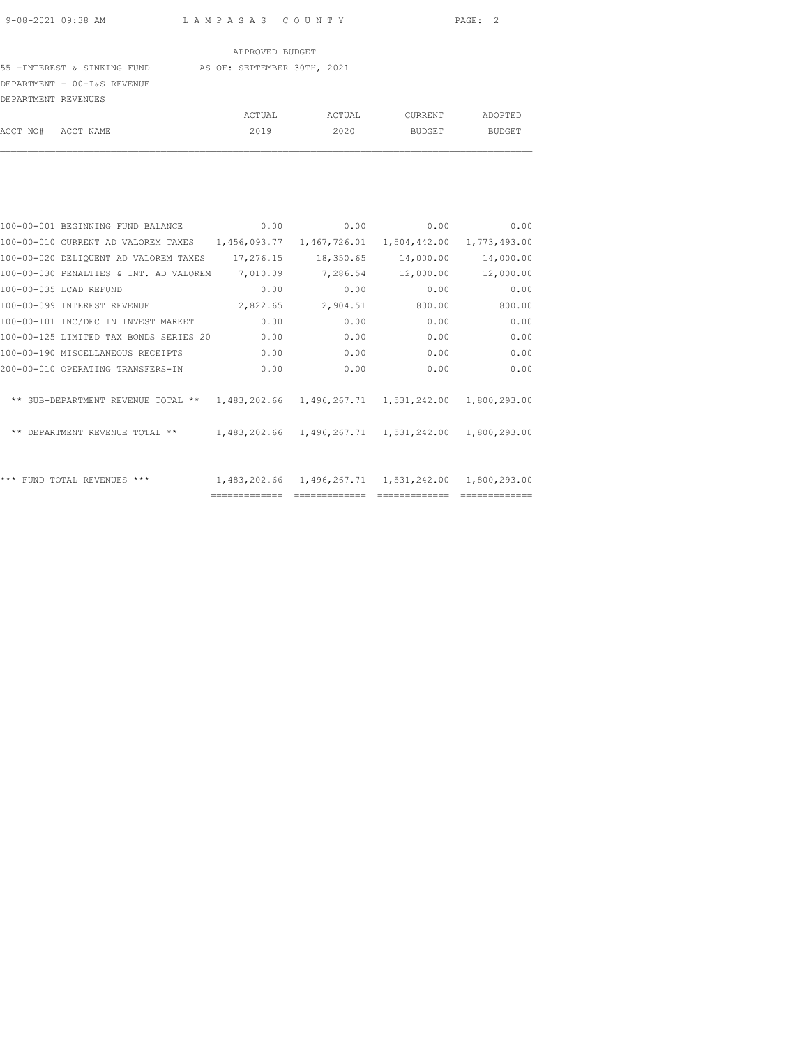LAMPASAS COUNTY

APPROVED BUDGET

55 -INTEREST & SINKING FUND    AS OF: SEPTEMBER 30TH, 2021

DEPARTMENT - 00-I&S REVENUE

DEPARTMENT REVENUES

| ACCT NO# | ACCT NAME | ACTUAL 2019 | ACTUAL 2020 | CURRENT BUDGET | ADOPTED BUDGET |
|---|---|---|---|---|---|
| 100-00-001 | BEGINNING FUND BALANCE | 0.00 | 0.00 | 0.00 | 0.00 |
| 100-00-010 | CURRENT AD VALOREM TAXES | 1,456,093.77 | 1,467,726.01 | 1,504,442.00 | 1,773,493.00 |
| 100-00-020 | DELIQUENT AD VALOREM TAXES | 17,276.15 | 18,350.65 | 14,000.00 | 14,000.00 |
| 100-00-030 | PENALTIES & INT. AD VALOREM | 7,010.09 | 7,286.54 | 12,000.00 | 12,000.00 |
| 100-00-035 | LCAD REFUND | 0.00 | 0.00 | 0.00 | 0.00 |
| 100-00-099 | INTEREST REVENUE | 2,822.65 | 2,904.51 | 800.00 | 800.00 |
| 100-00-101 | INC/DEC IN INVEST MARKET | 0.00 | 0.00 | 0.00 | 0.00 |
| 100-00-125 | LIMITED TAX BONDS SERIES 20 | 0.00 | 0.00 | 0.00 | 0.00 |
| 100-00-190 | MISCELLANEOUS RECEIPTS | 0.00 | 0.00 | 0.00 | 0.00 |
| 200-00-010 | OPERATING TRANSFERS-IN | 0.00 | 0.00 | 0.00 | 0.00 |
| | ** SUB-DEPARTMENT REVENUE TOTAL ** | 1,483,202.66 | 1,496,267.71 | 1,531,242.00 | 1,800,293.00 |
| | ** DEPARTMENT REVENUE TOTAL ** | 1,483,202.66 | 1,496,267.71 | 1,531,242.00 | 1,800,293.00 |
| | *** FUND TOTAL REVENUES *** | 1,483,202.66 | 1,496,267.71 | 1,531,242.00 | 1,800,293.00 |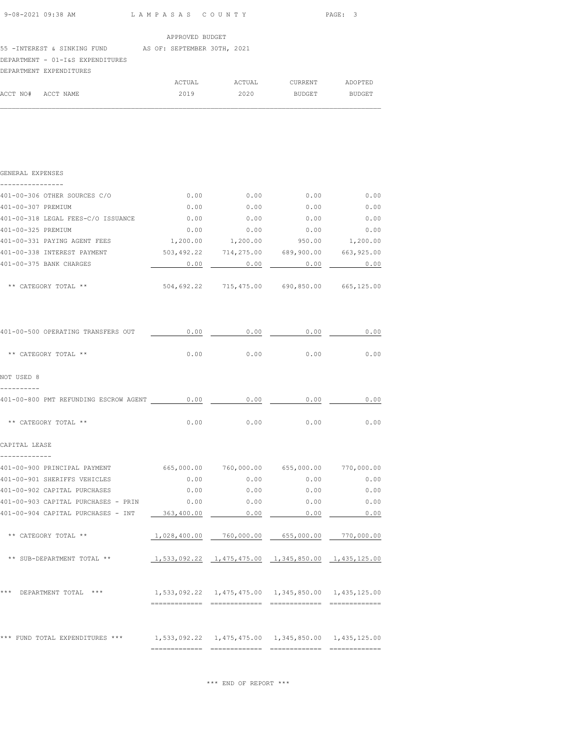LAMPASAS COUNTY

APPROVED BUDGET

55 -INTEREST & SINKING FUND AS OF: SEPTEMBER 30TH, 2021

DEPARTMENT - 01-I&S EXPENDITURES

DEPARTMENT EXPENDITURES

| ACCT NO# | ACCT NAME | ACTUAL 2019 | ACTUAL 2020 | CURRENT BUDGET | ADOPTED BUDGET |
|---|---|---|---|---|---|
| | **GENERAL EXPENSES** | | | | |
| 401-00-306 | OTHER SOURCES C/O | 0.00 | 0.00 | 0.00 | 0.00 |
| 401-00-307 | PREMIUM | 0.00 | 0.00 | 0.00 | 0.00 |
| 401-00-318 | LEGAL FEES-C/O ISSUANCE | 0.00 | 0.00 | 0.00 | 0.00 |
| 401-00-325 | PREMIUM | 0.00 | 0.00 | 0.00 | 0.00 |
| 401-00-331 | PAYING AGENT FEES | 1,200.00 | 1,200.00 | 950.00 | 1,200.00 |
| 401-00-338 | INTEREST PAYMENT | 503,492.22 | 714,275.00 | 689,900.00 | 663,925.00 |
| 401-00-375 | BANK CHARGES | 0.00 | 0.00 | 0.00 | 0.00 |
| | ** CATEGORY TOTAL ** | 504,692.22 | 715,475.00 | 690,850.00 | 665,125.00 |
| 401-00-500 | OPERATING TRANSFERS OUT | 0.00 | 0.00 | 0.00 | 0.00 |
| | ** CATEGORY TOTAL ** | 0.00 | 0.00 | 0.00 | 0.00 |
| | **NOT USED 8** | | | | |
| 401-00-800 | PMT REFUNDING ESCROW AGENT | 0.00 | 0.00 | 0.00 | 0.00 |
| | ** CATEGORY TOTAL ** | 0.00 | 0.00 | 0.00 | 0.00 |
| | **CAPITAL LEASE** | | | | |
| 401-00-900 | PRINCIPAL PAYMENT | 665,000.00 | 760,000.00 | 655,000.00 | 770,000.00 |
| 401-00-901 | SHERIFFS VEHICLES | 0.00 | 0.00 | 0.00 | 0.00 |
| 401-00-902 | CAPITAL PURCHASES | 0.00 | 0.00 | 0.00 | 0.00 |
| 401-00-903 | CAPITAL PURCHASES - PRIN | 0.00 | 0.00 | 0.00 | 0.00 |
| 401-00-904 | CAPITAL PURCHASES - INT | 363,400.00 | 0.00 | 0.00 | 0.00 |
| | ** CATEGORY TOTAL ** | 1,028,400.00 | 760,000.00 | 655,000.00 | 770,000.00 |
| | ** SUB-DEPARTMENT TOTAL ** | 1,533,092.22 | 1,475,475.00 | 1,345,850.00 | 1,435,125.00 |
| | *** DEPARTMENT TOTAL *** | 1,533,092.22 | 1,475,475.00 | 1,345,850.00 | 1,435,125.00 |
| | *** FUND TOTAL EXPENDITURES *** | 1,533,092.22 | 1,475,475.00 | 1,345,850.00 | 1,435,125.00 |

*** END OF REPORT ***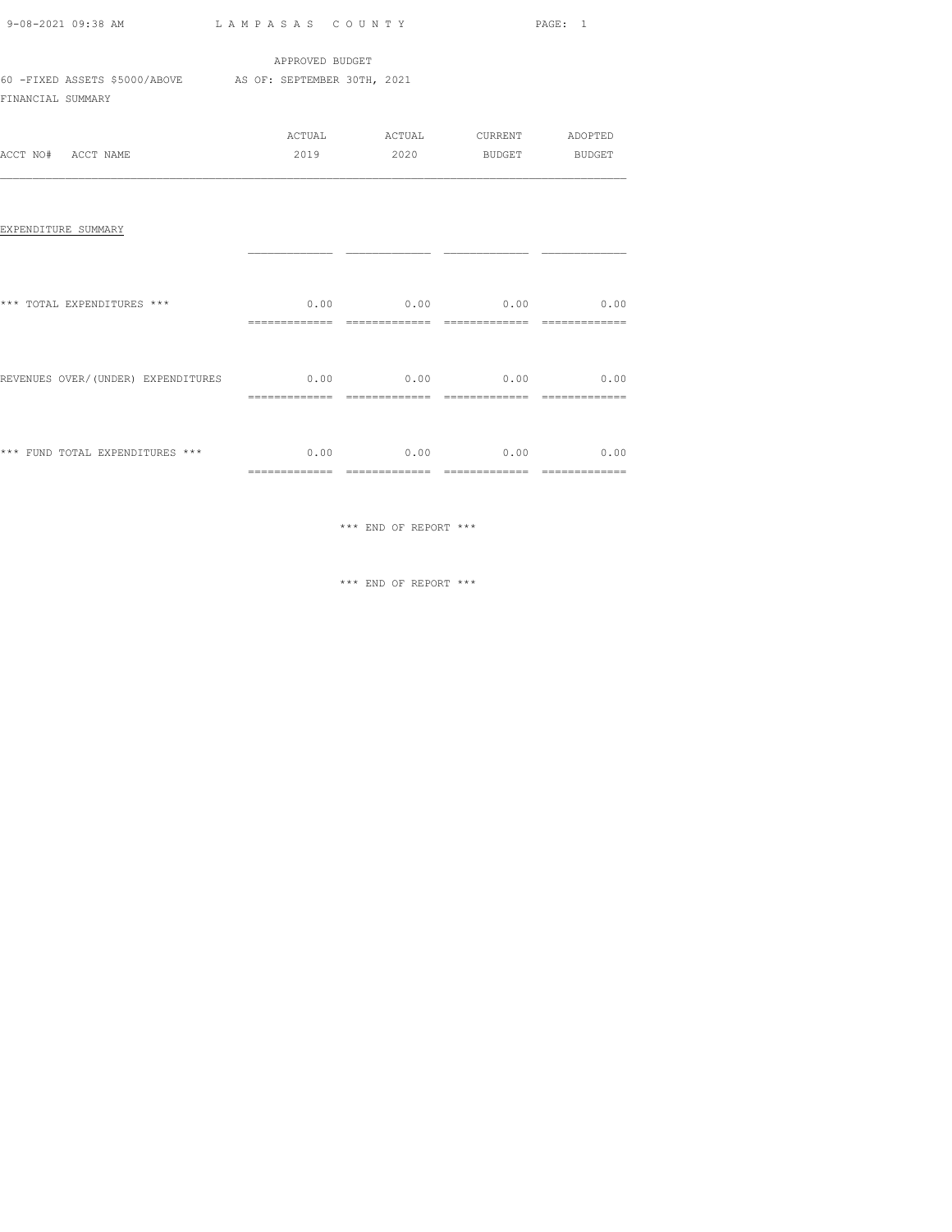APPROVED BUDGET

60 -FIXED ASSETS $5000/ABOVE AS OF: SEPTEMBER 30TH, 2021

FINANCIAL SUMMARY

| ACCT NO# ACCT NAME | ACTUAL 2019 | ACTUAL 2020 | CURRENT BUDGET | ADOPTED BUDGET |
|---|---|---|---|---|
| EXPENDITURE SUMMARY | | | | |
| *** TOTAL EXPENDITURES *** | 0.00 | 0.00 | 0.00 | 0.00 |
| REVENUES OVER/(UNDER) EXPENDITURES | 0.00 | 0.00 | 0.00 | 0.00 |
| *** FUND TOTAL EXPENDITURES *** | 0.00 | 0.00 | 0.00 | 0.00 |

*** END OF REPORT ***

*** END OF REPORT ***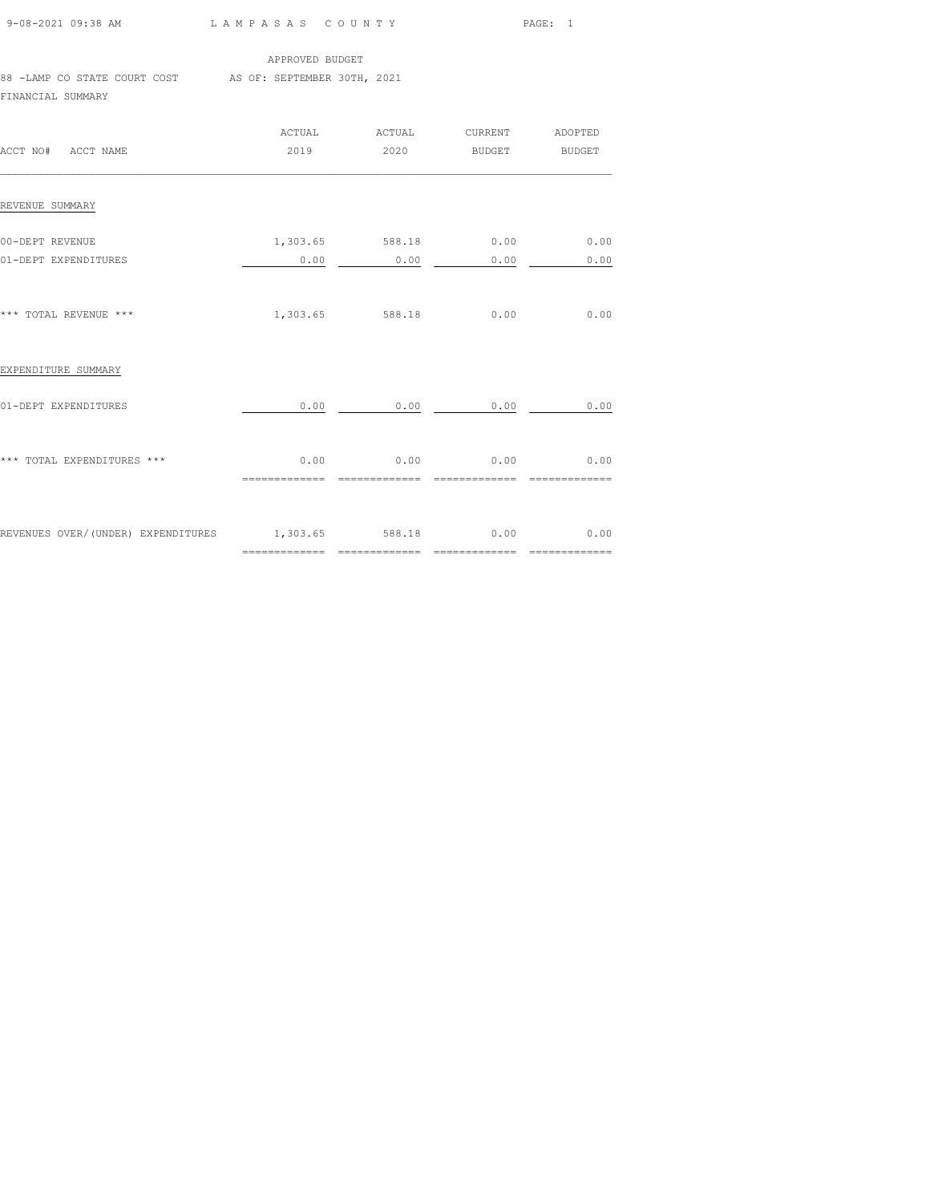LAMPASAS COUNTY

APPROVED BUDGET

88 -LAMP CO STATE COURT COST AS OF: SEPTEMBER 30TH, 2021

FINANCIAL SUMMARY

| ACCT NO# ACCT NAME | ACTUAL 2019 | ACTUAL 2020 | CURRENT BUDGET | ADOPTED BUDGET |
|---|---|---|---|---|
| REVENUE SUMMARY | | | | |
| 00-DEPT REVENUE | 1,303.65 | 588.18 | 0.00 | 0.00 |
| 01-DEPT EXPENDITURES | 0.00 | 0.00 | 0.00 | 0.00 |
| *** TOTAL REVENUE *** | 1,303.65 | 588.18 | 0.00 | 0.00 |
| EXPENDITURE SUMMARY | | | | |
| 01-DEPT EXPENDITURES | 0.00 | 0.00 | 0.00 | 0.00 |
| *** TOTAL EXPENDITURES *** | 0.00 | 0.00 | 0.00 | 0.00 |
| REVENUES OVER/(UNDER) EXPENDITURES | 1,303.65 | 588.18 | 0.00 | 0.00 |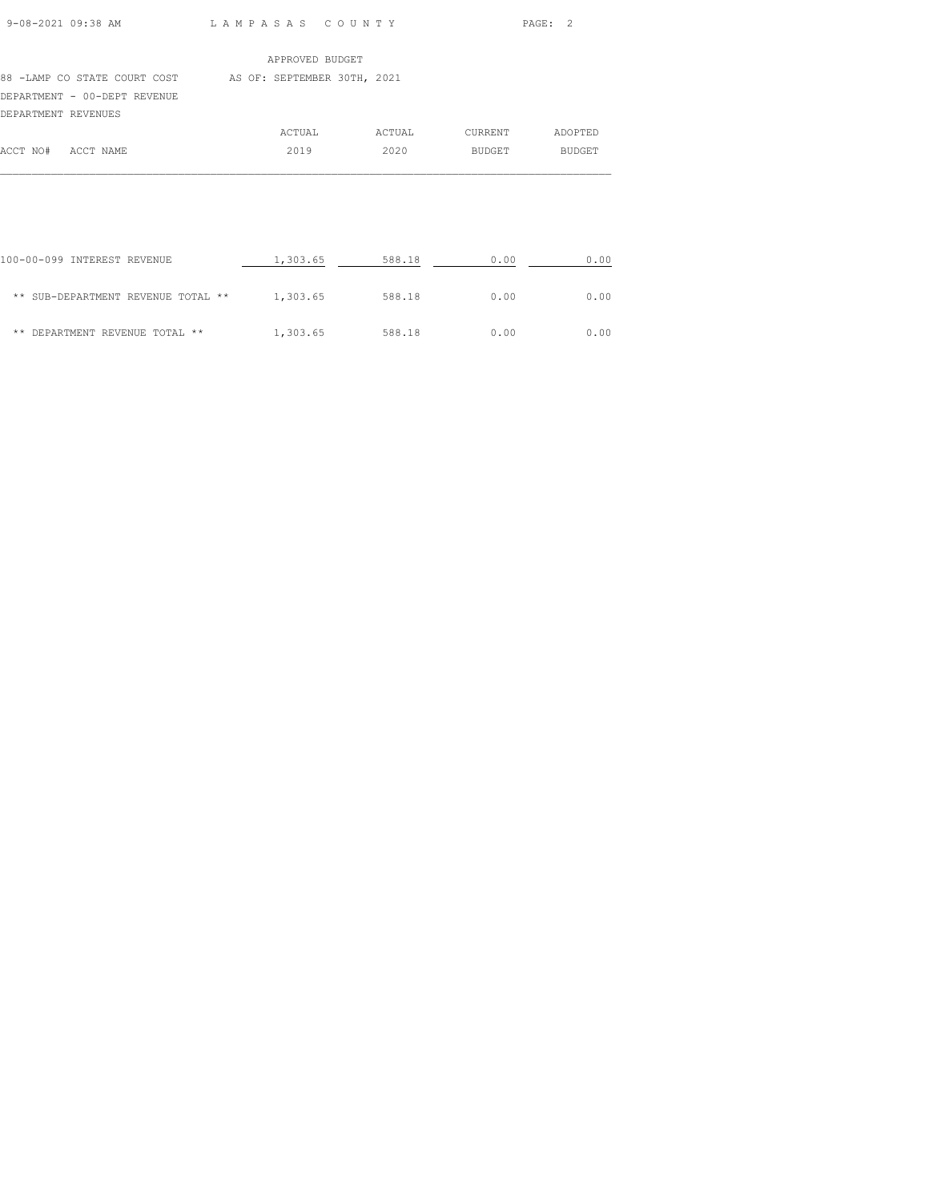LAMPASAS COUNTY

APPROVED BUDGET

88 -LAMP CO STATE COURT COST AS OF: SEPTEMBER 30TH, 2021

DEPARTMENT - 00-DEPT REVENUE

DEPARTMENT REVENUES

| ACCT NO# ACCT NAME | ACTUAL 2019 | ACTUAL 2020 | CURRENT BUDGET | ADOPTED BUDGET |
|---|---|---|---|---|
| 100-00-099 INTEREST REVENUE | 1,303.65 | 588.18 | 0.00 | 0.00 |
| ** SUB-DEPARTMENT REVENUE TOTAL ** | 1,303.65 | 588.18 | 0.00 | 0.00 |
| ** DEPARTMENT REVENUE TOTAL ** | 1,303.65 | 588.18 | 0.00 | 0.00 |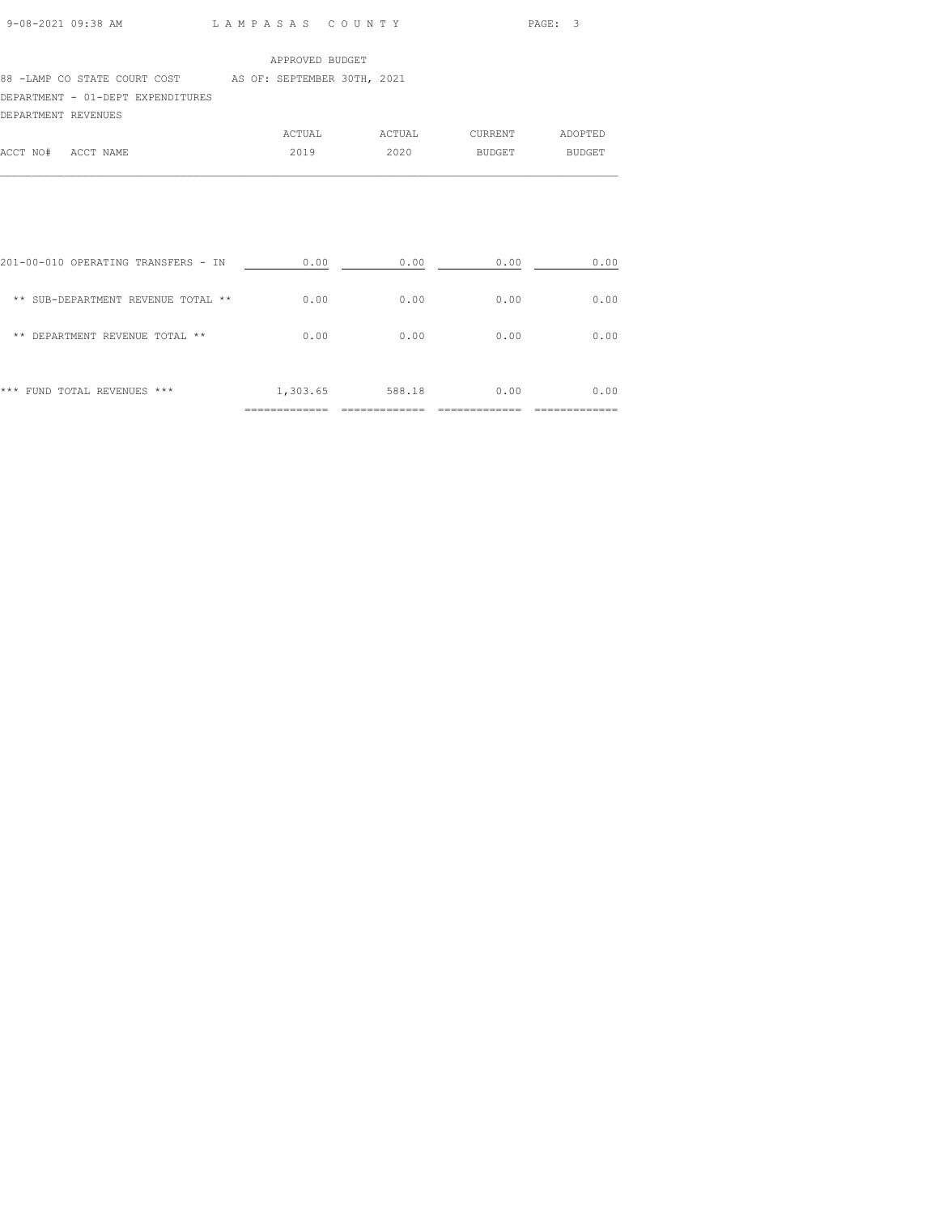APPROVED BUDGET

88 -LAMP CO STATE COURT COST AS OF: SEPTEMBER 30TH, 2021

DEPARTMENT - 01-DEPT EXPENDITURES

DEPARTMENT REVENUES

| ACCT NO# ACCT NAME | ACTUAL 2019 | ACTUAL 2020 | CURRENT BUDGET | ADOPTED BUDGET |
|---|---|---|---|---|
| 201-00-010 OPERATING TRANSFERS - IN | 0.00 | 0.00 | 0.00 | 0.00 |
| ** SUB-DEPARTMENT REVENUE TOTAL ** | 0.00 | 0.00 | 0.00 | 0.00 |
| ** DEPARTMENT REVENUE TOTAL ** | 0.00 | 0.00 | 0.00 | 0.00 |
| *** FUND TOTAL REVENUES *** | 1,303.65 | 588.18 | 0.00 | 0.00 |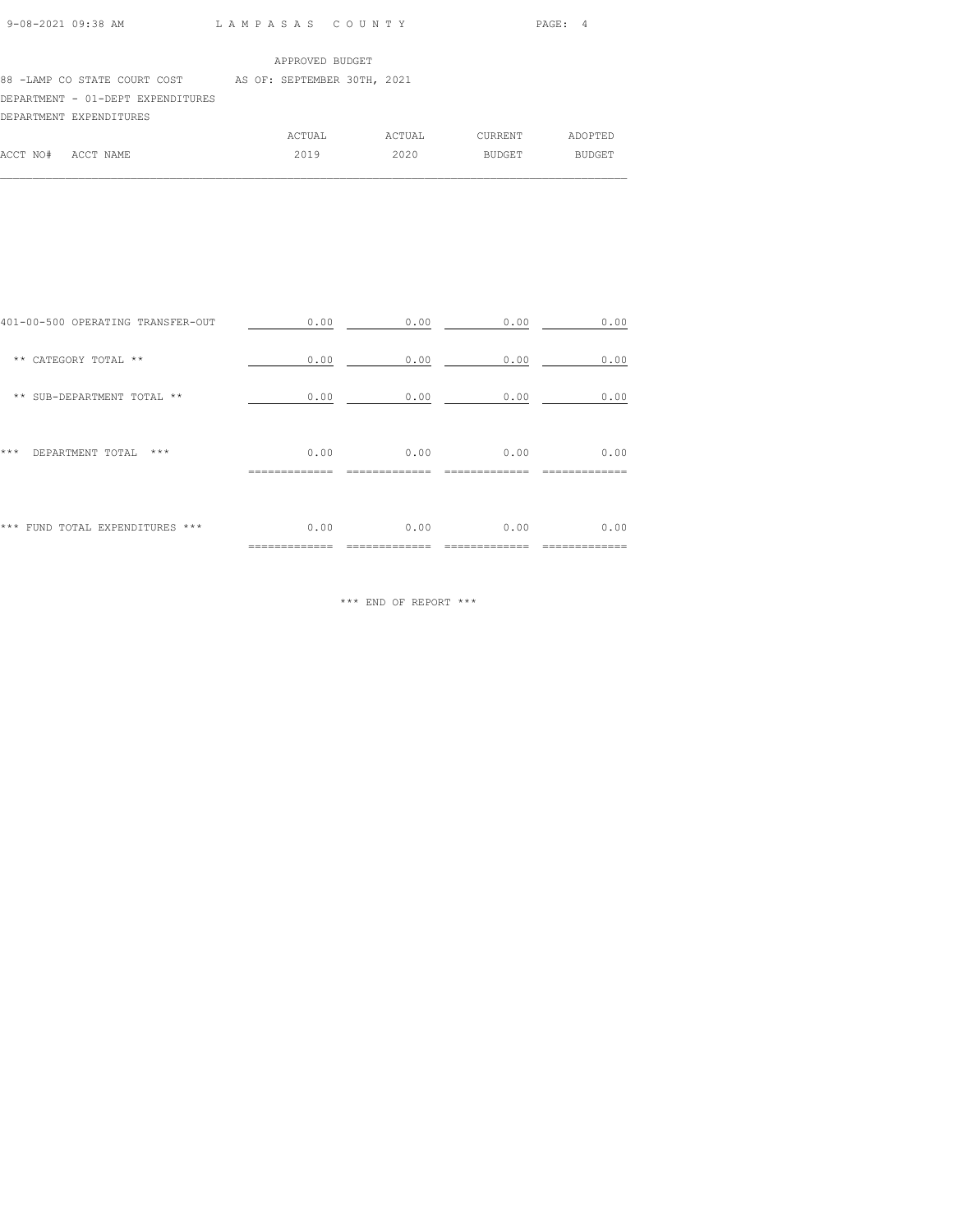APPROVED BUDGET

88 -LAMP CO STATE COURT COST AS OF: SEPTEMBER 30TH, 2021

DEPARTMENT - 01-DEPT EXPENDITURES

DEPARTMENT EXPENDITURES

| ACCT NO# ACCT NAME | ACTUAL 2019 | ACTUAL 2020 | CURRENT BUDGET | ADOPTED BUDGET |
|---|---|---|---|---|
| 401-00-500 OPERATING TRANSFER-OUT | 0.00 | 0.00 | 0.00 | 0.00 |
| ** CATEGORY TOTAL ** | 0.00 | 0.00 | 0.00 | 0.00 |
| ** SUB-DEPARTMENT TOTAL ** | 0.00 | 0.00 | 0.00 | 0.00 |
| *** DEPARTMENT TOTAL *** | 0.00 | 0.00 | 0.00 | 0.00 |
| *** FUND TOTAL EXPENDITURES *** | 0.00 | 0.00 | 0.00 | 0.00 |

*** END OF REPORT ***